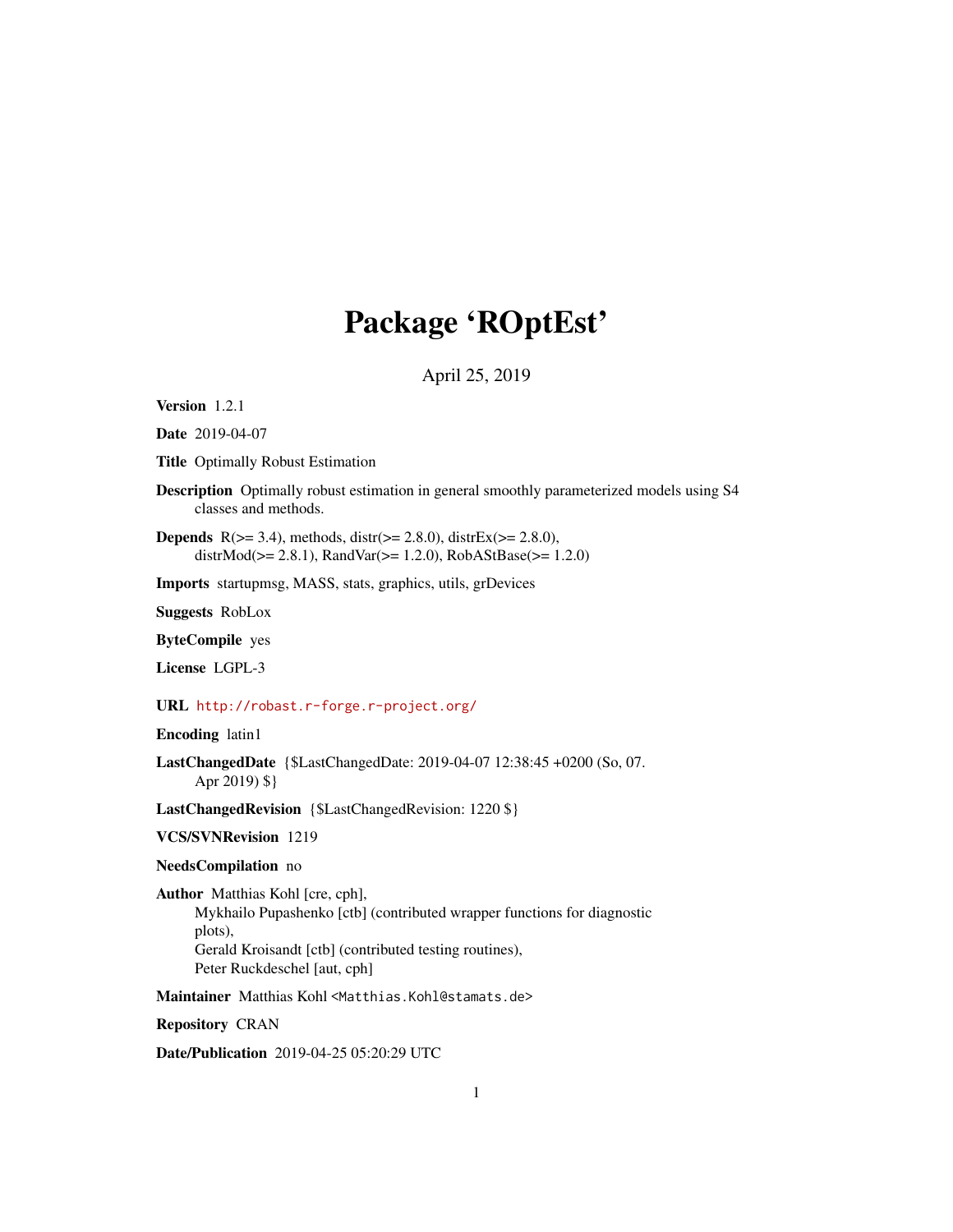# Package 'ROptEst'

April 25, 2019

**Version** 1.2.1

**Date** 2019-04-07

**Title** Optimally Robust Estimation

**Description** Optimally robust estimation in general smoothly parameterized models using S4 classes and methods.

**Depends** R(>= 3.4), methods, distr(>= 2.8.0), distrEx(>= 2.8.0), distrMod(>= 2.8.1), RandVar(>= 1.2.0), RobAStBase(>= 1.2.0)

**Imports** startupmsg, MASS, stats, graphics, utils, grDevices

**Suggests** RobLox

**ByteCompile** yes

**License** LGPL-3

**URL** http://robast.r-forge.r-project.org/

**Encoding** latin1

**LastChangedDate** {$LastChangedDate: 2019-04-07 12:38:45 +0200 (So, 07. Apr 2019) $}

**LastChangedRevision** {$LastChangedRevision: 1220 $}

**VCS/SVNRevision** 1219

**NeedsCompilation** no

**Author** Matthias Kohl [cre, cph],
Mykhailo Pupashenko [ctb] (contributed wrapper functions for diagnostic plots),
Gerald Kroisandt [ctb] (contributed testing routines),
Peter Ruckdeschel [aut, cph]

**Maintainer** Matthias Kohl <Matthias.Kohl@stamats.de>

**Repository** CRAN

**Date/Publication** 2019-04-25 05:20:29 UTC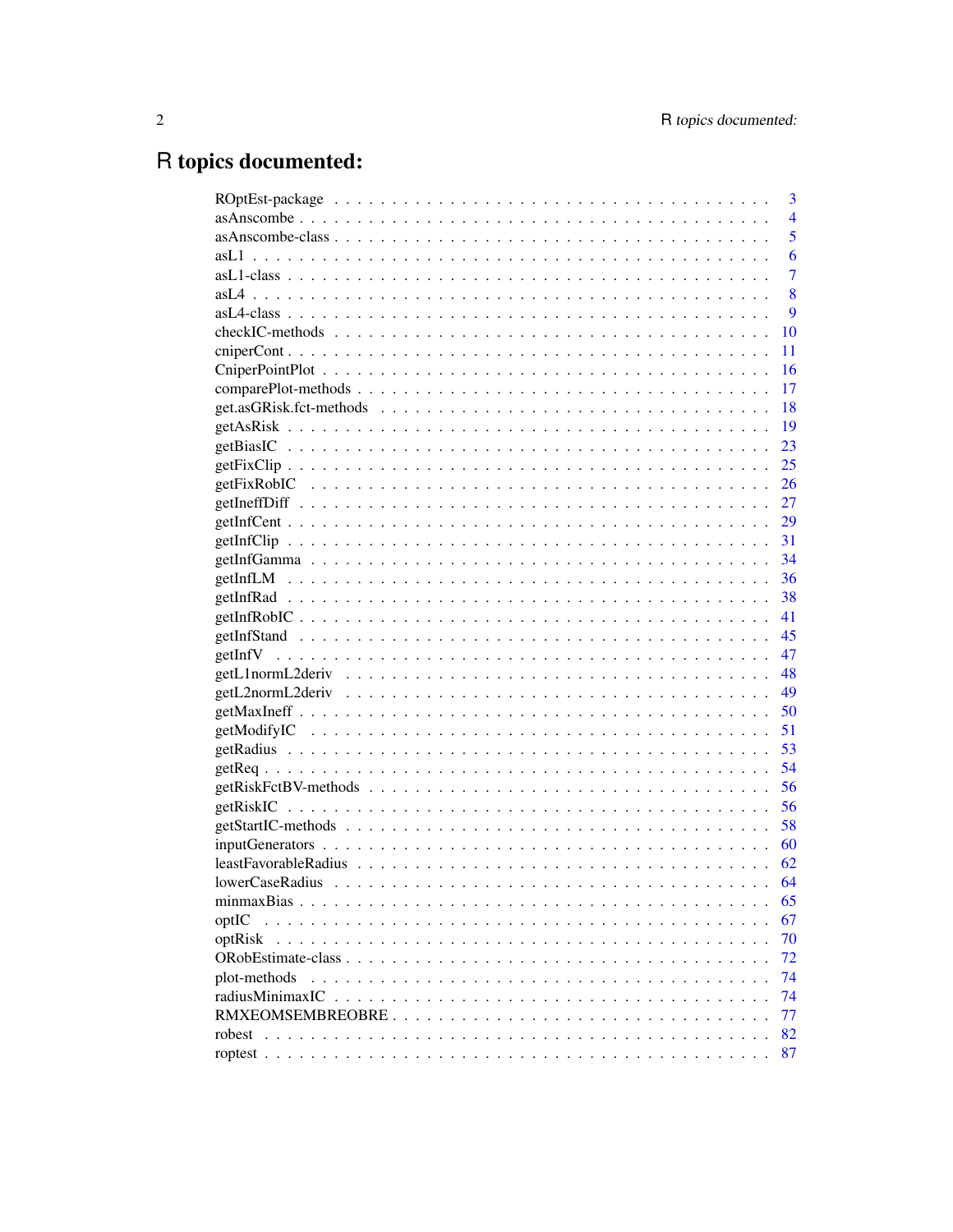# R topics documented:

| | |
|---|---|
| ROptEst-package | 3 |
| asAnscombe | 4 |
| asAnscombe-class | 5 |
| asL1 | 6 |
| asL1-class | 7 |
| asL4 | 8 |
| asL4-class | 9 |
| checkIC-methods | 10 |
| cniperCont | 11 |
| CniperPointPlot | 16 |
| comparePlot-methods | 17 |
| get.asGRisk.fct-methods | 18 |
| getAsRisk | 19 |
| getBiasIC | 23 |
| getFixClip | 25 |
| getFixRobIC | 26 |
| getIneffDiff | 27 |
| getInfCent | 29 |
| getInfClip | 31 |
| getInfGamma | 34 |
| getInfLM | 36 |
| getInfRad | 38 |
| getInfRobIC | 41 |
| getInfStand | 45 |
| getInfV | 47 |
| getL1normL2deriv | 48 |
| getL2normL2deriv | 49 |
| getMaxIneff | 50 |
| getModifyIC | 51 |
| getRadius | 53 |
| getReq | 54 |
| getRiskFctBV-methods | 56 |
| getRiskIC | 56 |
| getStartIC-methods | 58 |
| inputGenerators | 60 |
| leastFavorableRadius | 62 |
| lowerCaseRadius | 64 |
| minmaxBias | 65 |
| optIC | 67 |
| optRisk | 70 |
| ORobEstimate-class | 72 |
| plot-methods | 74 |
| radiusMinimaxIC | 74 |
| RMXEOMSEMBREOBRE | 77 |
| robest | 82 |
| roptest | 87 |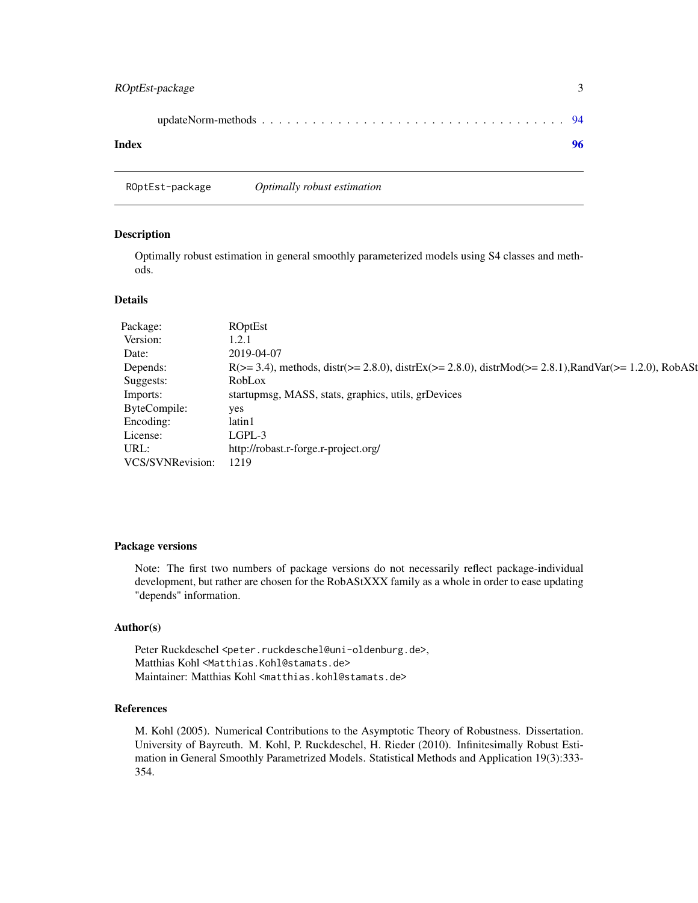updateNorm-methods . . . . . . . . . . . . . . . . . . . . . . . . . . . . . . . . . 94

**Index** **96**

---

ROptEst-package *Optimally robust estimation*

---

## Description

Optimally robust estimation in general smoothly parameterized models using S4 classes and methods.

## Details

| | |
|---|---|
| Package: | ROptEst |
| Version: | 1.2.1 |
| Date: | 2019-04-07 |
| Depends: | R(>= 3.4), methods, distr(>= 2.8.0), distrEx(>= 2.8.0), distrMod(>= 2.8.1),RandVar(>= 1.2.0), RobASt |
| Suggests: | RobLox |
| Imports: | startupmsg, MASS, stats, graphics, utils, grDevices |
| ByteCompile: | yes |
| Encoding: | latin1 |
| License: | LGPL-3 |
| URL: | http://robast.r-forge.r-project.org/ |
| VCS/SVNRevision: | 1219 |

## Package versions

Note: The first two numbers of package versions do not necessarily reflect package-individual development, but rather are chosen for the RobAStXXX family as a whole in order to ease updating "depends" information.

## Author(s)

Peter Ruckdeschel `<peter.ruckdeschel@uni-oldenburg.de>`,
Matthias Kohl `<Matthias.Kohl@stamats.de>`
Maintainer: Matthias Kohl `<matthias.kohl@stamats.de>`

## References

M. Kohl (2005). Numerical Contributions to the Asymptotic Theory of Robustness. Dissertation. University of Bayreuth. M. Kohl, P. Ruckdeschel, H. Rieder (2010). Infinitesimally Robust Estimation in General Smoothly Parametrized Models. Statistical Methods and Application 19(3):333-354.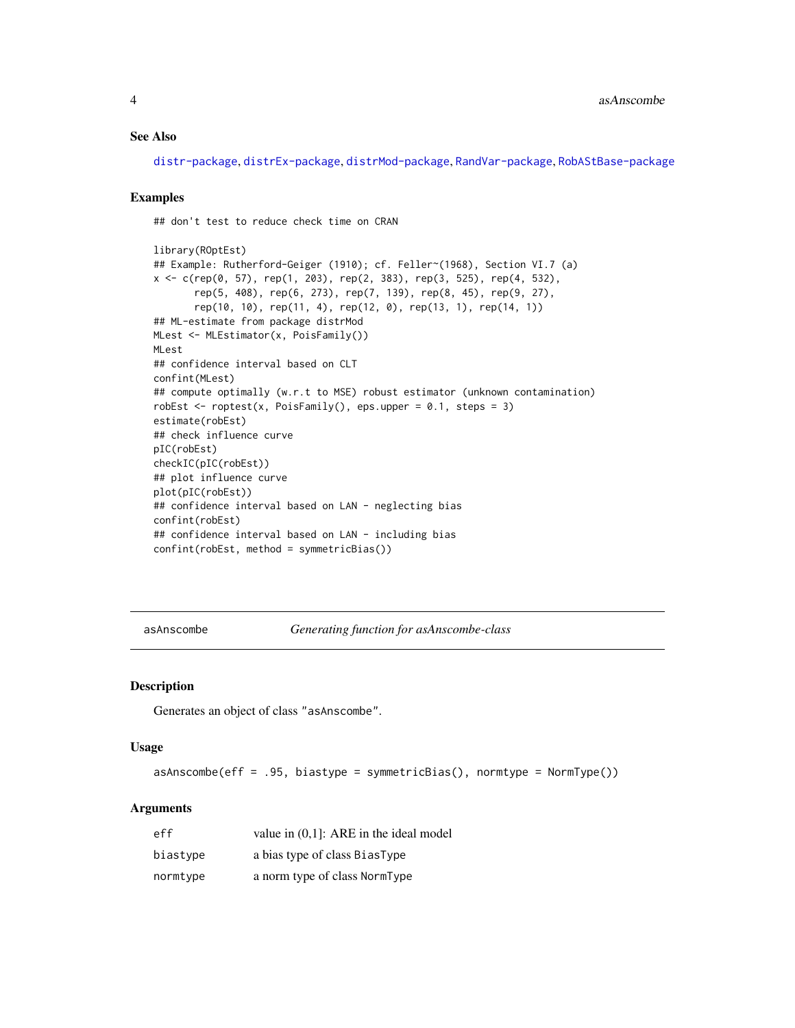### See Also

distr-package, distrEx-package, distrMod-package, RandVar-package, RobAStBase-package

### Examples

```
## don't test to reduce check time on CRAN

library(ROptEst)
## Example: Rutherford-Geiger (1910); cf. Feller~(1968), Section VI.7 (a)
x <- c(rep(0, 57), rep(1, 203), rep(2, 383), rep(3, 525), rep(4, 532),
       rep(5, 408), rep(6, 273), rep(7, 139), rep(8, 45), rep(9, 27),
       rep(10, 10), rep(11, 4), rep(12, 0), rep(13, 1), rep(14, 1))
## ML-estimate from package distrMod
MLest <- MLEstimator(x, PoisFamily())
MLest
## confidence interval based on CLT
confint(MLest)
## compute optimally (w.r.t to MSE) robust estimator (unknown contamination)
robEst <- roptest(x, PoisFamily(), eps.upper = 0.1, steps = 3)
estimate(robEst)
## check influence curve
pIC(robEst)
checkIC(pIC(robEst))
## plot influence curve
plot(pIC(robEst))
## confidence interval based on LAN - neglecting bias
confint(robEst)
## confidence interval based on LAN - including bias
confint(robEst, method = symmetricBias())
```

---

## asAnscombe — *Generating function for asAnscombe-class*

---

### Description

Generates an object of class "asAnscombe".

### Usage

```
asAnscombe(eff = .95, biastype = symmetricBias(), normtype = NormType())
```

### Arguments

| | |
|---|---|
| eff | value in (0,1]: ARE in the ideal model |
| biastype | a bias type of class BiasType |
| normtype | a norm type of class NormType |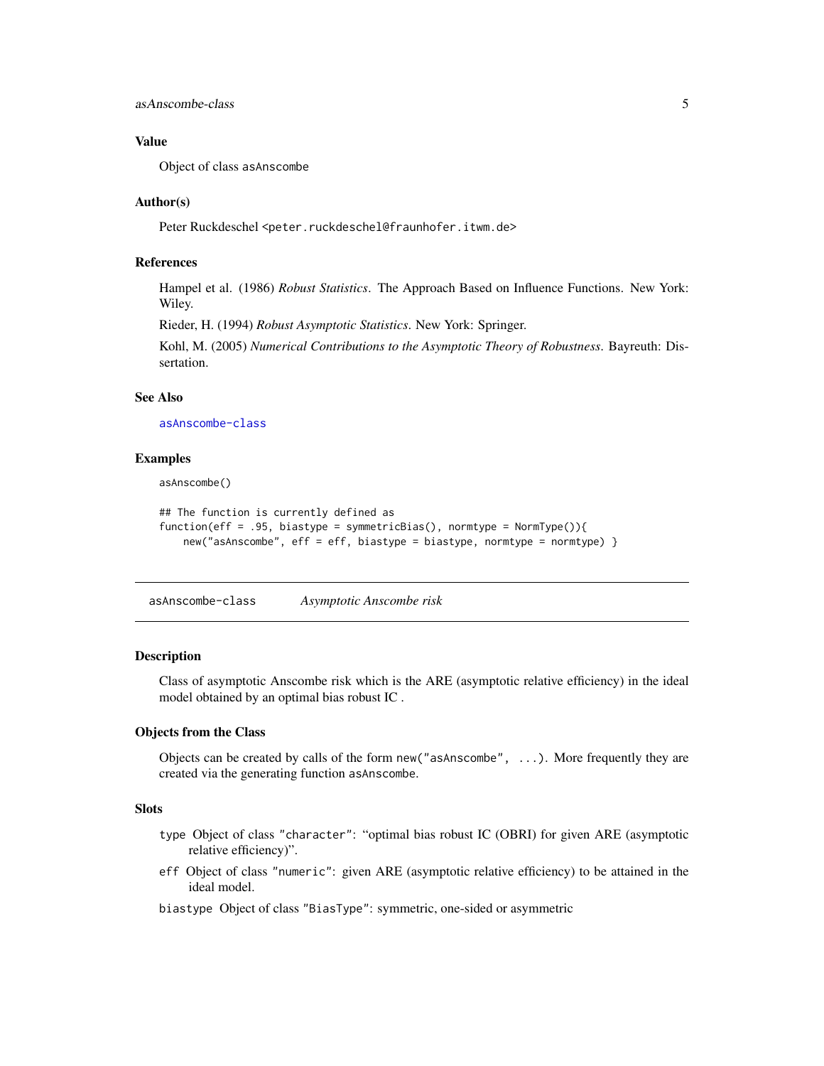### Value

Object of class `asAnscombe`

### Author(s)

Peter Ruckdeschel <peter.ruckdeschel@fraunhofer.itwm.de>

### References

Hampel et al. (1986) *Robust Statistics*. The Approach Based on Influence Functions. New York: Wiley.

Rieder, H. (1994) *Robust Asymptotic Statistics*. New York: Springer.

Kohl, M. (2005) *Numerical Contributions to the Asymptotic Theory of Robustness*. Bayreuth: Dissertation.

### See Also

`asAnscombe-class`

### Examples

```
asAnscombe()

## The function is currently defined as
function(eff = .95, biastype = symmetricBias(), normtype = NormType()){
    new("asAnscombe", eff = eff, biastype = biastype, normtype = normtype) }
```

---

## asAnscombe-class *Asymptotic Anscombe risk*

### Description

Class of asymptotic Anscombe risk which is the ARE (asymptotic relative efficiency) in the ideal model obtained by an optimal bias robust IC .

### Objects from the Class

Objects can be created by calls of the form `new("asAnscombe", ...)`. More frequently they are created via the generating function `asAnscombe`.

### Slots

- `type` Object of class `"character"`: "optimal bias robust IC (OBRI) for given ARE (asymptotic relative efficiency)".
- `eff` Object of class `"numeric"`: given ARE (asymptotic relative efficiency) to be attained in the ideal model.
- `biastype` Object of class `"BiasType"`: symmetric, one-sided or asymmetric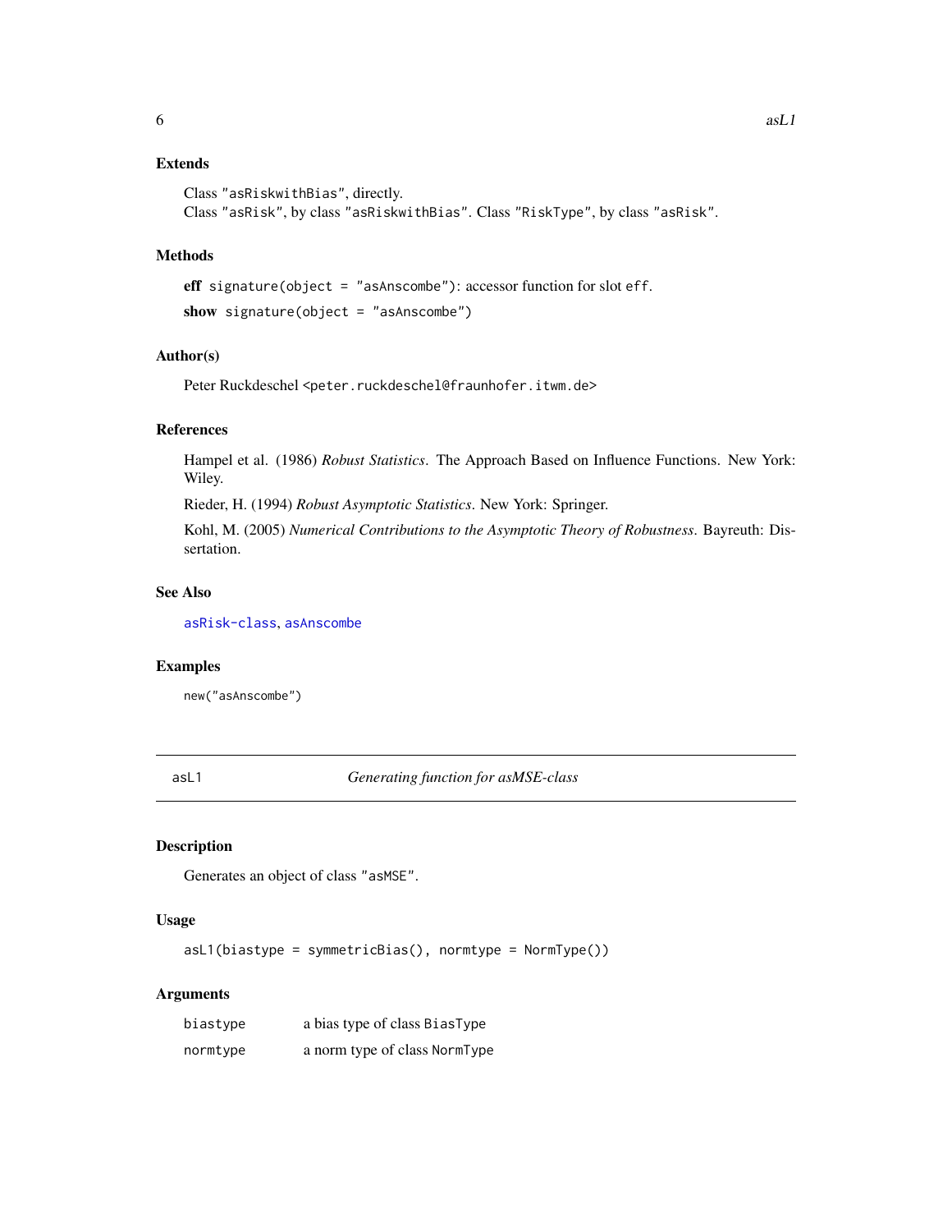### Extends

Class "asRiskwithBias", directly.
Class "asRisk", by class "asRiskwithBias". Class "RiskType", by class "asRisk".

### Methods

**eff** `signature(object = "asAnscombe")`: accessor function for slot `eff`.

**show** `signature(object = "asAnscombe")`

### Author(s)

Peter Ruckdeschel <peter.ruckdeschel@fraunhofer.itwm.de>

### References

Hampel et al. (1986) *Robust Statistics*. The Approach Based on Influence Functions. New York: Wiley.

Rieder, H. (1994) *Robust Asymptotic Statistics*. New York: Springer.

Kohl, M. (2005) *Numerical Contributions to the Asymptotic Theory of Robustness*. Bayreuth: Dissertation.

### See Also

asRisk-class, asAnscombe

### Examples

```
new("asAnscombe")
```

---

## asL1 *Generating function for asMSE-class*

### Description

Generates an object of class "asMSE".

### Usage

```
asL1(biastype = symmetricBias(), normtype = NormType())
```

### Arguments

| | |
|---|---|
| biastype | a bias type of class BiasType |
| normtype | a norm type of class NormType |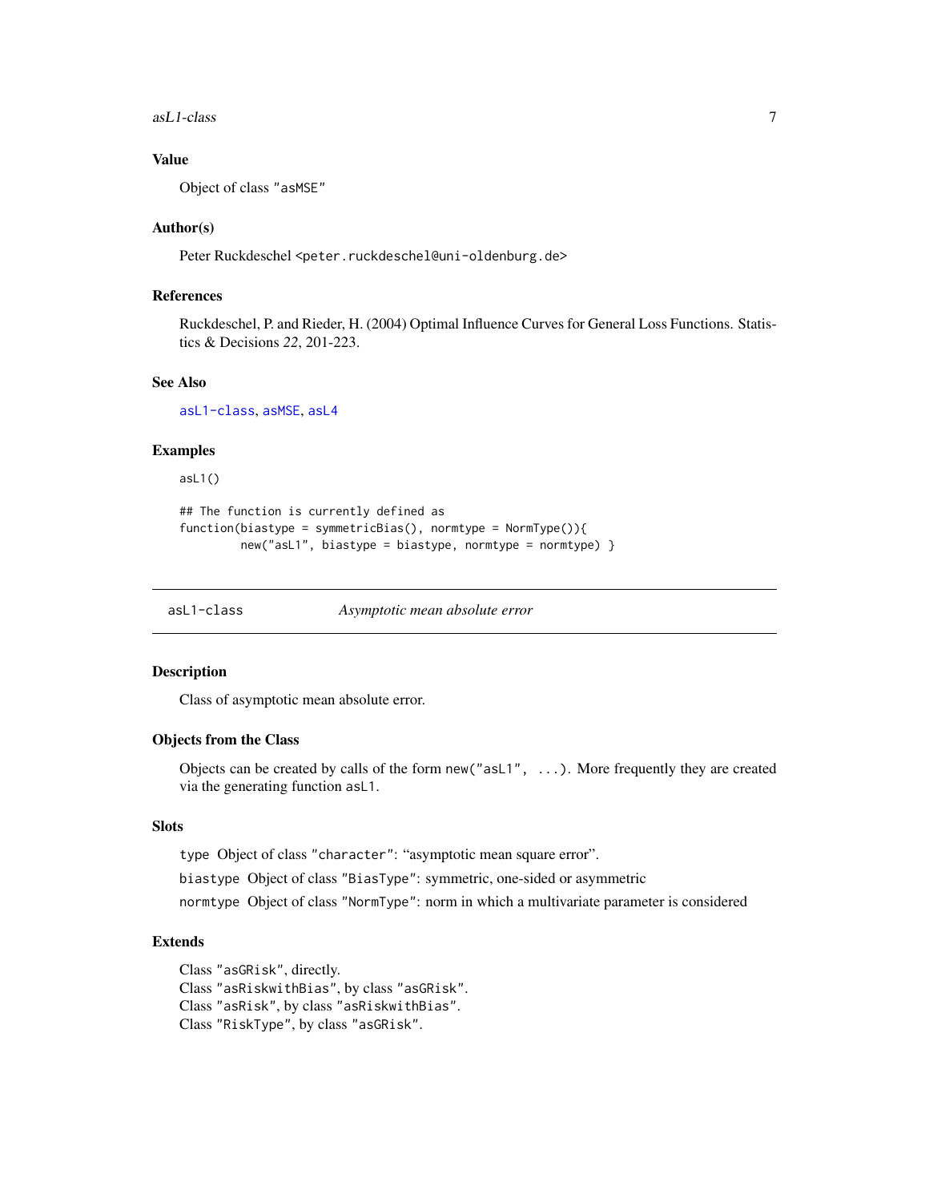## Value

Object of class "asMSE"

## Author(s)

Peter Ruckdeschel <peter.ruckdeschel@uni-oldenburg.de>

## References

Ruckdeschel, P. and Rieder, H. (2004) Optimal Influence Curves for General Loss Functions. Statistics & Decisions *22*, 201-223.

## See Also

asL1-class, asMSE, asL4

## Examples

```
asL1()

## The function is currently defined as
function(biastype = symmetricBias(), normtype = NormType()){
        new("asL1", biastype = biastype, normtype = normtype) }
```

---

# asL1-class *Asymptotic mean absolute error*

## Description

Class of asymptotic mean absolute error.

## Objects from the Class

Objects can be created by calls of the form `new("asL1", ...)`. More frequently they are created via the generating function `asL1`.

## Slots

`type` Object of class "character": "asymptotic mean square error".

`biastype` Object of class "BiasType": symmetric, one-sided or asymmetric

`normtype` Object of class "NormType": norm in which a multivariate parameter is considered

## Extends

Class "asGRisk", directly.  
Class "asRiskwithBias", by class "asGRisk".  
Class "asRisk", by class "asRiskwithBias".  
Class "RiskType", by class "asGRisk".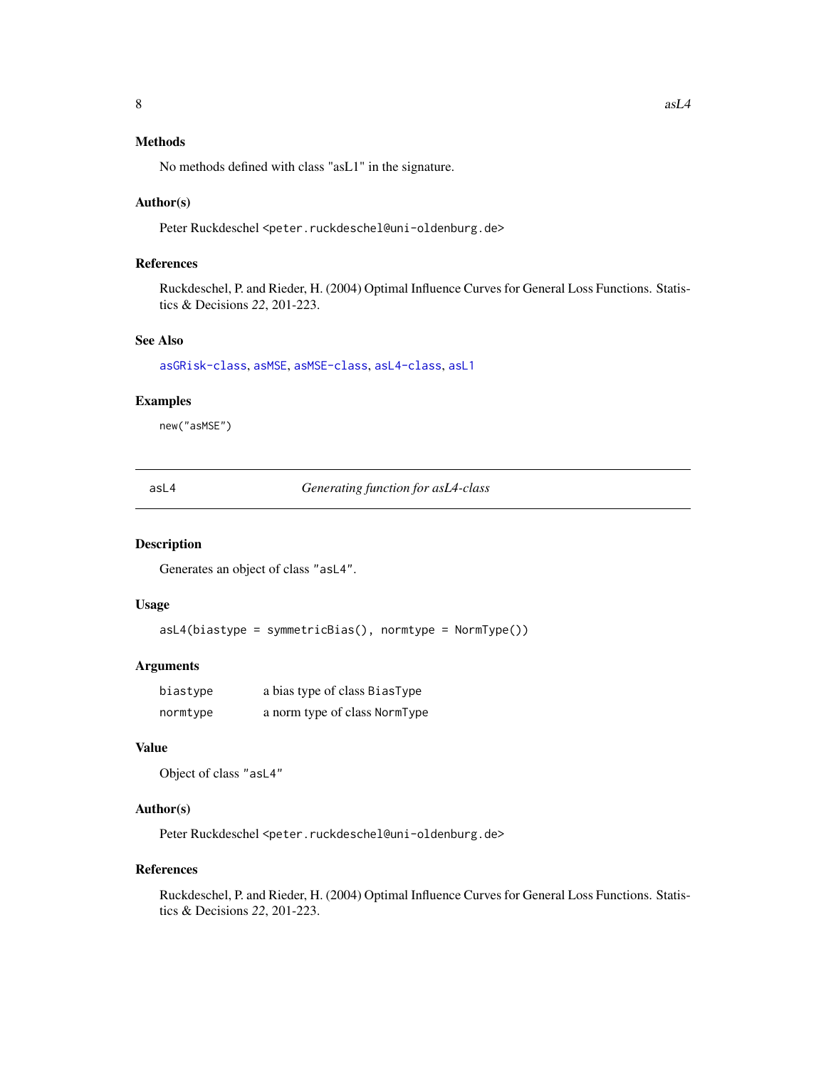### Methods

No methods defined with class "asL1" in the signature.

### Author(s)

Peter Ruckdeschel <peter.ruckdeschel@uni-oldenburg.de>

### References

Ruckdeschel, P. and Rieder, H. (2004) Optimal Influence Curves for General Loss Functions. Statistics & Decisions *22*, 201-223.

### See Also

asGRisk-class, asMSE, asMSE-class, asL4-class, asL1

### Examples

```
new("asMSE")
```

---

## asL4 — *Generating function for asL4-class*

---

### Description

Generates an object of class "asL4".

### Usage

```
asL4(biastype = symmetricBias(), normtype = NormType())
```

### Arguments

| | |
|---|---|
| biastype | a bias type of class BiasType |
| normtype | a norm type of class NormType |

### Value

Object of class "asL4"

### Author(s)

Peter Ruckdeschel <peter.ruckdeschel@uni-oldenburg.de>

### References

Ruckdeschel, P. and Rieder, H. (2004) Optimal Influence Curves for General Loss Functions. Statistics & Decisions *22*, 201-223.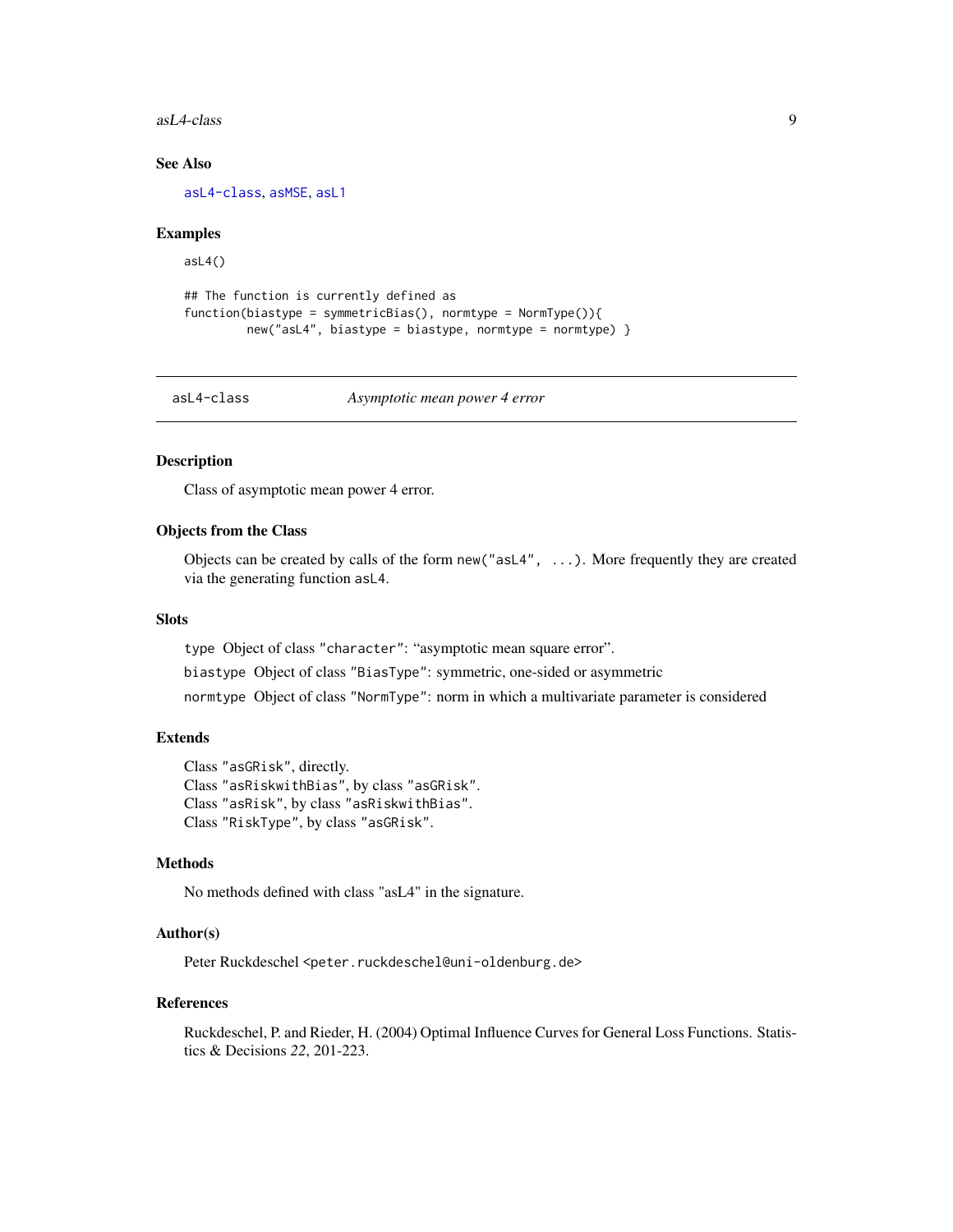## See Also

asL4-class, asMSE, asL1

## Examples

```
asL4()

## The function is currently defined as
function(biastype = symmetricBias(), normtype = NormType()){
         new("asL4", biastype = biastype, normtype = normtype) }
```

---

# asL4-class *Asymptotic mean power 4 error*

---

## Description

Class of asymptotic mean power 4 error.

## Objects from the Class

Objects can be created by calls of the form `new("asL4", ...)`. More frequently they are created via the generating function `asL4`.

## Slots

`type` Object of class `"character"`: "asymptotic mean square error".

`biastype` Object of class `"BiasType"`: symmetric, one-sided or asymmetric

`normtype` Object of class `"NormType"`: norm in which a multivariate parameter is considered

## Extends

Class `"asGRisk"`, directly.
Class `"asRiskwithBias"`, by class `"asGRisk"`.
Class `"asRisk"`, by class `"asRiskwithBias"`.
Class `"RiskType"`, by class `"asGRisk"`.

## Methods

No methods defined with class "asL4" in the signature.

## Author(s)

Peter Ruckdeschel <peter.ruckdeschel@uni-oldenburg.de>

## References

Ruckdeschel, P. and Rieder, H. (2004) Optimal Influence Curves for General Loss Functions. Statistics & Decisions *22*, 201-223.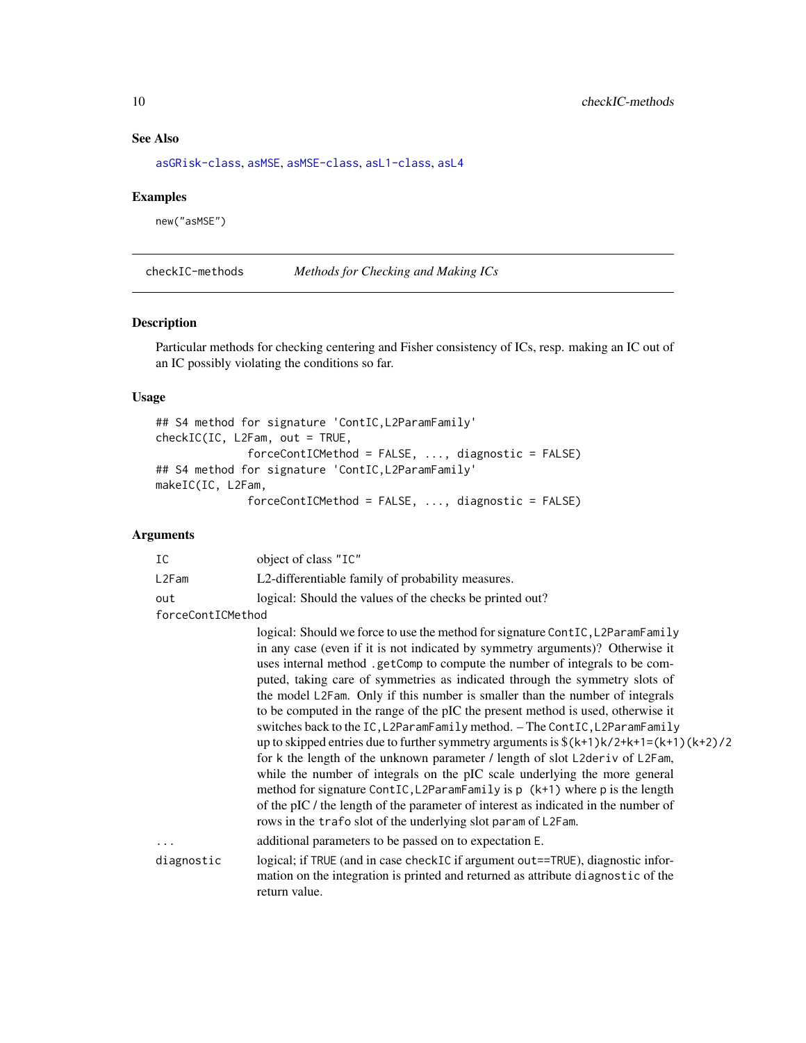### See Also

asGRisk-class, asMSE, asMSE-class, asL1-class, asL4

### Examples

```
new("asMSE")
```

---

## checkIC-methods *Methods for Checking and Making ICs*

### Description

Particular methods for checking centering and Fisher consistency of ICs, resp. making an IC out of an IC possibly violating the conditions so far.

### Usage

```
## S4 method for signature 'ContIC,L2ParamFamily'
checkIC(IC, L2Fam, out = TRUE,
             forceContICMethod = FALSE, ..., diagnostic = FALSE)
## S4 method for signature 'ContIC,L2ParamFamily'
makeIC(IC, L2Fam,
             forceContICMethod = FALSE, ..., diagnostic = FALSE)
```

### Arguments

- `IC` object of class "IC"
- `L2Fam` L2-differentiable family of probability measures.
- `out` logical: Should the values of the checks be printed out?
- `forceContICMethod` logical: Should we force to use the method for signature `ContIC,L2ParamFamily` in any case (even if it is not indicated by symmetry arguments)? Otherwise it uses internal method `.getComp` to compute the number of integrals to be computed, taking care of symmetries as indicated through the symmetry slots of the model `L2Fam`. Only if this number is smaller than the number of integrals to be computed in the range of the pIC the present method is used, otherwise it switches back to the `IC,L2ParamFamily` method. – The `ContIC,L2ParamFamily` up to skipped entries due to further symmetry arguments is `$(k+1)k/2+k+1=(k+1)(k+2)/2` for `k` the length of the unknown parameter / length of slot `L2deriv` of `L2Fam`, while the number of integrals on the pIC scale underlying the more general method for signature `ContIC,L2ParamFamily` is `p (k+1)` where `p` is the length of the pIC / the length of the parameter of interest as indicated in the number of rows in the `trafo` slot of the underlying slot `param` of `L2Fam`.
- `...` additional parameters to be passed on to expectation `E`.
- `diagnostic` logical; if `TRUE` (and in case `checkIC` if argument `out==TRUE`), diagnostic information on the integration is printed and returned as attribute `diagnostic` of the return value.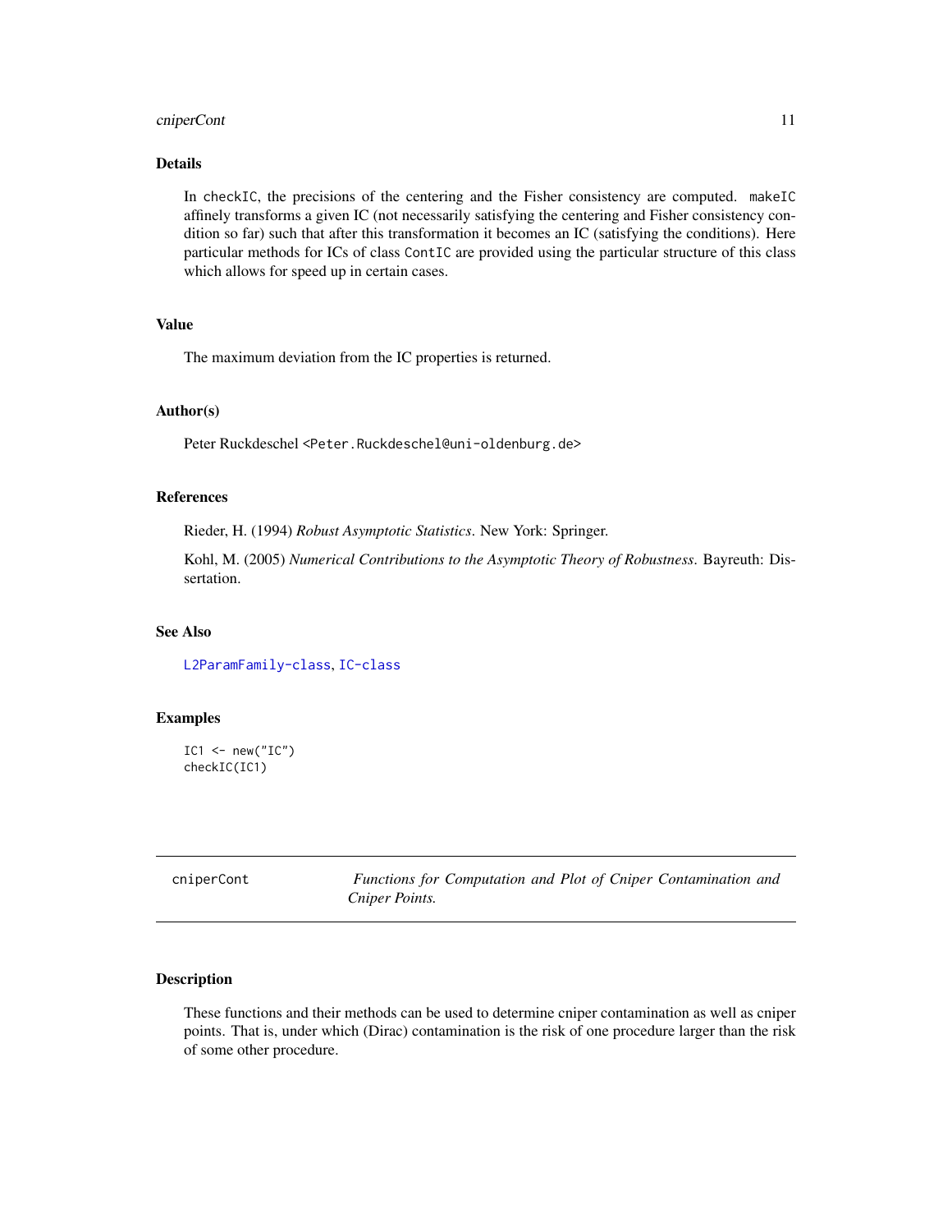### Details

In `checkIC`, the precisions of the centering and the Fisher consistency are computed. `makeIC` affinely transforms a given IC (not necessarily satisfying the centering and Fisher consistency condition so far) such that after this transformation it becomes an IC (satisfying the conditions). Here particular methods for ICs of class `ContIC` are provided using the particular structure of this class which allows for speed up in certain cases.

### Value

The maximum deviation from the IC properties is returned.

### Author(s)

Peter Ruckdeschel <Peter.Ruckdeschel@uni-oldenburg.de>

### References

Rieder, H. (1994) *Robust Asymptotic Statistics*. New York: Springer.

Kohl, M. (2005) *Numerical Contributions to the Asymptotic Theory of Robustness*. Bayreuth: Dissertation.

### See Also

L2ParamFamily-class, IC-class

### Examples

```
IC1 <- new("IC")
checkIC(IC1)
```

---

## cniperCont — *Functions for Computation and Plot of Cniper Contamination and Cniper Points.*

### Description

These functions and their methods can be used to determine cniper contamination as well as cniper points. That is, under which (Dirac) contamination is the risk of one procedure larger than the risk of some other procedure.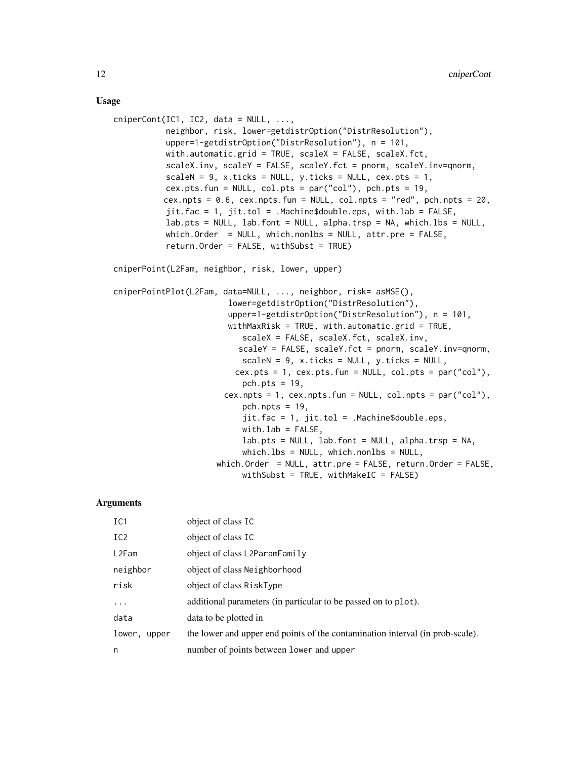## Usage

```
cniperCont(IC1, IC2, data = NULL, ...,
           neighbor, risk, lower=getdistrOption("DistrResolution"),
           upper=1-getdistrOption("DistrResolution"), n = 101,
           with.automatic.grid = TRUE, scaleX = FALSE, scaleX.fct,
           scaleX.inv, scaleY = FALSE, scaleY.fct = pnorm, scaleY.inv=qnorm,
           scaleN = 9, x.ticks = NULL, y.ticks = NULL, cex.pts = 1,
           cex.pts.fun = NULL, col.pts = par("col"), pch.pts = 19,
          cex.npts = 0.6, cex.npts.fun = NULL, col.npts = "red", pch.npts = 20,
           jit.fac = 1, jit.tol = .Machine$double.eps, with.lab = FALSE,
           lab.pts = NULL, lab.font = NULL, alpha.trsp = NA, which.lbs = NULL,
           which.Order  = NULL, which.nonlbs = NULL, attr.pre = FALSE,
           return.Order = FALSE, withSubst = TRUE)

cniperPoint(L2Fam, neighbor, risk, lower, upper)

cniperPointPlot(L2Fam, data=NULL, ..., neighbor, risk= asMSE(),
                        lower=getdistrOption("DistrResolution"),
                        upper=1-getdistrOption("DistrResolution"), n = 101,
                        withMaxRisk = TRUE, with.automatic.grid = TRUE,
                           scaleX = FALSE, scaleX.fct, scaleX.inv,
                          scaleY = FALSE, scaleY.fct = pnorm, scaleY.inv=qnorm,
                           scaleN = 9, x.ticks = NULL, y.ticks = NULL,
                         cex.pts = 1, cex.pts.fun = NULL, col.pts = par("col"),
                           pch.pts = 19,
                       cex.npts = 1, cex.npts.fun = NULL, col.npts = par("col"),
                           pch.npts = 19,
                           jit.fac = 1, jit.tol = .Machine$double.eps,
                           with.lab = FALSE,
                           lab.pts = NULL, lab.font = NULL, alpha.trsp = NA,
                           which.lbs = NULL, which.nonlbs = NULL,
                     which.Order  = NULL, attr.pre = FALSE, return.Order = FALSE,
                           withSubst = TRUE, withMakeIC = FALSE)
```

## Arguments

| | |
|---|---|
| IC1 | object of class IC |
| IC2 | object of class IC |
| L2Fam | object of class L2ParamFamily |
| neighbor | object of class Neighborhood |
| risk | object of class RiskType |
| ... | additional parameters (in particular to be passed on to plot). |
| data | data to be plotted in |
| lower, upper | the lower and upper end points of the contamination interval (in prob-scale). |
| n | number of points between lower and upper |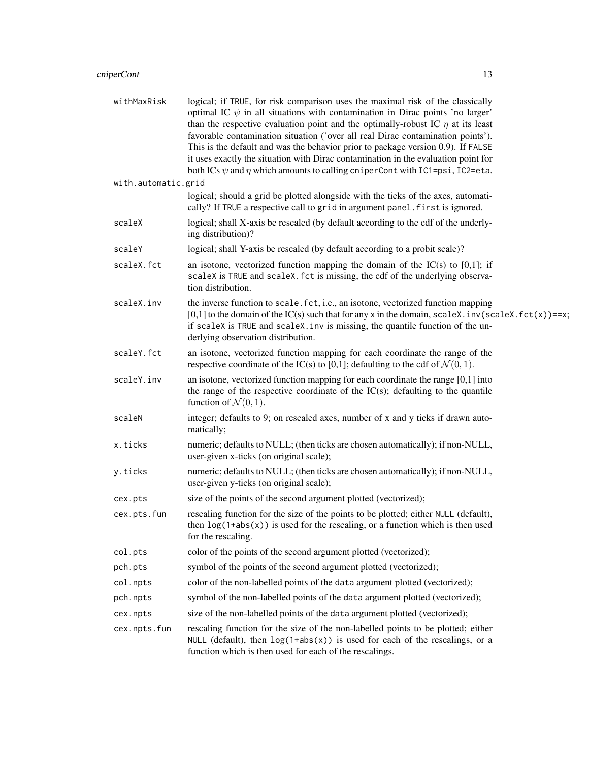| | |
|---|---|
| `withMaxRisk` | logical; if `TRUE`, for risk comparison uses the maximal risk of the classically optimal IC $\psi$ in all situations with contamination in Dirac points 'no larger' than the respective evaluation point and the optimally-robust IC $\eta$ at its least favorable contamination situation ('over all real Dirac contamination points'). This is the default and was the behavior prior to package version 0.9). If `FALSE` it uses exactly the situation with Dirac contamination in the evaluation point for both ICs $\psi$ and $\eta$ which amounts to calling `cniperCont` with `IC1=psi`, `IC2=eta`. |
| `with.automatic.grid` | logical; should a grid be plotted alongside with the ticks of the axes, automatically? If `TRUE` a respective call to `grid` in argument `panel.first` is ignored. |
| `scaleX` | logical; shall X-axis be rescaled (by default according to the cdf of the underlying distribution)? |
| `scaleY` | logical; shall Y-axis be rescaled (by default according to a probit scale)? |
| `scaleX.fct` | an isotone, vectorized function mapping the domain of the IC(s) to [0,1]; if `scaleX` is `TRUE` and `scaleX.fct` is missing, the cdf of the underlying observation distribution. |
| `scaleX.inv` | the inverse function to `scale.fct`, i.e., an isotone, vectorized function mapping [0,1] to the domain of the IC(s) such that for any `x` in the domain, `scaleX.inv(scaleX.fct(x))==x`; if `scaleX` is `TRUE` and `scaleX.inv` is missing, the quantile function of the underlying observation distribution. |
| `scaleY.fct` | an isotone, vectorized function mapping for each coordinate the range of the respective coordinate of the IC(s) to [0,1]; defaulting to the cdf of $\mathcal{N}(0,1)$. |
| `scaleY.inv` | an isotone, vectorized function mapping for each coordinate the range [0,1] into the range of the respective coordinate of the IC(s); defaulting to the quantile function of $\mathcal{N}(0,1)$. |
| `scaleN` | integer; defaults to 9; on rescaled axes, number of x and y ticks if drawn automatically; |
| `x.ticks` | numeric; defaults to NULL; (then ticks are chosen automatically); if non-NULL, user-given x-ticks (on original scale); |
| `y.ticks` | numeric; defaults to NULL; (then ticks are chosen automatically); if non-NULL, user-given y-ticks (on original scale); |
| `cex.pts` | size of the points of the second argument plotted (vectorized); |
| `cex.pts.fun` | rescaling function for the size of the points to be plotted; either `NULL` (default), then `log(1+abs(x))` is used for the rescaling, or a function which is then used for the rescaling. |
| `col.pts` | color of the points of the second argument plotted (vectorized); |
| `pch.pts` | symbol of the points of the second argument plotted (vectorized); |
| `col.npts` | color of the non-labelled points of the `data` argument plotted (vectorized); |
| `pch.npts` | symbol of the non-labelled points of the `data` argument plotted (vectorized); |
| `cex.npts` | size of the non-labelled points of the `data` argument plotted (vectorized); |
| `cex.npts.fun` | rescaling function for the size of the non-labelled points to be plotted; either `NULL` (default), then `log(1+abs(x))` is used for each of the rescalings, or a function which is then used for each of the rescalings. |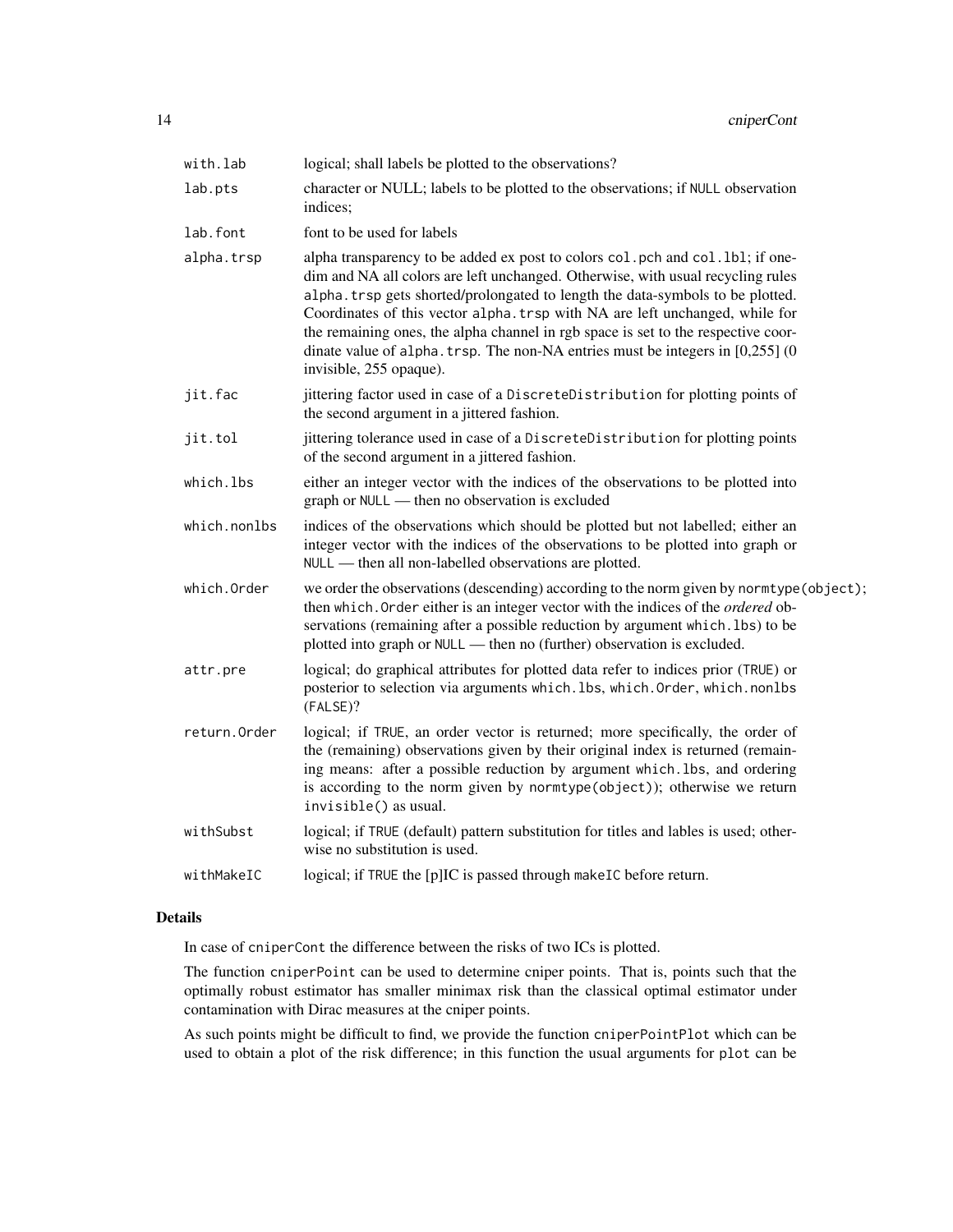| | |
|---|---|
| with.lab | logical; shall labels be plotted to the observations? |
| lab.pts | character or NULL; labels to be plotted to the observations; if NULL observation indices; |
| lab.font | font to be used for labels |
| alpha.trsp | alpha transparency to be added ex post to colors col.pch and col.lbl; if one-dim and NA all colors are left unchanged. Otherwise, with usual recycling rules alpha.trsp gets shorted/prolongated to length the data-symbols to be plotted. Coordinates of this vector alpha.trsp with NA are left unchanged, while for the remaining ones, the alpha channel in rgb space is set to the respective coordinate value of alpha.trsp. The non-NA entries must be integers in [0,255] (0 invisible, 255 opaque). |
| jit.fac | jittering factor used in case of a DiscreteDistribution for plotting points of the second argument in a jittered fashion. |
| jit.tol | jittering tolerance used in case of a DiscreteDistribution for plotting points of the second argument in a jittered fashion. |
| which.lbs | either an integer vector with the indices of the observations to be plotted into graph or NULL — then no observation is excluded |
| which.nonlbs | indices of the observations which should be plotted but not labelled; either an integer vector with the indices of the observations to be plotted into graph or NULL — then all non-labelled observations are plotted. |
| which.Order | we order the observations (descending) according to the norm given by normtype(object); then which.Order either is an integer vector with the indices of the *ordered* observations (remaining after a possible reduction by argument which.lbs) to be plotted into graph or NULL — then no (further) observation is excluded. |
| attr.pre | logical; do graphical attributes for plotted data refer to indices prior (TRUE) or posterior to selection via arguments which.lbs, which.Order, which.nonlbs (FALSE)? |
| return.Order | logical; if TRUE, an order vector is returned; more specifically, the order of the (remaining) observations given by their original index is returned (remaining means: after a possible reduction by argument which.lbs, and ordering is according to the norm given by normtype(object)); otherwise we return invisible() as usual. |
| withSubst | logical; if TRUE (default) pattern substitution for titles and lables is used; otherwise no substitution is used. |
| withMakeIC | logical; if TRUE the [p]IC is passed through makeIC before return. |

## Details

In case of cniperCont the difference between the risks of two ICs is plotted.

The function cniperPoint can be used to determine cniper points. That is, points such that the optimally robust estimator has smaller minimax risk than the classical optimal estimator under contamination with Dirac measures at the cniper points.

As such points might be difficult to find, we provide the function cniperPointPlot which can be used to obtain a plot of the risk difference; in this function the usual arguments for plot can be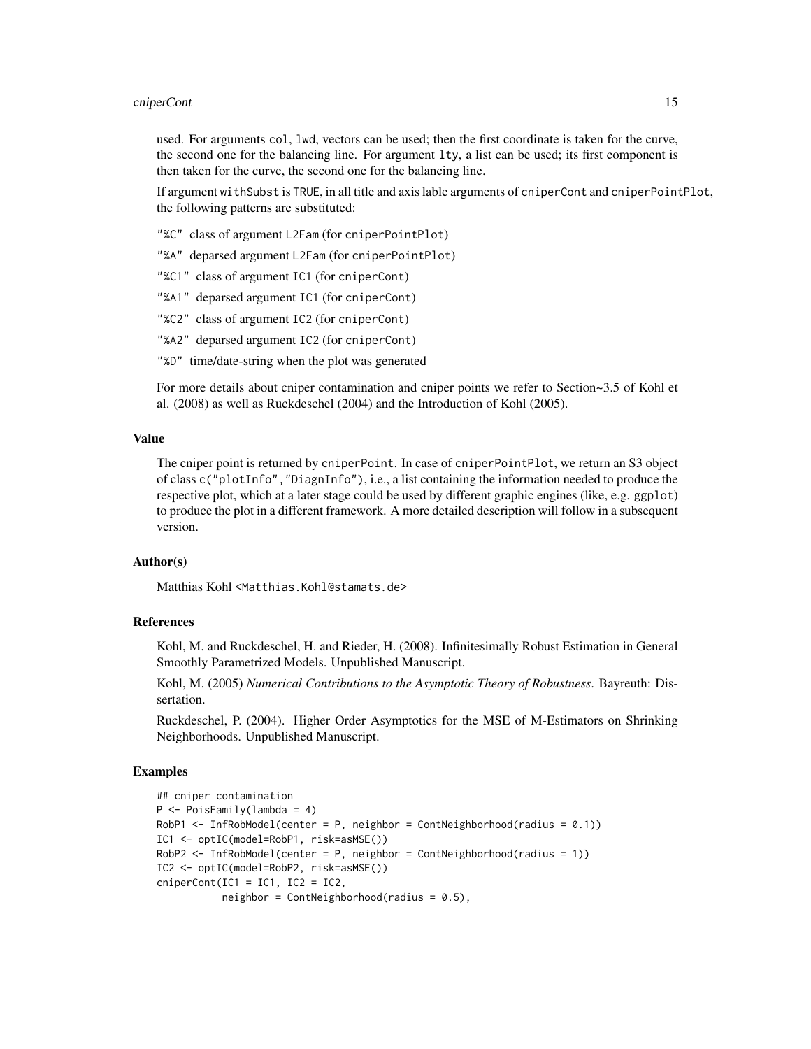used. For arguments `col`, `lwd`, vectors can be used; then the first coordinate is taken for the curve, the second one for the balancing line. For argument `lty`, a list can be used; its first component is then taken for the curve, the second one for the balancing line.

If argument `withSubst` is `TRUE`, in all title and axis lable arguments of `cniperCont` and `cniperPointPlot`, the following patterns are substituted:

- `"%C"` class of argument `L2Fam` (for `cniperPointPlot`)
- `"%A"` deparsed argument `L2Fam` (for `cniperPointPlot`)
- `"%C1"` class of argument `IC1` (for `cniperCont`)
- `"%A1"` deparsed argument `IC1` (for `cniperCont`)
- `"%C2"` class of argument `IC2` (for `cniperCont`)
- `"%A2"` deparsed argument `IC2` (for `cniperCont`)
- `"%D"` time/date-string when the plot was generated

For more details about cniper contamination and cniper points we refer to Section~3.5 of Kohl et al. (2008) as well as Ruckdeschel (2004) and the Introduction of Kohl (2005).

### Value

The cniper point is returned by `cniperPoint`. In case of `cniperPointPlot`, we return an S3 object of class `c("plotInfo","DiagnInfo")`, i.e., a list containing the information needed to produce the respective plot, which at a later stage could be used by different graphic engines (like, e.g. `ggplot`) to produce the plot in a different framework. A more detailed description will follow in a subsequent version.

### Author(s)

Matthias Kohl <Matthias.Kohl@stamats.de>

### References

Kohl, M. and Ruckdeschel, H. and Rieder, H. (2008). Infinitesimally Robust Estimation in General Smoothly Parametrized Models. Unpublished Manuscript.

Kohl, M. (2005) *Numerical Contributions to the Asymptotic Theory of Robustness*. Bayreuth: Dissertation.

Ruckdeschel, P. (2004). Higher Order Asymptotics for the MSE of M-Estimators on Shrinking Neighborhoods. Unpublished Manuscript.

### Examples

```
## cniper contamination
P <- PoisFamily(lambda = 4)
RobP1 <- InfRobModel(center = P, neighbor = ContNeighborhood(radius = 0.1))
IC1 <- optIC(model=RobP1, risk=asMSE())
RobP2 <- InfRobModel(center = P, neighbor = ContNeighborhood(radius = 1))
IC2 <- optIC(model=RobP2, risk=asMSE())
cniperCont(IC1 = IC1, IC2 = IC2,
           neighbor = ContNeighborhood(radius = 0.5),
```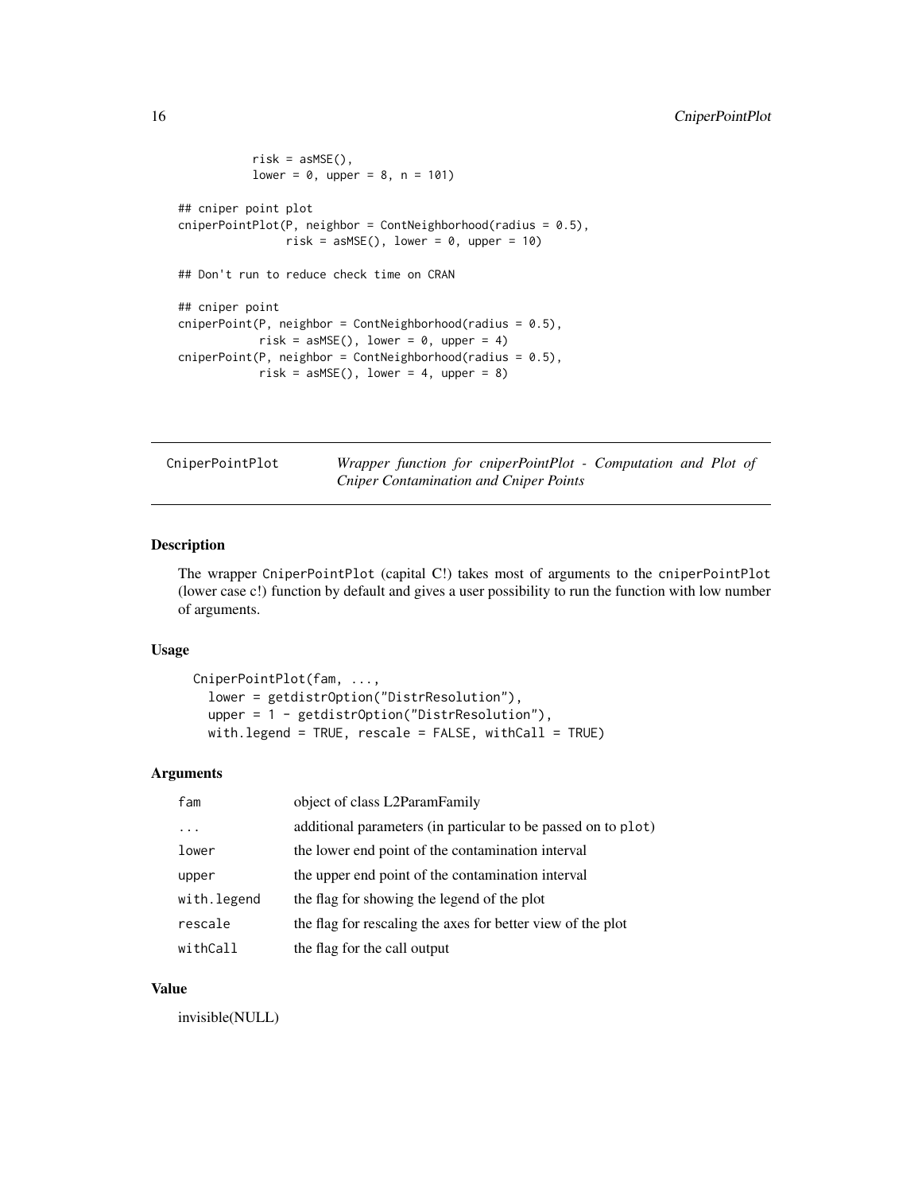```
           risk = asMSE(),
           lower = 0, upper = 8, n = 101)

## cniper point plot
cniperPointPlot(P, neighbor = ContNeighborhood(radius = 0.5),
                risk = asMSE(), lower = 0, upper = 10)

## Don't run to reduce check time on CRAN

## cniper point
cniperPoint(P, neighbor = ContNeighborhood(radius = 0.5),
            risk = asMSE(), lower = 0, upper = 4)
cniperPoint(P, neighbor = ContNeighborhood(radius = 0.5),
            risk = asMSE(), lower = 4, upper = 8)
```

## CniperPointPlot — *Wrapper function for cniperPointPlot - Computation and Plot of Cniper Contamination and Cniper Points*

### Description

The wrapper CniperPointPlot (capital C!) takes most of arguments to the cniperPointPlot (lower case c!) function by default and gives a user possibility to run the function with low number of arguments.

### Usage

```
CniperPointPlot(fam, ...,
  lower = getdistrOption("DistrResolution"),
  upper = 1 - getdistrOption("DistrResolution"),
  with.legend = TRUE, rescale = FALSE, withCall = TRUE)
```

### Arguments

| | |
|---|---|
| fam | object of class L2ParamFamily |
| ... | additional parameters (in particular to be passed on to plot) |
| lower | the lower end point of the contamination interval |
| upper | the upper end point of the contamination interval |
| with.legend | the flag for showing the legend of the plot |
| rescale | the flag for rescaling the axes for better view of the plot |
| withCall | the flag for the call output |

### Value

invisible(NULL)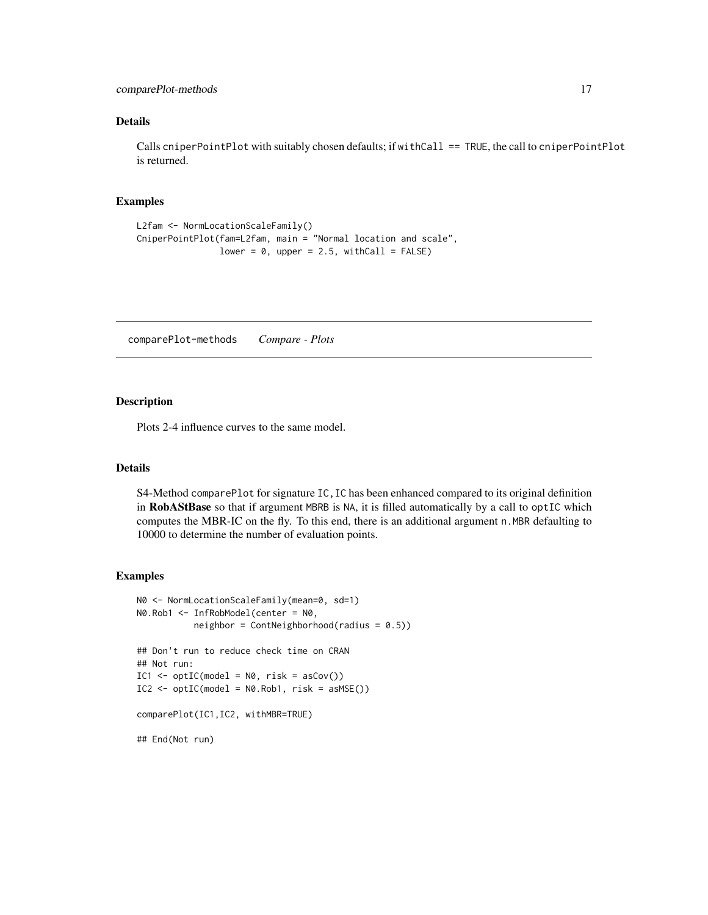### Details

Calls cniperPointPlot with suitably chosen defaults; if withCall == TRUE, the call to cniperPointPlot is returned.

### Examples

```
L2fam <- NormLocationScaleFamily()
CniperPointPlot(fam=L2fam, main = "Normal location and scale",
                lower = 0, upper = 2.5, withCall = FALSE)
```

---

## comparePlot-methods    *Compare - Plots*

---

### Description

Plots 2-4 influence curves to the same model.

### Details

S4-Method comparePlot for signature IC,IC has been enhanced compared to its original definition in **RobAStBase** so that if argument MBRB is NA, it is filled automatically by a call to optIC which computes the MBR-IC on the fly. To this end, there is an additional argument n.MBR defaulting to 10000 to determine the number of evaluation points.

### Examples

```
N0 <- NormLocationScaleFamily(mean=0, sd=1)
N0.Rob1 <- InfRobModel(center = N0,
           neighbor = ContNeighborhood(radius = 0.5))

## Don't run to reduce check time on CRAN
## Not run:
IC1 <- optIC(model = N0, risk = asCov())
IC2 <- optIC(model = N0.Rob1, risk = asMSE())

comparePlot(IC1,IC2, withMBR=TRUE)

## End(Not run)
```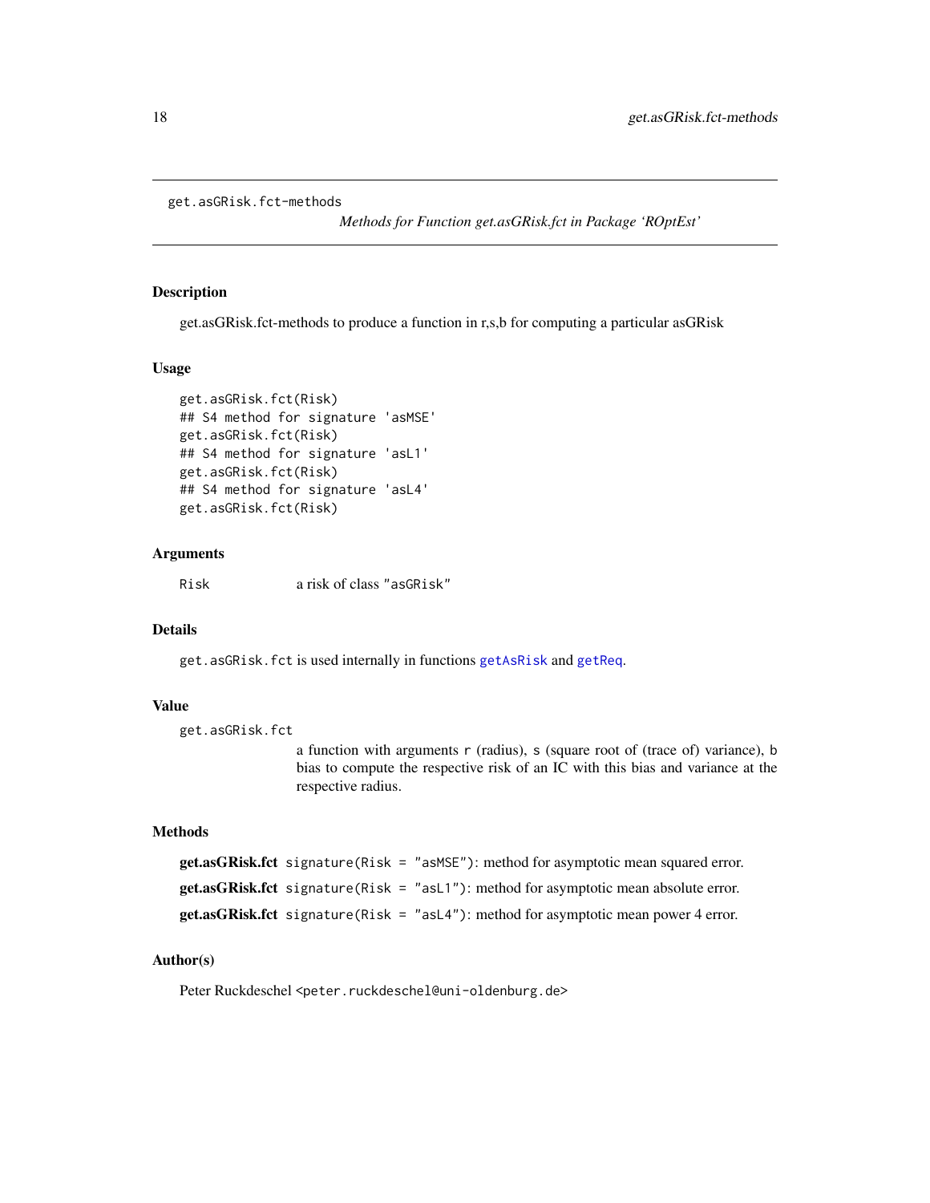get.asGRisk.fct-methods

*Methods for Function get.asGRisk.fct in Package 'ROptEst'*

## Description

get.asGRisk.fct-methods to produce a function in r,s,b for computing a particular asGRisk

## Usage

```
get.asGRisk.fct(Risk)
## S4 method for signature 'asMSE'
get.asGRisk.fct(Risk)
## S4 method for signature 'asL1'
get.asGRisk.fct(Risk)
## S4 method for signature 'asL4'
get.asGRisk.fct(Risk)
```

## Arguments

`Risk` a risk of class "asGRisk"

## Details

`get.asGRisk.fct` is used internally in functions `getAsRisk` and `getReq`.

## Value

`get.asGRisk.fct`
a function with arguments `r` (radius), `s` (square root of (trace of) variance), `b` bias to compute the respective risk of an IC with this bias and variance at the respective radius.

## Methods

**get.asGRisk.fct** `signature(Risk = "asMSE")`: method for asymptotic mean squared error.

**get.asGRisk.fct** `signature(Risk = "asL1")`: method for asymptotic mean absolute error.

**get.asGRisk.fct** `signature(Risk = "asL4")`: method for asymptotic mean power 4 error.

## Author(s)

Peter Ruckdeschel <peter.ruckdeschel@uni-oldenburg.de>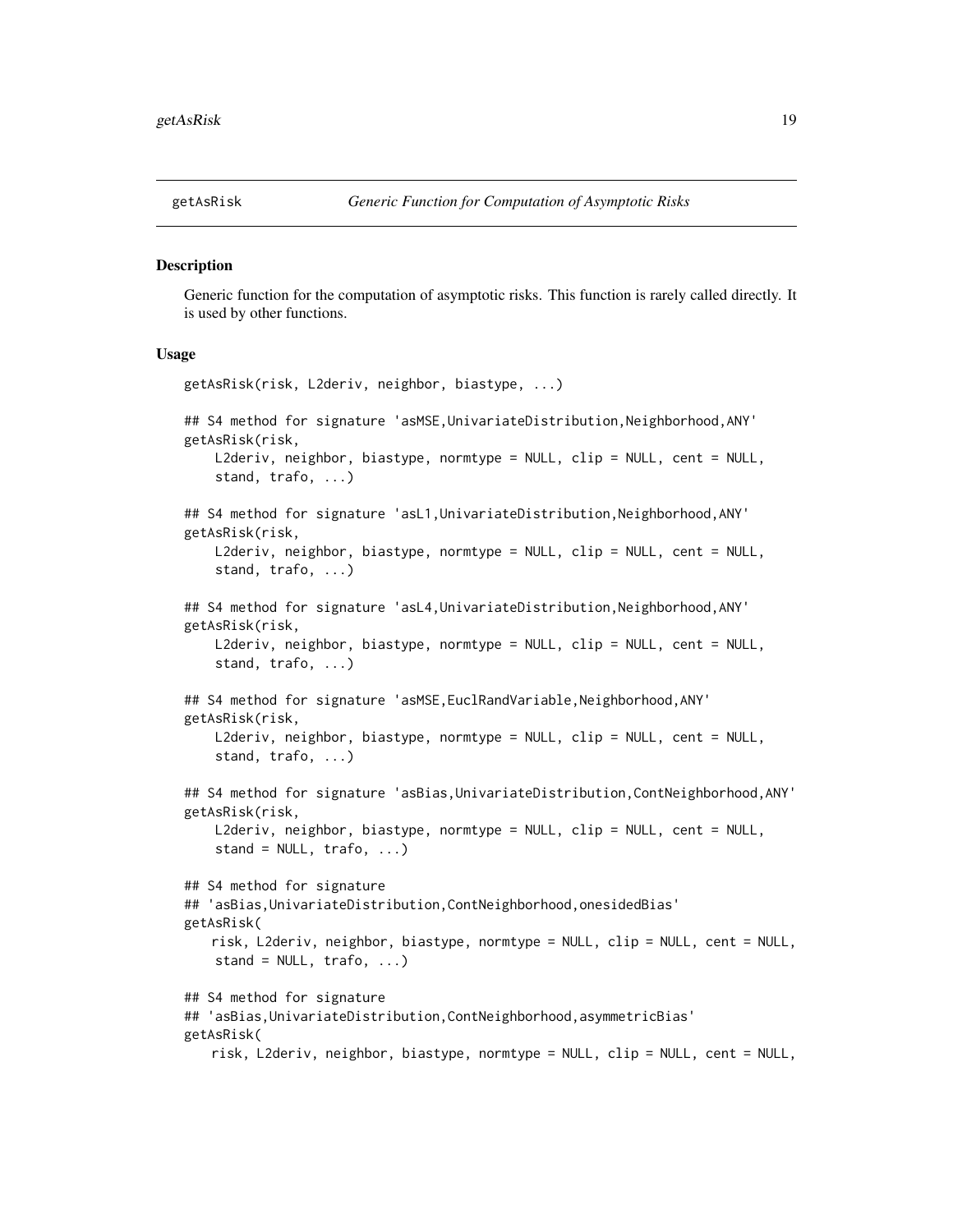getAsRisk *Generic Function for Computation of Asymptotic Risks*

## Description

Generic function for the computation of asymptotic risks. This function is rarely called directly. It is used by other functions.

## Usage

```
getAsRisk(risk, L2deriv, neighbor, biastype, ...)

## S4 method for signature 'asMSE,UnivariateDistribution,Neighborhood,ANY'
getAsRisk(risk,
    L2deriv, neighbor, biastype, normtype = NULL, clip = NULL, cent = NULL,
    stand, trafo, ...)

## S4 method for signature 'asL1,UnivariateDistribution,Neighborhood,ANY'
getAsRisk(risk,
    L2deriv, neighbor, biastype, normtype = NULL, clip = NULL, cent = NULL,
    stand, trafo, ...)

## S4 method for signature 'asL4,UnivariateDistribution,Neighborhood,ANY'
getAsRisk(risk,
    L2deriv, neighbor, biastype, normtype = NULL, clip = NULL, cent = NULL,
    stand, trafo, ...)

## S4 method for signature 'asMSE,EuclRandVariable,Neighborhood,ANY'
getAsRisk(risk,
    L2deriv, neighbor, biastype, normtype = NULL, clip = NULL, cent = NULL,
    stand, trafo, ...)

## S4 method for signature 'asBias,UnivariateDistribution,ContNeighborhood,ANY'
getAsRisk(risk,
    L2deriv, neighbor, biastype, normtype = NULL, clip = NULL, cent = NULL,
    stand = NULL, trafo, ...)

## S4 method for signature
## 'asBias,UnivariateDistribution,ContNeighborhood,onesidedBias'
getAsRisk(
   risk, L2deriv, neighbor, biastype, normtype = NULL, clip = NULL, cent = NULL,
    stand = NULL, trafo, ...)

## S4 method for signature
## 'asBias,UnivariateDistribution,ContNeighborhood,asymmetricBias'
getAsRisk(
   risk, L2deriv, neighbor, biastype, normtype = NULL, clip = NULL, cent = NULL,
```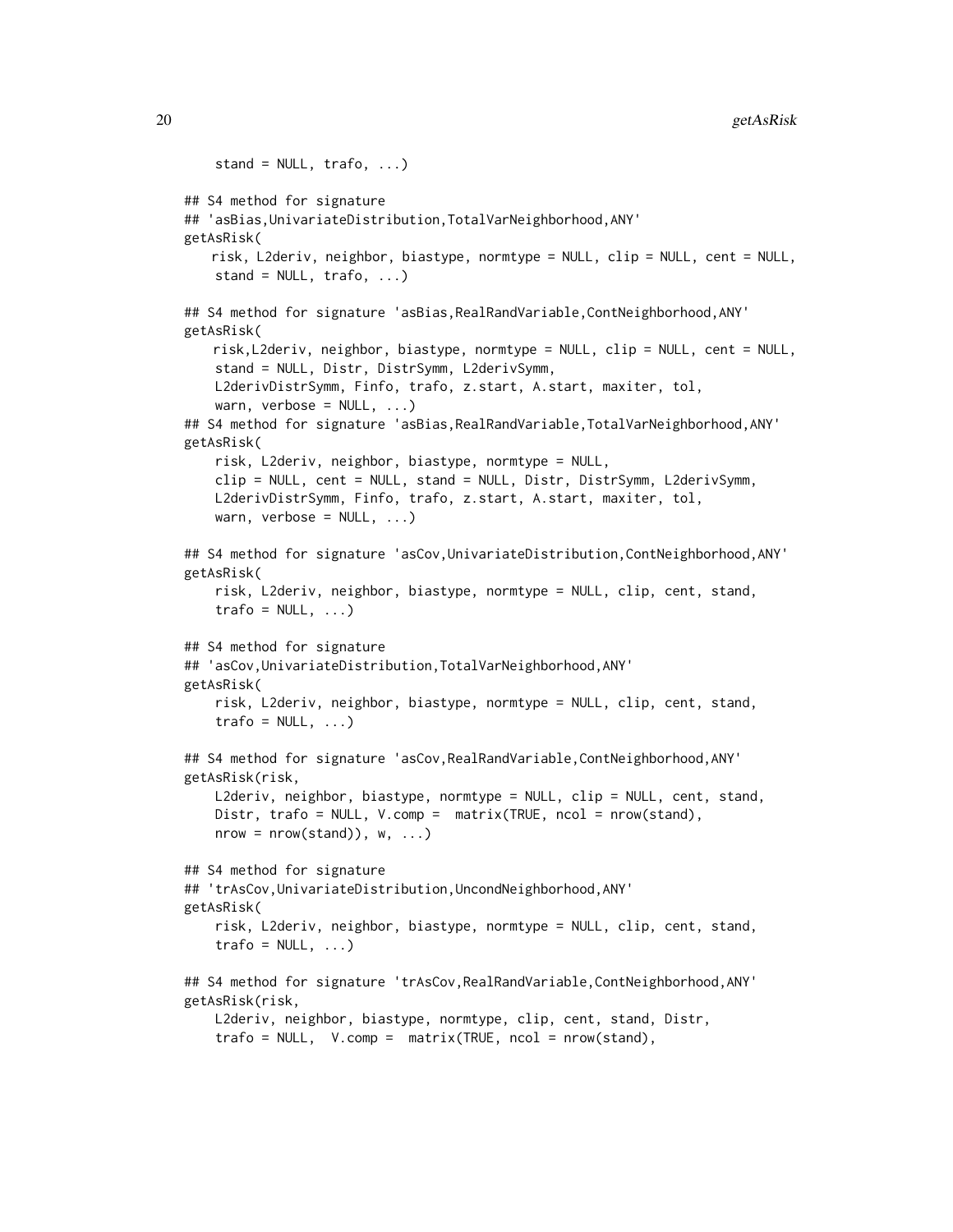```
    stand = NULL, trafo, ...)

## S4 method for signature
## 'asBias,UnivariateDistribution,TotalVarNeighborhood,ANY'
getAsRisk(
   risk, L2deriv, neighbor, biastype, normtype = NULL, clip = NULL, cent = NULL,
    stand = NULL, trafo, ...)

## S4 method for signature 'asBias,RealRandVariable,ContNeighborhood,ANY'
getAsRisk(
   risk,L2deriv, neighbor, biastype, normtype = NULL, clip = NULL, cent = NULL,
    stand = NULL, Distr, DistrSymm, L2derivSymm,
    L2derivDistrSymm, Finfo, trafo, z.start, A.start, maxiter, tol,
    warn, verbose = NULL, ...)
## S4 method for signature 'asBias,RealRandVariable,TotalVarNeighborhood,ANY'
getAsRisk(
    risk, L2deriv, neighbor, biastype, normtype = NULL,
    clip = NULL, cent = NULL, stand = NULL, Distr, DistrSymm, L2derivSymm,
    L2derivDistrSymm, Finfo, trafo, z.start, A.start, maxiter, tol,
    warn, verbose = NULL, ...)

## S4 method for signature 'asCov,UnivariateDistribution,ContNeighborhood,ANY'
getAsRisk(
    risk, L2deriv, neighbor, biastype, normtype = NULL, clip, cent, stand,
    trafo = NULL, ...)

## S4 method for signature
## 'asCov,UnivariateDistribution,TotalVarNeighborhood,ANY'
getAsRisk(
    risk, L2deriv, neighbor, biastype, normtype = NULL, clip, cent, stand,
    trafo = NULL, ...)

## S4 method for signature 'asCov,RealRandVariable,ContNeighborhood,ANY'
getAsRisk(risk,
    L2deriv, neighbor, biastype, normtype = NULL, clip = NULL, cent, stand,
    Distr, trafo = NULL, V.comp =  matrix(TRUE, ncol = nrow(stand),
    nrow = nrow(stand)), w, ...)

## S4 method for signature
## 'trAsCov,UnivariateDistribution,UncondNeighborhood,ANY'
getAsRisk(
    risk, L2deriv, neighbor, biastype, normtype = NULL, clip, cent, stand,
    trafo = NULL, ...)

## S4 method for signature 'trAsCov,RealRandVariable,ContNeighborhood,ANY'
getAsRisk(risk,
    L2deriv, neighbor, biastype, normtype, clip, cent, stand, Distr,
    trafo = NULL,  V.comp =  matrix(TRUE, ncol = nrow(stand),
```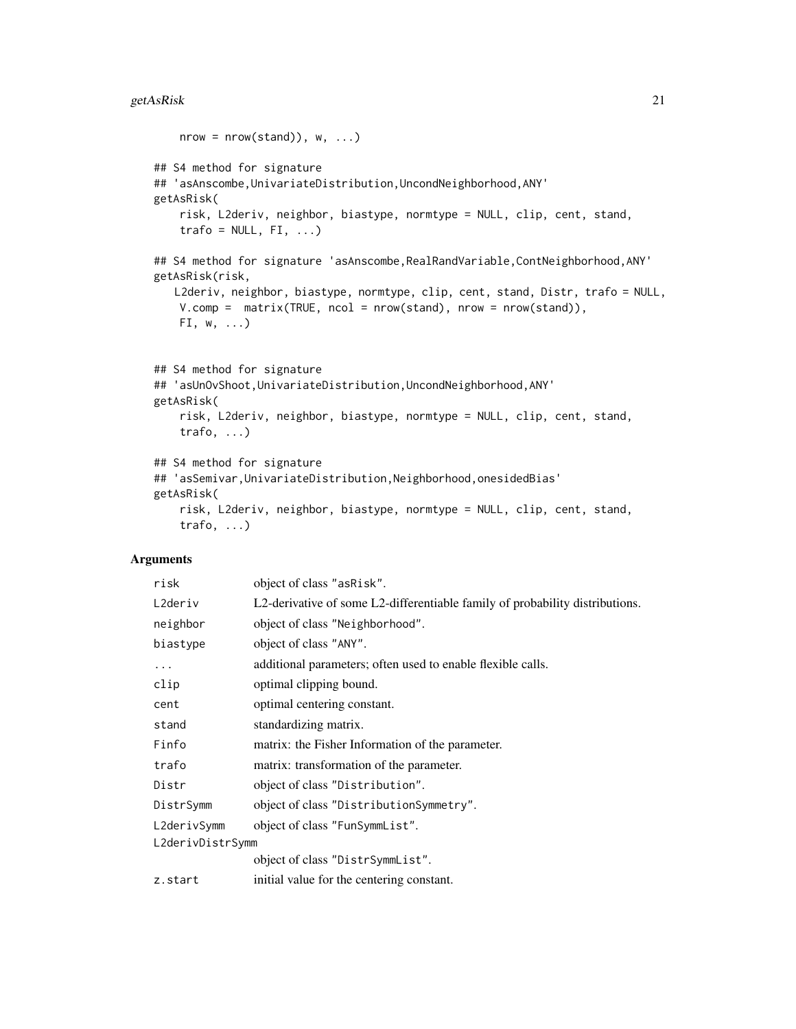```
     nrow = nrow(stand)), w, ...)

## S4 method for signature
## 'asAnscombe,UnivariateDistribution,UncondNeighborhood,ANY'
getAsRisk(
    risk, L2deriv, neighbor, biastype, normtype = NULL, clip, cent, stand,
    trafo = NULL, FI, ...)

## S4 method for signature 'asAnscombe,RealRandVariable,ContNeighborhood,ANY'
getAsRisk(risk,
   L2deriv, neighbor, biastype, normtype, clip, cent, stand, Distr, trafo = NULL,
    V.comp =  matrix(TRUE, ncol = nrow(stand), nrow = nrow(stand)),
    FI, w, ...)


## S4 method for signature
## 'asUnOvShoot,UnivariateDistribution,UncondNeighborhood,ANY'
getAsRisk(
    risk, L2deriv, neighbor, biastype, normtype = NULL, clip, cent, stand,
    trafo, ...)

## S4 method for signature
## 'asSemivar,UnivariateDistribution,Neighborhood,onesidedBias'
getAsRisk(
    risk, L2deriv, neighbor, biastype, normtype = NULL, clip, cent, stand,
    trafo, ...)
```

## Arguments

| | |
|---|---|
| `risk` | object of class "asRisk". |
| `L2deriv` | L2-derivative of some L2-differentiable family of probability distributions. |
| `neighbor` | object of class "Neighborhood". |
| `biastype` | object of class "ANY". |
| `...` | additional parameters; often used to enable flexible calls. |
| `clip` | optimal clipping bound. |
| `cent` | optimal centering constant. |
| `stand` | standardizing matrix. |
| `Finfo` | matrix: the Fisher Information of the parameter. |
| `trafo` | matrix: transformation of the parameter. |
| `Distr` | object of class "Distribution". |
| `DistrSymm` | object of class "DistributionSymmetry". |
| `L2derivSymm` | object of class "FunSymmList". |
| `L2derivDistrSymm` | object of class "DistrSymmList". |
| `z.start` | initial value for the centering constant. |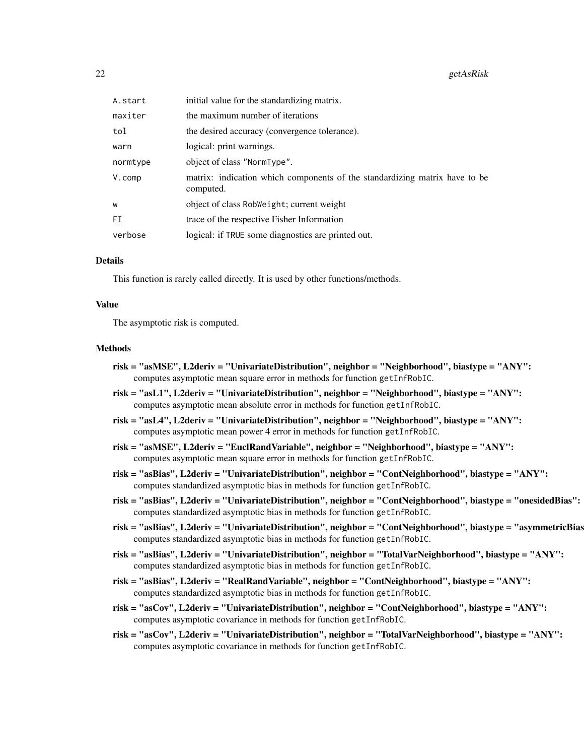| | |
|---|---|
| `A.start` | initial value for the standardizing matrix. |
| `maxiter` | the maximum number of iterations |
| `tol` | the desired accuracy (convergence tolerance). |
| `warn` | logical: print warnings. |
| `normtype` | object of class `"NormType"`. |
| `V.comp` | matrix: indication which components of the standardizing matrix have to be computed. |
| `w` | object of class `RobWeight`; current weight |
| `FI` | trace of the respective Fisher Information |
| `verbose` | logical: if `TRUE` some diagnostics are printed out. |

### Details

This function is rarely called directly. It is used by other functions/methods.

### Value

The asymptotic risk is computed.

### Methods

- **risk = "asMSE", L2deriv = "UnivariateDistribution", neighbor = "Neighborhood", biastype = "ANY":** computes asymptotic mean square error in methods for function `getInfRobIC`.
- **risk = "asL1", L2deriv = "UnivariateDistribution", neighbor = "Neighborhood", biastype = "ANY":** computes asymptotic mean absolute error in methods for function `getInfRobIC`.
- **risk = "asL4", L2deriv = "UnivariateDistribution", neighbor = "Neighborhood", biastype = "ANY":** computes asymptotic mean power 4 error in methods for function `getInfRobIC`.
- **risk = "asMSE", L2deriv = "EuclRandVariable", neighbor = "Neighborhood", biastype = "ANY":** computes asymptotic mean square error in methods for function `getInfRobIC`.
- **risk = "asBias", L2deriv = "UnivariateDistribution", neighbor = "ContNeighborhood", biastype = "ANY":** computes standardized asymptotic bias in methods for function `getInfRobIC`.
- **risk = "asBias", L2deriv = "UnivariateDistribution", neighbor = "ContNeighborhood", biastype = "onesidedBias":** computes standardized asymptotic bias in methods for function `getInfRobIC`.
- **risk = "asBias", L2deriv = "UnivariateDistribution", neighbor = "ContNeighborhood", biastype = "asymmetricBias":** computes standardized asymptotic bias in methods for function `getInfRobIC`.
- **risk = "asBias", L2deriv = "UnivariateDistribution", neighbor = "TotalVarNeighborhood", biastype = "ANY":** computes standardized asymptotic bias in methods for function `getInfRobIC`.
- **risk = "asBias", L2deriv = "RealRandVariable", neighbor = "ContNeighborhood", biastype = "ANY":** computes standardized asymptotic bias in methods for function `getInfRobIC`.
- **risk = "asCov", L2deriv = "UnivariateDistribution", neighbor = "ContNeighborhood", biastype = "ANY":** computes asymptotic covariance in methods for function `getInfRobIC`.
- **risk = "asCov", L2deriv = "UnivariateDistribution", neighbor = "TotalVarNeighborhood", biastype = "ANY":** computes asymptotic covariance in methods for function `getInfRobIC`.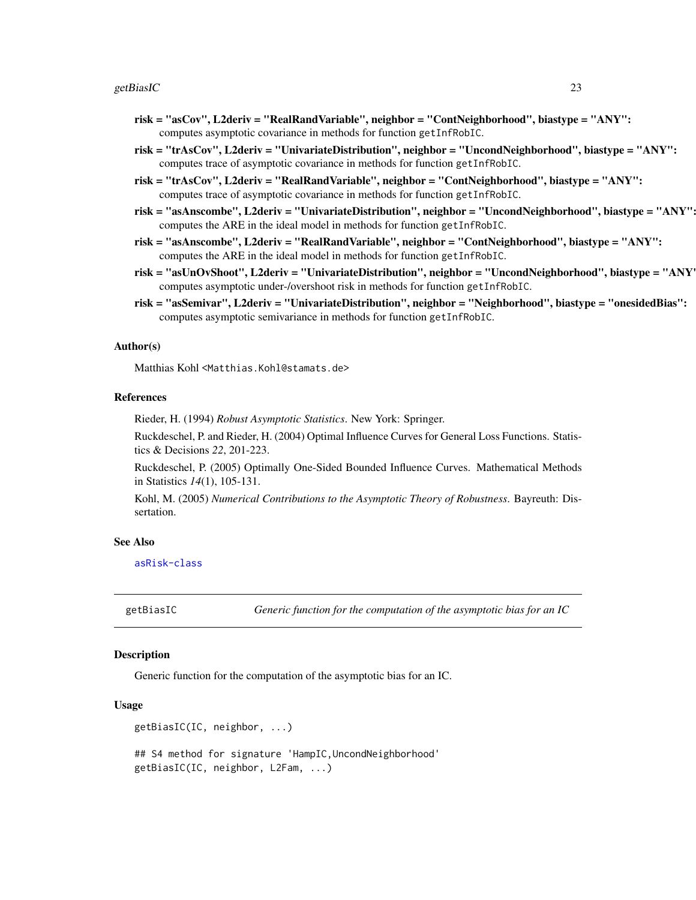**risk = "asCov", L2deriv = "RealRandVariable", neighbor = "ContNeighborhood", biastype = "ANY":** computes asymptotic covariance in methods for function `getInfRobIC`.

**risk = "trAsCov", L2deriv = "UnivariateDistribution", neighbor = "UncondNeighborhood", biastype = "ANY":** computes trace of asymptotic covariance in methods for function `getInfRobIC`.

**risk = "trAsCov", L2deriv = "RealRandVariable", neighbor = "ContNeighborhood", biastype = "ANY":** computes trace of asymptotic covariance in methods for function `getInfRobIC`.

**risk = "asAnscombe", L2deriv = "UnivariateDistribution", neighbor = "UncondNeighborhood", biastype = "ANY":** computes the ARE in the ideal model in methods for function `getInfRobIC`.

**risk = "asAnscombe", L2deriv = "RealRandVariable", neighbor = "ContNeighborhood", biastype = "ANY":** computes the ARE in the ideal model in methods for function `getInfRobIC`.

**risk = "asUnOvShoot", L2deriv = "UnivariateDistribution", neighbor = "UncondNeighborhood", biastype = "ANY":** computes asymptotic under-/overshoot risk in methods for function `getInfRobIC`.

**risk = "asSemivar", L2deriv = "UnivariateDistribution", neighbor = "Neighborhood", biastype = "onesidedBias":** computes asymptotic semivariance in methods for function `getInfRobIC`.

### Author(s)

Matthias Kohl <Matthias.Kohl@stamats.de>

### References

Rieder, H. (1994) *Robust Asymptotic Statistics*. New York: Springer.

Ruckdeschel, P. and Rieder, H. (2004) Optimal Influence Curves for General Loss Functions. Statistics & Decisions *22*, 201-223.

Ruckdeschel, P. (2005) Optimally One-Sided Bounded Influence Curves. Mathematical Methods in Statistics *14*(1), 105-131.

Kohl, M. (2005) *Numerical Contributions to the Asymptotic Theory of Robustness*. Bayreuth: Dissertation.

### See Also

asRisk-class

---

## getBiasIC — *Generic function for the computation of the asymptotic bias for an IC*

### Description

Generic function for the computation of the asymptotic bias for an IC.

### Usage

```
getBiasIC(IC, neighbor, ...)

## S4 method for signature 'HampIC,UncondNeighborhood'
getBiasIC(IC, neighbor, L2Fam, ...)
```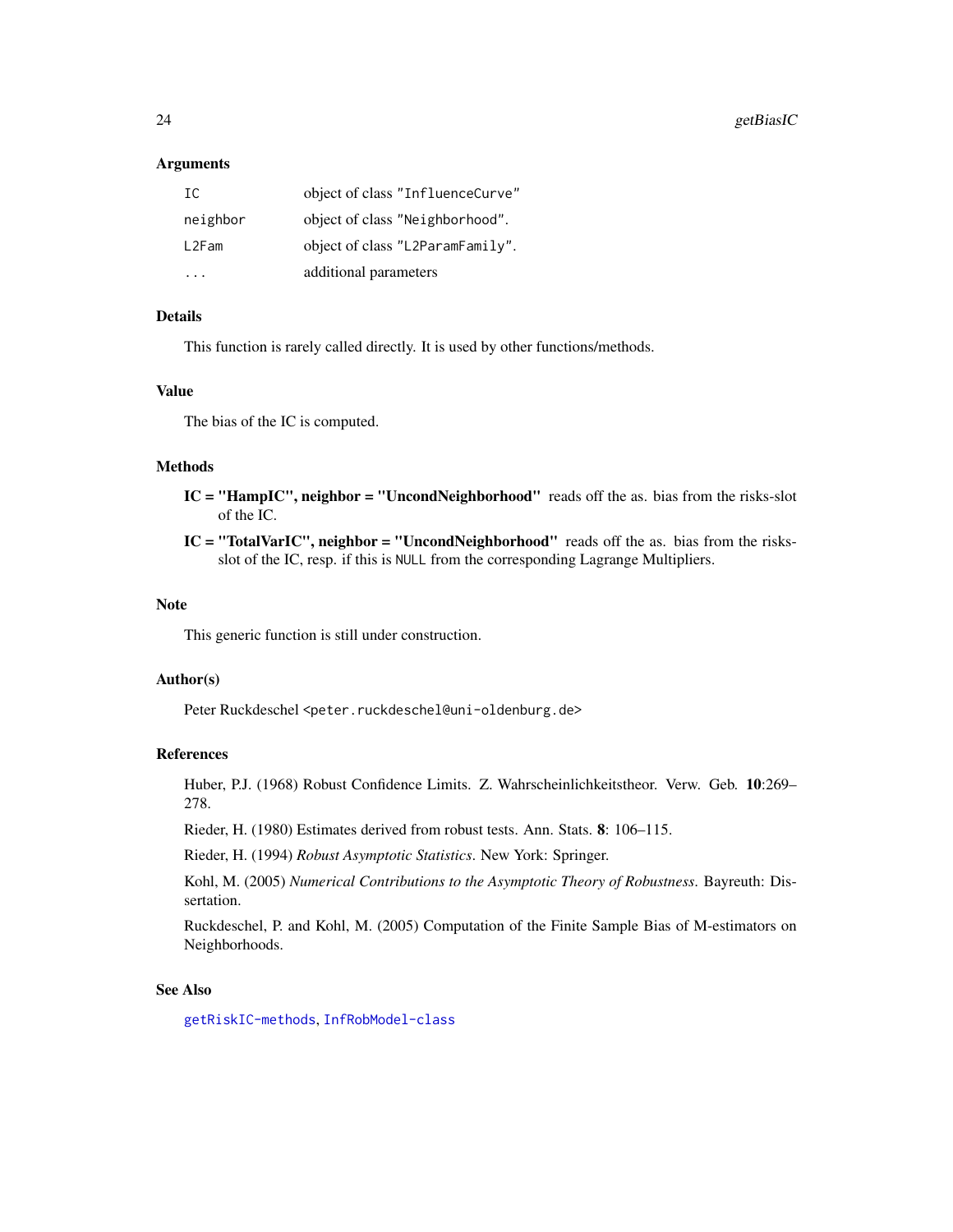## Arguments

| | |
|---|---|
| IC | object of class "InfluenceCurve" |
| neighbor | object of class "Neighborhood". |
| L2Fam | object of class "L2ParamFamily". |
| ... | additional parameters |

## Details

This function is rarely called directly. It is used by other functions/methods.

## Value

The bias of the IC is computed.

## Methods

**IC = "HampIC", neighbor = "UncondNeighborhood"** reads off the as. bias from the risks-slot of the IC.

**IC = "TotalVarIC", neighbor = "UncondNeighborhood"** reads off the as. bias from the risks-slot of the IC, resp. if this is `NULL` from the corresponding Lagrange Multipliers.

## Note

This generic function is still under construction.

## Author(s)

Peter Ruckdeschel <peter.ruckdeschel@uni-oldenburg.de>

## References

Huber, P.J. (1968) Robust Confidence Limits. Z. Wahrscheinlichkeitstheor. Verw. Geb. **10**:269–278.

Rieder, H. (1980) Estimates derived from robust tests. Ann. Stats. **8**: 106–115.

Rieder, H. (1994) *Robust Asymptotic Statistics*. New York: Springer.

Kohl, M. (2005) *Numerical Contributions to the Asymptotic Theory of Robustness*. Bayreuth: Dissertation.

Ruckdeschel, P. and Kohl, M. (2005) Computation of the Finite Sample Bias of M-estimators on Neighborhoods.

## See Also

getRiskIC-methods, InfRobModel-class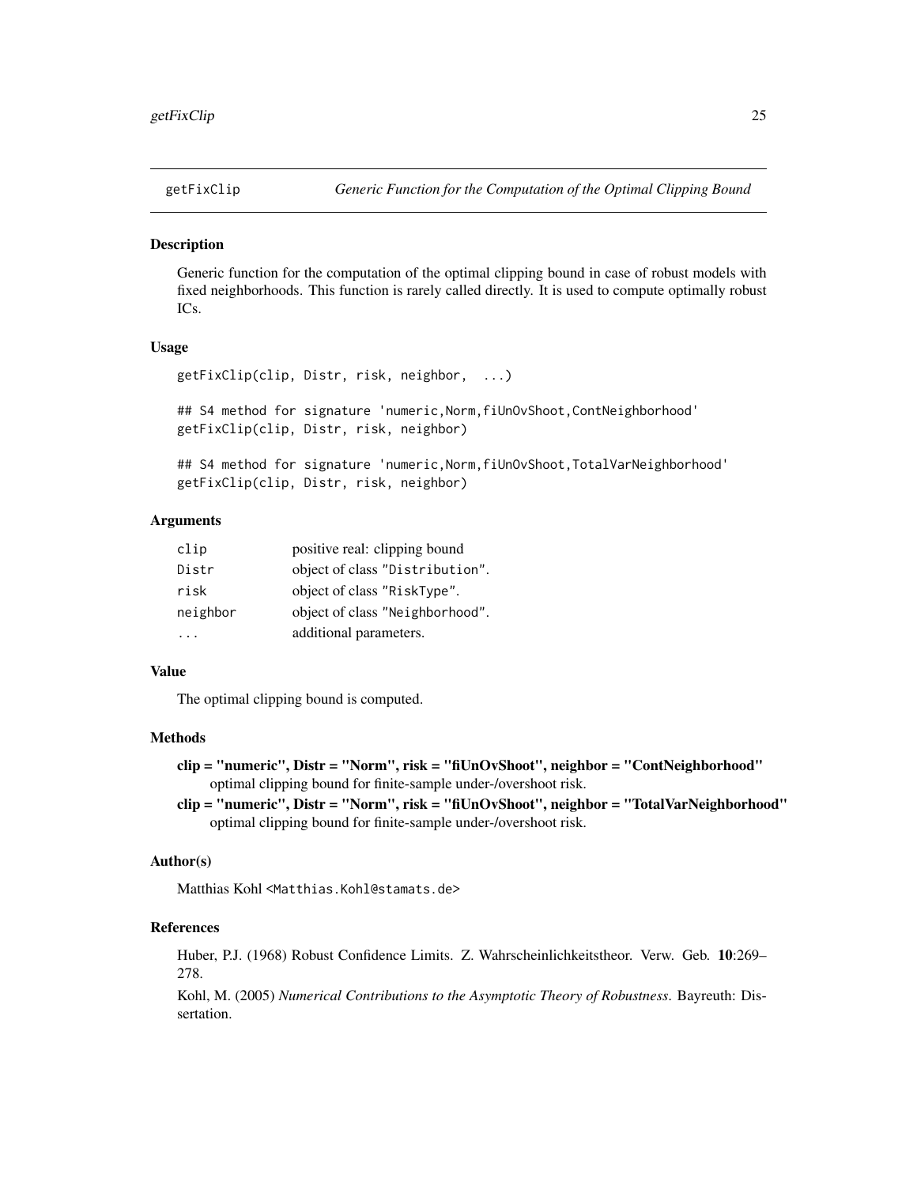## getFixClip — *Generic Function for the Computation of the Optimal Clipping Bound*

### Description

Generic function for the computation of the optimal clipping bound in case of robust models with fixed neighborhoods. This function is rarely called directly. It is used to compute optimally robust ICs.

### Usage

```
getFixClip(clip, Distr, risk, neighbor,  ...)

## S4 method for signature 'numeric,Norm,fiUnOvShoot,ContNeighborhood'
getFixClip(clip, Distr, risk, neighbor)

## S4 method for signature 'numeric,Norm,fiUnOvShoot,TotalVarNeighborhood'
getFixClip(clip, Distr, risk, neighbor)
```

### Arguments

| | |
|---|---|
| `clip` | positive real: clipping bound |
| `Distr` | object of class "Distribution". |
| `risk` | object of class "RiskType". |
| `neighbor` | object of class "Neighborhood". |
| `...` | additional parameters. |

### Value

The optimal clipping bound is computed.

### Methods

- **clip = "numeric", Distr = "Norm", risk = "fiUnOvShoot", neighbor = "ContNeighborhood"** optimal clipping bound for finite-sample under-/overshoot risk.
- **clip = "numeric", Distr = "Norm", risk = "fiUnOvShoot", neighbor = "TotalVarNeighborhood"** optimal clipping bound for finite-sample under-/overshoot risk.

### Author(s)

Matthias Kohl <Matthias.Kohl@stamats.de>

### References

Huber, P.J. (1968) Robust Confidence Limits. Z. Wahrscheinlichkeitstheor. Verw. Geb. **10**:269–278.

Kohl, M. (2005) *Numerical Contributions to the Asymptotic Theory of Robustness*. Bayreuth: Dissertation.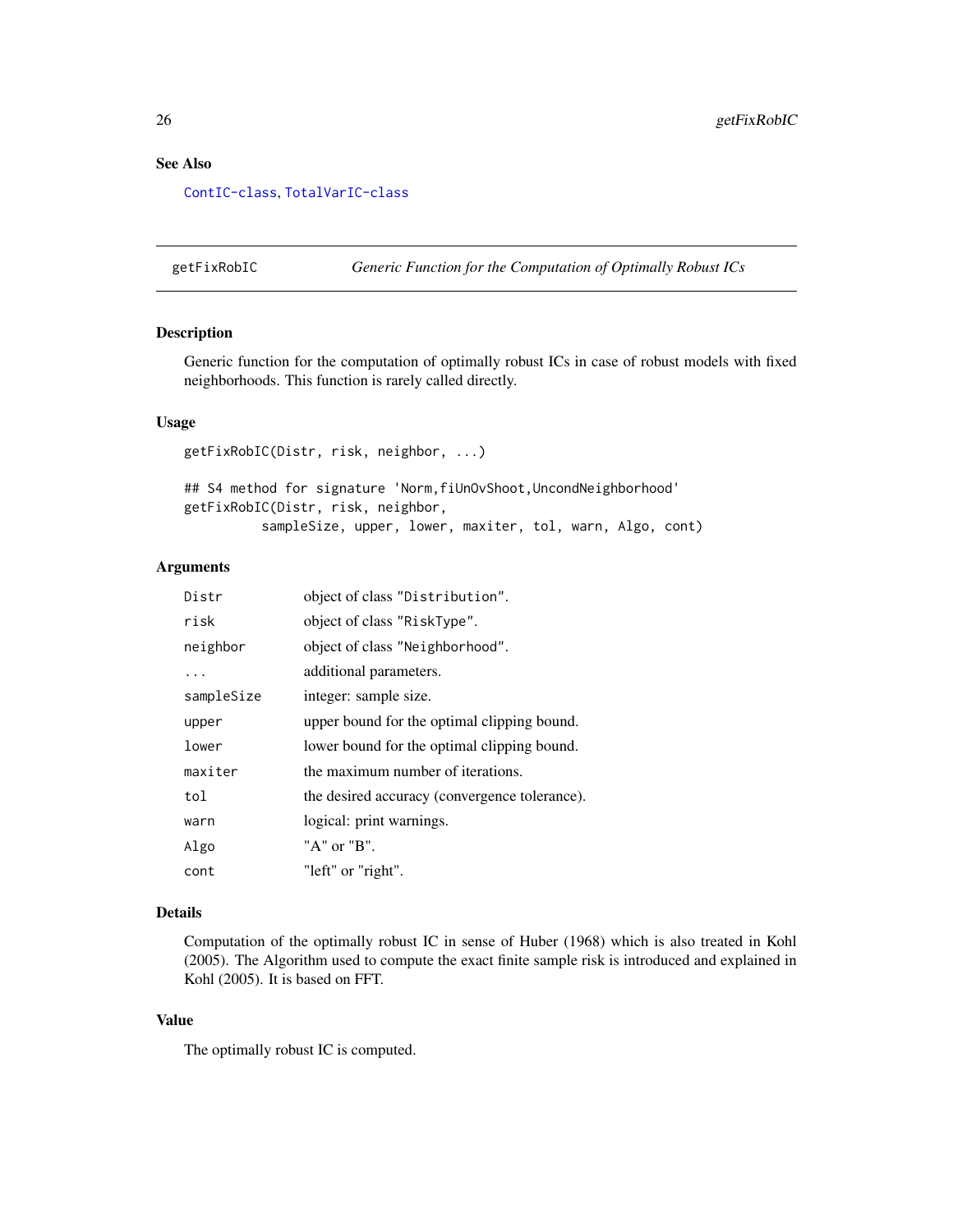## See Also

ContIC-class, TotalVarIC-class

---

getFixRobIC — *Generic Function for the Computation of Optimally Robust ICs*

---

### Description

Generic function for the computation of optimally robust ICs in case of robust models with fixed neighborhoods. This function is rarely called directly.

### Usage

```
getFixRobIC(Distr, risk, neighbor, ...)

## S4 method for signature 'Norm,fiUnOvShoot,UncondNeighborhood'
getFixRobIC(Distr, risk, neighbor,
          sampleSize, upper, lower, maxiter, tol, warn, Algo, cont)
```

### Arguments

| | |
|---|---|
| Distr | object of class "Distribution". |
| risk | object of class "RiskType". |
| neighbor | object of class "Neighborhood". |
| ... | additional parameters. |
| sampleSize | integer: sample size. |
| upper | upper bound for the optimal clipping bound. |
| lower | lower bound for the optimal clipping bound. |
| maxiter | the maximum number of iterations. |
| tol | the desired accuracy (convergence tolerance). |
| warn | logical: print warnings. |
| Algo | "A" or "B". |
| cont | "left" or "right". |

### Details

Computation of the optimally robust IC in sense of Huber (1968) which is also treated in Kohl (2005). The Algorithm used to compute the exact finite sample risk is introduced and explained in Kohl (2005). It is based on FFT.

### Value

The optimally robust IC is computed.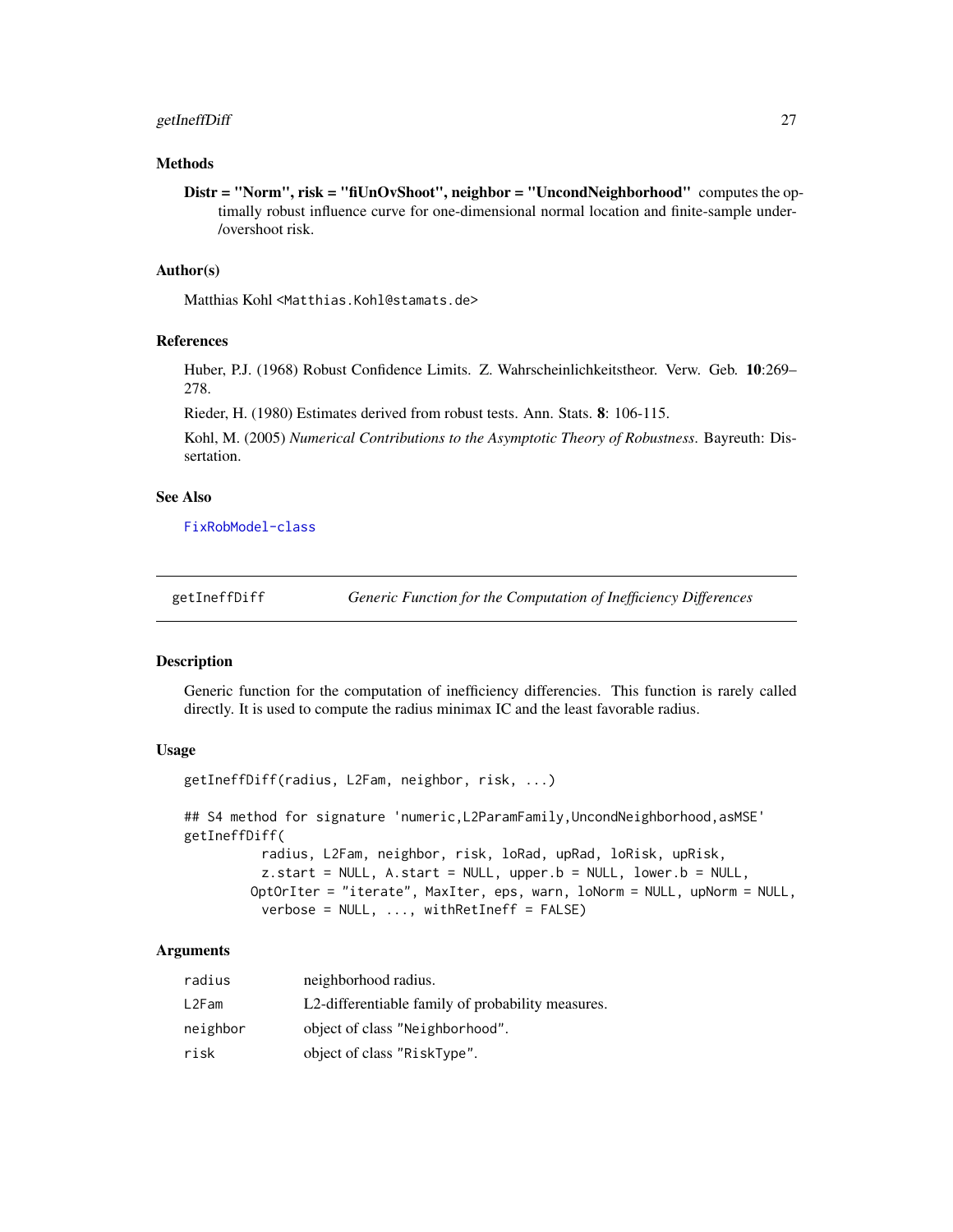### Methods

**Distr = "Norm", risk = "fiUnOvShoot", neighbor = "UncondNeighborhood"** computes the optimally robust influence curve for one-dimensional normal location and finite-sample under-/overshoot risk.

### Author(s)

Matthias Kohl <Matthias.Kohl@stamats.de>

### References

Huber, P.J. (1968) Robust Confidence Limits. Z. Wahrscheinlichkeitstheor. Verw. Geb. **10**:269–278.

Rieder, H. (1980) Estimates derived from robust tests. Ann. Stats. **8**: 106-115.

Kohl, M. (2005) *Numerical Contributions to the Asymptotic Theory of Robustness*. Bayreuth: Dissertation.

### See Also

FixRobModel-class

---

## getIneffDiff — *Generic Function for the Computation of Inefficiency Differences*

### Description

Generic function for the computation of inefficiency differencies. This function is rarely called directly. It is used to compute the radius minimax IC and the least favorable radius.

### Usage

```
getIneffDiff(radius, L2Fam, neighbor, risk, ...)

## S4 method for signature 'numeric,L2ParamFamily,UncondNeighborhood,asMSE'
getIneffDiff(
          radius, L2Fam, neighbor, risk, loRad, upRad, loRisk, upRisk,
          z.start = NULL, A.start = NULL, upper.b = NULL, lower.b = NULL,
        OptOrIter = "iterate", MaxIter, eps, warn, loNorm = NULL, upNorm = NULL,
          verbose = NULL, ..., withRetIneff = FALSE)
```

### Arguments

| | |
|---|---|
| radius | neighborhood radius. |
| L2Fam | L2-differentiable family of probability measures. |
| neighbor | object of class "Neighborhood". |
| risk | object of class "RiskType". |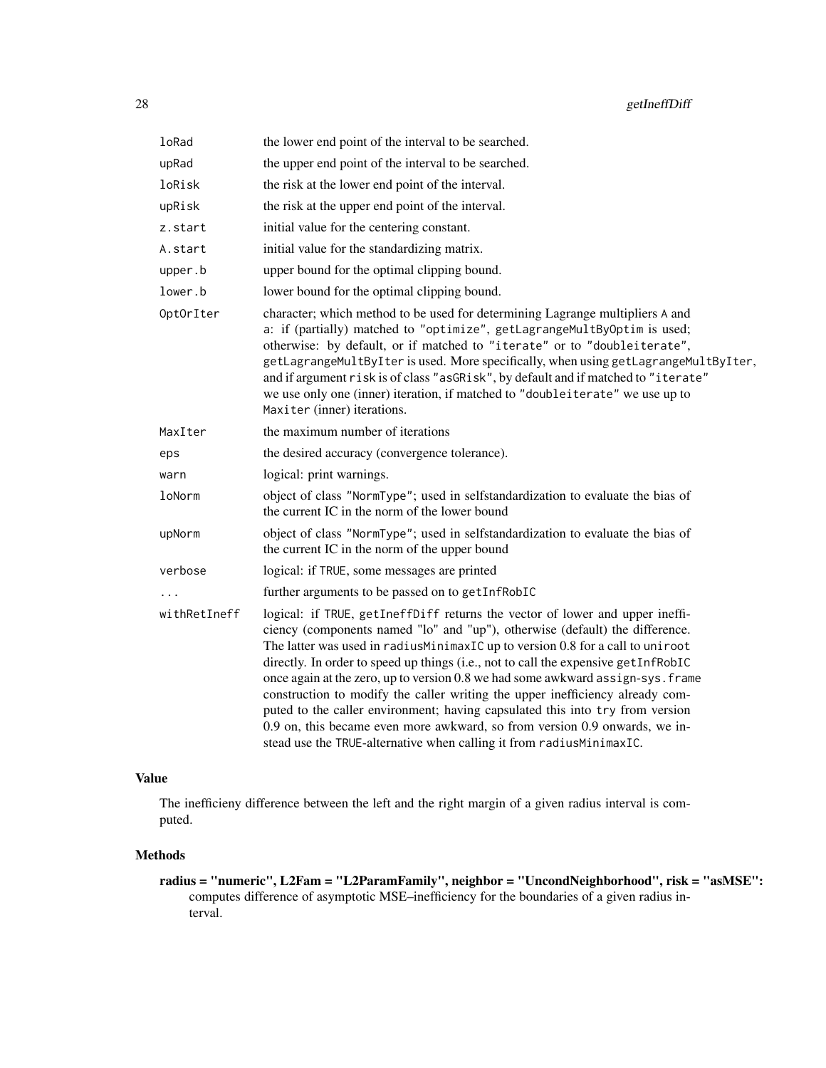| | |
|---|---|
| `loRad` | the lower end point of the interval to be searched. |
| `upRad` | the upper end point of the interval to be searched. |
| `loRisk` | the risk at the lower end point of the interval. |
| `upRisk` | the risk at the upper end point of the interval. |
| `z.start` | initial value for the centering constant. |
| `A.start` | initial value for the standardizing matrix. |
| `upper.b` | upper bound for the optimal clipping bound. |
| `lower.b` | lower bound for the optimal clipping bound. |
| `OptOrIter` | character; which method to be used for determining Lagrange multipliers `A` and `a`: if (partially) matched to `"optimize"`, `getLagrangeMultByOptim` is used; otherwise: by default, or if matched to `"iterate"` or to `"doubleiterate"`, `getLagrangeMultByIter` is used. More specifically, when using `getLagrangeMultByIter`, and if argument `risk` is of class `"asGRisk"`, by default and if matched to `"iterate"` we use only one (inner) iteration, if matched to `"doubleiterate"` we use up to `Maxiter` (inner) iterations. |
| `MaxIter` | the maximum number of iterations |
| `eps` | the desired accuracy (convergence tolerance). |
| `warn` | logical: print warnings. |
| `loNorm` | object of class `"NormType"`; used in selfstandardization to evaluate the bias of the current IC in the norm of the lower bound |
| `upNorm` | object of class `"NormType"`; used in selfstandardization to evaluate the bias of the current IC in the norm of the upper bound |
| `verbose` | logical: if `TRUE`, some messages are printed |
| `...` | further arguments to be passed on to `getInfRobIC` |
| `withRetIneff` | logical: if `TRUE`, `getIneffDiff` returns the vector of lower and upper inefficiency (components named "lo" and "up"), otherwise (default) the difference. The latter was used in `radiusMinimaxIC` up to version 0.8 for a call to `uniroot` directly. In order to speed up things (i.e., not to call the expensive `getInfRobIC` once again at the zero, up to version 0.8 we had some awkward `assign-sys.frame` construction to modify the caller writing the upper inefficiency already computed to the caller environment; having capsulated this into `try` from version 0.9 on, this became even more awkward, so from version 0.9 onwards, we instead use the `TRUE`-alternative when calling it from `radiusMinimaxIC`. |

## Value

The inefficieny difference between the left and the right margin of a given radius interval is computed.

## Methods

**radius = "numeric", L2Fam = "L2ParamFamily", neighbor = "UncondNeighborhood", risk = "asMSE":** computes difference of asymptotic MSE–inefficiency for the boundaries of a given radius interval.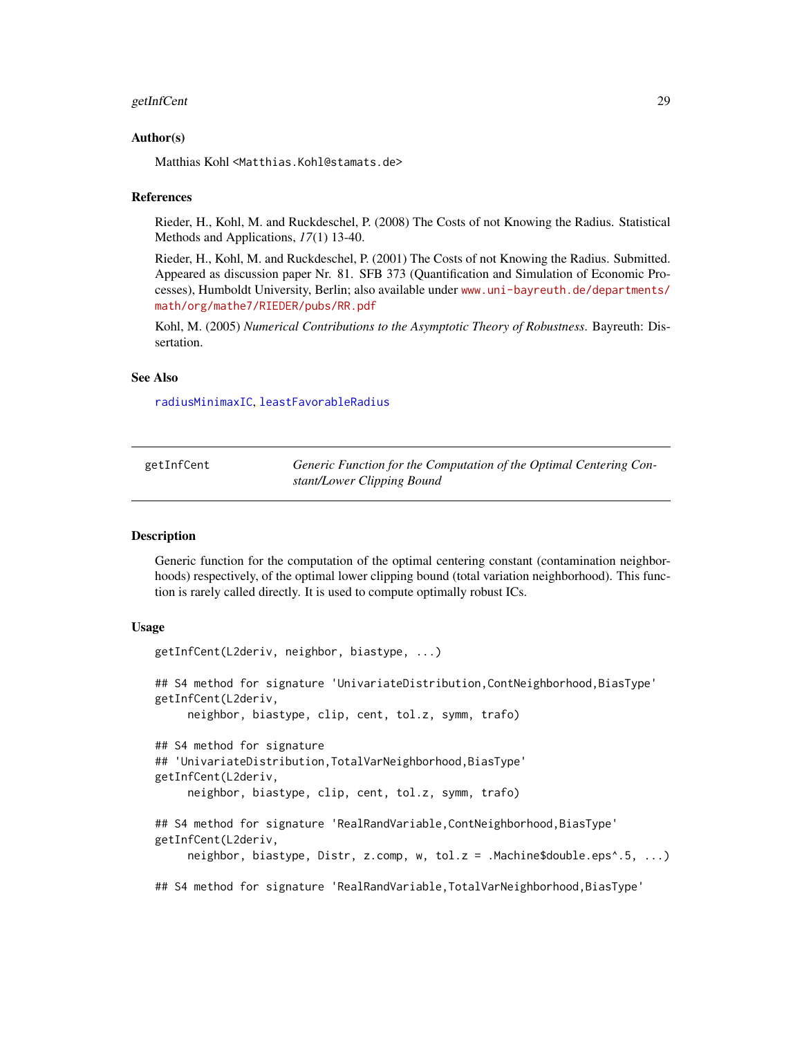### Author(s)

Matthias Kohl <Matthias.Kohl@stamats.de>

### References

Rieder, H., Kohl, M. and Ruckdeschel, P. (2008) The Costs of not Knowing the Radius. Statistical Methods and Applications, *17*(1) 13-40.

Rieder, H., Kohl, M. and Ruckdeschel, P. (2001) The Costs of not Knowing the Radius. Submitted. Appeared as discussion paper Nr. 81. SFB 373 (Quantification and Simulation of Economic Processes), Humboldt University, Berlin; also available under www.uni-bayreuth.de/departments/math/org/mathe7/RIEDER/pubs/RR.pdf

Kohl, M. (2005) *Numerical Contributions to the Asymptotic Theory of Robustness*. Bayreuth: Dissertation.

### See Also

radiusMinimaxIC, leastFavorableRadius

---

## getInfCent — *Generic Function for the Computation of the Optimal Centering Constant/Lower Clipping Bound*

### Description

Generic function for the computation of the optimal centering constant (contamination neighborhoods) respectively, of the optimal lower clipping bound (total variation neighborhood). This function is rarely called directly. It is used to compute optimally robust ICs.

### Usage

```
getInfCent(L2deriv, neighbor, biastype, ...)

## S4 method for signature 'UnivariateDistribution,ContNeighborhood,BiasType'
getInfCent(L2deriv,
     neighbor, biastype, clip, cent, tol.z, symm, trafo)

## S4 method for signature
## 'UnivariateDistribution,TotalVarNeighborhood,BiasType'
getInfCent(L2deriv,
     neighbor, biastype, clip, cent, tol.z, symm, trafo)

## S4 method for signature 'RealRandVariable,ContNeighborhood,BiasType'
getInfCent(L2deriv,
     neighbor, biastype, Distr, z.comp, w, tol.z = .Machine$double.eps^.5, ...)

## S4 method for signature 'RealRandVariable,TotalVarNeighborhood,BiasType'
```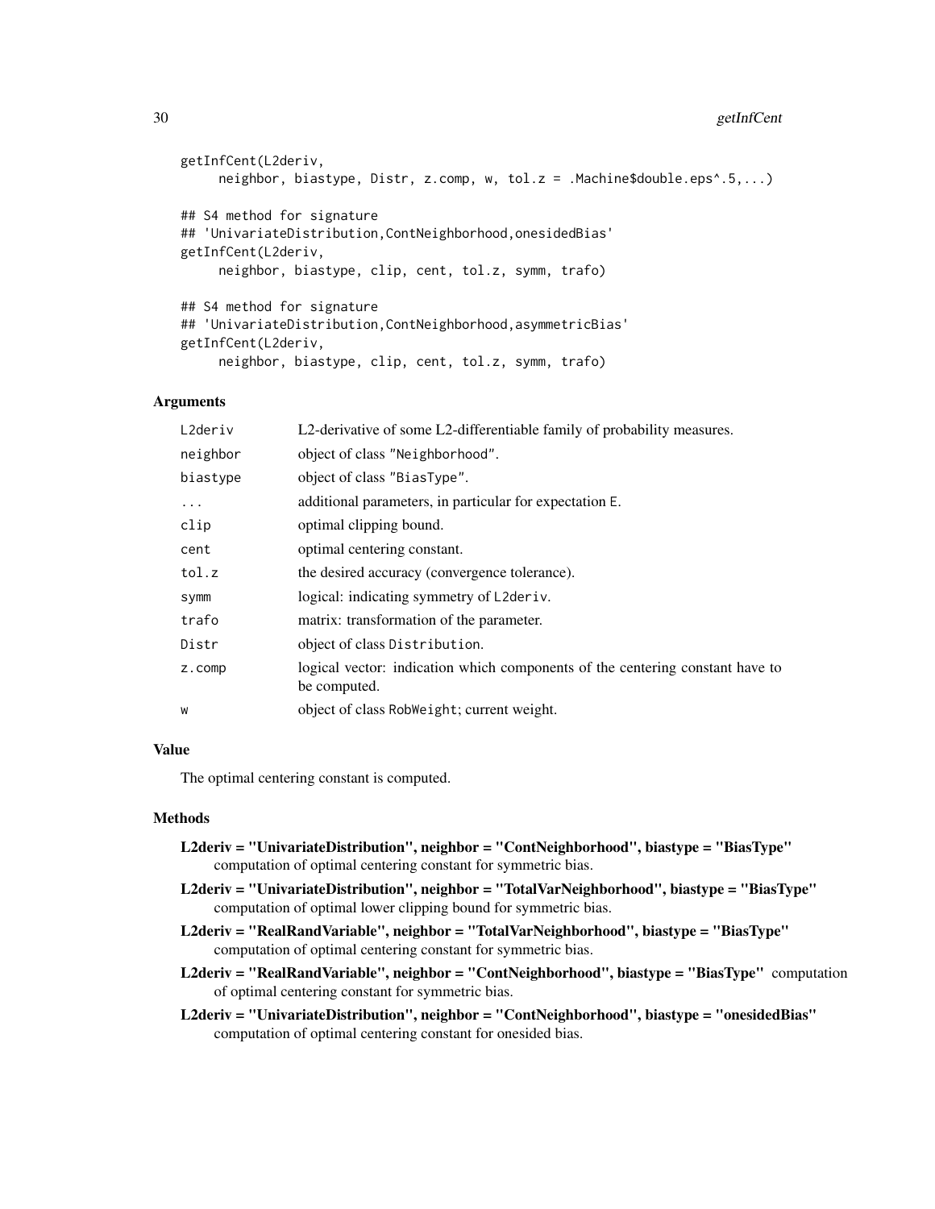```
getInfCent(L2deriv,
     neighbor, biastype, Distr, z.comp, w, tol.z = .Machine$double.eps^.5,...)

## S4 method for signature
## 'UnivariateDistribution,ContNeighborhood,onesidedBias'
getInfCent(L2deriv,
     neighbor, biastype, clip, cent, tol.z, symm, trafo)

## S4 method for signature
## 'UnivariateDistribution,ContNeighborhood,asymmetricBias'
getInfCent(L2deriv,
     neighbor, biastype, clip, cent, tol.z, symm, trafo)
```

### Arguments

| | |
|---|---|
| L2deriv | L2-derivative of some L2-differentiable family of probability measures. |
| neighbor | object of class "Neighborhood". |
| biastype | object of class "BiasType". |
| ... | additional parameters, in particular for expectation E. |
| clip | optimal clipping bound. |
| cent | optimal centering constant. |
| tol.z | the desired accuracy (convergence tolerance). |
| symm | logical: indicating symmetry of L2deriv. |
| trafo | matrix: transformation of the parameter. |
| Distr | object of class Distribution. |
| z.comp | logical vector: indication which components of the centering constant have to be computed. |
| w | object of class RobWeight; current weight. |

### Value

The optimal centering constant is computed.

### Methods

**L2deriv = "UnivariateDistribution", neighbor = "ContNeighborhood", biastype = "BiasType"** computation of optimal centering constant for symmetric bias.

**L2deriv = "UnivariateDistribution", neighbor = "TotalVarNeighborhood", biastype = "BiasType"** computation of optimal lower clipping bound for symmetric bias.

**L2deriv = "RealRandVariable", neighbor = "TotalVarNeighborhood", biastype = "BiasType"** computation of optimal centering constant for symmetric bias.

**L2deriv = "RealRandVariable", neighbor = "ContNeighborhood", biastype = "BiasType"** computation of optimal centering constant for symmetric bias.

**L2deriv = "UnivariateDistribution", neighbor = "ContNeighborhood", biastype = "onesidedBias"** computation of optimal centering constant for onesided bias.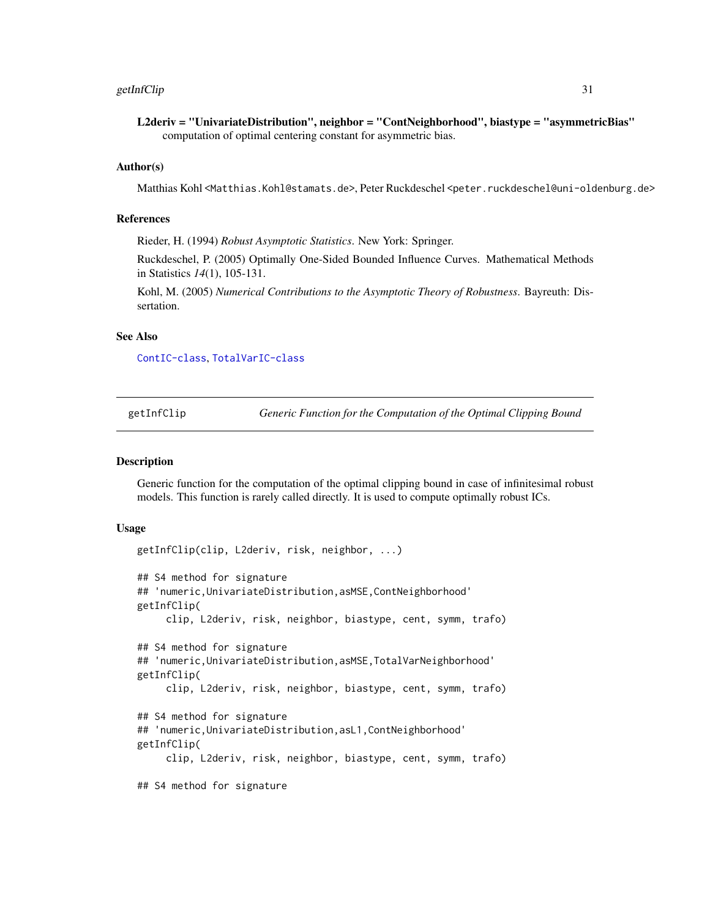**L2deriv = "UnivariateDistribution", neighbor = "ContNeighborhood", biastype = "asymmetricBias"** computation of optimal centering constant for asymmetric bias.

### Author(s)

Matthias Kohl <Matthias.Kohl@stamats.de>, Peter Ruckdeschel <peter.ruckdeschel@uni-oldenburg.de>

### References

Rieder, H. (1994) *Robust Asymptotic Statistics*. New York: Springer.

Ruckdeschel, P. (2005) Optimally One-Sided Bounded Influence Curves. Mathematical Methods in Statistics *14*(1), 105-131.

Kohl, M. (2005) *Numerical Contributions to the Asymptotic Theory of Robustness*. Bayreuth: Dissertation.

### See Also

ContIC-class, TotalVarIC-class

---

## getInfClip — *Generic Function for the Computation of the Optimal Clipping Bound*

### Description

Generic function for the computation of the optimal clipping bound in case of infinitesimal robust models. This function is rarely called directly. It is used to compute optimally robust ICs.

### Usage

```
getInfClip(clip, L2deriv, risk, neighbor, ...)

## S4 method for signature
## 'numeric,UnivariateDistribution,asMSE,ContNeighborhood'
getInfClip(
     clip, L2deriv, risk, neighbor, biastype, cent, symm, trafo)

## S4 method for signature
## 'numeric,UnivariateDistribution,asMSE,TotalVarNeighborhood'
getInfClip(
     clip, L2deriv, risk, neighbor, biastype, cent, symm, trafo)

## S4 method for signature
## 'numeric,UnivariateDistribution,asL1,ContNeighborhood'
getInfClip(
     clip, L2deriv, risk, neighbor, biastype, cent, symm, trafo)

## S4 method for signature
```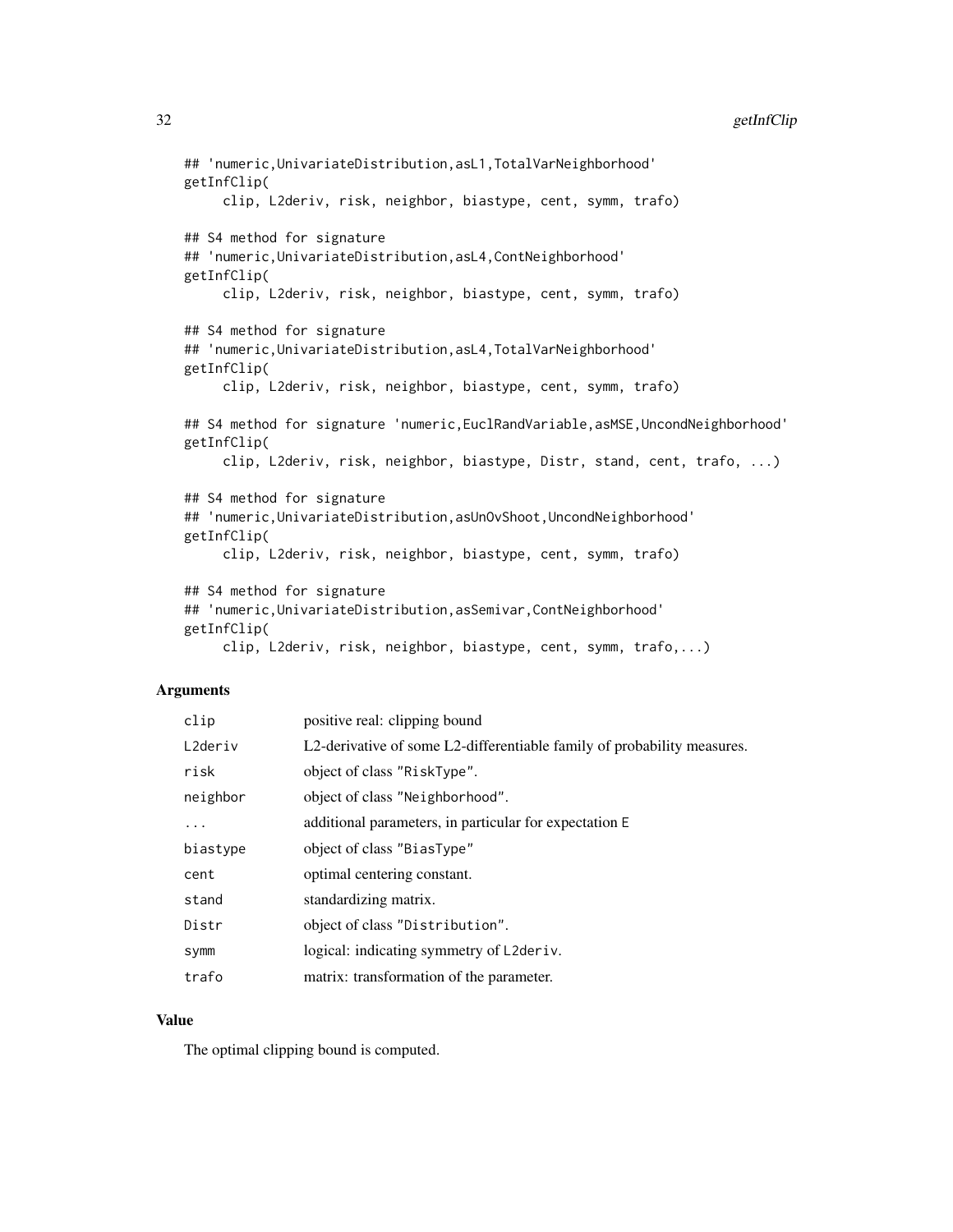```
## 'numeric,UnivariateDistribution,asL1,TotalVarNeighborhood'
getInfClip(
     clip, L2deriv, risk, neighbor, biastype, cent, symm, trafo)

## S4 method for signature
## 'numeric,UnivariateDistribution,asL4,ContNeighborhood'
getInfClip(
     clip, L2deriv, risk, neighbor, biastype, cent, symm, trafo)

## S4 method for signature
## 'numeric,UnivariateDistribution,asL4,TotalVarNeighborhood'
getInfClip(
     clip, L2deriv, risk, neighbor, biastype, cent, symm, trafo)

## S4 method for signature 'numeric,EuclRandVariable,asMSE,UncondNeighborhood'
getInfClip(
     clip, L2deriv, risk, neighbor, biastype, Distr, stand, cent, trafo, ...)

## S4 method for signature
## 'numeric,UnivariateDistribution,asUnOvShoot,UncondNeighborhood'
getInfClip(
     clip, L2deriv, risk, neighbor, biastype, cent, symm, trafo)

## S4 method for signature
## 'numeric,UnivariateDistribution,asSemivar,ContNeighborhood'
getInfClip(
     clip, L2deriv, risk, neighbor, biastype, cent, symm, trafo,...)
```

## Arguments

| | |
|---|---|
| clip | positive real: clipping bound |
| L2deriv | L2-derivative of some L2-differentiable family of probability measures. |
| risk | object of class "RiskType". |
| neighbor | object of class "Neighborhood". |
| ... | additional parameters, in particular for expectation E |
| biastype | object of class "BiasType" |
| cent | optimal centering constant. |
| stand | standardizing matrix. |
| Distr | object of class "Distribution". |
| symm | logical: indicating symmetry of L2deriv. |
| trafo | matrix: transformation of the parameter. |

## Value

The optimal clipping bound is computed.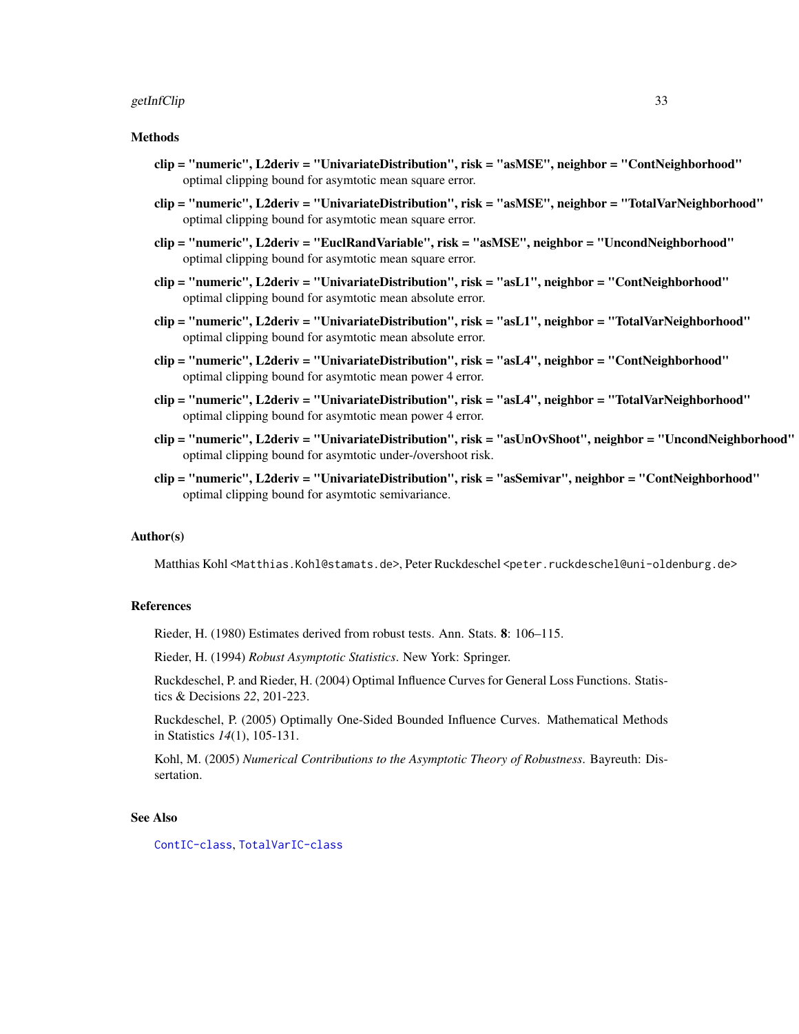### Methods

**clip = "numeric", L2deriv = "UnivariateDistribution", risk = "asMSE", neighbor = "ContNeighborhood"**
optimal clipping bound for asymtotic mean square error.

**clip = "numeric", L2deriv = "UnivariateDistribution", risk = "asMSE", neighbor = "TotalVarNeighborhood"**
optimal clipping bound for asymtotic mean square error.

**clip = "numeric", L2deriv = "EuclRandVariable", risk = "asMSE", neighbor = "UncondNeighborhood"**
optimal clipping bound for asymtotic mean square error.

**clip = "numeric", L2deriv = "UnivariateDistribution", risk = "asL1", neighbor = "ContNeighborhood"**
optimal clipping bound for asymtotic mean absolute error.

**clip = "numeric", L2deriv = "UnivariateDistribution", risk = "asL1", neighbor = "TotalVarNeighborhood"**
optimal clipping bound for asymtotic mean absolute error.

**clip = "numeric", L2deriv = "UnivariateDistribution", risk = "asL4", neighbor = "ContNeighborhood"**
optimal clipping bound for asymtotic mean power 4 error.

**clip = "numeric", L2deriv = "UnivariateDistribution", risk = "asL4", neighbor = "TotalVarNeighborhood"**
optimal clipping bound for asymtotic mean power 4 error.

**clip = "numeric", L2deriv = "UnivariateDistribution", risk = "asUnOvShoot", neighbor = "UncondNeighborhood"**
optimal clipping bound for asymtotic under-/overshoot risk.

**clip = "numeric", L2deriv = "UnivariateDistribution", risk = "asSemivar", neighbor = "ContNeighborhood"**
optimal clipping bound for asymtotic semivariance.

### Author(s)

Matthias Kohl <Matthias.Kohl@stamats.de>, Peter Ruckdeschel <peter.ruckdeschel@uni-oldenburg.de>

### References

Rieder, H. (1980) Estimates derived from robust tests. Ann. Stats. **8**: 106–115.

Rieder, H. (1994) *Robust Asymptotic Statistics*. New York: Springer.

Ruckdeschel, P. and Rieder, H. (2004) Optimal Influence Curves for General Loss Functions. Statistics & Decisions *22*, 201-223.

Ruckdeschel, P. (2005) Optimally One-Sided Bounded Influence Curves. Mathematical Methods in Statistics *14*(1), 105-131.

Kohl, M. (2005) *Numerical Contributions to the Asymptotic Theory of Robustness*. Bayreuth: Dissertation.

### See Also

ContIC-class, TotalVarIC-class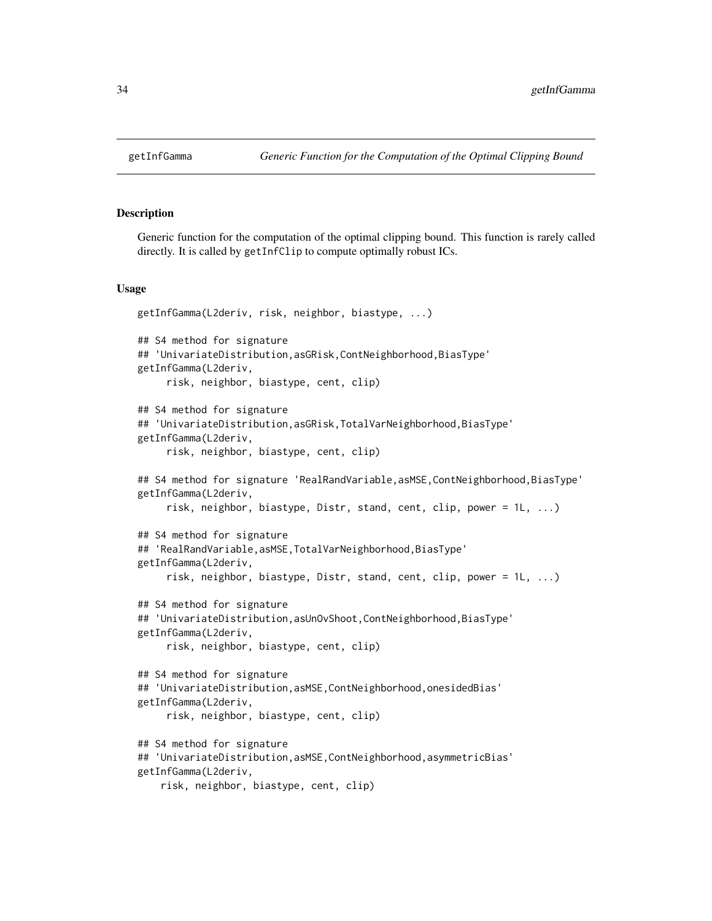getInfGamma *Generic Function for the Computation of the Optimal Clipping Bound*

## Description

Generic function for the computation of the optimal clipping bound. This function is rarely called directly. It is called by `getInfClip` to compute optimally robust ICs.

## Usage

```
getInfGamma(L2deriv, risk, neighbor, biastype, ...)

## S4 method for signature
## 'UnivariateDistribution,asGRisk,ContNeighborhood,BiasType'
getInfGamma(L2deriv,
     risk, neighbor, biastype, cent, clip)

## S4 method for signature
## 'UnivariateDistribution,asGRisk,TotalVarNeighborhood,BiasType'
getInfGamma(L2deriv,
     risk, neighbor, biastype, cent, clip)

## S4 method for signature 'RealRandVariable,asMSE,ContNeighborhood,BiasType'
getInfGamma(L2deriv,
     risk, neighbor, biastype, Distr, stand, cent, clip, power = 1L, ...)

## S4 method for signature
## 'RealRandVariable,asMSE,TotalVarNeighborhood,BiasType'
getInfGamma(L2deriv,
     risk, neighbor, biastype, Distr, stand, cent, clip, power = 1L, ...)

## S4 method for signature
## 'UnivariateDistribution,asUnOvShoot,ContNeighborhood,BiasType'
getInfGamma(L2deriv,
     risk, neighbor, biastype, cent, clip)

## S4 method for signature
## 'UnivariateDistribution,asMSE,ContNeighborhood,onesidedBias'
getInfGamma(L2deriv,
     risk, neighbor, biastype, cent, clip)

## S4 method for signature
## 'UnivariateDistribution,asMSE,ContNeighborhood,asymmetricBias'
getInfGamma(L2deriv,
    risk, neighbor, biastype, cent, clip)
```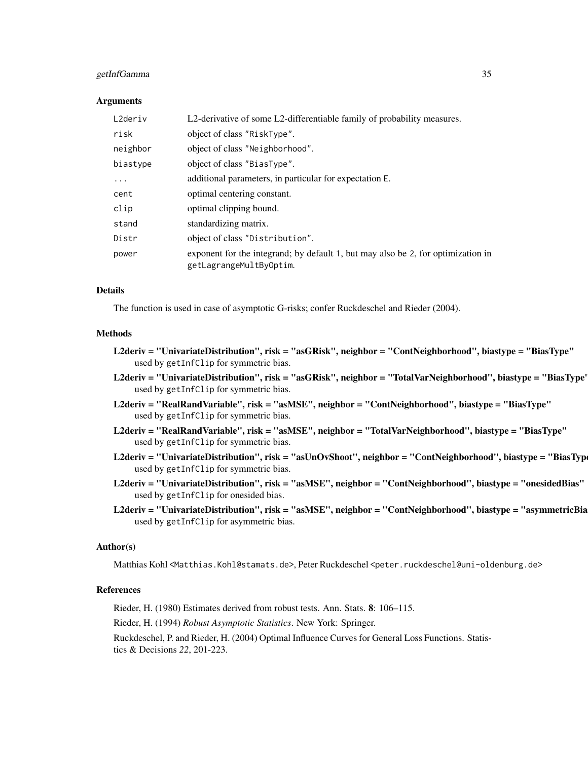### Arguments

| | |
|---|---|
| L2deriv | L2-derivative of some L2-differentiable family of probability measures. |
| risk | object of class "RiskType". |
| neighbor | object of class "Neighborhood". |
| biastype | object of class "BiasType". |
| ... | additional parameters, in particular for expectation E. |
| cent | optimal centering constant. |
| clip | optimal clipping bound. |
| stand | standardizing matrix. |
| Distr | object of class "Distribution". |
| power | exponent for the integrand; by default 1, but may also be 2, for optimization in getLagrangeMultByOptim. |

### Details

The function is used in case of asymptotic G-risks; confer Ruckdeschel and Rieder (2004).

### Methods

**L2deriv = "UnivariateDistribution", risk = "asGRisk", neighbor = "ContNeighborhood", biastype = "BiasType"** used by getInfClip for symmetric bias.

**L2deriv = "UnivariateDistribution", risk = "asGRisk", neighbor = "TotalVarNeighborhood", biastype = "BiasType"** used by getInfClip for symmetric bias.

**L2deriv = "RealRandVariable", risk = "asMSE", neighbor = "ContNeighborhood", biastype = "BiasType"** used by getInfClip for symmetric bias.

**L2deriv = "RealRandVariable", risk = "asMSE", neighbor = "TotalVarNeighborhood", biastype = "BiasType"** used by getInfClip for symmetric bias.

**L2deriv = "UnivariateDistribution", risk = "asUnOvShoot", neighbor = "ContNeighborhood", biastype = "BiasType"** used by getInfClip for symmetric bias.

**L2deriv = "UnivariateDistribution", risk = "asMSE", neighbor = "ContNeighborhood", biastype = "onesidedBias"** used by getInfClip for onesided bias.

**L2deriv = "UnivariateDistribution", risk = "asMSE", neighbor = "ContNeighborhood", biastype = "asymmetricBias"** used by getInfClip for asymmetric bias.

### Author(s)

Matthias Kohl <Matthias.Kohl@stamats.de>, Peter Ruckdeschel <peter.ruckdeschel@uni-oldenburg.de>

### References

Rieder, H. (1980) Estimates derived from robust tests. Ann. Stats. **8**: 106–115.

Rieder, H. (1994) *Robust Asymptotic Statistics*. New York: Springer.

Ruckdeschel, P. and Rieder, H. (2004) Optimal Influence Curves for General Loss Functions. Statistics & Decisions *22*, 201-223.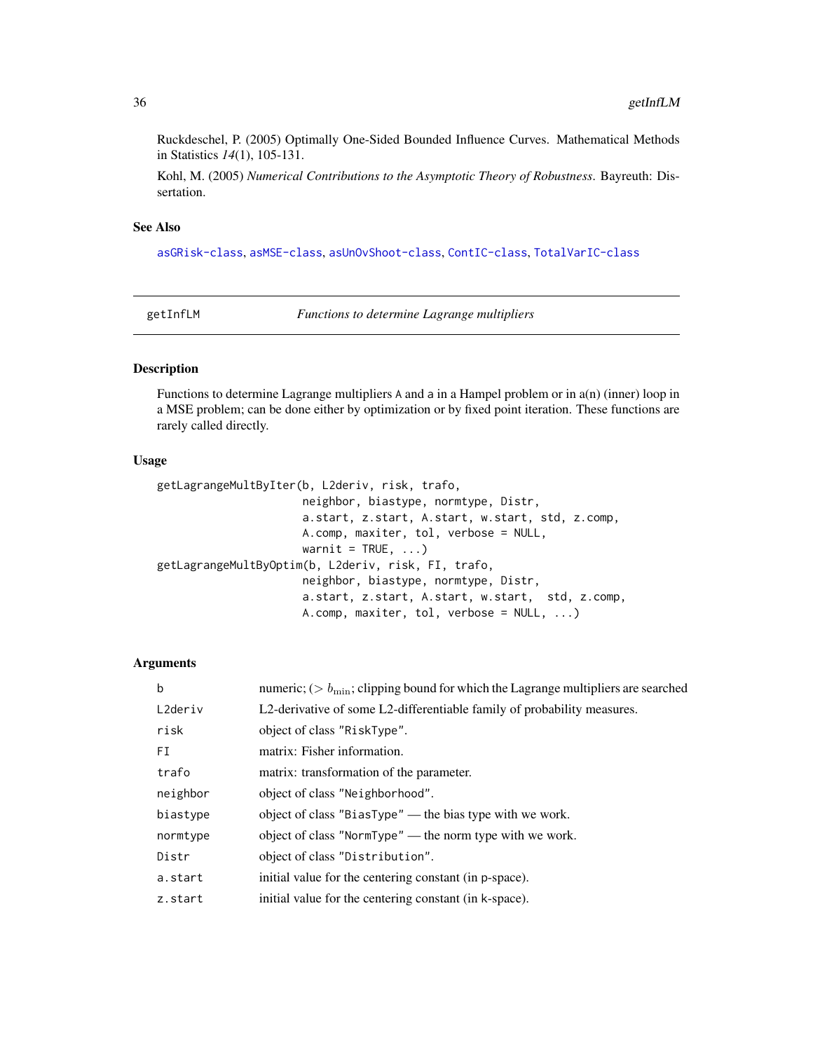Ruckdeschel, P. (2005) Optimally One-Sided Bounded Influence Curves. Mathematical Methods in Statistics *14*(1), 105-131.

Kohl, M. (2005) *Numerical Contributions to the Asymptotic Theory of Robustness*. Bayreuth: Dissertation.

### See Also

asGRisk-class, asMSE-class, asUnOvShoot-class, ContIC-class, TotalVarIC-class

---

## getInfLM — *Functions to determine Lagrange multipliers*

---

### Description

Functions to determine Lagrange multipliers A and a in a Hampel problem or in a(n) (inner) loop in a MSE problem; can be done either by optimization or by fixed point iteration. These functions are rarely called directly.

### Usage

```
getLagrangeMultByIter(b, L2deriv, risk, trafo,
                      neighbor, biastype, normtype, Distr,
                      a.start, z.start, A.start, w.start, std, z.comp,
                      A.comp, maxiter, tol, verbose = NULL,
                      warnit = TRUE, ...)
getLagrangeMultByOptim(b, L2deriv, risk, FI, trafo,
                      neighbor, biastype, normtype, Distr,
                      a.start, z.start, A.start, w.start,  std, z.comp,
                      A.comp, maxiter, tol, verbose = NULL, ...)
```

### Arguments

| | |
|---|---|
| b | numeric; ($> b_{\min}$; clipping bound for which the Lagrange multipliers are searched |
| L2deriv | L2-derivative of some L2-differentiable family of probability measures. |
| risk | object of class "RiskType". |
| FI | matrix: Fisher information. |
| trafo | matrix: transformation of the parameter. |
| neighbor | object of class "Neighborhood". |
| biastype | object of class "BiasType" — the bias type with we work. |
| normtype | object of class "NormType" — the norm type with we work. |
| Distr | object of class "Distribution". |
| a.start | initial value for the centering constant (in p-space). |
| z.start | initial value for the centering constant (in k-space). |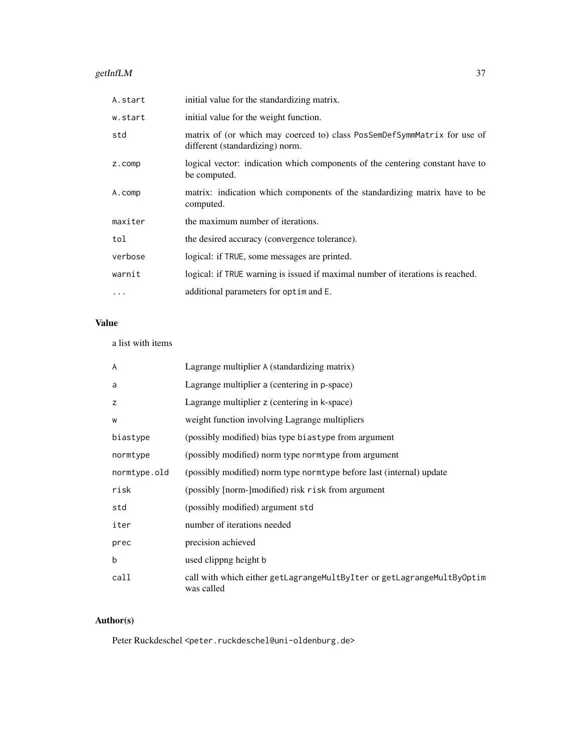| | |
|---|---|
| `A.start` | initial value for the standardizing matrix. |
| `w.start` | initial value for the weight function. |
| `std` | matrix of (or which may coerced to) class `PosSemDefSymmMatrix` for use of different (standardizing) norm. |
| `z.comp` | logical vector: indication which components of the centering constant have to be computed. |
| `A.comp` | matrix: indication which components of the standardizing matrix have to be computed. |
| `maxiter` | the maximum number of iterations. |
| `tol` | the desired accuracy (convergence tolerance). |
| `verbose` | logical: if `TRUE`, some messages are printed. |
| `warnit` | logical: if `TRUE` warning is issued if maximal number of iterations is reached. |
| `...` | additional parameters for `optim` and `E`. |

## Value

a list with items

| | |
|---|---|
| `A` | Lagrange multiplier `A` (standardizing matrix) |
| `a` | Lagrange multiplier `a` (centering in `p`-space) |
| `z` | Lagrange multiplier `z` (centering in `k`-space) |
| `w` | weight function involving Lagrange multipliers |
| `biastype` | (possibly modified) bias type `biastype` from argument |
| `normtype` | (possibly modified) norm type `normtype` from argument |
| `normtype.old` | (possibly modified) norm type `normtype` before last (internal) update |
| `risk` | (possibly [norm-]modified) risk `risk` from argument |
| `std` | (possibly modified) argument `std` |
| `iter` | number of iterations needed |
| `prec` | precision achieved |
| `b` | used clippng height `b` |
| `call` | call with which either `getLagrangeMultByIter` or `getLagrangeMultByOptim` was called |

## Author(s)

Peter Ruckdeschel <peter.ruckdeschel@uni-oldenburg.de>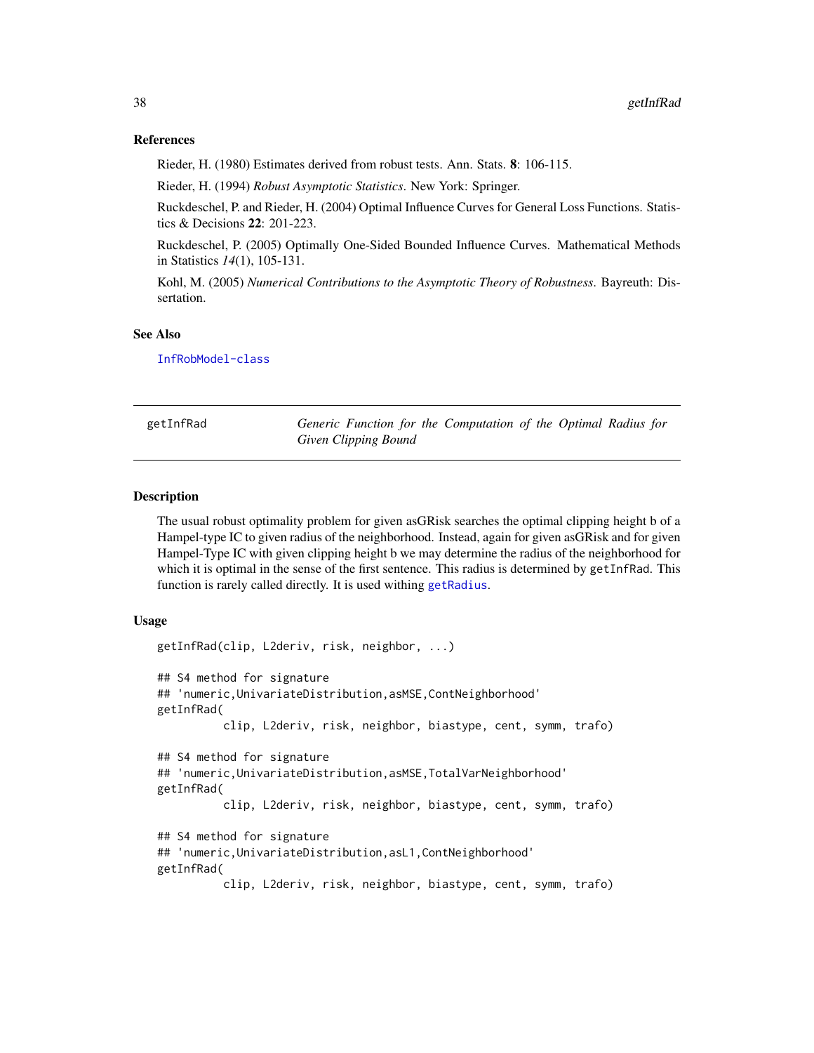### References

Rieder, H. (1980) Estimates derived from robust tests. Ann. Stats. **8**: 106-115.

Rieder, H. (1994) *Robust Asymptotic Statistics*. New York: Springer.

Ruckdeschel, P. and Rieder, H. (2004) Optimal Influence Curves for General Loss Functions. Statistics & Decisions **22**: 201-223.

Ruckdeschel, P. (2005) Optimally One-Sided Bounded Influence Curves. Mathematical Methods in Statistics *14*(1), 105-131.

Kohl, M. (2005) *Numerical Contributions to the Asymptotic Theory of Robustness*. Bayreuth: Dissertation.

### See Also

InfRobModel-class

---

## getInfRad — *Generic Function for the Computation of the Optimal Radius for Given Clipping Bound*

### Description

The usual robust optimality problem for given asGRisk searches the optimal clipping height b of a Hampel-type IC to given radius of the neighborhood. Instead, again for given asGRisk and for given Hampel-Type IC with given clipping height b we may determine the radius of the neighborhood for which it is optimal in the sense of the first sentence. This radius is determined by `getInfRad`. This function is rarely called directly. It is used withing `getRadius`.

### Usage

```
getInfRad(clip, L2deriv, risk, neighbor, ...)

## S4 method for signature
## 'numeric,UnivariateDistribution,asMSE,ContNeighborhood'
getInfRad(
         clip, L2deriv, risk, neighbor, biastype, cent, symm, trafo)

## S4 method for signature
## 'numeric,UnivariateDistribution,asMSE,TotalVarNeighborhood'
getInfRad(
         clip, L2deriv, risk, neighbor, biastype, cent, symm, trafo)

## S4 method for signature
## 'numeric,UnivariateDistribution,asL1,ContNeighborhood'
getInfRad(
         clip, L2deriv, risk, neighbor, biastype, cent, symm, trafo)
```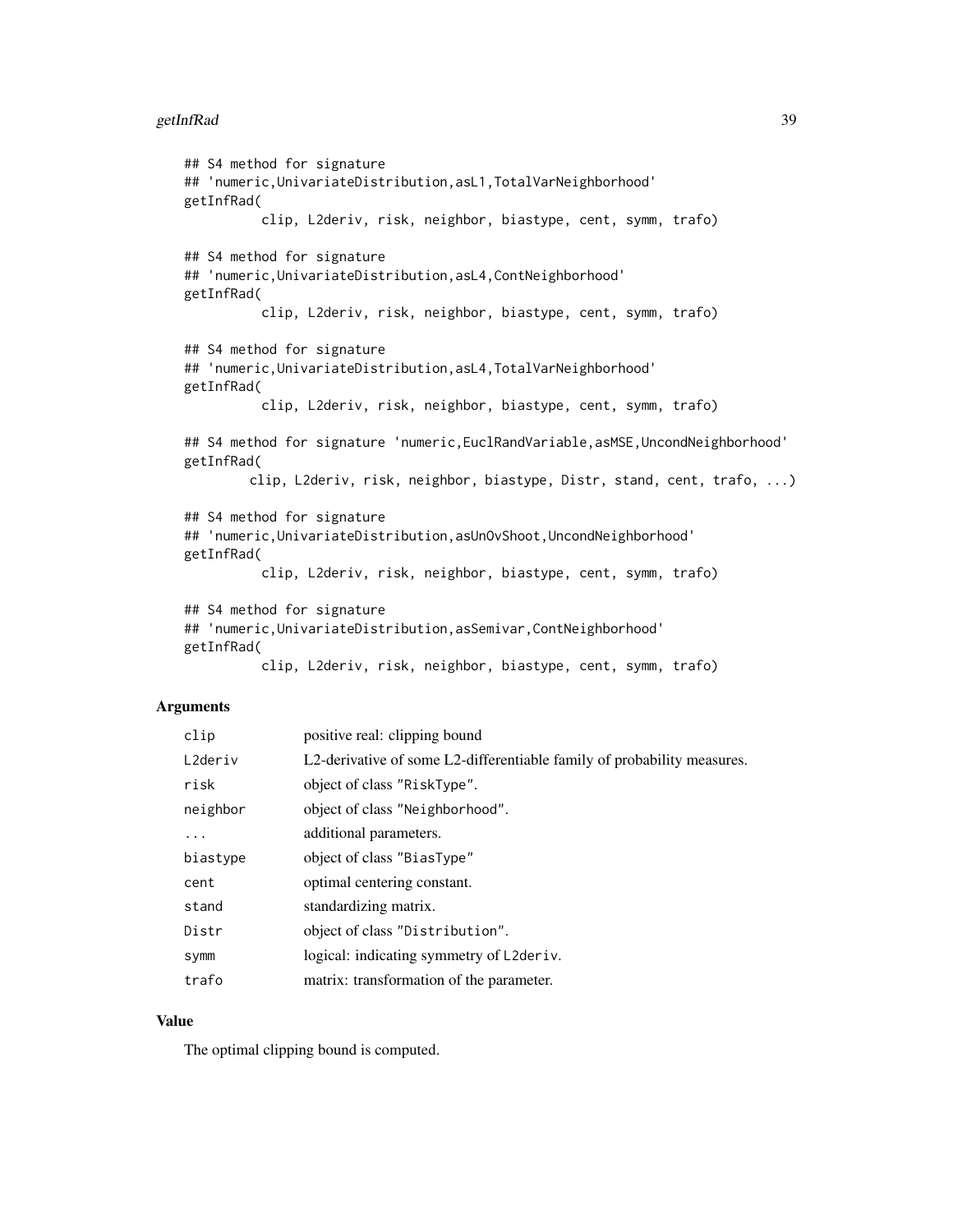```
## S4 method for signature
## 'numeric,UnivariateDistribution,asL1,TotalVarNeighborhood'
getInfRad(
          clip, L2deriv, risk, neighbor, biastype, cent, symm, trafo)

## S4 method for signature
## 'numeric,UnivariateDistribution,asL4,ContNeighborhood'
getInfRad(
          clip, L2deriv, risk, neighbor, biastype, cent, symm, trafo)

## S4 method for signature
## 'numeric,UnivariateDistribution,asL4,TotalVarNeighborhood'
getInfRad(
          clip, L2deriv, risk, neighbor, biastype, cent, symm, trafo)

## S4 method for signature 'numeric,EuclRandVariable,asMSE,UncondNeighborhood'
getInfRad(
        clip, L2deriv, risk, neighbor, biastype, Distr, stand, cent, trafo, ...)

## S4 method for signature
## 'numeric,UnivariateDistribution,asUnOvShoot,UncondNeighborhood'
getInfRad(
          clip, L2deriv, risk, neighbor, biastype, cent, symm, trafo)

## S4 method for signature
## 'numeric,UnivariateDistribution,asSemivar,ContNeighborhood'
getInfRad(
          clip, L2deriv, risk, neighbor, biastype, cent, symm, trafo)
```

### Arguments

| | |
|---|---|
| `clip` | positive real: clipping bound |
| `L2deriv` | L2-derivative of some L2-differentiable family of probability measures. |
| `risk` | object of class "RiskType". |
| `neighbor` | object of class "Neighborhood". |
| `...` | additional parameters. |
| `biastype` | object of class "BiasType" |
| `cent` | optimal centering constant. |
| `stand` | standardizing matrix. |
| `Distr` | object of class "Distribution". |
| `symm` | logical: indicating symmetry of `L2deriv`. |
| `trafo` | matrix: transformation of the parameter. |

### Value

The optimal clipping bound is computed.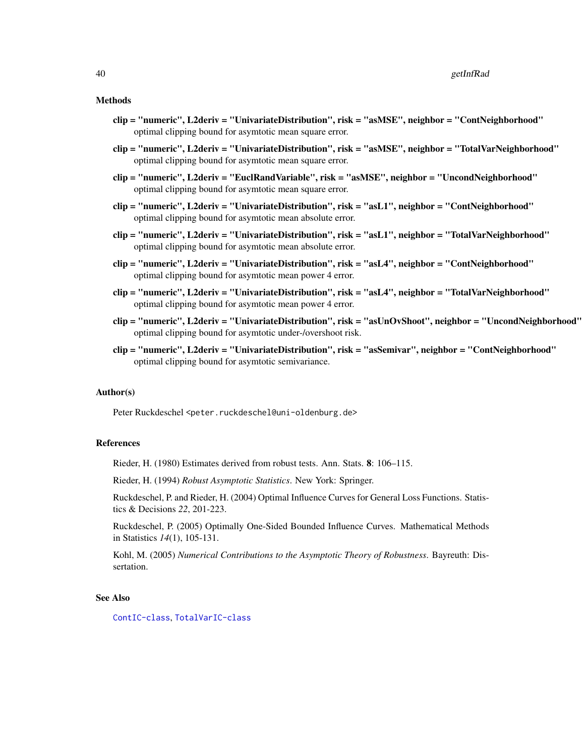## Methods

**clip = "numeric", L2deriv = "UnivariateDistribution", risk = "asMSE", neighbor = "ContNeighborhood"**
optimal clipping bound for asymtotic mean square error.

**clip = "numeric", L2deriv = "UnivariateDistribution", risk = "asMSE", neighbor = "TotalVarNeighborhood"**
optimal clipping bound for asymtotic mean square error.

**clip = "numeric", L2deriv = "EuclRandVariable", risk = "asMSE", neighbor = "UncondNeighborhood"**
optimal clipping bound for asymtotic mean square error.

**clip = "numeric", L2deriv = "UnivariateDistribution", risk = "asL1", neighbor = "ContNeighborhood"**
optimal clipping bound for asymtotic mean absolute error.

**clip = "numeric", L2deriv = "UnivariateDistribution", risk = "asL1", neighbor = "TotalVarNeighborhood"**
optimal clipping bound for asymtotic mean absolute error.

**clip = "numeric", L2deriv = "UnivariateDistribution", risk = "asL4", neighbor = "ContNeighborhood"**
optimal clipping bound for asymtotic mean power 4 error.

**clip = "numeric", L2deriv = "UnivariateDistribution", risk = "asL4", neighbor = "TotalVarNeighborhood"**
optimal clipping bound for asymtotic mean power 4 error.

**clip = "numeric", L2deriv = "UnivariateDistribution", risk = "asUnOvShoot", neighbor = "UncondNeighborhood"**
optimal clipping bound for asymtotic under-/overshoot risk.

**clip = "numeric", L2deriv = "UnivariateDistribution", risk = "asSemivar", neighbor = "ContNeighborhood"**
optimal clipping bound for asymtotic semivariance.

## Author(s)

Peter Ruckdeschel <peter.ruckdeschel@uni-oldenburg.de>

## References

Rieder, H. (1980) Estimates derived from robust tests. Ann. Stats. **8**: 106–115.

Rieder, H. (1994) *Robust Asymptotic Statistics*. New York: Springer.

Ruckdeschel, P. and Rieder, H. (2004) Optimal Influence Curves for General Loss Functions. Statistics & Decisions *22*, 201-223.

Ruckdeschel, P. (2005) Optimally One-Sided Bounded Influence Curves. Mathematical Methods in Statistics *14*(1), 105-131.

Kohl, M. (2005) *Numerical Contributions to the Asymptotic Theory of Robustness*. Bayreuth: Dissertation.

## See Also

ContIC-class, TotalVarIC-class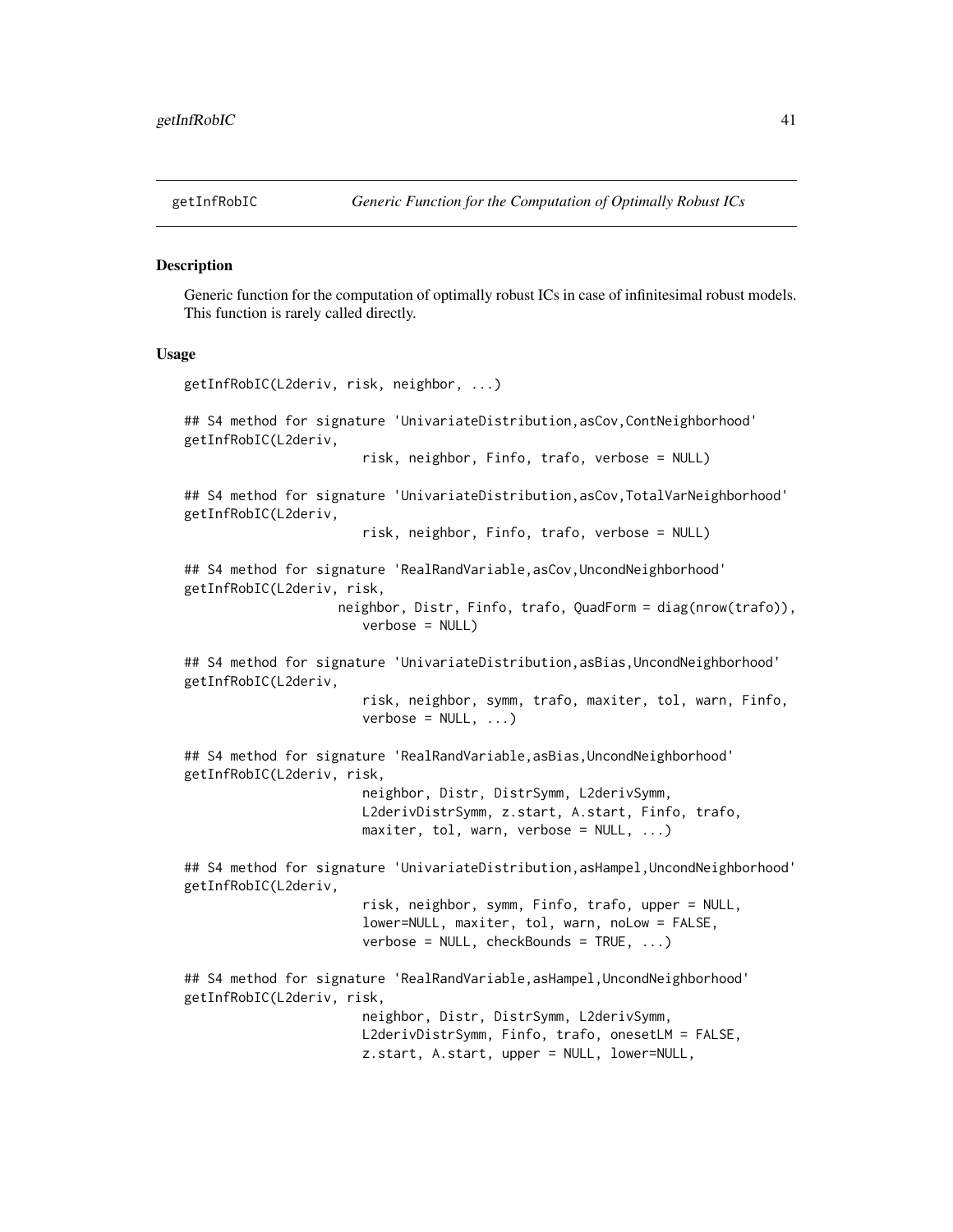getInfRobIC *Generic Function for the Computation of Optimally Robust ICs*

## Description

Generic function for the computation of optimally robust ICs in case of infinitesimal robust models. This function is rarely called directly.

## Usage

```
getInfRobIC(L2deriv, risk, neighbor, ...)

## S4 method for signature 'UnivariateDistribution,asCov,ContNeighborhood'
getInfRobIC(L2deriv,
                      risk, neighbor, Finfo, trafo, verbose = NULL)

## S4 method for signature 'UnivariateDistribution,asCov,TotalVarNeighborhood'
getInfRobIC(L2deriv,
                      risk, neighbor, Finfo, trafo, verbose = NULL)

## S4 method for signature 'RealRandVariable,asCov,UncondNeighborhood'
getInfRobIC(L2deriv, risk,
                   neighbor, Distr, Finfo, trafo, QuadForm = diag(nrow(trafo)),
                      verbose = NULL)

## S4 method for signature 'UnivariateDistribution,asBias,UncondNeighborhood'
getInfRobIC(L2deriv,
                      risk, neighbor, symm, trafo, maxiter, tol, warn, Finfo,
                      verbose = NULL, ...)

## S4 method for signature 'RealRandVariable,asBias,UncondNeighborhood'
getInfRobIC(L2deriv, risk,
                      neighbor, Distr, DistrSymm, L2derivSymm,
                      L2derivDistrSymm, z.start, A.start, Finfo, trafo,
                      maxiter, tol, warn, verbose = NULL, ...)

## S4 method for signature 'UnivariateDistribution,asHampel,UncondNeighborhood'
getInfRobIC(L2deriv,
                      risk, neighbor, symm, Finfo, trafo, upper = NULL,
                      lower=NULL, maxiter, tol, warn, noLow = FALSE,
                      verbose = NULL, checkBounds = TRUE, ...)

## S4 method for signature 'RealRandVariable,asHampel,UncondNeighborhood'
getInfRobIC(L2deriv, risk,
                      neighbor, Distr, DistrSymm, L2derivSymm,
                      L2derivDistrSymm, Finfo, trafo, onesetLM = FALSE,
                      z.start, A.start, upper = NULL, lower=NULL,
```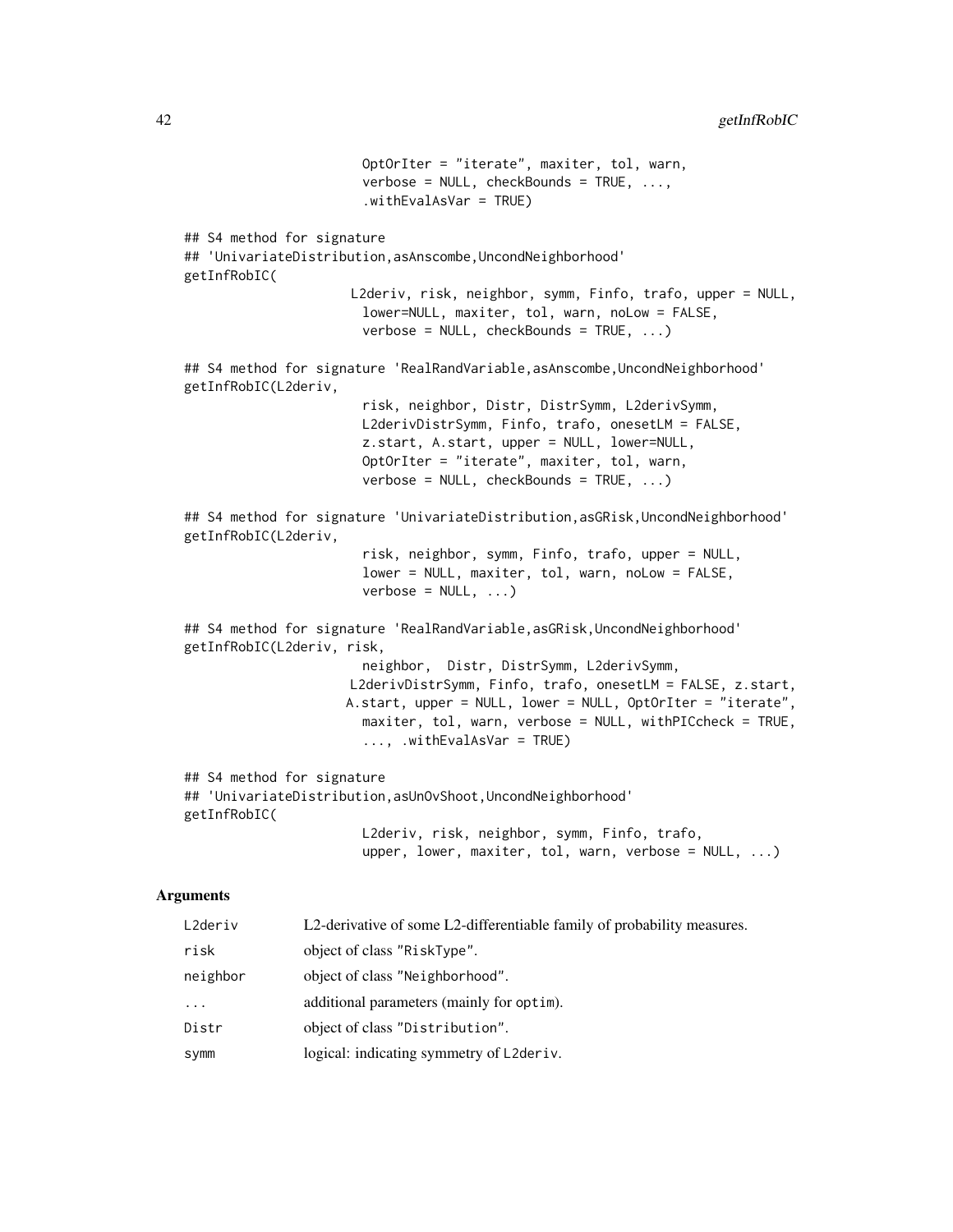```
                      OptOrIter = "iterate", maxiter, tol, warn,
                      verbose = NULL, checkBounds = TRUE, ...,
                      .withEvalAsVar = TRUE)

## S4 method for signature
## 'UnivariateDistribution,asAnscombe,UncondNeighborhood'
getInfRobIC(
                     L2deriv, risk, neighbor, symm, Finfo, trafo, upper = NULL,
                      lower=NULL, maxiter, tol, warn, noLow = FALSE,
                      verbose = NULL, checkBounds = TRUE, ...)

## S4 method for signature 'RealRandVariable,asAnscombe,UncondNeighborhood'
getInfRobIC(L2deriv,
                      risk, neighbor, Distr, DistrSymm, L2derivSymm,
                      L2derivDistrSymm, Finfo, trafo, onesetLM = FALSE,
                      z.start, A.start, upper = NULL, lower=NULL,
                      OptOrIter = "iterate", maxiter, tol, warn,
                      verbose = NULL, checkBounds = TRUE, ...)

## S4 method for signature 'UnivariateDistribution,asGRisk,UncondNeighborhood'
getInfRobIC(L2deriv,
                      risk, neighbor, symm, Finfo, trafo, upper = NULL,
                      lower = NULL, maxiter, tol, warn, noLow = FALSE,
                      verbose = NULL, ...)

## S4 method for signature 'RealRandVariable,asGRisk,UncondNeighborhood'
getInfRobIC(L2deriv, risk,
                      neighbor,  Distr, DistrSymm, L2derivSymm,
                     L2derivDistrSymm, Finfo, trafo, onesetLM = FALSE, z.start,
                    A.start, upper = NULL, lower = NULL, OptOrIter = "iterate",
                      maxiter, tol, warn, verbose = NULL, withPICcheck = TRUE,
                      ..., .withEvalAsVar = TRUE)

## S4 method for signature
## 'UnivariateDistribution,asUnOvShoot,UncondNeighborhood'
getInfRobIC(
                      L2deriv, risk, neighbor, symm, Finfo, trafo,
                      upper, lower, maxiter, tol, warn, verbose = NULL, ...)
```

## Arguments

| | |
|---|---|
| L2deriv | L2-derivative of some L2-differentiable family of probability measures. |
| risk | object of class "RiskType". |
| neighbor | object of class "Neighborhood". |
| ... | additional parameters (mainly for optim). |
| Distr | object of class "Distribution". |
| symm | logical: indicating symmetry of L2deriv. |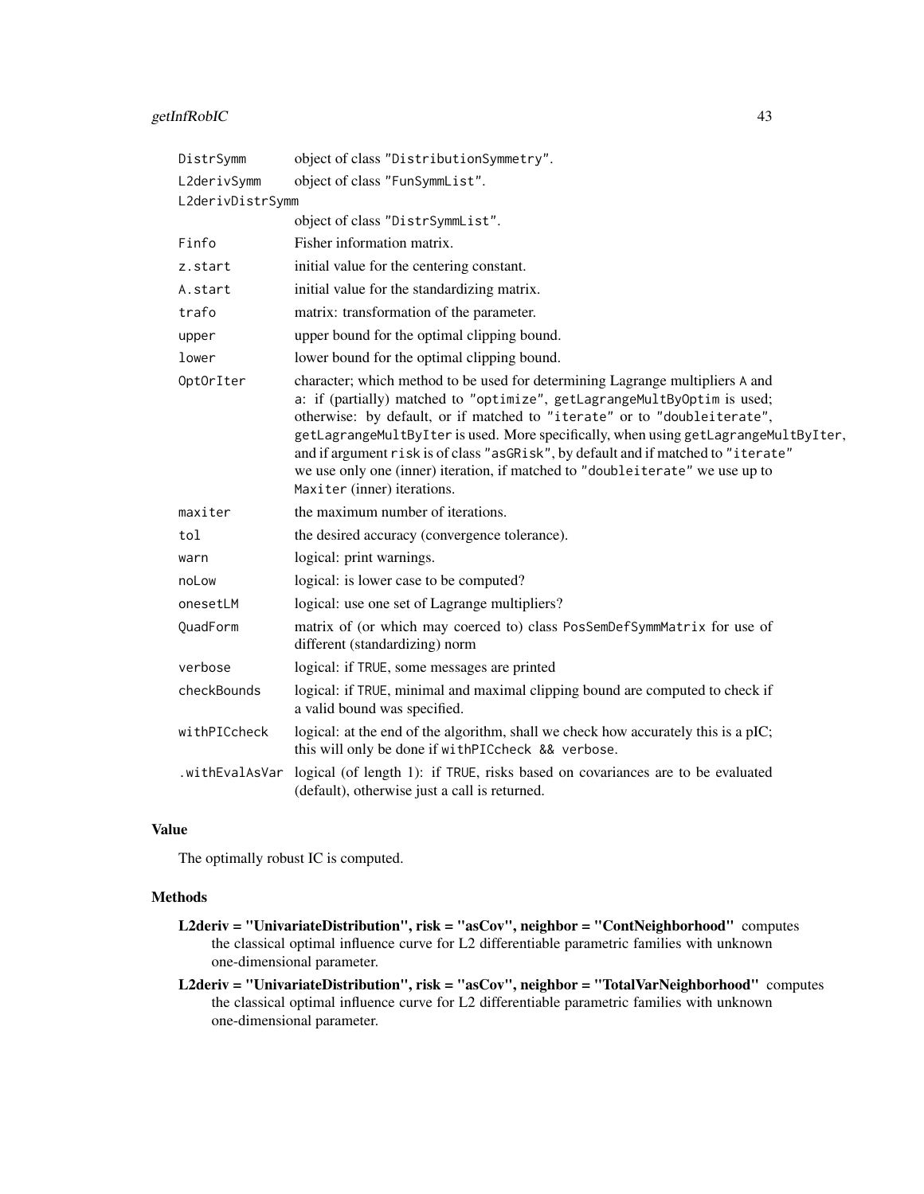| | |
|---|---|
| DistrSymm | object of class "DistributionSymmetry". |
| L2derivSymm | object of class "FunSymmList". |
| L2derivDistrSymm | object of class "DistrSymmList". |
| Finfo | Fisher information matrix. |
| z.start | initial value for the centering constant. |
| A.start | initial value for the standardizing matrix. |
| trafo | matrix: transformation of the parameter. |
| upper | upper bound for the optimal clipping bound. |
| lower | lower bound for the optimal clipping bound. |
| OptOrIter | character; which method to be used for determining Lagrange multipliers A and a: if (partially) matched to "optimize", getLagrangeMultByOptim is used; otherwise: by default, or if matched to "iterate" or to "doubleiterate", getLagrangeMultByIter is used. More specifically, when using getLagrangeMultByIter, and if argument risk is of class "asGRisk", by default and if matched to "iterate" we use only one (inner) iteration, if matched to "doubleiterate" we use up to Maxiter (inner) iterations. |
| maxiter | the maximum number of iterations. |
| tol | the desired accuracy (convergence tolerance). |
| warn | logical: print warnings. |
| noLow | logical: is lower case to be computed? |
| onesetLM | logical: use one set of Lagrange multipliers? |
| QuadForm | matrix of (or which may coerced to) class PosSemDefSymmMatrix for use of different (standardizing) norm |
| verbose | logical: if TRUE, some messages are printed |
| checkBounds | logical: if TRUE, minimal and maximal clipping bound are computed to check if a valid bound was specified. |
| withPICcheck | logical: at the end of the algorithm, shall we check how accurately this is a pIC; this will only be done if withPICcheck && verbose. |
| .withEvalAsVar | logical (of length 1): if TRUE, risks based on covariances are to be evaluated (default), otherwise just a call is returned. |

## Value

The optimally robust IC is computed.

## Methods

- **L2deriv = "UnivariateDistribution", risk = "asCov", neighbor = "ContNeighborhood"** computes the classical optimal influence curve for L2 differentiable parametric families with unknown one-dimensional parameter.
- **L2deriv = "UnivariateDistribution", risk = "asCov", neighbor = "TotalVarNeighborhood"** computes the classical optimal influence curve for L2 differentiable parametric families with unknown one-dimensional parameter.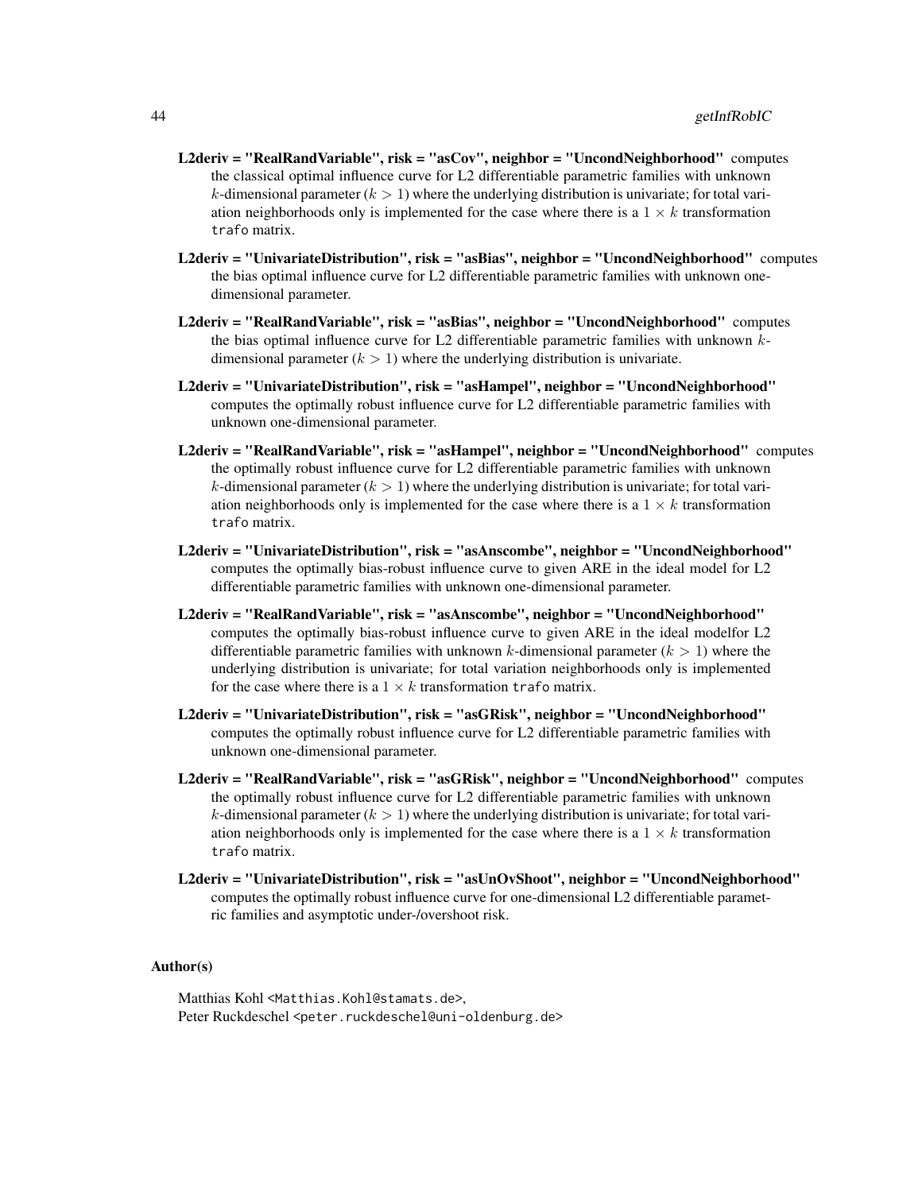**L2deriv = "RealRandVariable", risk = "asCov", neighbor = "UncondNeighborhood"** computes the classical optimal influence curve for L2 differentiable parametric families with unknown $k$-dimensional parameter ($k > 1$) where the underlying distribution is univariate; for total variation neighborhoods only is implemented for the case where there is a $1 \times k$ transformation `trafo` matrix.

**L2deriv = "UnivariateDistribution", risk = "asBias", neighbor = "UncondNeighborhood"** computes the bias optimal influence curve for L2 differentiable parametric families with unknown one-dimensional parameter.

**L2deriv = "RealRandVariable", risk = "asBias", neighbor = "UncondNeighborhood"** computes the bias optimal influence curve for L2 differentiable parametric families with unknown $k$-dimensional parameter ($k > 1$) where the underlying distribution is univariate.

**L2deriv = "UnivariateDistribution", risk = "asHampel", neighbor = "UncondNeighborhood"** computes the optimally robust influence curve for L2 differentiable parametric families with unknown one-dimensional parameter.

**L2deriv = "RealRandVariable", risk = "asHampel", neighbor = "UncondNeighborhood"** computes the optimally robust influence curve for L2 differentiable parametric families with unknown $k$-dimensional parameter ($k > 1$) where the underlying distribution is univariate; for total variation neighborhoods only is implemented for the case where there is a $1 \times k$ transformation `trafo` matrix.

**L2deriv = "UnivariateDistribution", risk = "asAnscombe", neighbor = "UncondNeighborhood"** computes the optimally bias-robust influence curve to given ARE in the ideal model for L2 differentiable parametric families with unknown one-dimensional parameter.

**L2deriv = "RealRandVariable", risk = "asAnscombe", neighbor = "UncondNeighborhood"** computes the optimally bias-robust influence curve to given ARE in the ideal modelfor L2 differentiable parametric families with unknown $k$-dimensional parameter ($k > 1$) where the underlying distribution is univariate; for total variation neighborhoods only is implemented for the case where there is a $1 \times k$ transformation `trafo` matrix.

**L2deriv = "UnivariateDistribution", risk = "asGRisk", neighbor = "UncondNeighborhood"** computes the optimally robust influence curve for L2 differentiable parametric families with unknown one-dimensional parameter.

**L2deriv = "RealRandVariable", risk = "asGRisk", neighbor = "UncondNeighborhood"** computes the optimally robust influence curve for L2 differentiable parametric families with unknown $k$-dimensional parameter ($k > 1$) where the underlying distribution is univariate; for total variation neighborhoods only is implemented for the case where there is a $1 \times k$ transformation `trafo` matrix.

**L2deriv = "UnivariateDistribution", risk = "asUnOvShoot", neighbor = "UncondNeighborhood"** computes the optimally robust influence curve for one-dimensional L2 differentiable parametric families and asymptotic under-/overshoot risk.

## Author(s)

Matthias Kohl <Matthias.Kohl@stamats.de>,
Peter Ruckdeschel <peter.ruckdeschel@uni-oldenburg.de>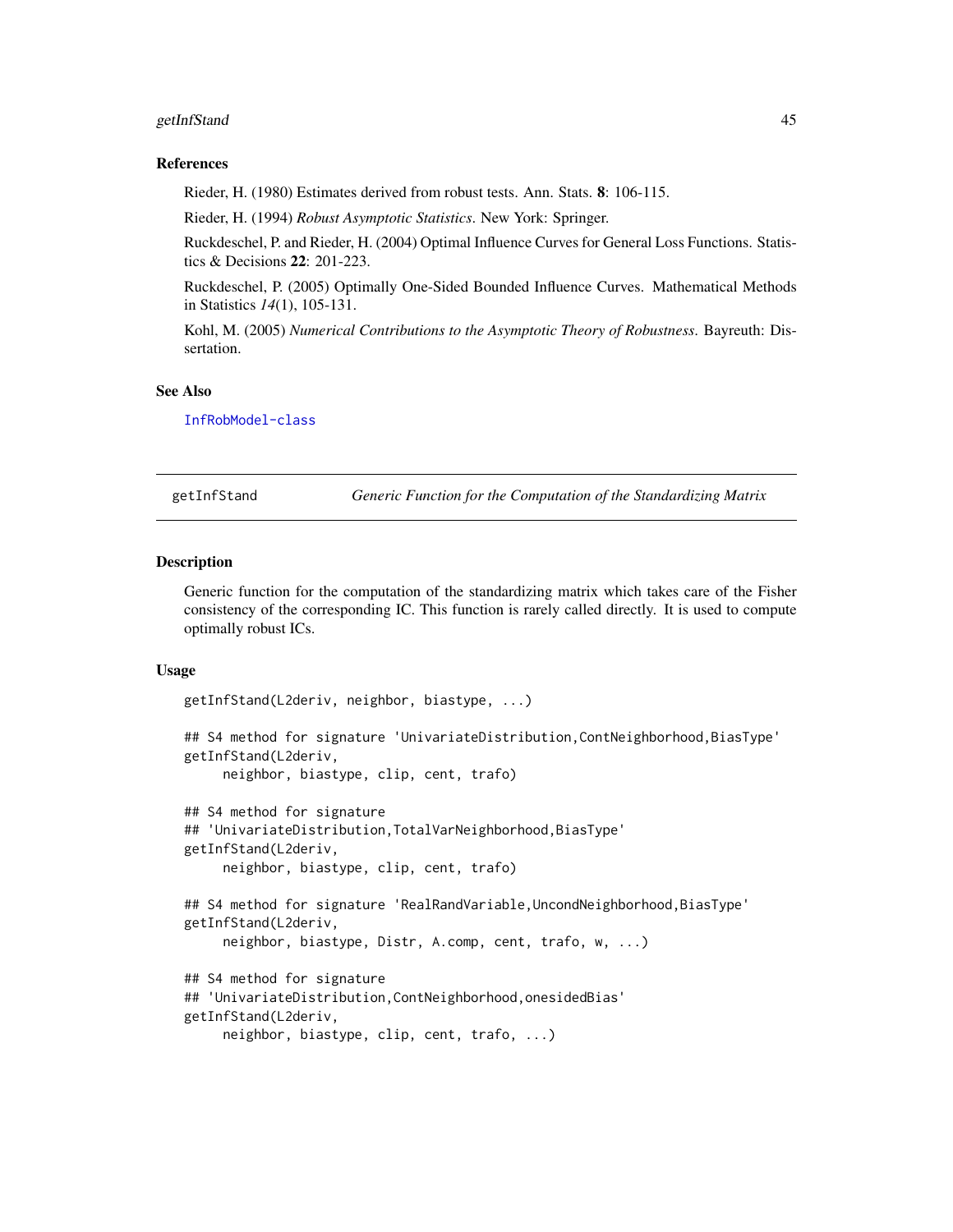### References

Rieder, H. (1980) Estimates derived from robust tests. Ann. Stats. **8**: 106-115.

Rieder, H. (1994) *Robust Asymptotic Statistics*. New York: Springer.

Ruckdeschel, P. and Rieder, H. (2004) Optimal Influence Curves for General Loss Functions. Statistics & Decisions **22**: 201-223.

Ruckdeschel, P. (2005) Optimally One-Sided Bounded Influence Curves. Mathematical Methods in Statistics *14*(1), 105-131.

Kohl, M. (2005) *Numerical Contributions to the Asymptotic Theory of Robustness*. Bayreuth: Dissertation.

### See Also

InfRobModel-class

---

## getInfStand    *Generic Function for the Computation of the Standardizing Matrix*

### Description

Generic function for the computation of the standardizing matrix which takes care of the Fisher consistency of the corresponding IC. This function is rarely called directly. It is used to compute optimally robust ICs.

### Usage

```
getInfStand(L2deriv, neighbor, biastype, ...)

## S4 method for signature 'UnivariateDistribution,ContNeighborhood,BiasType'
getInfStand(L2deriv,
     neighbor, biastype, clip, cent, trafo)

## S4 method for signature
## 'UnivariateDistribution,TotalVarNeighborhood,BiasType'
getInfStand(L2deriv,
     neighbor, biastype, clip, cent, trafo)

## S4 method for signature 'RealRandVariable,UncondNeighborhood,BiasType'
getInfStand(L2deriv,
     neighbor, biastype, Distr, A.comp, cent, trafo, w, ...)

## S4 method for signature
## 'UnivariateDistribution,ContNeighborhood,onesidedBias'
getInfStand(L2deriv,
     neighbor, biastype, clip, cent, trafo, ...)
```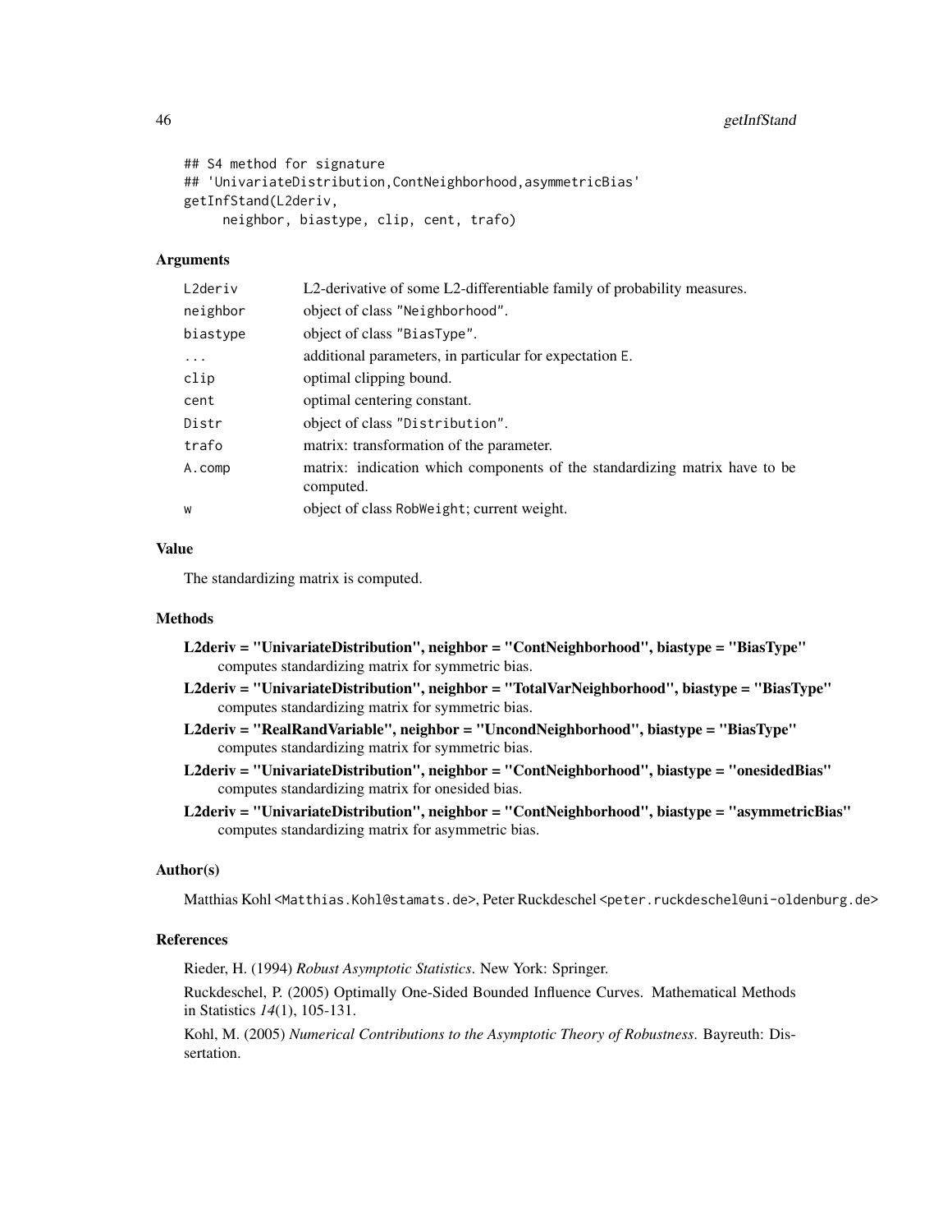```
## S4 method for signature
## 'UnivariateDistribution,ContNeighborhood,asymmetricBias'
getInfStand(L2deriv,
     neighbor, biastype, clip, cent, trafo)
```

### Arguments

| | |
|---|---|
| `L2deriv` | L2-derivative of some L2-differentiable family of probability measures. |
| `neighbor` | object of class "Neighborhood". |
| `biastype` | object of class "BiasType". |
| `...` | additional parameters, in particular for expectation `E`. |
| `clip` | optimal clipping bound. |
| `cent` | optimal centering constant. |
| `Distr` | object of class "Distribution". |
| `trafo` | matrix: transformation of the parameter. |
| `A.comp` | matrix: indication which components of the standardizing matrix have to be computed. |
| `w` | object of class `RobWeight`; current weight. |

### Value

The standardizing matrix is computed.

### Methods

**L2deriv = "UnivariateDistribution", neighbor = "ContNeighborhood", biastype = "BiasType"** computes standardizing matrix for symmetric bias.

**L2deriv = "UnivariateDistribution", neighbor = "TotalVarNeighborhood", biastype = "BiasType"** computes standardizing matrix for symmetric bias.

**L2deriv = "RealRandVariable", neighbor = "UncondNeighborhood", biastype = "BiasType"** computes standardizing matrix for symmetric bias.

**L2deriv = "UnivariateDistribution", neighbor = "ContNeighborhood", biastype = "onesidedBias"** computes standardizing matrix for onesided bias.

**L2deriv = "UnivariateDistribution", neighbor = "ContNeighborhood", biastype = "asymmetricBias"** computes standardizing matrix for asymmetric bias.

### Author(s)

Matthias Kohl <Matthias.Kohl@stamats.de>, Peter Ruckdeschel <peter.ruckdeschel@uni-oldenburg.de>

### References

Rieder, H. (1994) *Robust Asymptotic Statistics*. New York: Springer.

Ruckdeschel, P. (2005) Optimally One-Sided Bounded Influence Curves. Mathematical Methods in Statistics *14*(1), 105-131.

Kohl, M. (2005) *Numerical Contributions to the Asymptotic Theory of Robustness*. Bayreuth: Dissertation.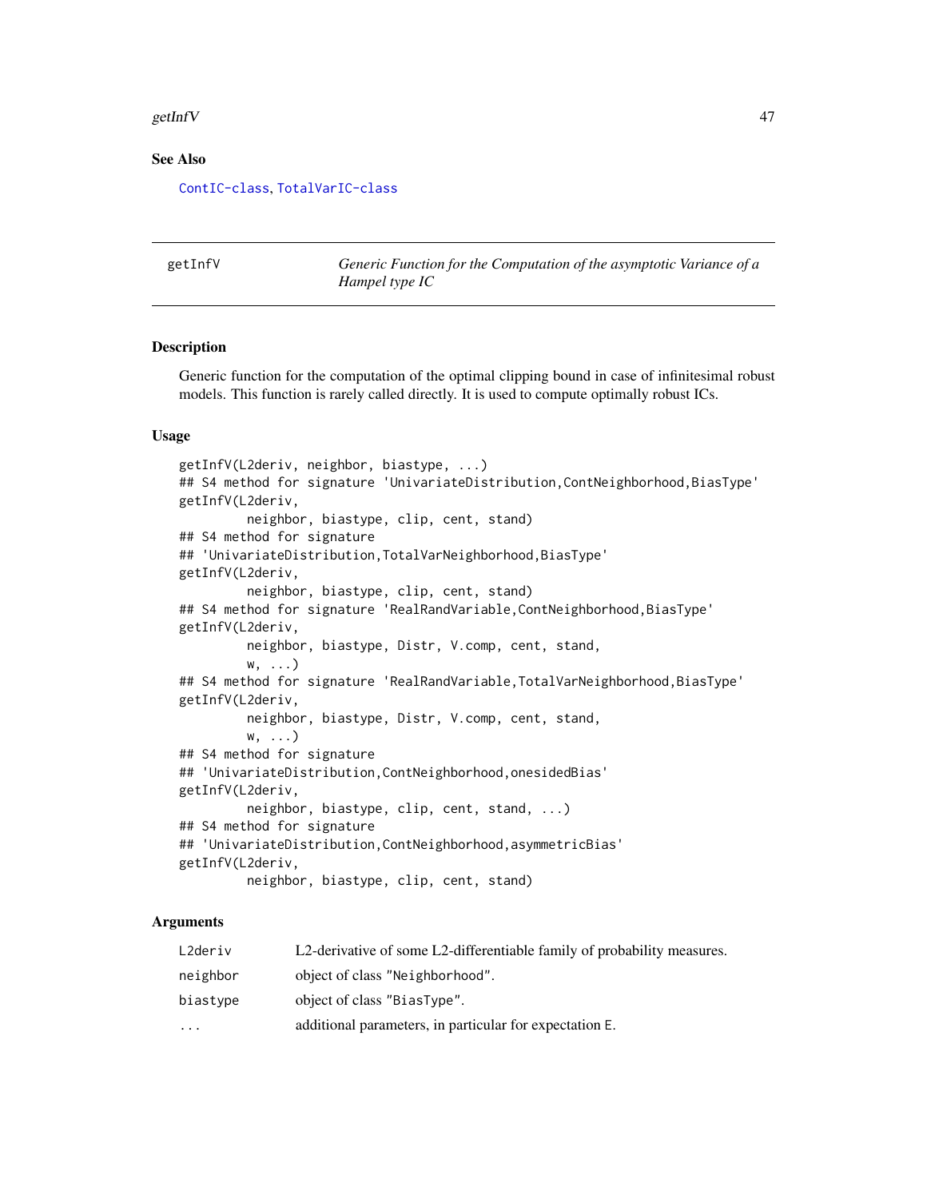### See Also

ContIC-class, TotalVarIC-class

---

getInfV — *Generic Function for the Computation of the asymptotic Variance of a Hampel type IC*

---

### Description

Generic function for the computation of the optimal clipping bound in case of infinitesimal robust models. This function is rarely called directly. It is used to compute optimally robust ICs.

### Usage

```
getInfV(L2deriv, neighbor, biastype, ...)
## S4 method for signature 'UnivariateDistribution,ContNeighborhood,BiasType'
getInfV(L2deriv,
         neighbor, biastype, clip, cent, stand)
## S4 method for signature
## 'UnivariateDistribution,TotalVarNeighborhood,BiasType'
getInfV(L2deriv,
         neighbor, biastype, clip, cent, stand)
## S4 method for signature 'RealRandVariable,ContNeighborhood,BiasType'
getInfV(L2deriv,
         neighbor, biastype, Distr, V.comp, cent, stand,
         w, ...)
## S4 method for signature 'RealRandVariable,TotalVarNeighborhood,BiasType'
getInfV(L2deriv,
         neighbor, biastype, Distr, V.comp, cent, stand,
         w, ...)
## S4 method for signature
## 'UnivariateDistribution,ContNeighborhood,onesidedBias'
getInfV(L2deriv,
         neighbor, biastype, clip, cent, stand, ...)
## S4 method for signature
## 'UnivariateDistribution,ContNeighborhood,asymmetricBias'
getInfV(L2deriv,
         neighbor, biastype, clip, cent, stand)
```

### Arguments

| | |
|---|---|
| L2deriv | L2-derivative of some L2-differentiable family of probability measures. |
| neighbor | object of class "Neighborhood". |
| biastype | object of class "BiasType". |
| ... | additional parameters, in particular for expectation E. |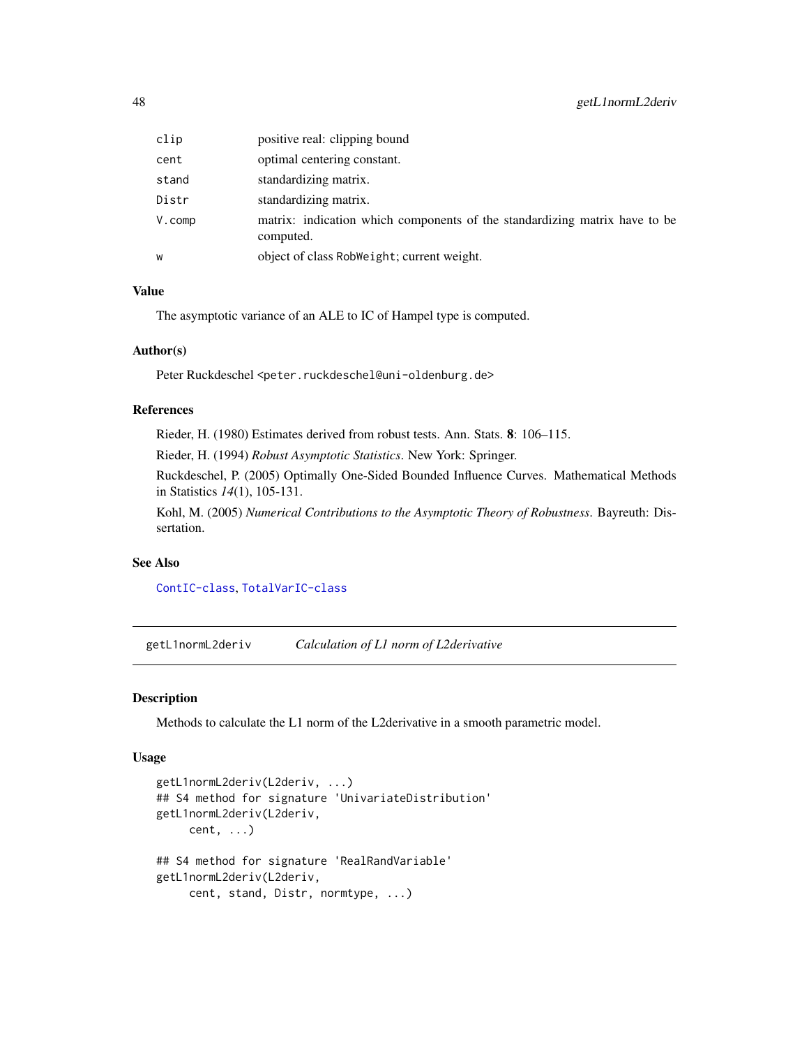| | |
|---|---|
| clip | positive real: clipping bound |
| cent | optimal centering constant. |
| stand | standardizing matrix. |
| Distr | standardizing matrix. |
| V.comp | matrix: indication which components of the standardizing matrix have to be computed. |
| w | object of class RobWeight; current weight. |

### Value

The asymptotic variance of an ALE to IC of Hampel type is computed.

### Author(s)

Peter Ruckdeschel <peter.ruckdeschel@uni-oldenburg.de>

### References

Rieder, H. (1980) Estimates derived from robust tests. Ann. Stats. **8**: 106–115.

Rieder, H. (1994) *Robust Asymptotic Statistics*. New York: Springer.

Ruckdeschel, P. (2005) Optimally One-Sided Bounded Influence Curves. Mathematical Methods in Statistics *14*(1), 105-131.

Kohl, M. (2005) *Numerical Contributions to the Asymptotic Theory of Robustness*. Bayreuth: Dissertation.

### See Also

ContIC-class, TotalVarIC-class

---

## getL1normL2deriv &nbsp;&nbsp;&nbsp; *Calculation of L1 norm of L2derivative*

### Description

Methods to calculate the L1 norm of the L2derivative in a smooth parametric model.

### Usage

```
getL1normL2deriv(L2deriv, ...)
## S4 method for signature 'UnivariateDistribution'
getL1normL2deriv(L2deriv,
     cent, ...)

## S4 method for signature 'RealRandVariable'
getL1normL2deriv(L2deriv,
     cent, stand, Distr, normtype, ...)
```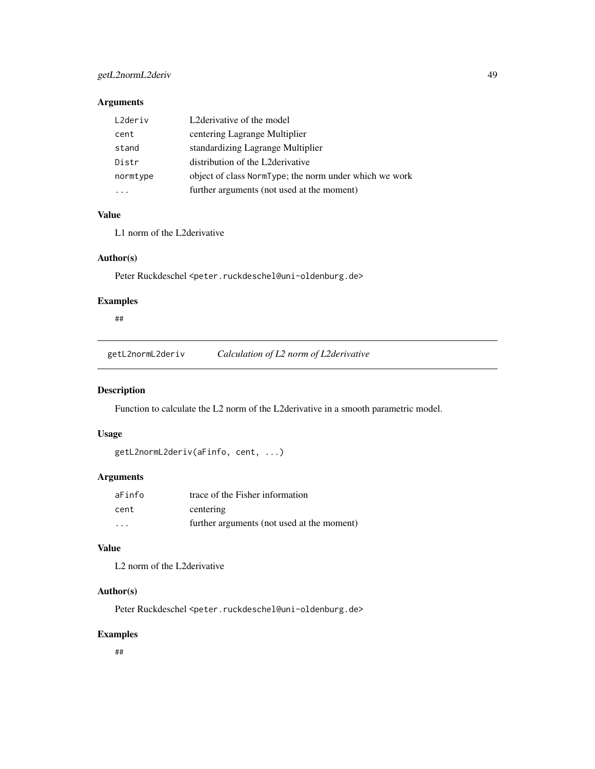### Arguments

| | |
|---|---|
| `L2deriv` | L2derivative of the model |
| `cent` | centering Lagrange Multiplier |
| `stand` | standardizing Lagrange Multiplier |
| `Distr` | distribution of the L2derivative |
| `normtype` | object of class `NormType`; the norm under which we work |
| `...` | further arguments (not used at the moment) |

### Value

L1 norm of the L2derivative

### Author(s)

Peter Ruckdeschel <peter.ruckdeschel@uni-oldenburg.de>

### Examples

```
##
```

---

## getL2normL2deriv    *Calculation of L2 norm of L2derivative*

### Description

Function to calculate the L2 norm of the L2derivative in a smooth parametric model.

### Usage

```
getL2normL2deriv(aFinfo, cent, ...)
```

### Arguments

| | |
|---|---|
| `aFinfo` | trace of the Fisher information |
| `cent` | centering |
| `...` | further arguments (not used at the moment) |

### Value

L2 norm of the L2derivative

### Author(s)

Peter Ruckdeschel <peter.ruckdeschel@uni-oldenburg.de>

### Examples

```
##
```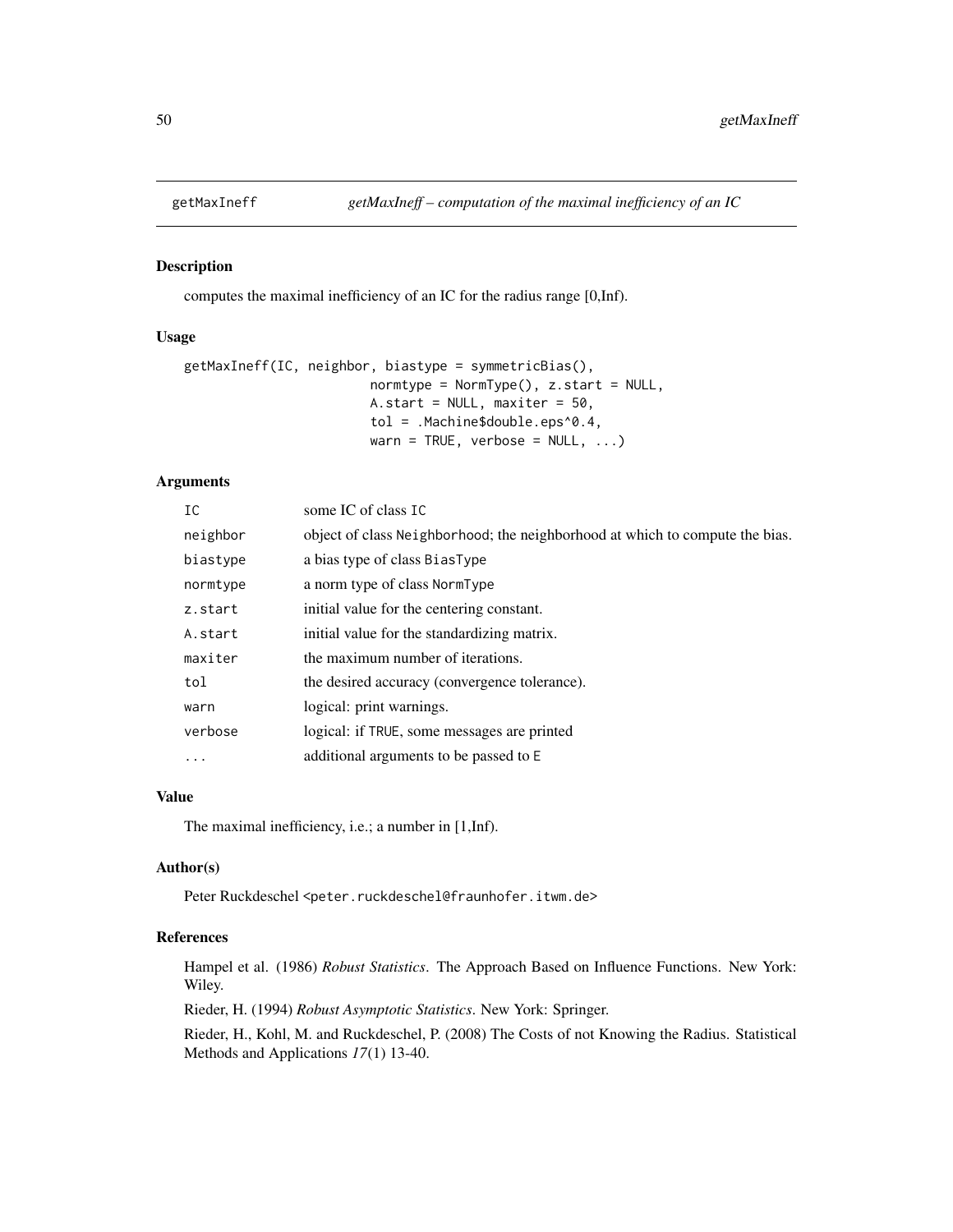# getMaxIneff    *getMaxIneff – computation of the maximal inefficiency of an IC*

## Description

computes the maximal inefficiency of an IC for the radius range [0,Inf).

## Usage

```
getMaxIneff(IC, neighbor, biastype = symmetricBias(),
                        normtype = NormType(), z.start = NULL,
                        A.start = NULL, maxiter = 50,
                        tol = .Machine$double.eps^0.4,
                        warn = TRUE, verbose = NULL, ...)
```

## Arguments

| | |
|---|---|
| IC | some IC of class IC |
| neighbor | object of class Neighborhood; the neighborhood at which to compute the bias. |
| biastype | a bias type of class BiasType |
| normtype | a norm type of class NormType |
| z.start | initial value for the centering constant. |
| A.start | initial value for the standardizing matrix. |
| maxiter | the maximum number of iterations. |
| tol | the desired accuracy (convergence tolerance). |
| warn | logical: print warnings. |
| verbose | logical: if TRUE, some messages are printed |
| ... | additional arguments to be passed to E |

## Value

The maximal inefficiency, i.e.; a number in [1,Inf).

## Author(s)

Peter Ruckdeschel <peter.ruckdeschel@fraunhofer.itwm.de>

## References

Hampel et al. (1986) *Robust Statistics*. The Approach Based on Influence Functions. New York: Wiley.

Rieder, H. (1994) *Robust Asymptotic Statistics*. New York: Springer.

Rieder, H., Kohl, M. and Ruckdeschel, P. (2008) The Costs of not Knowing the Radius. Statistical Methods and Applications *17*(1) 13-40.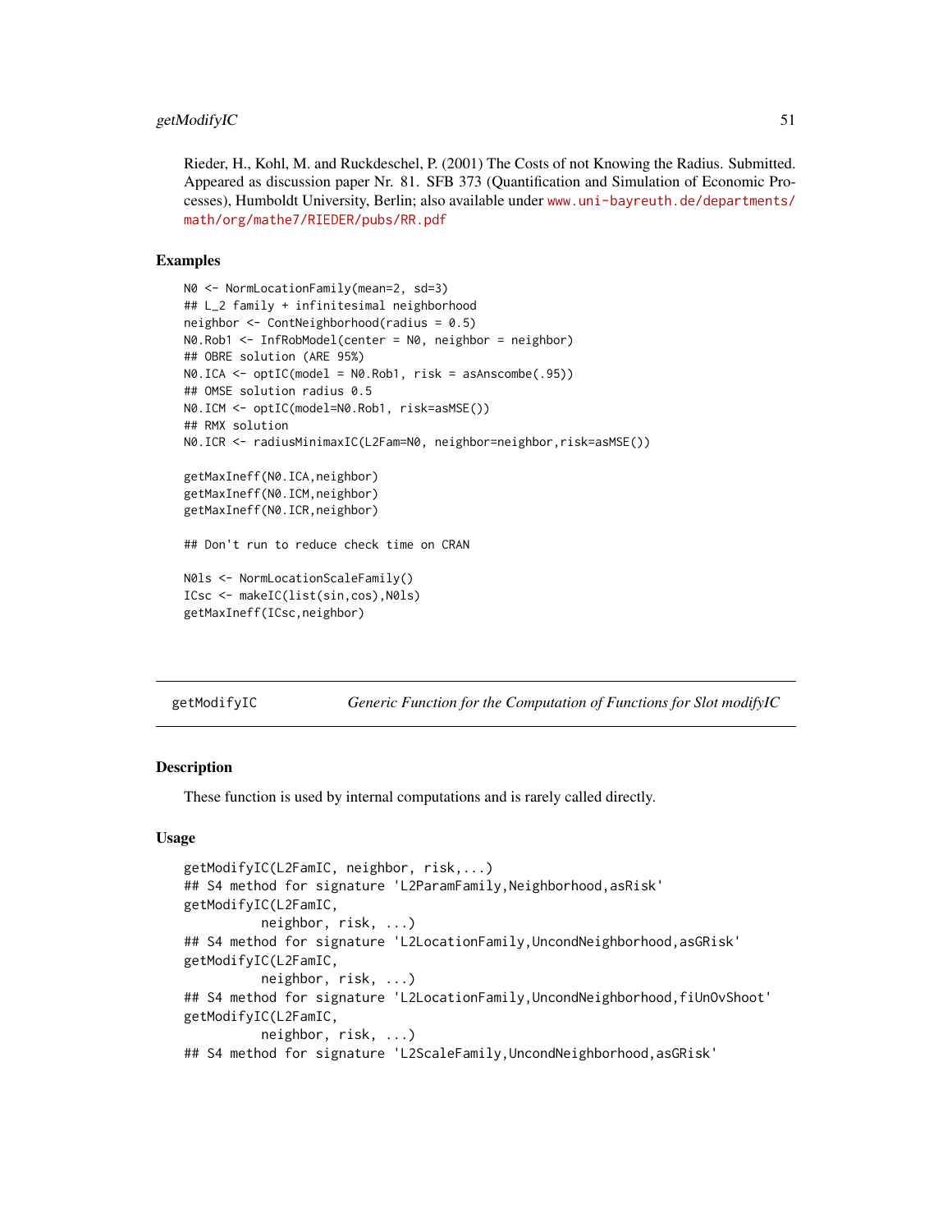Rieder, H., Kohl, M. and Ruckdeschel, P. (2001) The Costs of not Knowing the Radius. Submitted. Appeared as discussion paper Nr. 81. SFB 373 (Quantification and Simulation of Economic Processes), Humboldt University, Berlin; also available under www.uni-bayreuth.de/departments/math/org/mathe7/RIEDER/pubs/RR.pdf

### Examples

```
N0 <- NormLocationFamily(mean=2, sd=3)
## L_2 family + infinitesimal neighborhood
neighbor <- ContNeighborhood(radius = 0.5)
N0.Rob1 <- InfRobModel(center = N0, neighbor = neighbor)
## OBRE solution (ARE 95%)
N0.ICA <- optIC(model = N0.Rob1, risk = asAnscombe(.95))
## OMSE solution radius 0.5
N0.ICM <- optIC(model=N0.Rob1, risk=asMSE())
## RMX solution
N0.ICR <- radiusMinimaxIC(L2Fam=N0, neighbor=neighbor,risk=asMSE())

getMaxIneff(N0.ICA,neighbor)
getMaxIneff(N0.ICM,neighbor)
getMaxIneff(N0.ICR,neighbor)

## Don't run to reduce check time on CRAN

N0ls <- NormLocationScaleFamily()
ICsc <- makeIC(list(sin,cos),N0ls)
getMaxIneff(ICsc,neighbor)
```

---

## getModifyIC — *Generic Function for the Computation of Functions for Slot modifyIC*

### Description

These function is used by internal computations and is rarely called directly.

### Usage

```
getModifyIC(L2FamIC, neighbor, risk,...)
## S4 method for signature 'L2ParamFamily,Neighborhood,asRisk'
getModifyIC(L2FamIC,
          neighbor, risk, ...)
## S4 method for signature 'L2LocationFamily,UncondNeighborhood,asGRisk'
getModifyIC(L2FamIC,
          neighbor, risk, ...)
## S4 method for signature 'L2LocationFamily,UncondNeighborhood,fiUnOvShoot'
getModifyIC(L2FamIC,
          neighbor, risk, ...)
## S4 method for signature 'L2ScaleFamily,UncondNeighborhood,asGRisk'
```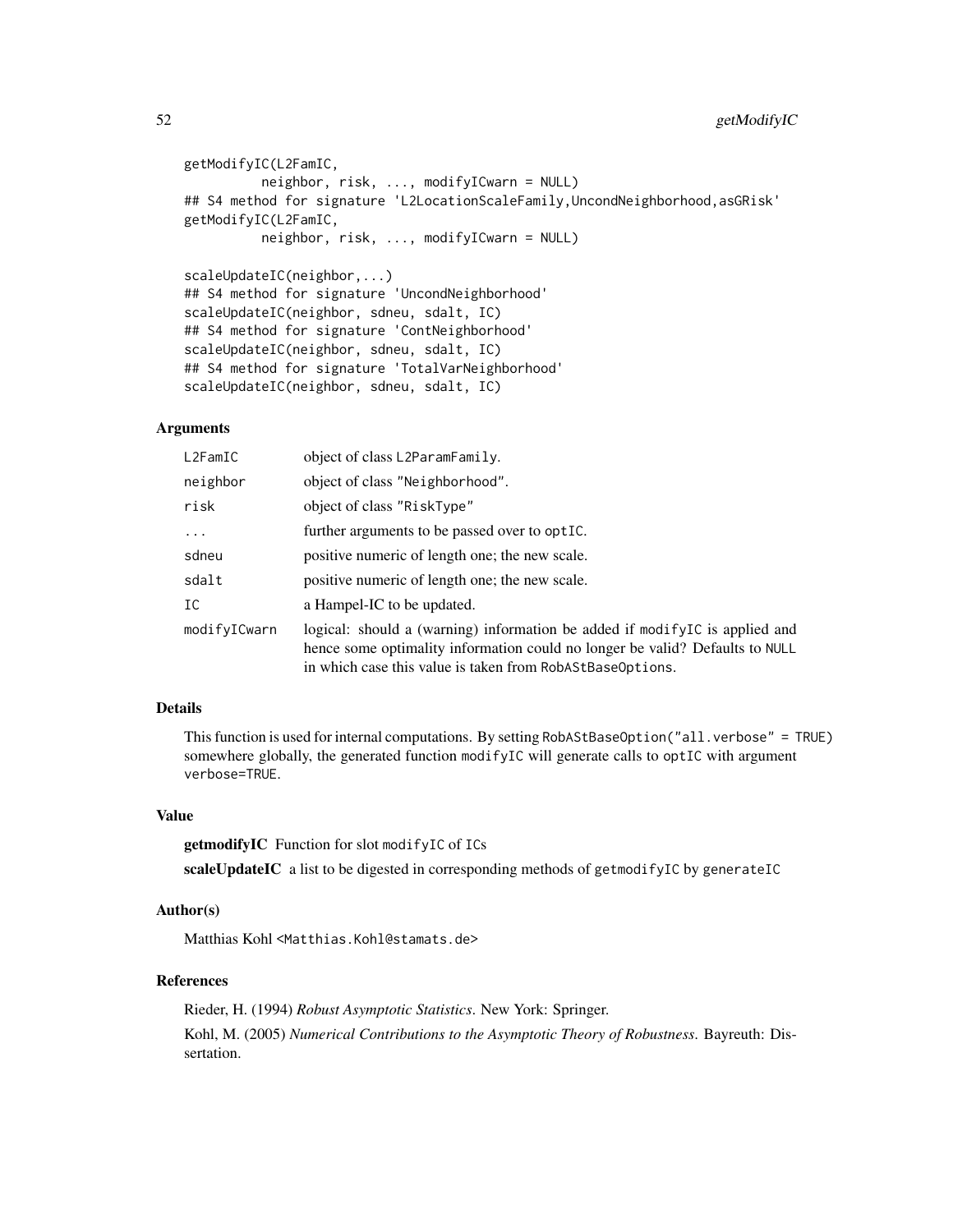```
getModifyIC(L2FamIC,
          neighbor, risk, ..., modifyICwarn = NULL)
## S4 method for signature 'L2LocationScaleFamily,UncondNeighborhood,asGRisk'
getModifyIC(L2FamIC,
          neighbor, risk, ..., modifyICwarn = NULL)

scaleUpdateIC(neighbor,...)
## S4 method for signature 'UncondNeighborhood'
scaleUpdateIC(neighbor, sdneu, sdalt, IC)
## S4 method for signature 'ContNeighborhood'
scaleUpdateIC(neighbor, sdneu, sdalt, IC)
## S4 method for signature 'TotalVarNeighborhood'
scaleUpdateIC(neighbor, sdneu, sdalt, IC)
```

### Arguments

| | |
|---|---|
| `L2FamIC` | object of class `L2ParamFamily`. |
| `neighbor` | object of class `"Neighborhood"`. |
| `risk` | object of class `"RiskType"` |
| `...` | further arguments to be passed over to `optIC`. |
| `sdneu` | positive numeric of length one; the new scale. |
| `sdalt` | positive numeric of length one; the new scale. |
| `IC` | a Hampel-IC to be updated. |
| `modifyICwarn` | logical: should a (warning) information be added if `modifyIC` is applied and hence some optimality information could no longer be valid? Defaults to `NULL` in which case this value is taken from `RobAStBaseOptions`. |

### Details

This function is used for internal computations. By setting `RobAStBaseOption("all.verbose" = TRUE)` somewhere globally, the generated function `modifyIC` will generate calls to `optIC` with argument `verbose=TRUE`.

### Value

**getmodifyIC** Function for slot `modifyIC` of `ICs`

**scaleUpdateIC** a list to be digested in corresponding methods of `getmodifyIC` by `generateIC`

### Author(s)

Matthias Kohl <Matthias.Kohl@stamats.de>

### References

Rieder, H. (1994) *Robust Asymptotic Statistics*. New York: Springer.

Kohl, M. (2005) *Numerical Contributions to the Asymptotic Theory of Robustness*. Bayreuth: Dissertation.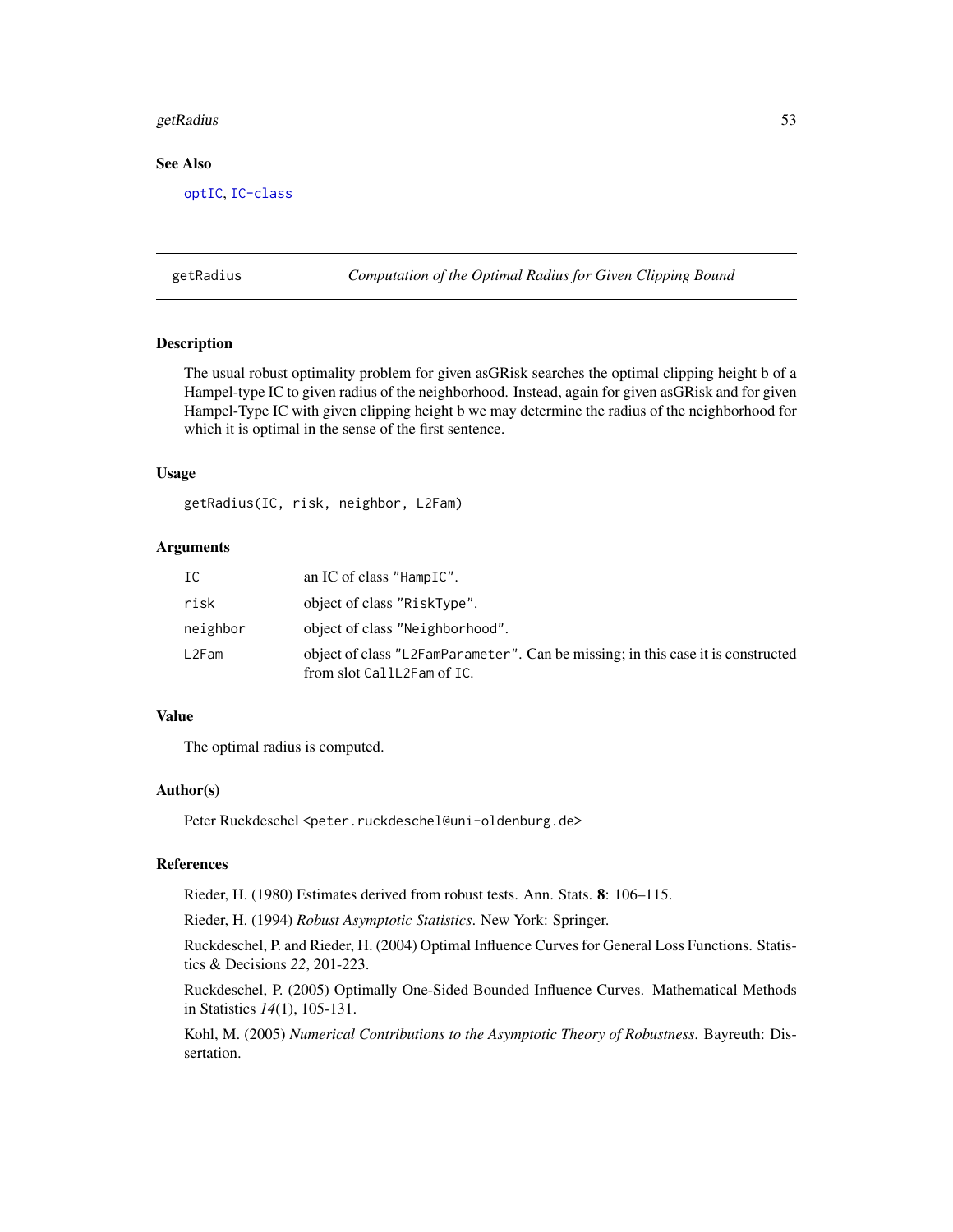## See Also

optIC, IC-class

---

## getRadius — *Computation of the Optimal Radius for Given Clipping Bound*

### Description

The usual robust optimality problem for given asGRisk searches the optimal clipping height b of a Hampel-type IC to given radius of the neighborhood. Instead, again for given asGRisk and for given Hampel-Type IC with given clipping height b we may determine the radius of the neighborhood for which it is optimal in the sense of the first sentence.

### Usage

```
getRadius(IC, risk, neighbor, L2Fam)
```

### Arguments

| | |
|---|---|
| IC | an IC of class "HampIC". |
| risk | object of class "RiskType". |
| neighbor | object of class "Neighborhood". |
| L2Fam | object of class "L2FamParameter". Can be missing; in this case it is constructed from slot CallL2Fam of IC. |

### Value

The optimal radius is computed.

### Author(s)

Peter Ruckdeschel <peter.ruckdeschel@uni-oldenburg.de>

### References

Rieder, H. (1980) Estimates derived from robust tests. Ann. Stats. **8**: 106–115.

Rieder, H. (1994) *Robust Asymptotic Statistics*. New York: Springer.

Ruckdeschel, P. and Rieder, H. (2004) Optimal Influence Curves for General Loss Functions. Statistics & Decisions *22*, 201-223.

Ruckdeschel, P. (2005) Optimally One-Sided Bounded Influence Curves. Mathematical Methods in Statistics *14*(1), 105-131.

Kohl, M. (2005) *Numerical Contributions to the Asymptotic Theory of Robustness*. Bayreuth: Dissertation.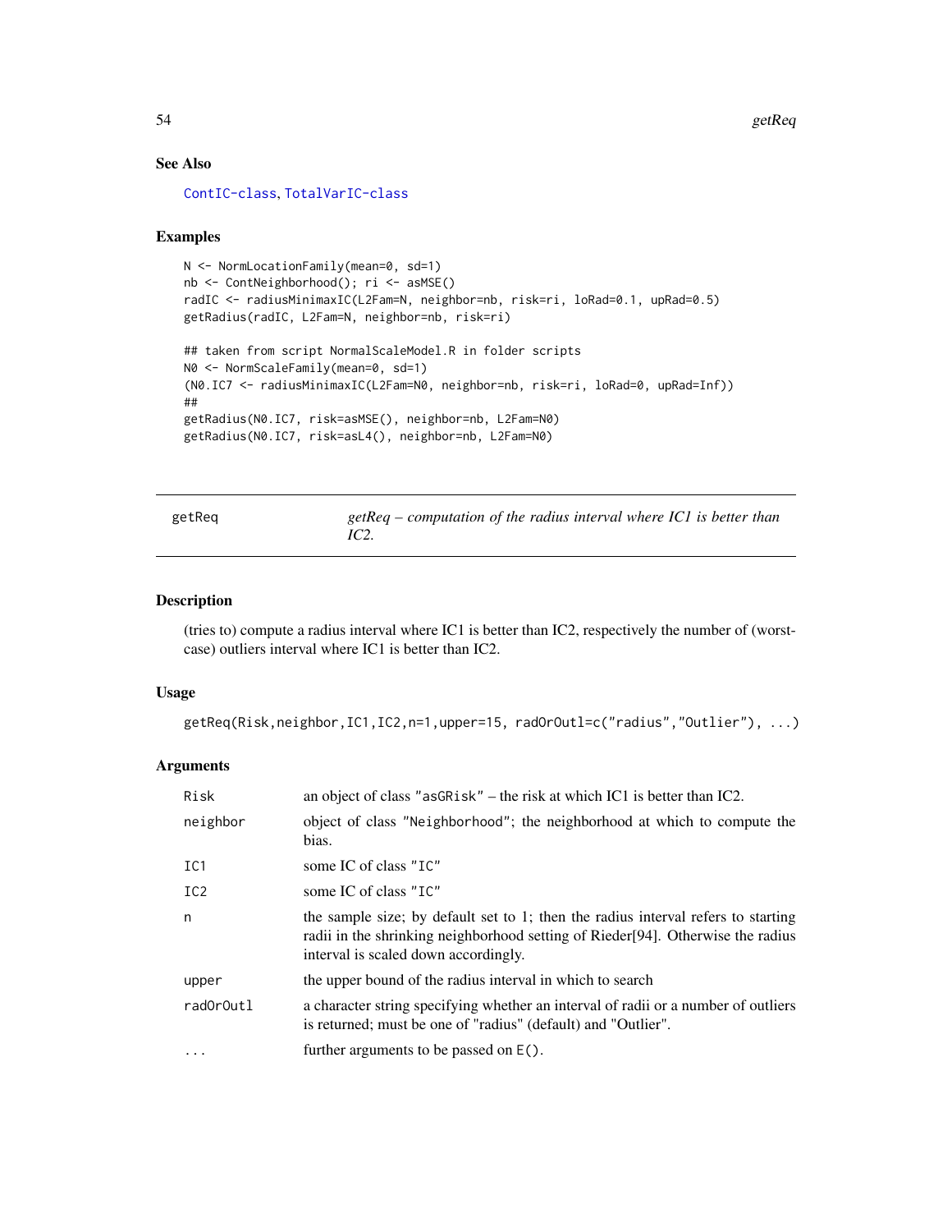### See Also

ContIC-class, TotalVarIC-class

### Examples

```
N <- NormLocationFamily(mean=0, sd=1)
nb <- ContNeighborhood(); ri <- asMSE()
radIC <- radiusMinimaxIC(L2Fam=N, neighbor=nb, risk=ri, loRad=0.1, upRad=0.5)
getRadius(radIC, L2Fam=N, neighbor=nb, risk=ri)

## taken from script NormalScaleModel.R in folder scripts
N0 <- NormScaleFamily(mean=0, sd=1)
(N0.IC7 <- radiusMinimaxIC(L2Fam=N0, neighbor=nb, risk=ri, loRad=0, upRad=Inf))
##
getRadius(N0.IC7, risk=asMSE(), neighbor=nb, L2Fam=N0)
getRadius(N0.IC7, risk=asL4(), neighbor=nb, L2Fam=N0)
```

---

## getReq — *getReq – computation of the radius interval where IC1 is better than IC2.*

---

### Description

(tries to) compute a radius interval where IC1 is better than IC2, respectively the number of (worst-case) outliers interval where IC1 is better than IC2.

### Usage

```
getReq(Risk,neighbor,IC1,IC2,n=1,upper=15, radOrOutl=c("radius","Outlier"), ...)
```

### Arguments

| | |
|---|---|
| Risk | an object of class "asGRisk" – the risk at which IC1 is better than IC2. |
| neighbor | object of class "Neighborhood"; the neighborhood at which to compute the bias. |
| IC1 | some IC of class "IC" |
| IC2 | some IC of class "IC" |
| n | the sample size; by default set to 1; then the radius interval refers to starting radii in the shrinking neighborhood setting of Rieder[94]. Otherwise the radius interval is scaled down accordingly. |
| upper | the upper bound of the radius interval in which to search |
| radOrOutl | a character string specifying whether an interval of radii or a number of outliers is returned; must be one of "radius" (default) and "Outlier". |
| ... | further arguments to be passed on E(). |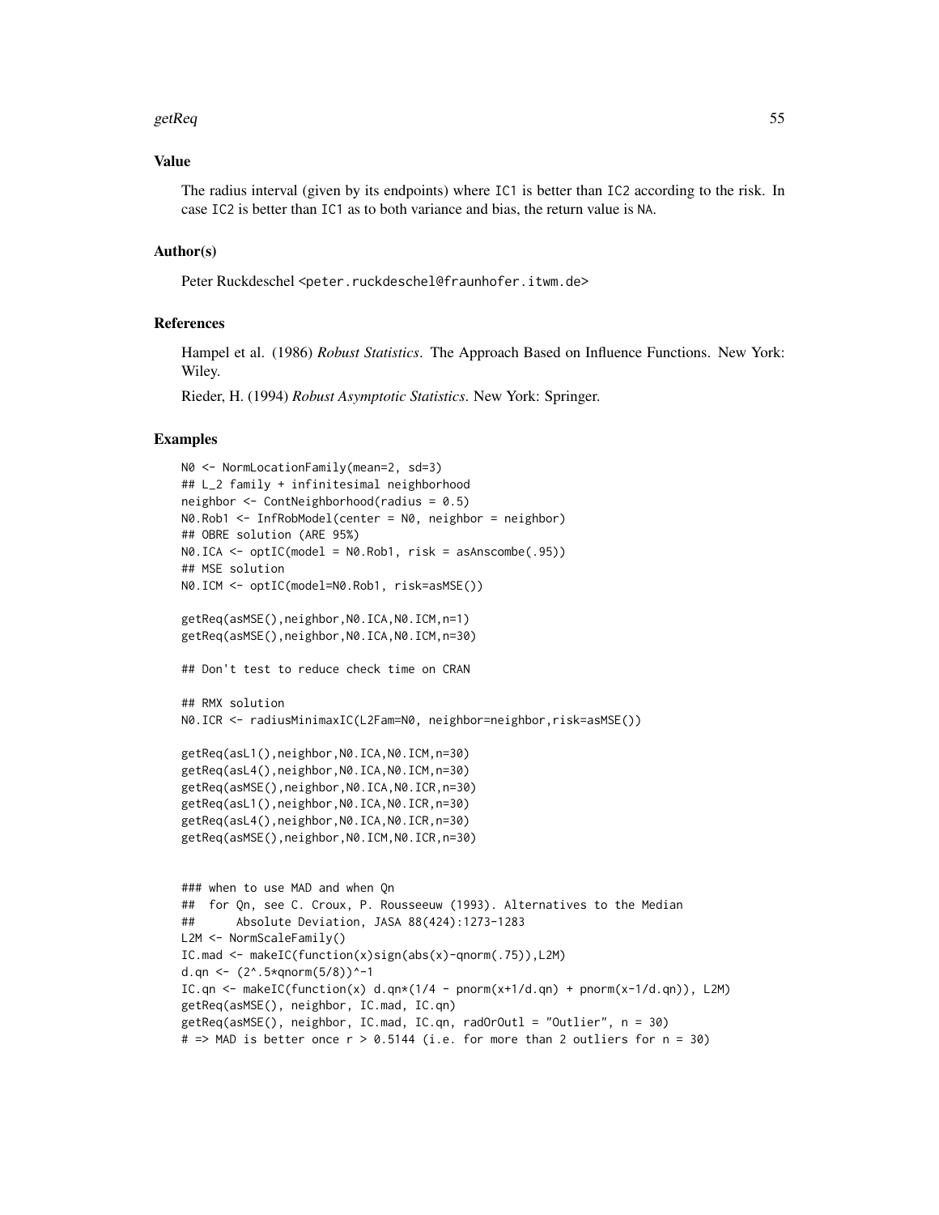## Value

The radius interval (given by its endpoints) where IC1 is better than IC2 according to the risk. In case IC2 is better than IC1 as to both variance and bias, the return value is NA.

## Author(s)

Peter Ruckdeschel <peter.ruckdeschel@fraunhofer.itwm.de>

## References

Hampel et al. (1986) *Robust Statistics*. The Approach Based on Influence Functions. New York: Wiley.

Rieder, H. (1994) *Robust Asymptotic Statistics*. New York: Springer.

## Examples

```
N0 <- NormLocationFamily(mean=2, sd=3)
## L_2 family + infinitesimal neighborhood
neighbor <- ContNeighborhood(radius = 0.5)
N0.Rob1 <- InfRobModel(center = N0, neighbor = neighbor)
## OBRE solution (ARE 95%)
N0.ICA <- optIC(model = N0.Rob1, risk = asAnscombe(.95))
## MSE solution
N0.ICM <- optIC(model=N0.Rob1, risk=asMSE())

getReq(asMSE(),neighbor,N0.ICA,N0.ICM,n=1)
getReq(asMSE(),neighbor,N0.ICA,N0.ICM,n=30)

## Don't test to reduce check time on CRAN

## RMX solution
N0.ICR <- radiusMinimaxIC(L2Fam=N0, neighbor=neighbor,risk=asMSE())

getReq(asL1(),neighbor,N0.ICA,N0.ICM,n=30)
getReq(asL4(),neighbor,N0.ICA,N0.ICM,n=30)
getReq(asMSE(),neighbor,N0.ICA,N0.ICR,n=30)
getReq(asL1(),neighbor,N0.ICA,N0.ICR,n=30)
getReq(asL4(),neighbor,N0.ICA,N0.ICR,n=30)
getReq(asMSE(),neighbor,N0.ICM,N0.ICR,n=30)


### when to use MAD and when Qn
##  for Qn, see C. Croux, P. Rousseeuw (1993). Alternatives to the Median
##      Absolute Deviation, JASA 88(424):1273-1283
L2M <- NormScaleFamily()
IC.mad <- makeIC(function(x)sign(abs(x)-qnorm(.75)),L2M)
d.qn <- (2^.5*qnorm(5/8))^-1
IC.qn <- makeIC(function(x) d.qn*(1/4 - pnorm(x+1/d.qn) + pnorm(x-1/d.qn)), L2M)
getReq(asMSE(), neighbor, IC.mad, IC.qn)
getReq(asMSE(), neighbor, IC.mad, IC.qn, radOrOutl = "Outlier", n = 30)
# => MAD is better once r > 0.5144 (i.e. for more than 2 outliers for n = 30)
```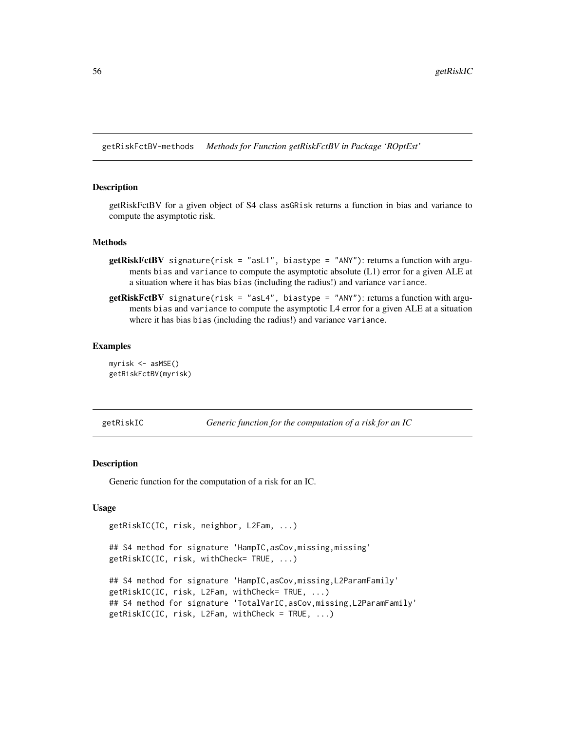## getRiskFctBV-methods *Methods for Function getRiskFctBV in Package 'ROptEst'*

### Description

getRiskFctBV for a given object of S4 class `asGRisk` returns a function in bias and variance to compute the asymptotic risk.

### Methods

**getRiskFctBV** `signature(risk = "asL1", biastype = "ANY")`: returns a function with arguments `bias` and `variance` to compute the asymptotic absolute (L1) error for a given ALE at a situation where it has bias `bias` (including the radius!) and variance `variance`.

**getRiskFctBV** `signature(risk = "asL4", biastype = "ANY")`: returns a function with arguments `bias` and `variance` to compute the asymptotic L4 error for a given ALE at a situation where it has bias `bias` (including the radius!) and variance `variance`.

### Examples

```
myrisk <- asMSE()
getRiskFctBV(myrisk)
```

## getRiskIC *Generic function for the computation of a risk for an IC*

### Description

Generic function for the computation of a risk for an IC.

### Usage

```
getRiskIC(IC, risk, neighbor, L2Fam, ...)

## S4 method for signature 'HampIC,asCov,missing,missing'
getRiskIC(IC, risk, withCheck= TRUE, ...)

## S4 method for signature 'HampIC,asCov,missing,L2ParamFamily'
getRiskIC(IC, risk, L2Fam, withCheck= TRUE, ...)
## S4 method for signature 'TotalVarIC,asCov,missing,L2ParamFamily'
getRiskIC(IC, risk, L2Fam, withCheck = TRUE, ...)
```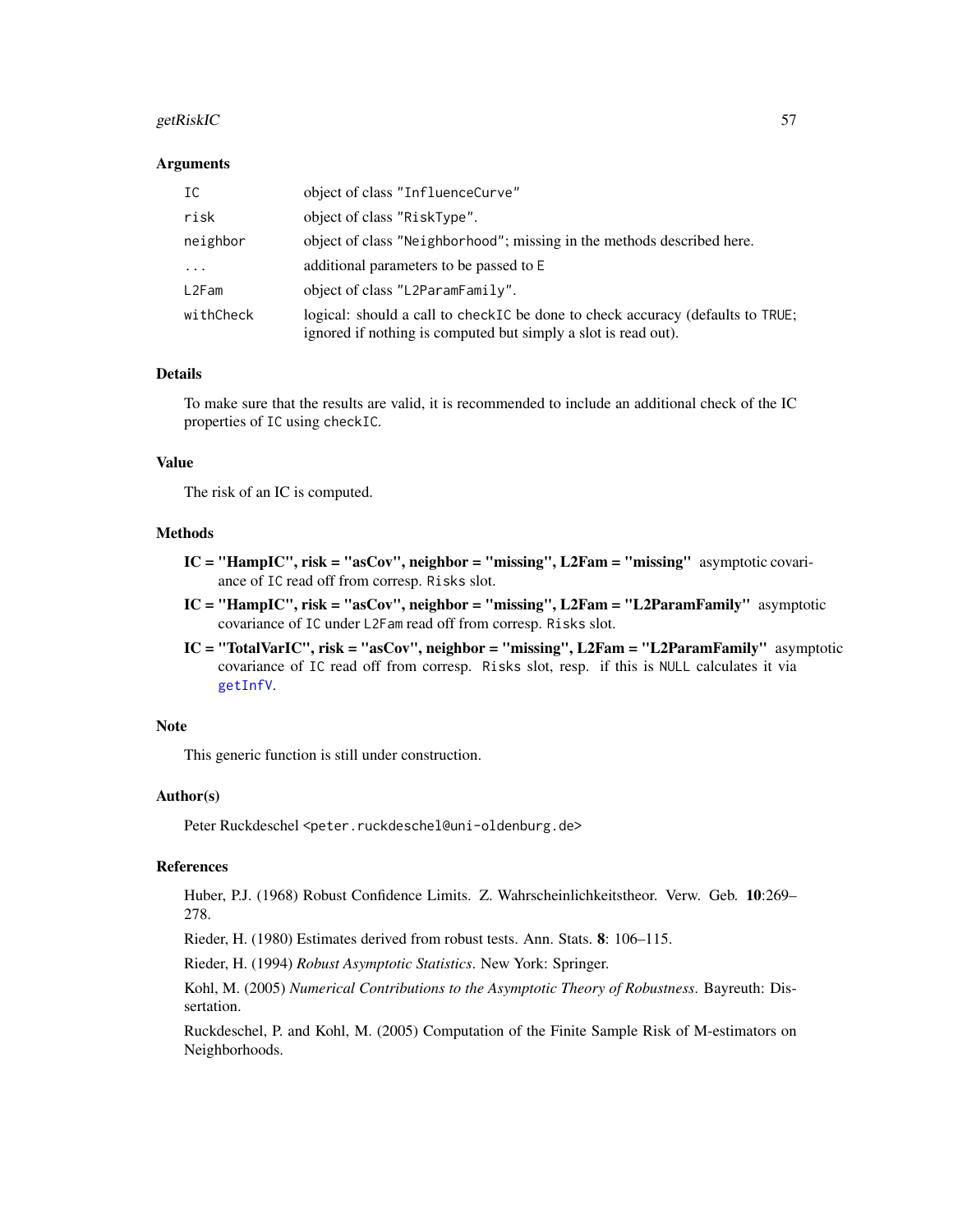### Arguments

| | |
|---|---|
| IC | object of class "InfluenceCurve" |
| risk | object of class "RiskType". |
| neighbor | object of class "Neighborhood"; missing in the methods described here. |
| ... | additional parameters to be passed to E |
| L2Fam | object of class "L2ParamFamily". |
| withCheck | logical: should a call to checkIC be done to check accuracy (defaults to TRUE; ignored if nothing is computed but simply a slot is read out). |

### Details

To make sure that the results are valid, it is recommended to include an additional check of the IC properties of IC using checkIC.

### Value

The risk of an IC is computed.

### Methods

- **IC = "HampIC", risk = "asCov", neighbor = "missing", L2Fam = "missing"** asymptotic covariance of IC read off from corresp. Risks slot.
- **IC = "HampIC", risk = "asCov", neighbor = "missing", L2Fam = "L2ParamFamily"** asymptotic covariance of IC under L2Fam read off from corresp. Risks slot.
- **IC = "TotalVarIC", risk = "asCov", neighbor = "missing", L2Fam = "L2ParamFamily"** asymptotic covariance of IC read off from corresp. Risks slot, resp. if this is NULL calculates it via getInfV.

### Note

This generic function is still under construction.

### Author(s)

Peter Ruckdeschel <peter.ruckdeschel@uni-oldenburg.de>

### References

Huber, P.J. (1968) Robust Confidence Limits. Z. Wahrscheinlichkeitstheor. Verw. Geb. **10**:269–278.

Rieder, H. (1980) Estimates derived from robust tests. Ann. Stats. **8**: 106–115.

Rieder, H. (1994) *Robust Asymptotic Statistics*. New York: Springer.

Kohl, M. (2005) *Numerical Contributions to the Asymptotic Theory of Robustness*. Bayreuth: Dissertation.

Ruckdeschel, P. and Kohl, M. (2005) Computation of the Finite Sample Risk of M-estimators on Neighborhoods.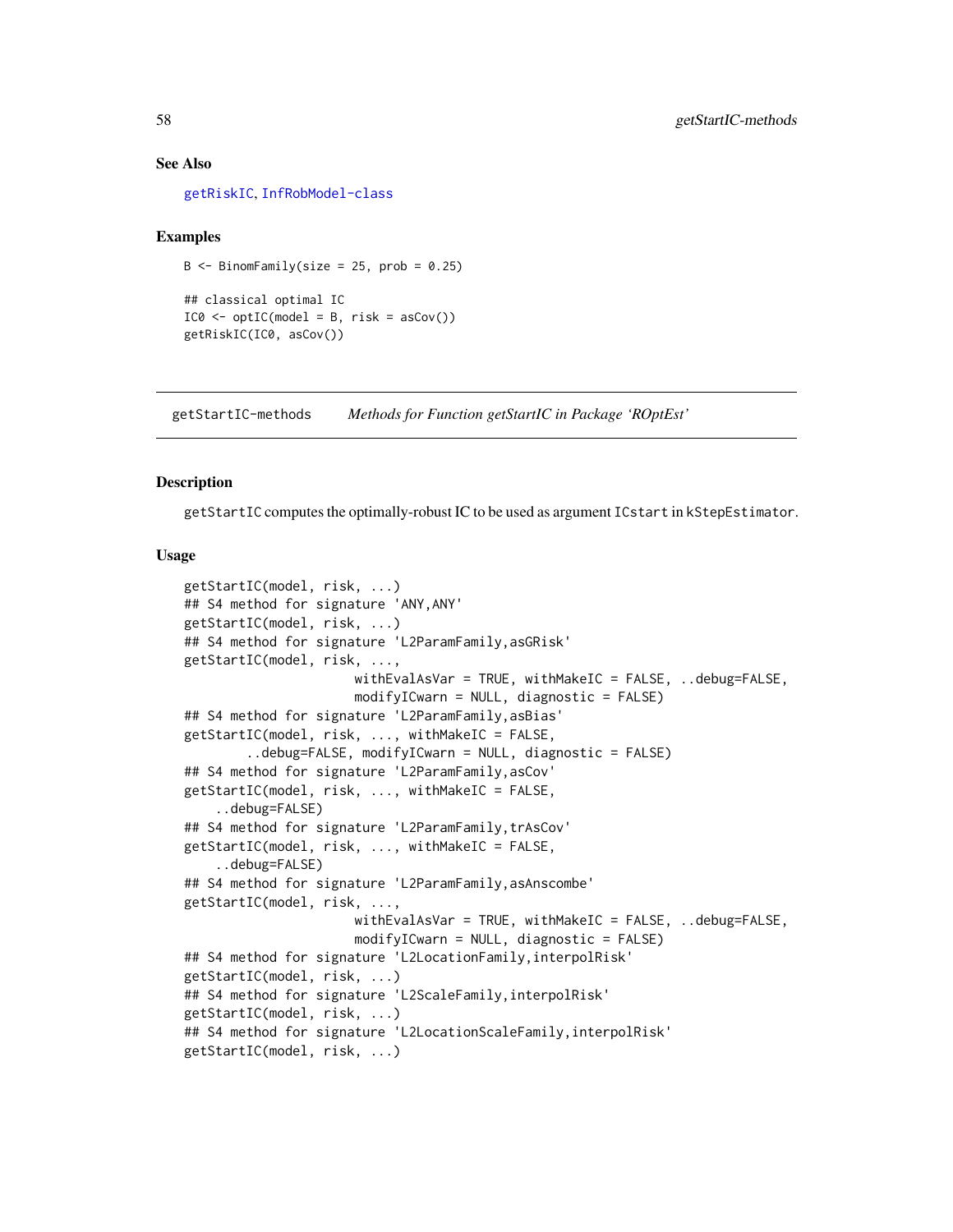### See Also

getRiskIC, InfRobModel-class

### Examples

```
B <- BinomFamily(size = 25, prob = 0.25)

## classical optimal IC
IC0 <- optIC(model = B, risk = asCov())
getRiskIC(IC0, asCov())
```

---

## getStartIC-methods — *Methods for Function getStartIC in Package 'ROptEst'*

---

### Description

getStartIC computes the optimally-robust IC to be used as argument ICstart in kStepEstimator.

### Usage

```
getStartIC(model, risk, ...)
## S4 method for signature 'ANY,ANY'
getStartIC(model, risk, ...)
## S4 method for signature 'L2ParamFamily,asGRisk'
getStartIC(model, risk, ...,
                      withEvalAsVar = TRUE, withMakeIC = FALSE, ..debug=FALSE,
                      modifyICwarn = NULL, diagnostic = FALSE)
## S4 method for signature 'L2ParamFamily,asBias'
getStartIC(model, risk, ..., withMakeIC = FALSE,
        ..debug=FALSE, modifyICwarn = NULL, diagnostic = FALSE)
## S4 method for signature 'L2ParamFamily,asCov'
getStartIC(model, risk, ..., withMakeIC = FALSE,
    ..debug=FALSE)
## S4 method for signature 'L2ParamFamily,trAsCov'
getStartIC(model, risk, ..., withMakeIC = FALSE,
    ..debug=FALSE)
## S4 method for signature 'L2ParamFamily,asAnscombe'
getStartIC(model, risk, ...,
                      withEvalAsVar = TRUE, withMakeIC = FALSE, ..debug=FALSE,
                      modifyICwarn = NULL, diagnostic = FALSE)
## S4 method for signature 'L2LocationFamily,interpolRisk'
getStartIC(model, risk, ...)
## S4 method for signature 'L2ScaleFamily,interpolRisk'
getStartIC(model, risk, ...)
## S4 method for signature 'L2LocationScaleFamily,interpolRisk'
getStartIC(model, risk, ...)
```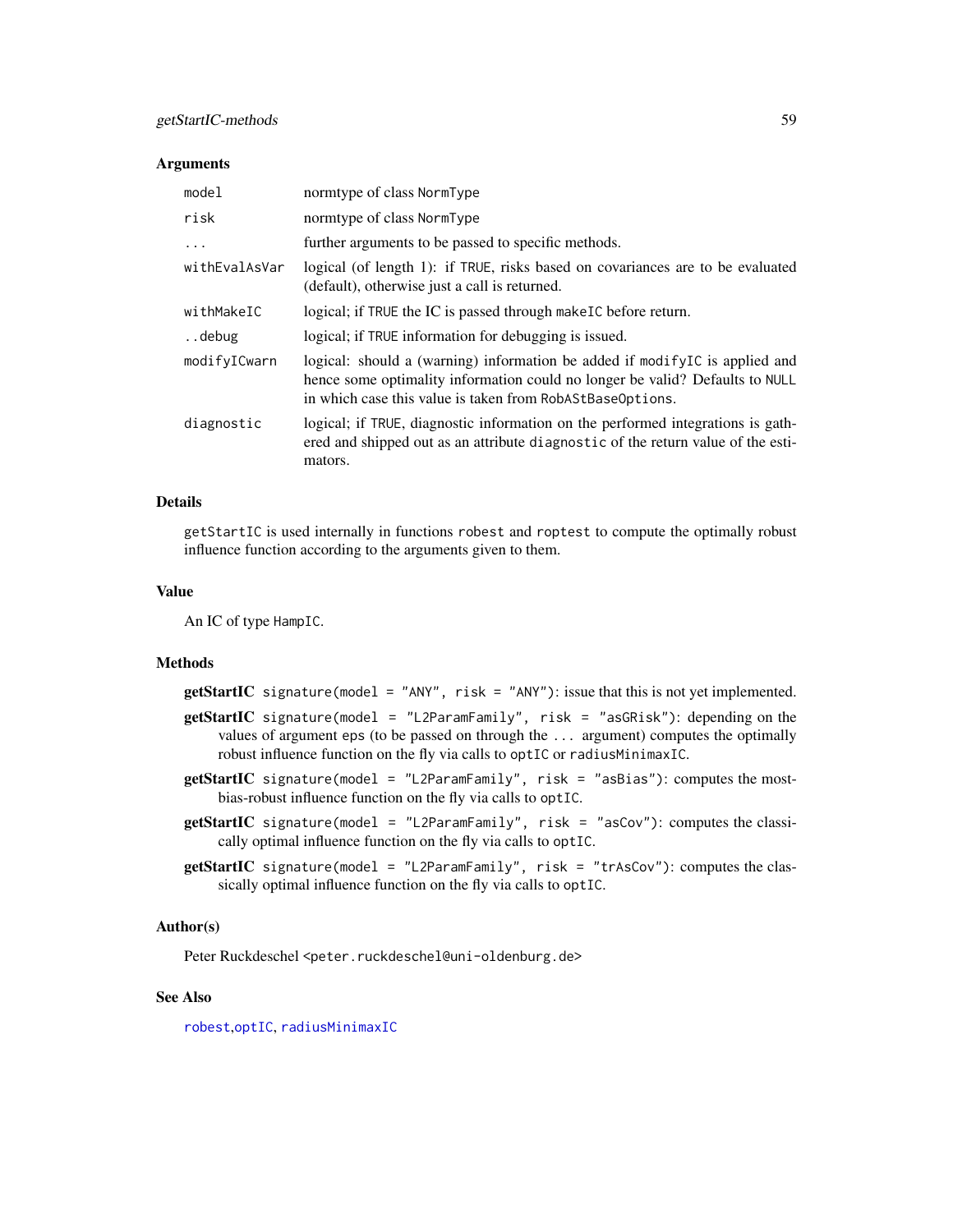### Arguments

| | |
|---|---|
| `model` | normtype of class `NormType` |
| `risk` | normtype of class `NormType` |
| `...` | further arguments to be passed to specific methods. |
| `withEvalAsVar` | logical (of length 1): if `TRUE`, risks based on covariances are to be evaluated (default), otherwise just a call is returned. |
| `withMakeIC` | logical; if `TRUE` the IC is passed through `makeIC` before return. |
| `..debug` | logical; if `TRUE` information for debugging is issued. |
| `modifyICwarn` | logical: should a (warning) information be added if `modifyIC` is applied and hence some optimality information could no longer be valid? Defaults to `NULL` in which case this value is taken from `RobAStBaseOptions`. |
| `diagnostic` | logical; if `TRUE`, diagnostic information on the performed integrations is gathered and shipped out as an attribute `diagnostic` of the return value of the estimators. |

### Details

`getStartIC` is used internally in functions `robest` and `roptest` to compute the optimally robust influence function according to the arguments given to them.

### Value

An IC of type `HampIC`.

### Methods

- **getStartIC** `signature(model = "ANY", risk = "ANY")`: issue that this is not yet implemented.
- **getStartIC** `signature(model = "L2ParamFamily", risk = "asGRisk")`: depending on the values of argument `eps` (to be passed on through the `...` argument) computes the optimally robust influence function on the fly via calls to `optIC` or `radiusMinimaxIC`.
- **getStartIC** `signature(model = "L2ParamFamily", risk = "asBias")`: computes the most-bias-robust influence function on the fly via calls to `optIC`.
- **getStartIC** `signature(model = "L2ParamFamily", risk = "asCov")`: computes the classically optimal influence function on the fly via calls to `optIC`.
- **getStartIC** `signature(model = "L2ParamFamily", risk = "trAsCov")`: computes the classically optimal influence function on the fly via calls to `optIC`.

### Author(s)

Peter Ruckdeschel <peter.ruckdeschel@uni-oldenburg.de>

### See Also

`robest`,`optIC`, `radiusMinimaxIC`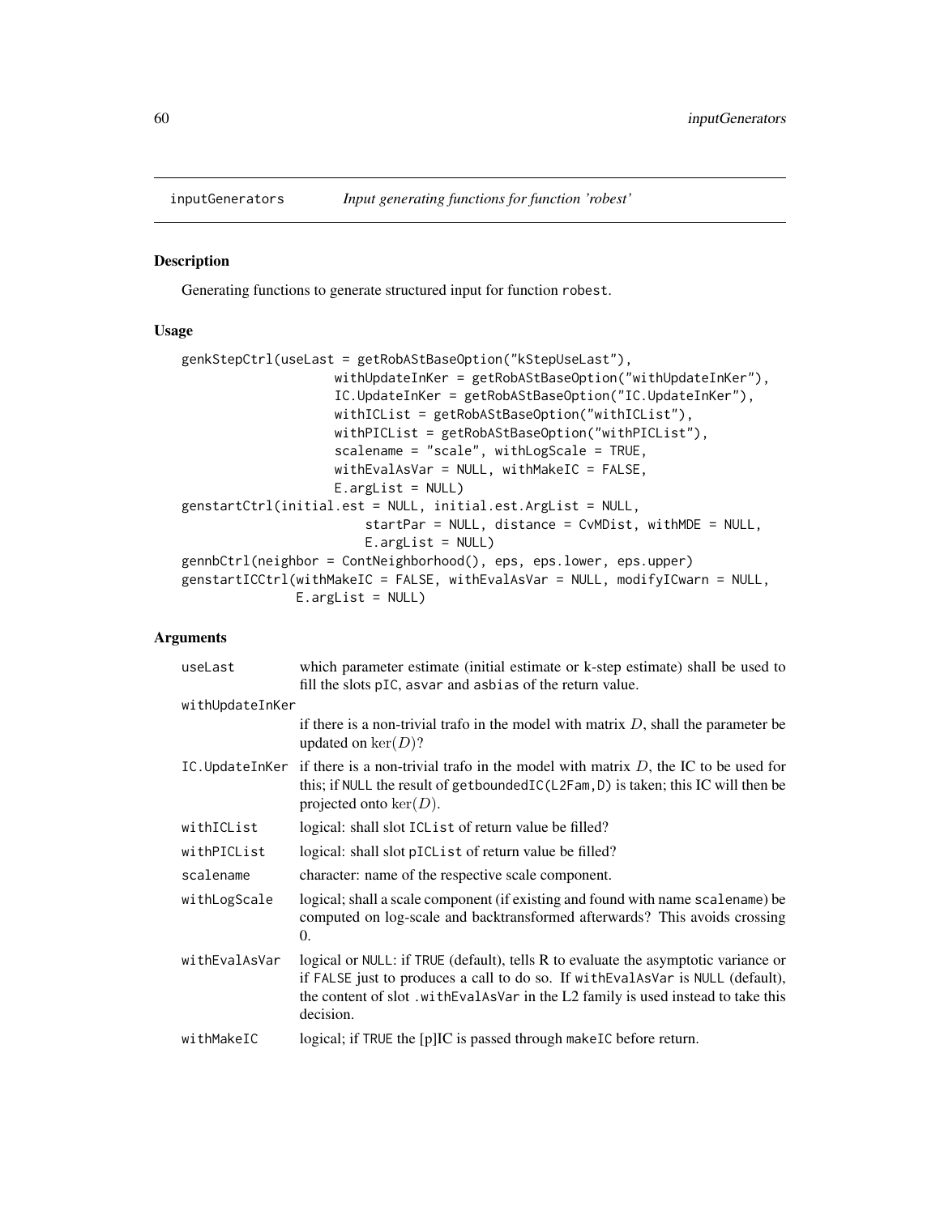inputGenerators *Input generating functions for function 'robest'*

## Description

Generating functions to generate structured input for function robest.

## Usage

```
genkStepCtrl(useLast = getRobAStBaseOption("kStepUseLast"),
                    withUpdateInKer = getRobAStBaseOption("withUpdateInKer"),
                    IC.UpdateInKer = getRobAStBaseOption("IC.UpdateInKer"),
                    withICList = getRobAStBaseOption("withICList"),
                    withPICList = getRobAStBaseOption("withPICList"),
                    scalename = "scale", withLogScale = TRUE,
                    withEvalAsVar = NULL, withMakeIC = FALSE,
                    E.argList = NULL)
genstartCtrl(initial.est = NULL, initial.est.ArgList = NULL,
                        startPar = NULL, distance = CvMDist, withMDE = NULL,
                        E.argList = NULL)
gennbCtrl(neighbor = ContNeighborhood(), eps, eps.lower, eps.upper)
genstartICCtrl(withMakeIC = FALSE, withEvalAsVar = NULL, modifyICwarn = NULL,
               E.argList = NULL)
```

## Arguments

| | |
|---|---|
| useLast | which parameter estimate (initial estimate or k-step estimate) shall be used to fill the slots pIC, asvar and asbias of the return value. |
| withUpdateInKer | if there is a non-trivial trafo in the model with matrix $D$, shall the parameter be updated on $\ker(D)$? |
| IC.UpdateInKer | if there is a non-trivial trafo in the model with matrix $D$, the IC to be used for this; if NULL the result of getboundedIC(L2Fam,D) is taken; this IC will then be projected onto $\ker(D)$. |
| withICList | logical: shall slot ICList of return value be filled? |
| withPICList | logical: shall slot pICList of return value be filled? |
| scalename | character: name of the respective scale component. |
| withLogScale | logical; shall a scale component (if existing and found with name scalename) be computed on log-scale and backtransformed afterwards? This avoids crossing 0. |
| withEvalAsVar | logical or NULL: if TRUE (default), tells R to evaluate the asymptotic variance or if FALSE just to produces a call to do so. If withEvalAsVar is NULL (default), the content of slot .withEvalAsVar in the L2 family is used instead to take this decision. |
| withMakeIC | logical; if TRUE the [p]IC is passed through makeIC before return. |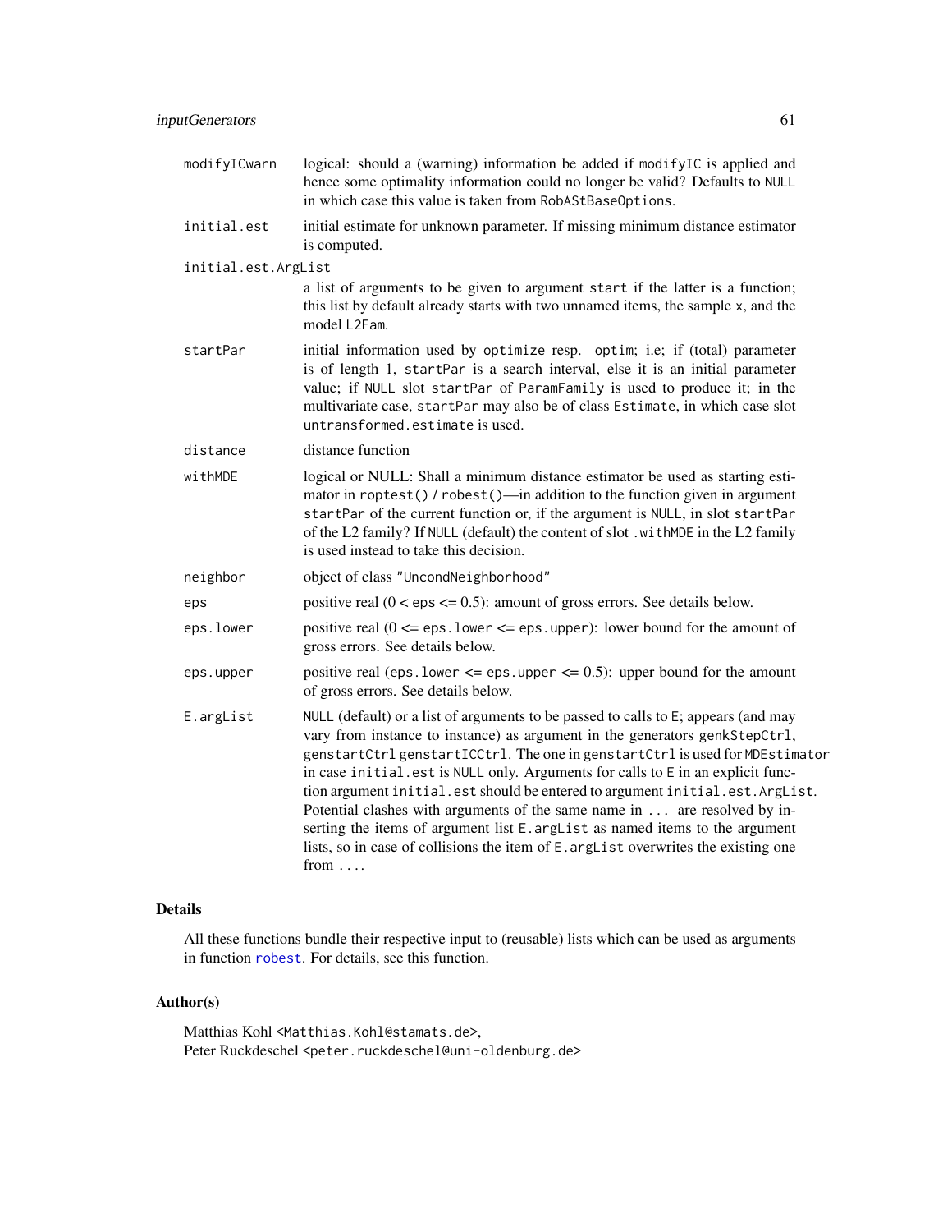`modifyICwarn`
: logical: should a (warning) information be added if `modifyIC` is applied and hence some optimality information could no longer be valid? Defaults to `NULL` in which case this value is taken from `RobAStBaseOptions`.

`initial.est`
: initial estimate for unknown parameter. If missing minimum distance estimator is computed.

`initial.est.ArgList`
: a list of arguments to be given to argument `start` if the latter is a function; this list by default already starts with two unnamed items, the sample `x`, and the model `L2Fam`.

`startPar`
: initial information used by `optimize` resp. `optim`; i.e; if (total) parameter is of length 1, `startPar` is a search interval, else it is an initial parameter value; if `NULL` slot `startPar` of `ParamFamily` is used to produce it; in the multivariate case, `startPar` may also be of class `Estimate`, in which case slot `untransformed.estimate` is used.

`distance`
: distance function

`withMDE`
: logical or NULL: Shall a minimum distance estimator be used as starting estimator in `roptest()` / `robest()`—in addition to the function given in argument `startPar` of the current function or, if the argument is `NULL`, in slot `startPar` of the L2 family? If `NULL` (default) the content of slot `.withMDE` in the L2 family is used instead to take this decision.

`neighbor`
: object of class `"UncondNeighborhood"`

`eps`
: positive real (0 < `eps` <= 0.5): amount of gross errors. See details below.

`eps.lower`
: positive real (0 <= `eps.lower` <= `eps.upper`): lower bound for the amount of gross errors. See details below.

`eps.upper`
: positive real (`eps.lower` <= `eps.upper` <= 0.5): upper bound for the amount of gross errors. See details below.

`E.argList`
: `NULL` (default) or a list of arguments to be passed to calls to `E`; appears (and may vary from instance to instance) as argument in the generators `genkStepCtrl`, `genstartCtrl` `genstartICCtrl`. The one in `genstartCtrl` is used for `MDEstimator` in case `initial.est` is `NULL` only. Arguments for calls to `E` in an explicit function argument `initial.est` should be entered to argument `initial.est.ArgList`. Potential clashes with arguments of the same name in `...` are resolved by inserting the items of argument list `E.argList` as named items to the argument lists, so in case of collisions the item of `E.argList` overwrites the existing one from `...`.

## Details

All these functions bundle their respective input to (reusable) lists which can be used as arguments in function `robest`. For details, see this function.

## Author(s)

Matthias Kohl <Matthias.Kohl@stamats.de>,
Peter Ruckdeschel <peter.ruckdeschel@uni-oldenburg.de>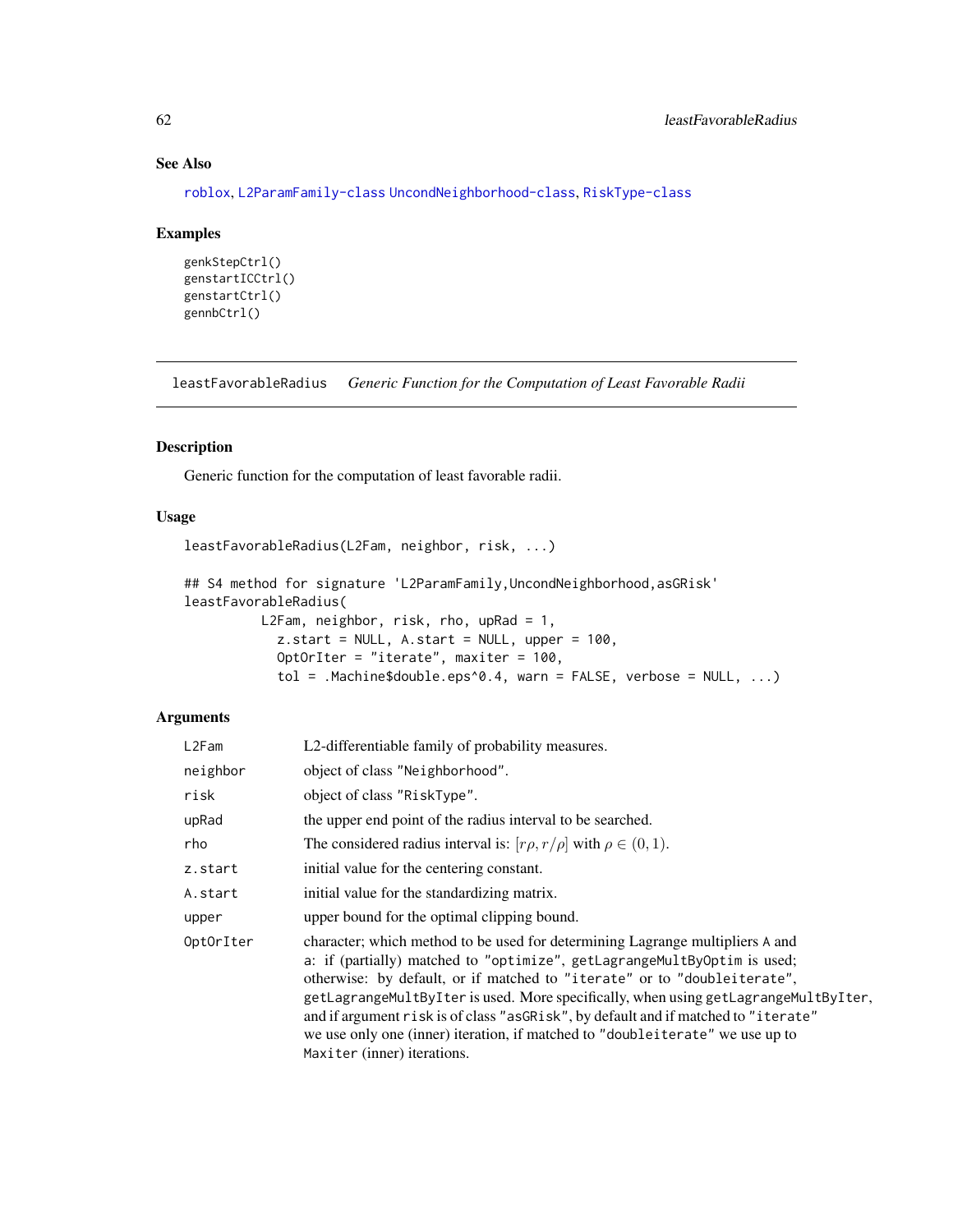## See Also

roblox, L2ParamFamily-class UncondNeighborhood-class, RiskType-class

## Examples

```
genkStepCtrl()
genstartICCtrl()
genstartCtrl()
gennbCtrl()
```

---

# leastFavorableRadius *Generic Function for the Computation of Least Favorable Radii*

---

## Description

Generic function for the computation of least favorable radii.

## Usage

```
leastFavorableRadius(L2Fam, neighbor, risk, ...)

## S4 method for signature 'L2ParamFamily,UncondNeighborhood,asGRisk'
leastFavorableRadius(
          L2Fam, neighbor, risk, rho, upRad = 1,
            z.start = NULL, A.start = NULL, upper = 100,
            OptOrIter = "iterate", maxiter = 100,
            tol = .Machine$double.eps^0.4, warn = FALSE, verbose = NULL, ...)
```

## Arguments

| | |
|---|---|
| L2Fam | L2-differentiable family of probability measures. |
| neighbor | object of class "Neighborhood". |
| risk | object of class "RiskType". |
| upRad | the upper end point of the radius interval to be searched. |
| rho | The considered radius interval is: $[r\rho, r/\rho]$ with $\rho \in (0, 1)$. |
| z.start | initial value for the centering constant. |
| A.start | initial value for the standardizing matrix. |
| upper | upper bound for the optimal clipping bound. |
| OptOrIter | character; which method to be used for determining Lagrange multipliers A and a: if (partially) matched to "optimize", getLagrangeMultByOptim is used; otherwise: by default, or if matched to "iterate" or to "doubleiterate", getLagrangeMultByIter is used. More specifically, when using getLagrangeMultByIter, and if argument risk is of class "asGRisk", by default and if matched to "iterate" we use only one (inner) iteration, if matched to "doubleiterate" we use up to Maxiter (inner) iterations. |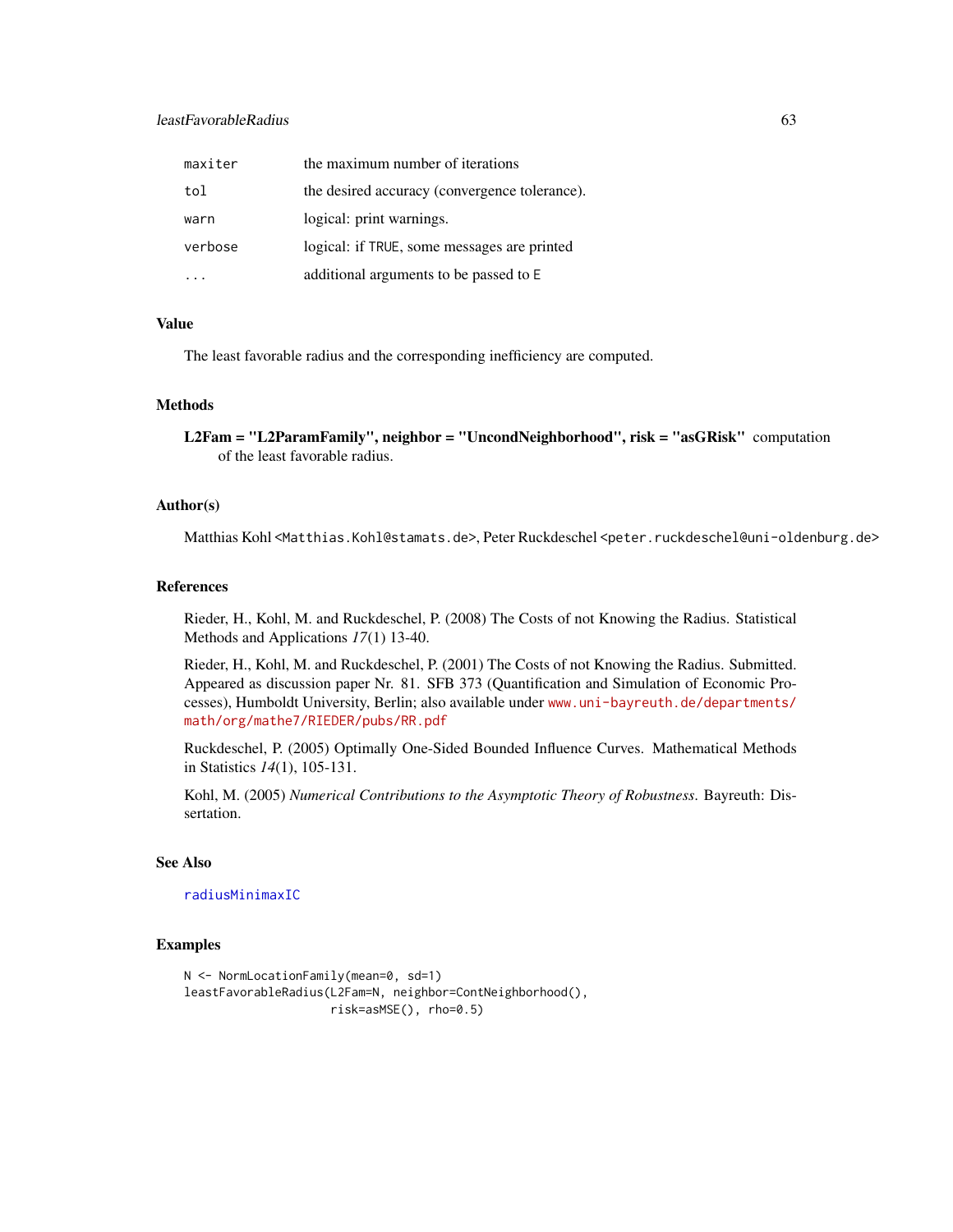| | |
|---|---|
| maxiter | the maximum number of iterations |
| tol | the desired accuracy (convergence tolerance). |
| warn | logical: print warnings. |
| verbose | logical: if TRUE, some messages are printed |
| ... | additional arguments to be passed to E |

## Value

The least favorable radius and the corresponding inefficiency are computed.

## Methods

**L2Fam = "L2ParamFamily", neighbor = "UncondNeighborhood", risk = "asGRisk"** computation of the least favorable radius.

## Author(s)

Matthias Kohl <Matthias.Kohl@stamats.de>, Peter Ruckdeschel <peter.ruckdeschel@uni-oldenburg.de>

## References

Rieder, H., Kohl, M. and Ruckdeschel, P. (2008) The Costs of not Knowing the Radius. Statistical Methods and Applications *17*(1) 13-40.

Rieder, H., Kohl, M. and Ruckdeschel, P. (2001) The Costs of not Knowing the Radius. Submitted. Appeared as discussion paper Nr. 81. SFB 373 (Quantification and Simulation of Economic Processes), Humboldt University, Berlin; also available under www.uni-bayreuth.de/departments/math/org/mathe7/RIEDER/pubs/RR.pdf

Ruckdeschel, P. (2005) Optimally One-Sided Bounded Influence Curves. Mathematical Methods in Statistics *14*(1), 105-131.

Kohl, M. (2005) *Numerical Contributions to the Asymptotic Theory of Robustness*. Bayreuth: Dissertation.

## See Also

radiusMinimaxIC

## Examples

```
N <- NormLocationFamily(mean=0, sd=1)
leastFavorableRadius(L2Fam=N, neighbor=ContNeighborhood(),
                     risk=asMSE(), rho=0.5)
```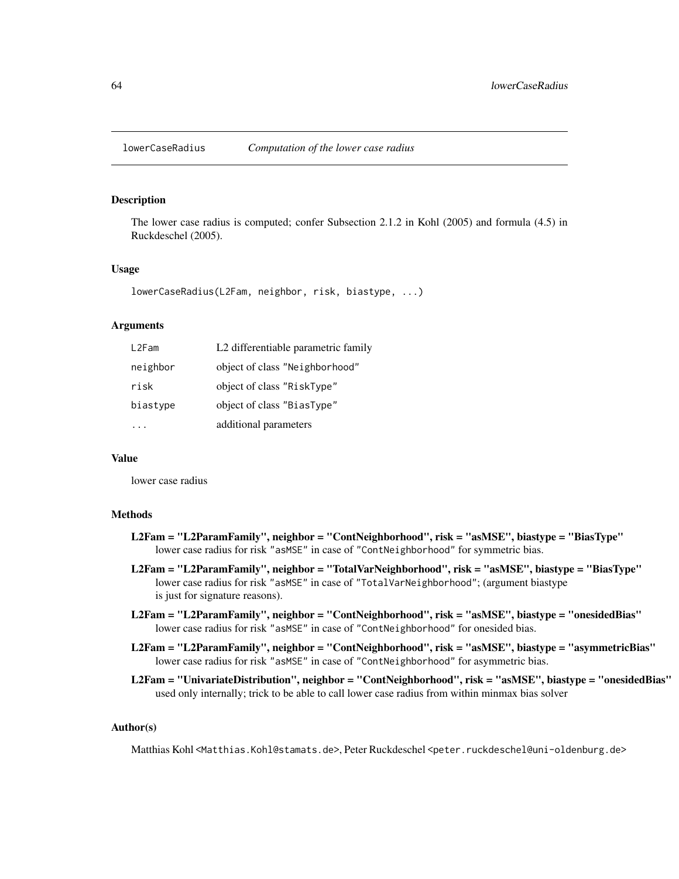lowerCaseRadius *Computation of the lower case radius*

## Description

The lower case radius is computed; confer Subsection 2.1.2 in Kohl (2005) and formula (4.5) in Ruckdeschel (2005).

## Usage

```
lowerCaseRadius(L2Fam, neighbor, risk, biastype, ...)
```

## Arguments

| | |
|---|---|
| `L2Fam` | L2 differentiable parametric family |
| `neighbor` | object of class `"Neighborhood"` |
| `risk` | object of class `"RiskType"` |
| `biastype` | object of class `"BiasType"` |
| `...` | additional parameters |

## Value

lower case radius

## Methods

**L2Fam = "L2ParamFamily", neighbor = "ContNeighborhood", risk = "asMSE", biastype = "BiasType"** lower case radius for risk `"asMSE"` in case of `"ContNeighborhood"` for symmetric bias.

**L2Fam = "L2ParamFamily", neighbor = "TotalVarNeighborhood", risk = "asMSE", biastype = "BiasType"** lower case radius for risk `"asMSE"` in case of `"TotalVarNeighborhood"`; (argument biastype is just for signature reasons).

**L2Fam = "L2ParamFamily", neighbor = "ContNeighborhood", risk = "asMSE", biastype = "onesidedBias"** lower case radius for risk `"asMSE"` in case of `"ContNeighborhood"` for onesided bias.

**L2Fam = "L2ParamFamily", neighbor = "ContNeighborhood", risk = "asMSE", biastype = "asymmetricBias"** lower case radius for risk `"asMSE"` in case of `"ContNeighborhood"` for asymmetric bias.

**L2Fam = "UnivariateDistribution", neighbor = "ContNeighborhood", risk = "asMSE", biastype = "onesidedBias"** used only internally; trick to be able to call lower case radius from within minmax bias solver

## Author(s)

Matthias Kohl <`Matthias.Kohl@stamats.de`>, Peter Ruckdeschel <`peter.ruckdeschel@uni-oldenburg.de`>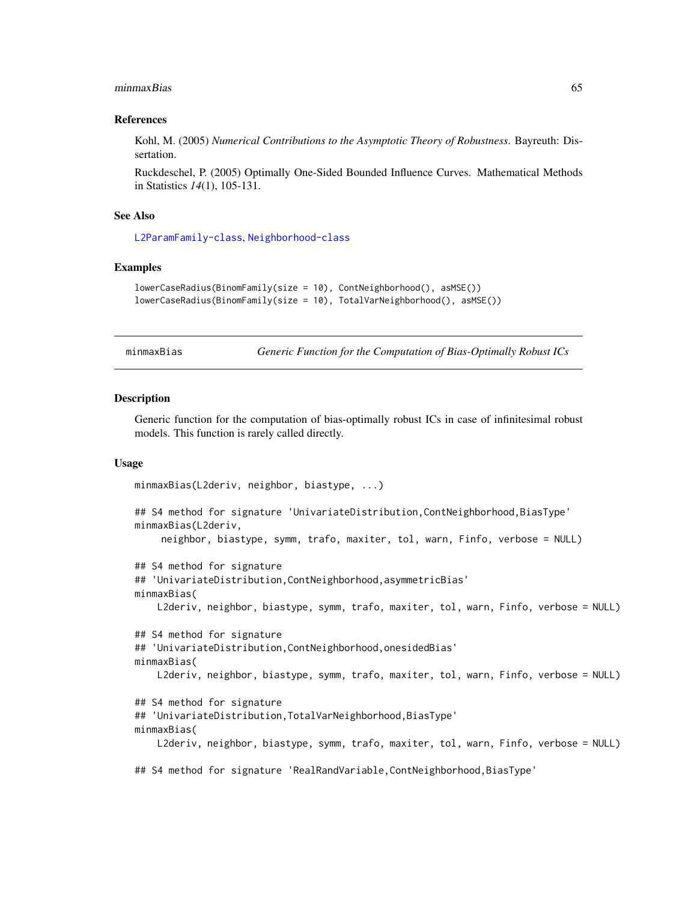### References

Kohl, M. (2005) *Numerical Contributions to the Asymptotic Theory of Robustness*. Bayreuth: Dissertation.

Ruckdeschel, P. (2005) Optimally One-Sided Bounded Influence Curves. Mathematical Methods in Statistics *14*(1), 105-131.

### See Also

L2ParamFamily-class, Neighborhood-class

### Examples

```
lowerCaseRadius(BinomFamily(size = 10), ContNeighborhood(), asMSE())
lowerCaseRadius(BinomFamily(size = 10), TotalVarNeighborhood(), asMSE())
```

---

## minmaxBias — *Generic Function for the Computation of Bias-Optimally Robust ICs*

### Description

Generic function for the computation of bias-optimally robust ICs in case of infinitesimal robust models. This function is rarely called directly.

### Usage

```
minmaxBias(L2deriv, neighbor, biastype, ...)

## S4 method for signature 'UnivariateDistribution,ContNeighborhood,BiasType'
minmaxBias(L2deriv,
     neighbor, biastype, symm, trafo, maxiter, tol, warn, Finfo, verbose = NULL)

## S4 method for signature
## 'UnivariateDistribution,ContNeighborhood,asymmetricBias'
minmaxBias(
    L2deriv, neighbor, biastype, symm, trafo, maxiter, tol, warn, Finfo, verbose = NULL)

## S4 method for signature
## 'UnivariateDistribution,ContNeighborhood,onesidedBias'
minmaxBias(
    L2deriv, neighbor, biastype, symm, trafo, maxiter, tol, warn, Finfo, verbose = NULL)

## S4 method for signature
## 'UnivariateDistribution,TotalVarNeighborhood,BiasType'
minmaxBias(
    L2deriv, neighbor, biastype, symm, trafo, maxiter, tol, warn, Finfo, verbose = NULL)

## S4 method for signature 'RealRandVariable,ContNeighborhood,BiasType'
```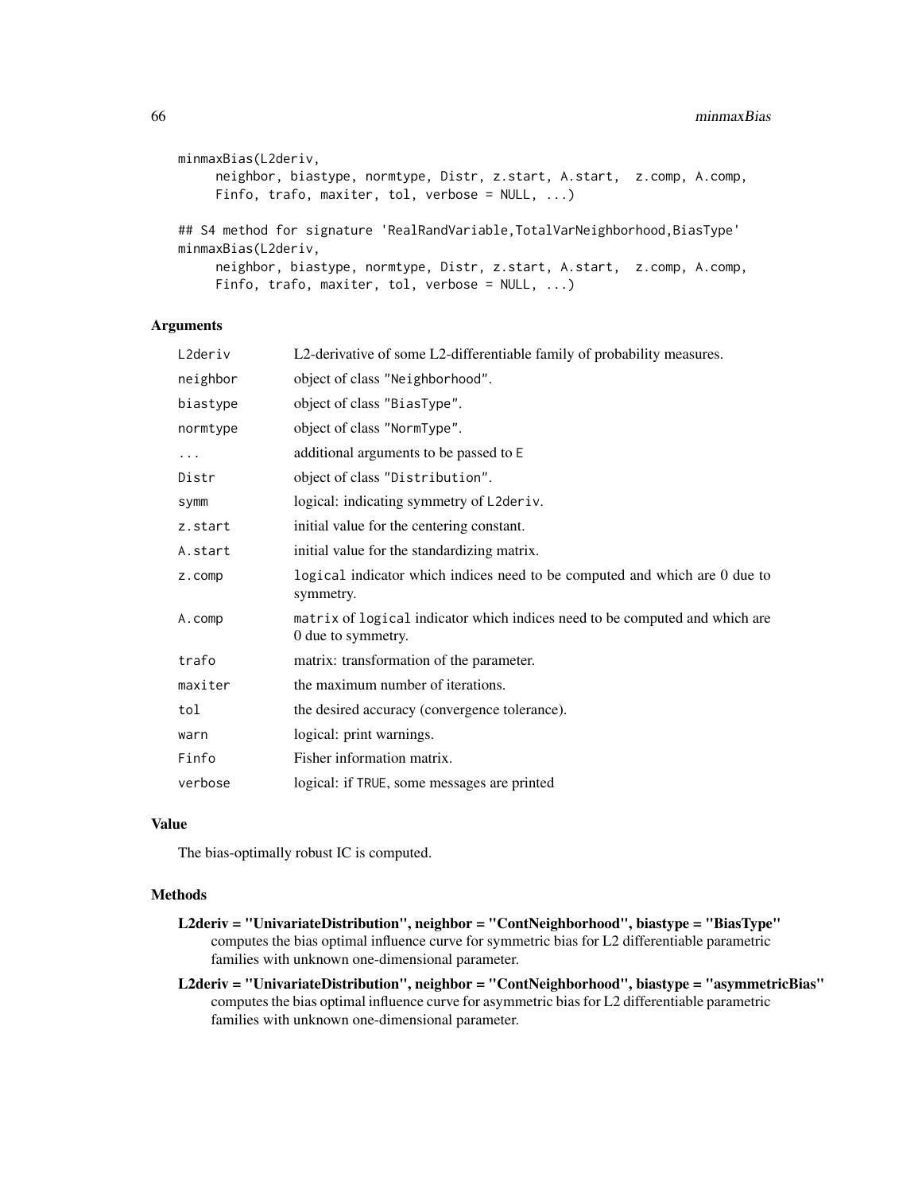```
minmaxBias(L2deriv,
     neighbor, biastype, normtype, Distr, z.start, A.start,  z.comp, A.comp,
     Finfo, trafo, maxiter, tol, verbose = NULL, ...)

## S4 method for signature 'RealRandVariable,TotalVarNeighborhood,BiasType'
minmaxBias(L2deriv,
     neighbor, biastype, normtype, Distr, z.start, A.start,  z.comp, A.comp,
     Finfo, trafo, maxiter, tol, verbose = NULL, ...)
```

## Arguments

| | |
|---|---|
| `L2deriv` | L2-derivative of some L2-differentiable family of probability measures. |
| `neighbor` | object of class `"Neighborhood"`. |
| `biastype` | object of class `"BiasType"`. |
| `normtype` | object of class `"NormType"`. |
| `...` | additional arguments to be passed to `E` |
| `Distr` | object of class `"Distribution"`. |
| `symm` | logical: indicating symmetry of `L2deriv`. |
| `z.start` | initial value for the centering constant. |
| `A.start` | initial value for the standardizing matrix. |
| `z.comp` | `logical` indicator which indices need to be computed and which are 0 due to symmetry. |
| `A.comp` | `matrix` of `logical` indicator which indices need to be computed and which are 0 due to symmetry. |
| `trafo` | matrix: transformation of the parameter. |
| `maxiter` | the maximum number of iterations. |
| `tol` | the desired accuracy (convergence tolerance). |
| `warn` | logical: print warnings. |
| `Finfo` | Fisher information matrix. |
| `verbose` | logical: if `TRUE`, some messages are printed |

## Value

The bias-optimally robust IC is computed.

## Methods

**L2deriv = "UnivariateDistribution", neighbor = "ContNeighborhood", biastype = "BiasType"** computes the bias optimal influence curve for symmetric bias for L2 differentiable parametric families with unknown one-dimensional parameter.

**L2deriv = "UnivariateDistribution", neighbor = "ContNeighborhood", biastype = "asymmetricBias"** computes the bias optimal influence curve for asymmetric bias for L2 differentiable parametric families with unknown one-dimensional parameter.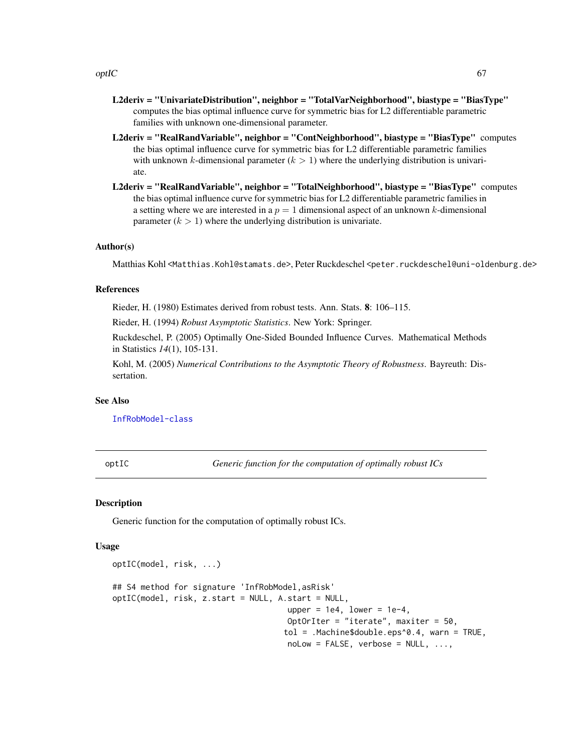**L2deriv = "UnivariateDistribution", neighbor = "TotalVarNeighborhood", biastype = "BiasType"** computes the bias optimal influence curve for symmetric bias for L2 differentiable parametric families with unknown one-dimensional parameter.

**L2deriv = "RealRandVariable", neighbor = "ContNeighborhood", biastype = "BiasType"** computes the bias optimal influence curve for symmetric bias for L2 differentiable parametric families with unknown $k$-dimensional parameter ($k > 1$) where the underlying distribution is univariate.

**L2deriv = "RealRandVariable", neighbor = "TotalNeighborhood", biastype = "BiasType"** computes the bias optimal influence curve for symmetric bias for L2 differentiable parametric families in a setting where we are interested in a $p = 1$ dimensional aspect of an unknown $k$-dimensional parameter ($k > 1$) where the underlying distribution is univariate.

### Author(s)

Matthias Kohl <Matthias.Kohl@stamats.de>, Peter Ruckdeschel <peter.ruckdeschel@uni-oldenburg.de>

### References

Rieder, H. (1980) Estimates derived from robust tests. Ann. Stats. **8**: 106–115.

Rieder, H. (1994) *Robust Asymptotic Statistics*. New York: Springer.

Ruckdeschel, P. (2005) Optimally One-Sided Bounded Influence Curves. Mathematical Methods in Statistics *14*(1), 105-131.

Kohl, M. (2005) *Numerical Contributions to the Asymptotic Theory of Robustness*. Bayreuth: Dissertation.

### See Also

InfRobModel-class

---

## optIC — *Generic function for the computation of optimally robust ICs*

### Description

Generic function for the computation of optimally robust ICs.

### Usage

```
optIC(model, risk, ...)

## S4 method for signature 'InfRobModel,asRisk'
optIC(model, risk, z.start = NULL, A.start = NULL,
                                     upper = 1e4, lower = 1e-4,
                                     OptOrIter = "iterate", maxiter = 50,
                                    tol = .Machine$double.eps^0.4, warn = TRUE,
                                     noLow = FALSE, verbose = NULL, ...,
```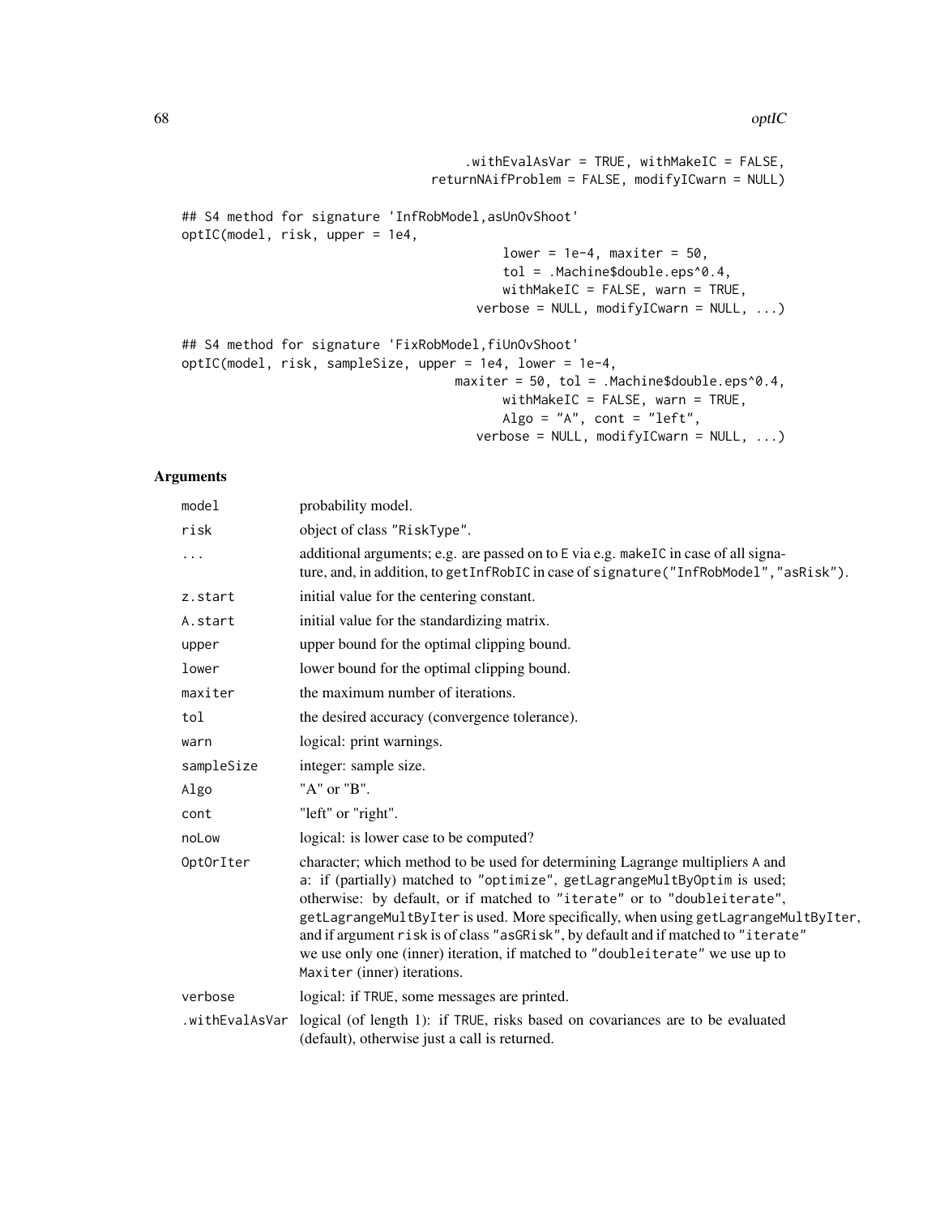```
                                    .withEvalAsVar = TRUE, withMakeIC = FALSE,
                                returnNAifProblem = FALSE, modifyICwarn = NULL)

## S4 method for signature 'InfRobModel,asUnOvShoot'
optIC(model, risk, upper = 1e4,
                                         lower = 1e-4, maxiter = 50,
                                         tol = .Machine$double.eps^0.4,
                                         withMakeIC = FALSE, warn = TRUE,
                                      verbose = NULL, modifyICwarn = NULL, ...)

## S4 method for signature 'FixRobModel,fiUnOvShoot'
optIC(model, risk, sampleSize, upper = 1e4, lower = 1e-4,
                                   maxiter = 50, tol = .Machine$double.eps^0.4,
                                         withMakeIC = FALSE, warn = TRUE,
                                         Algo = "A", cont = "left",
                                      verbose = NULL, modifyICwarn = NULL, ...)
```

## Arguments

| | |
|---|---|
| `model` | probability model. |
| `risk` | object of class "RiskType". |
| `...` | additional arguments; e.g. are passed on to E via e.g. makeIC in case of all signature, and, in addition, to getInfRobIC in case of signature("InfRobModel","asRisk"). |
| `z.start` | initial value for the centering constant. |
| `A.start` | initial value for the standardizing matrix. |
| `upper` | upper bound for the optimal clipping bound. |
| `lower` | lower bound for the optimal clipping bound. |
| `maxiter` | the maximum number of iterations. |
| `tol` | the desired accuracy (convergence tolerance). |
| `warn` | logical: print warnings. |
| `sampleSize` | integer: sample size. |
| `Algo` | "A" or "B". |
| `cont` | "left" or "right". |
| `noLow` | logical: is lower case to be computed? |
| `OptOrIter` | character; which method to be used for determining Lagrange multipliers A and a: if (partially) matched to "optimize", getLagrangeMultByOptim is used; otherwise: by default, or if matched to "iterate" or to "doubleiterate", getLagrangeMultByIter is used. More specifically, when using getLagrangeMultByIter, and if argument risk is of class "asGRisk", by default and if matched to "iterate" we use only one (inner) iteration, if matched to "doubleiterate" we use up to Maxiter (inner) iterations. |
| `verbose` | logical: if TRUE, some messages are printed. |
| `.withEvalAsVar` | logical (of length 1): if TRUE, risks based on covariances are to be evaluated (default), otherwise just a call is returned. |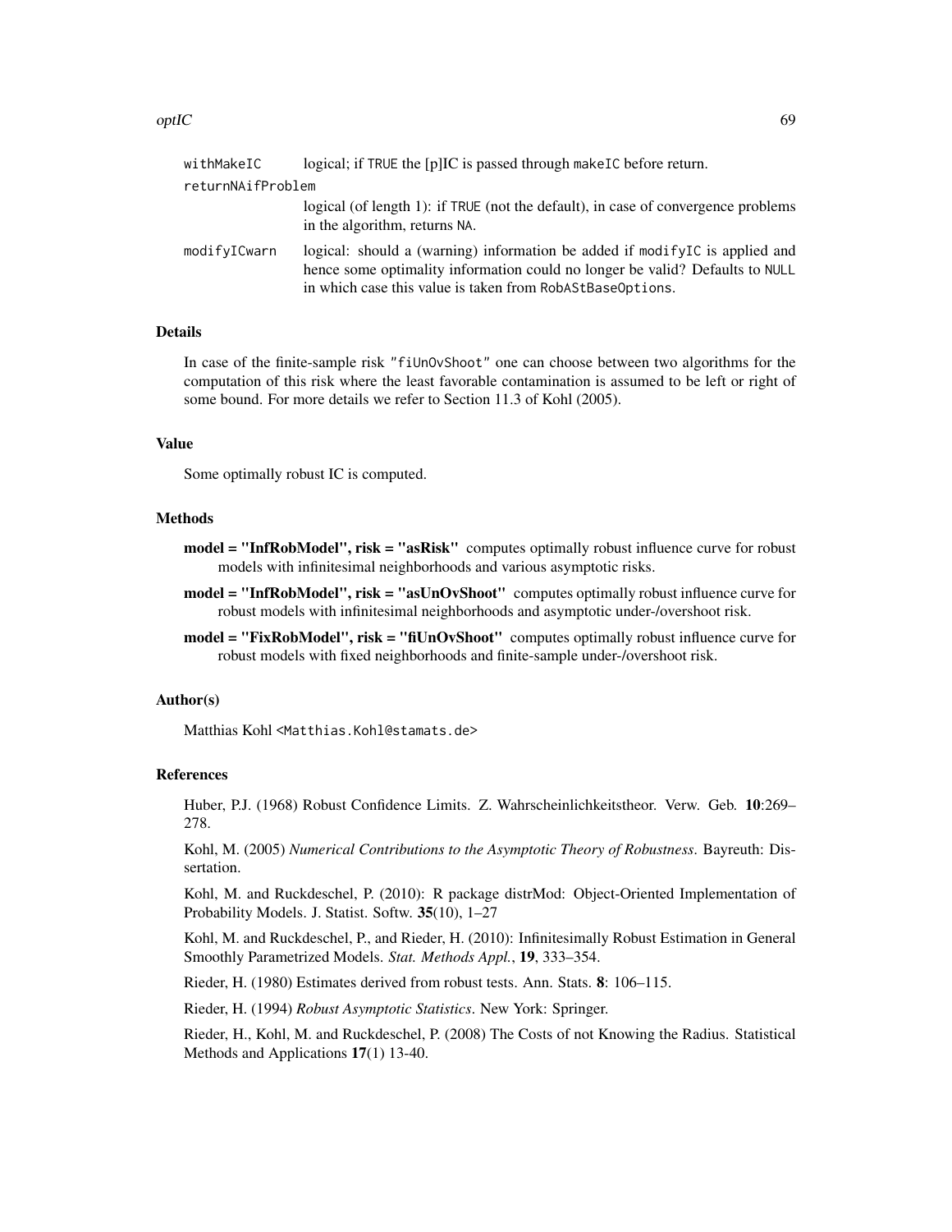withMakeIC logical; if TRUE the [p]IC is passed through makeIC before return.

returnNAifProblem
: logical (of length 1): if TRUE (not the default), in case of convergence problems in the algorithm, returns NA.

modifyICwarn
: logical: should a (warning) information be added if modifyIC is applied and hence some optimality information could no longer be valid? Defaults to NULL in which case this value is taken from RobAStBaseOptions.

## Details

In case of the finite-sample risk "fiUnOvShoot" one can choose between two algorithms for the computation of this risk where the least favorable contamination is assumed to be left or right of some bound. For more details we refer to Section 11.3 of Kohl (2005).

## Value

Some optimally robust IC is computed.

## Methods

**model = "InfRobModel", risk = "asRisk"** computes optimally robust influence curve for robust models with infinitesimal neighborhoods and various asymptotic risks.

**model = "InfRobModel", risk = "asUnOvShoot"** computes optimally robust influence curve for robust models with infinitesimal neighborhoods and asymptotic under-/overshoot risk.

**model = "FixRobModel", risk = "fiUnOvShoot"** computes optimally robust influence curve for robust models with fixed neighborhoods and finite-sample under-/overshoot risk.

## Author(s)

Matthias Kohl <Matthias.Kohl@stamats.de>

## References

Huber, P.J. (1968) Robust Confidence Limits. Z. Wahrscheinlichkeitstheor. Verw. Geb. **10**:269–278.

Kohl, M. (2005) *Numerical Contributions to the Asymptotic Theory of Robustness*. Bayreuth: Dissertation.

Kohl, M. and Ruckdeschel, P. (2010): R package distrMod: Object-Oriented Implementation of Probability Models. J. Statist. Softw. **35**(10), 1–27

Kohl, M. and Ruckdeschel, P., and Rieder, H. (2010): Infinitesimally Robust Estimation in General Smoothly Parametrized Models. *Stat. Methods Appl.*, **19**, 333–354.

Rieder, H. (1980) Estimates derived from robust tests. Ann. Stats. **8**: 106–115.

Rieder, H. (1994) *Robust Asymptotic Statistics*. New York: Springer.

Rieder, H., Kohl, M. and Ruckdeschel, P. (2008) The Costs of not Knowing the Radius. Statistical Methods and Applications **17**(1) 13-40.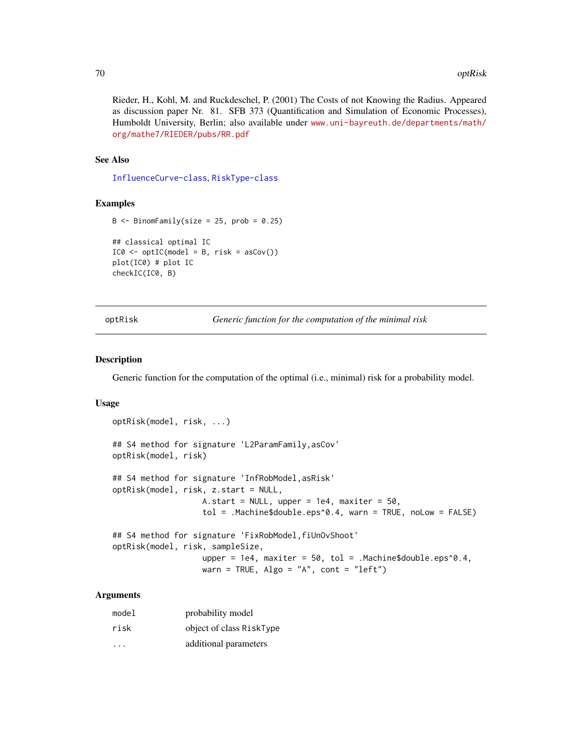Rieder, H., Kohl, M. and Ruckdeschel, P. (2001) The Costs of not Knowing the Radius. Appeared as discussion paper Nr. 81. SFB 373 (Quantification and Simulation of Economic Processes), Humboldt University, Berlin; also available under www.uni-bayreuth.de/departments/math/org/mathe7/RIEDER/pubs/RR.pdf

### See Also

InfluenceCurve-class, RiskType-class

### Examples

```
B <- BinomFamily(size = 25, prob = 0.25)

## classical optimal IC
IC0 <- optIC(model = B, risk = asCov())
plot(IC0) # plot IC
checkIC(IC0, B)
```

---

## optRisk — *Generic function for the computation of the minimal risk*

---

### Description

Generic function for the computation of the optimal (i.e., minimal) risk for a probability model.

### Usage

```
optRisk(model, risk, ...)

## S4 method for signature 'L2ParamFamily,asCov'
optRisk(model, risk)

## S4 method for signature 'InfRobModel,asRisk'
optRisk(model, risk, z.start = NULL,
                  A.start = NULL, upper = 1e4, maxiter = 50,
                  tol = .Machine$double.eps^0.4, warn = TRUE, noLow = FALSE)

## S4 method for signature 'FixRobModel,fiUnOvShoot'
optRisk(model, risk, sampleSize,
                  upper = 1e4, maxiter = 50, tol = .Machine$double.eps^0.4,
                  warn = TRUE, Algo = "A", cont = "left")
```

### Arguments

| | |
|---|---|
| model | probability model |
| risk | object of class RiskType |
| ... | additional parameters |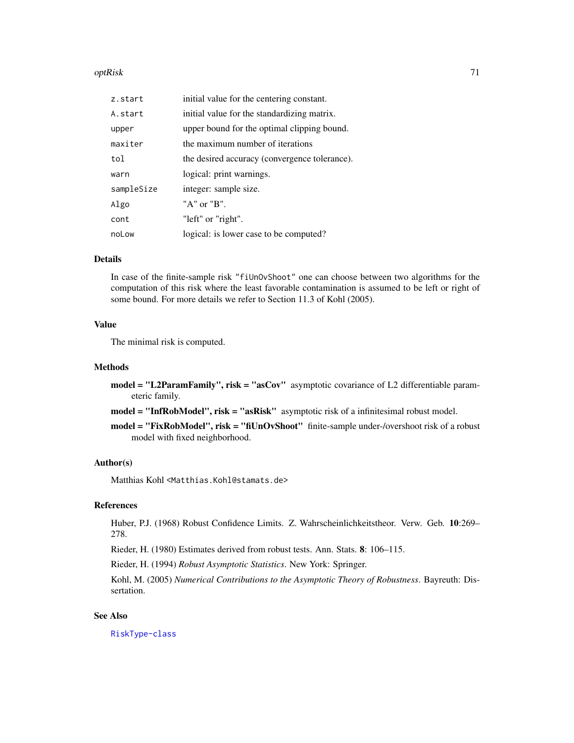| | |
|---|---|
| `z.start` | initial value for the centering constant. |
| `A.start` | initial value for the standardizing matrix. |
| `upper` | upper bound for the optimal clipping bound. |
| `maxiter` | the maximum number of iterations |
| `tol` | the desired accuracy (convergence tolerance). |
| `warn` | logical: print warnings. |
| `sampleSize` | integer: sample size. |
| `Algo` | "A" or "B". |
| `cont` | "left" or "right". |
| `noLow` | logical: is lower case to be computed? |

### Details

In case of the finite-sample risk `"fiUnOvShoot"` one can choose between two algorithms for the computation of this risk where the least favorable contamination is assumed to be left or right of some bound. For more details we refer to Section 11.3 of Kohl (2005).

### Value

The minimal risk is computed.

### Methods

**model = "L2ParamFamily", risk = "asCov"** asymptotic covariance of L2 differentiable parameteric family.

**model = "InfRobModel", risk = "asRisk"** asymptotic risk of a infinitesimal robust model.

**model = "FixRobModel", risk = "fiUnOvShoot"** finite-sample under-/overshoot risk of a robust model with fixed neighborhood.

### Author(s)

Matthias Kohl <Matthias.Kohl@stamats.de>

### References

Huber, P.J. (1968) Robust Confidence Limits. Z. Wahrscheinlichkeitstheor. Verw. Geb. **10**:269–278.

Rieder, H. (1980) Estimates derived from robust tests. Ann. Stats. **8**: 106–115.

Rieder, H. (1994) *Robust Asymptotic Statistics*. New York: Springer.

Kohl, M. (2005) *Numerical Contributions to the Asymptotic Theory of Robustness*. Bayreuth: Dissertation.

### See Also

RiskType-class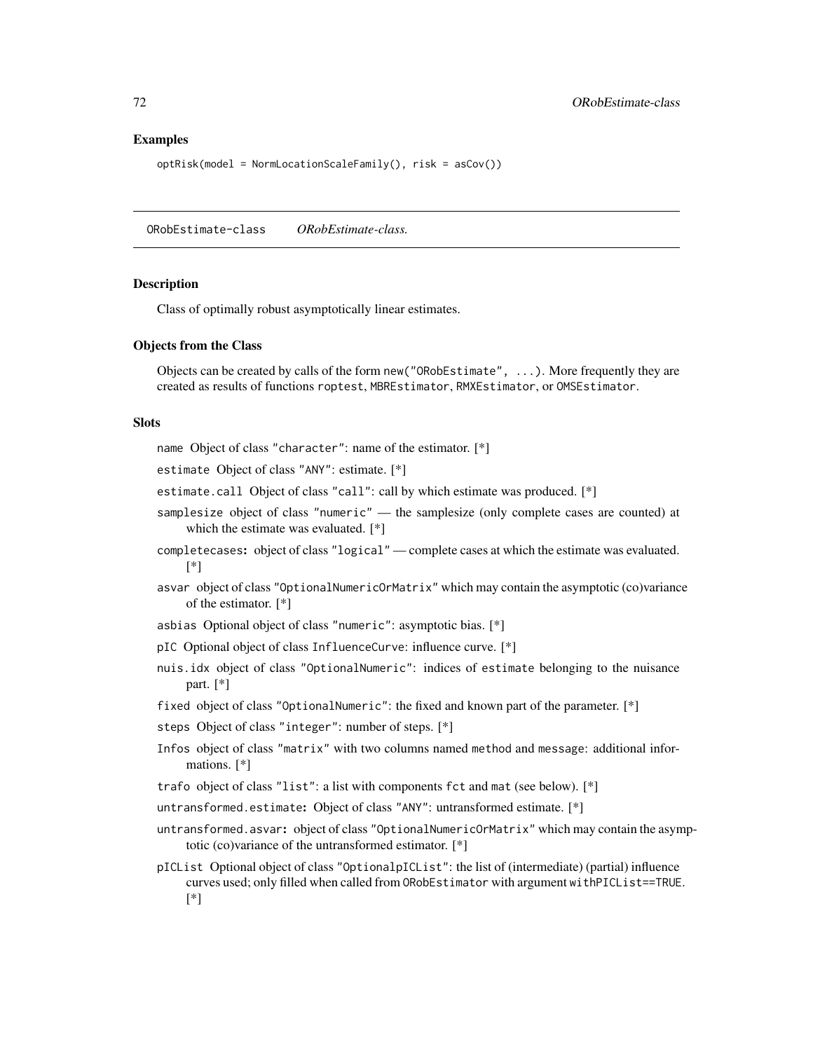## Examples

```
optRisk(model = NormLocationScaleFamily(), risk = asCov())
```

---

# ORobEstimate-class *ORobEstimate-class.*

---

### Description

Class of optimally robust asymptotically linear estimates.

### Objects from the Class

Objects can be created by calls of the form `new("ORobEstimate", ...)`. More frequently they are created as results of functions `roptest`, `MBREstimator`, `RMXEstimator`, or `OMSEstimator`.

### Slots

- `name` Object of class `"character"`: name of the estimator. [*]
- `estimate` Object of class `"ANY"`: estimate. [*]
- `estimate.call` Object of class `"call"`: call by which estimate was produced. [*]
- `samplesize` object of class `"numeric"` — the samplesize (only complete cases are counted) at which the estimate was evaluated. [*]
- `completecases`**:** object of class `"logical"` — complete cases at which the estimate was evaluated. [*]
- `asvar` object of class `"OptionalNumericOrMatrix"` which may contain the asymptotic (co)variance of the estimator. [*]
- `asbias` Optional object of class `"numeric"`: asymptotic bias. [*]
- `pIC` Optional object of class `InfluenceCurve`: influence curve. [*]
- `nuis.idx` object of class `"OptionalNumeric"`: indices of `estimate` belonging to the nuisance part. [*]
- `fixed` object of class `"OptionalNumeric"`: the fixed and known part of the parameter. [*]
- `steps` Object of class `"integer"`: number of steps. [*]
- `Infos` object of class `"matrix"` with two columns named `method` and `message`: additional informations. [*]
- `trafo` object of class `"list"`: a list with components `fct` and `mat` (see below). [*]
- `untransformed.estimate`**:** Object of class `"ANY"`: untransformed estimate. [*]
- `untransformed.asvar`**:** object of class `"OptionalNumericOrMatrix"` which may contain the asymptotic (co)variance of the untransformed estimator. [*]
- `pICList` Optional object of class `"OptionalpICList"`: the list of (intermediate) (partial) influence curves used; only filled when called from `ORobEstimator` with argument `withPICList==TRUE`. [*]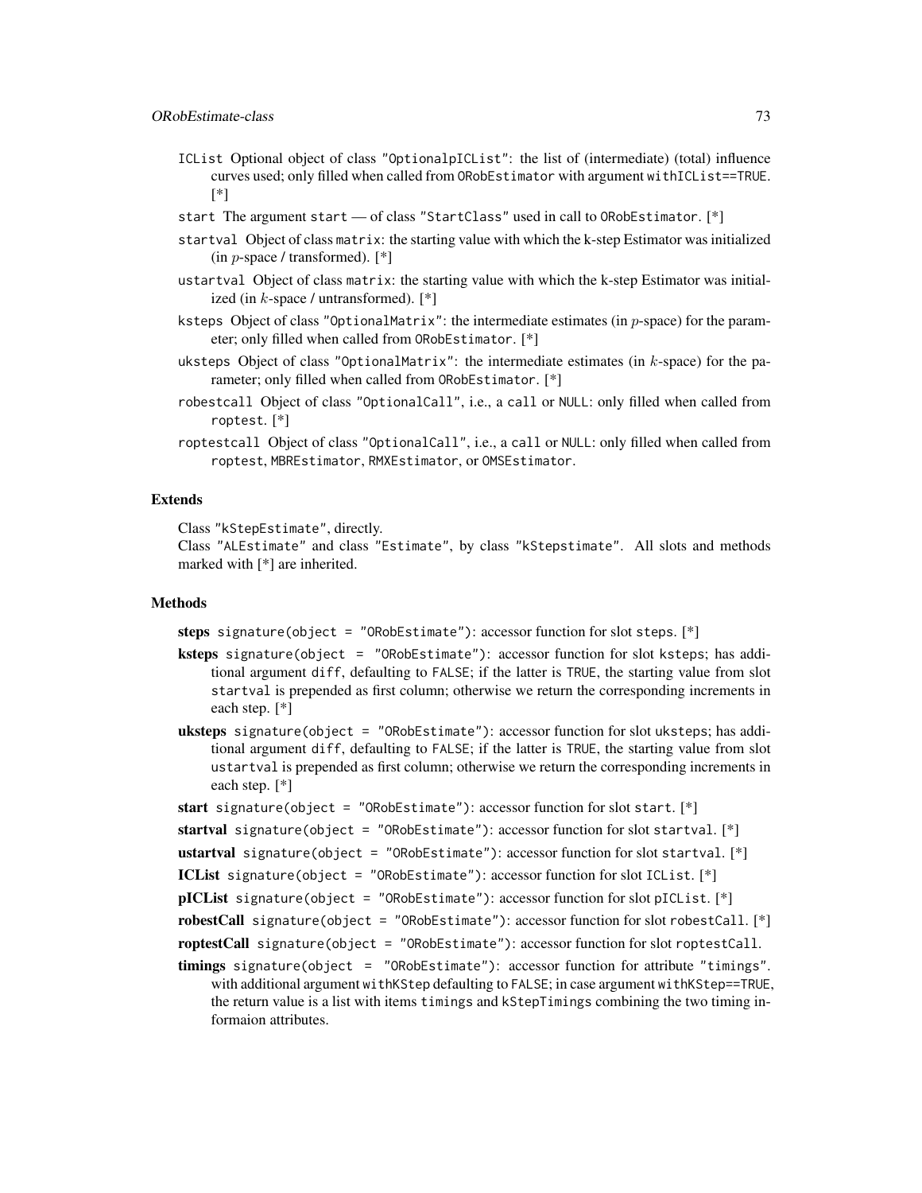ICList Optional object of class "OptionalpICList": the list of (intermediate) (total) influence curves used; only filled when called from ORobEstimator with argument withICList==TRUE. [*]

start The argument start — of class "StartClass" used in call to ORobEstimator. [*]

startval Object of class matrix: the starting value with which the k-step Estimator was initialized (in $p$-space / transformed). [*]

ustartval Object of class matrix: the starting value with which the k-step Estimator was initialized (in $k$-space / untransformed). [*]

ksteps Object of class "OptionalMatrix": the intermediate estimates (in $p$-space) for the parameter; only filled when called from ORobEstimator. [*]

uksteps Object of class "OptionalMatrix": the intermediate estimates (in $k$-space) for the parameter; only filled when called from ORobEstimator. [*]

robestcall Object of class "OptionalCall", i.e., a call or NULL: only filled when called from roptest. [*]

roptestcall Object of class "OptionalCall", i.e., a call or NULL: only filled when called from roptest, MBREstimator, RMXEstimator, or OMSEstimator.

## Extends

Class "kStepEstimate", directly.
Class "ALEstimate" and class "Estimate", by class "kStepstimate". All slots and methods marked with [*] are inherited.

## Methods

**steps** signature(object = "ORobEstimate"): accessor function for slot steps. [*]

**ksteps** signature(object = "ORobEstimate"): accessor function for slot ksteps; has additional argument diff, defaulting to FALSE; if the latter is TRUE, the starting value from slot startval is prepended as first column; otherwise we return the corresponding increments in each step. [*]

**uksteps** signature(object = "ORobEstimate"): accessor function for slot uksteps; has additional argument diff, defaulting to FALSE; if the latter is TRUE, the starting value from slot ustartval is prepended as first column; otherwise we return the corresponding increments in each step. [*]

**start** signature(object = "ORobEstimate"): accessor function for slot start. [*]

**startval** signature(object = "ORobEstimate"): accessor function for slot startval. [*]

**ustartval** signature(object = "ORobEstimate"): accessor function for slot startval. [*]

**ICList** signature(object = "ORobEstimate"): accessor function for slot ICList. [*]

**pICList** signature(object = "ORobEstimate"): accessor function for slot pICList. [*]

**robestCall** signature(object = "ORobEstimate"): accessor function for slot robestCall. [*]

**roptestCall** signature(object = "ORobEstimate"): accessor function for slot roptestCall.

**timings** signature(object = "ORobEstimate"): accessor function for attribute "timings". with additional argument withKStep defaulting to FALSE; in case argument withKStep==TRUE, the return value is a list with items timings and kStepTimings combining the two timing informaion attributes.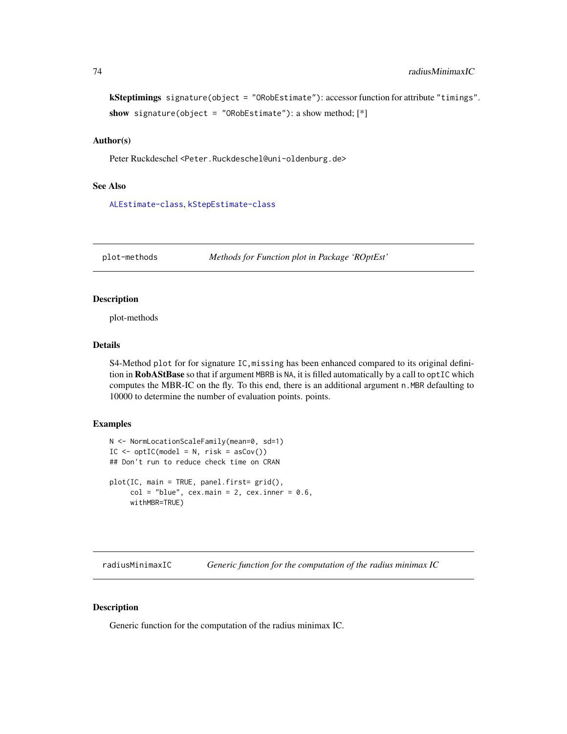**kSteptimings** `signature(object = "ORobEstimate")`: accessor function for attribute `"timings"`.

**show** `signature(object = "ORobEstimate")`: a show method; [*]

## Author(s)

Peter Ruckdeschel <Peter.Ruckdeschel@uni-oldenburg.de>

## See Also

ALEstimate-class, kStepEstimate-class

---

# plot-methods — *Methods for Function plot in Package 'ROptEst'*

---

## Description

plot-methods

## Details

S4-Method `plot` for for signature `IC,missing` has been enhanced compared to its original definition in **RobAStBase** so that if argument `MBRB` is `NA`, it is filled automatically by a call to `optIC` which computes the MBR-IC on the fly. To this end, there is an additional argument `n.MBR` defaulting to 10000 to determine the number of evaluation points. points.

## Examples

```
N <- NormLocationScaleFamily(mean=0, sd=1)
IC <- optIC(model = N, risk = asCov())
## Don't run to reduce check time on CRAN

plot(IC, main = TRUE, panel.first= grid(),
     col = "blue", cex.main = 2, cex.inner = 0.6,
     withMBR=TRUE)
```

---

# radiusMinimaxIC — *Generic function for the computation of the radius minimax IC*

---

## Description

Generic function for the computation of the radius minimax IC.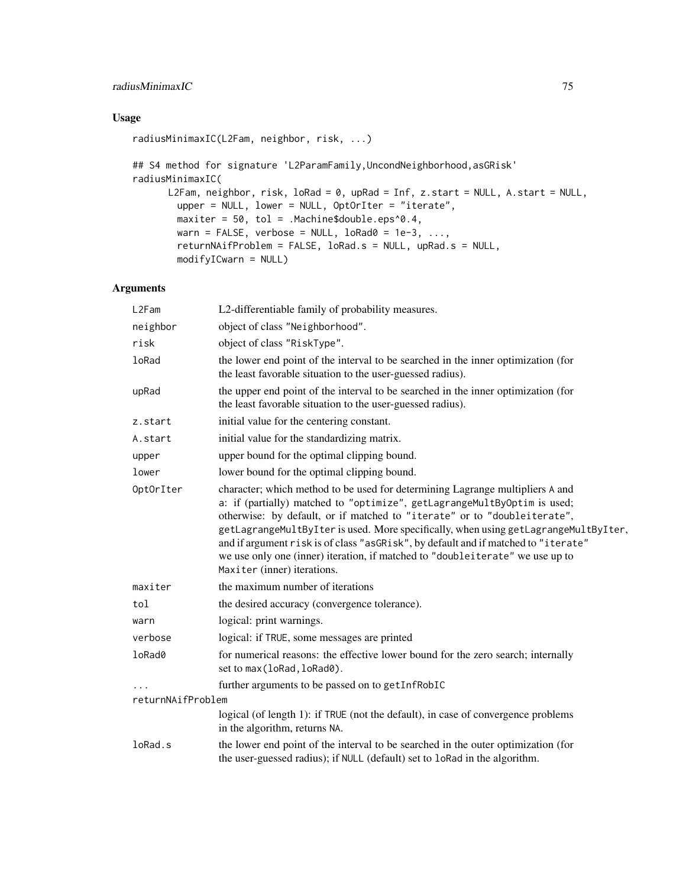## Usage

```
radiusMinimaxIC(L2Fam, neighbor, risk, ...)

## S4 method for signature 'L2ParamFamily,UncondNeighborhood,asGRisk'
radiusMinimaxIC(
      L2Fam, neighbor, risk, loRad = 0, upRad = Inf, z.start = NULL, A.start = NULL,
        upper = NULL, lower = NULL, OptOrIter = "iterate",
        maxiter = 50, tol = .Machine$double.eps^0.4,
        warn = FALSE, verbose = NULL, loRad0 = 1e-3, ...,
        returnNAifProblem = FALSE, loRad.s = NULL, upRad.s = NULL,
        modifyICwarn = NULL)
```

## Arguments

| | |
|---|---|
| `L2Fam` | L2-differentiable family of probability measures. |
| `neighbor` | object of class `"Neighborhood"`. |
| `risk` | object of class `"RiskType"`. |
| `loRad` | the lower end point of the interval to be searched in the inner optimization (for the least favorable situation to the user-guessed radius). |
| `upRad` | the upper end point of the interval to be searched in the inner optimization (for the least favorable situation to the user-guessed radius). |
| `z.start` | initial value for the centering constant. |
| `A.start` | initial value for the standardizing matrix. |
| `upper` | upper bound for the optimal clipping bound. |
| `lower` | lower bound for the optimal clipping bound. |
| `OptOrIter` | character; which method to be used for determining Lagrange multipliers `A` and `a`: if (partially) matched to `"optimize"`, `getLagrangeMultByOptim` is used; otherwise: by default, or if matched to `"iterate"` or to `"doubleiterate"`, `getLagrangeMultByIter` is used. More specifically, when using `getLagrangeMultByIter`, and if argument `risk` is of class `"asGRisk"`, by default and if matched to `"iterate"` we use only one (inner) iteration, if matched to `"doubleiterate"` we use up to `Maxiter` (inner) iterations. |
| `maxiter` | the maximum number of iterations |
| `tol` | the desired accuracy (convergence tolerance). |
| `warn` | logical: print warnings. |
| `verbose` | logical: if `TRUE`, some messages are printed |
| `loRad0` | for numerical reasons: the effective lower bound for the zero search; internally set to `max(loRad,loRad0)`. |
| `...` | further arguments to be passed on to `getInfRobIC` |
| `returnNAifProblem` | logical (of length 1): if `TRUE` (not the default), in case of convergence problems in the algorithm, returns `NA`. |
| `loRad.s` | the lower end point of the interval to be searched in the outer optimization (for the user-guessed radius); if `NULL` (default) set to `loRad` in the algorithm. |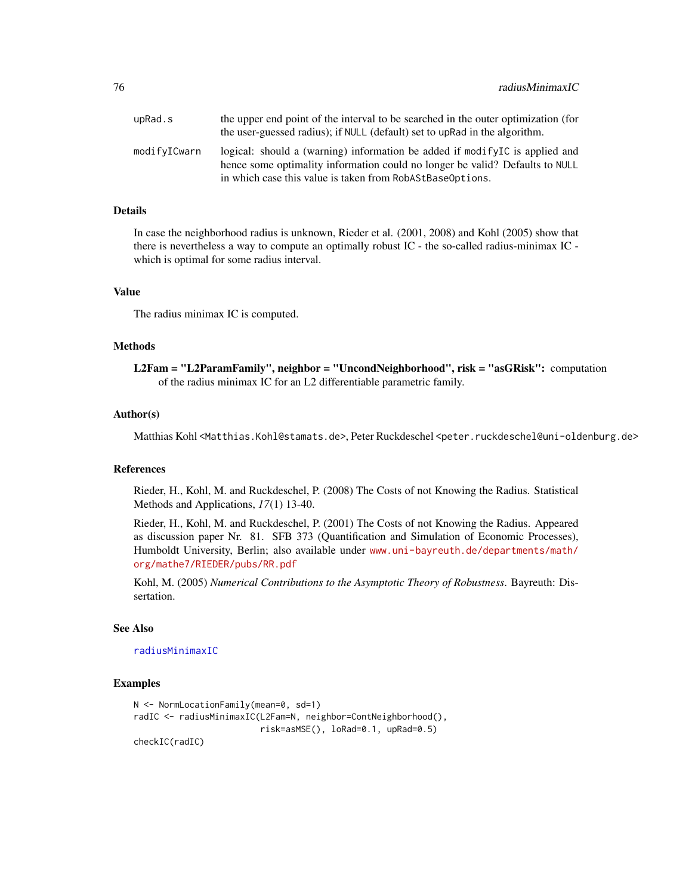| | |
|---|---|
| upRad.s | the upper end point of the interval to be searched in the outer optimization (for the user-guessed radius); if NULL (default) set to upRad in the algorithm. |
| modifyICwarn | logical: should a (warning) information be added if modifyIC is applied and hence some optimality information could no longer be valid? Defaults to NULL in which case this value is taken from RobAStBaseOptions. |

## Details

In case the neighborhood radius is unknown, Rieder et al. (2001, 2008) and Kohl (2005) show that there is nevertheless a way to compute an optimally robust IC - the so-called radius-minimax IC - which is optimal for some radius interval.

## Value

The radius minimax IC is computed.

## Methods

**L2Fam = "L2ParamFamily", neighbor = "UncondNeighborhood", risk = "asGRisk":** computation of the radius minimax IC for an L2 differentiable parametric family.

## Author(s)

Matthias Kohl <Matthias.Kohl@stamats.de>, Peter Ruckdeschel <peter.ruckdeschel@uni-oldenburg.de>

## References

Rieder, H., Kohl, M. and Ruckdeschel, P. (2008) The Costs of not Knowing the Radius. Statistical Methods and Applications, *17*(1) 13-40.

Rieder, H., Kohl, M. and Ruckdeschel, P. (2001) The Costs of not Knowing the Radius. Appeared as discussion paper Nr. 81. SFB 373 (Quantification and Simulation of Economic Processes), Humboldt University, Berlin; also available under www.uni-bayreuth.de/departments/math/org/mathe7/RIEDER/pubs/RR.pdf

Kohl, M. (2005) *Numerical Contributions to the Asymptotic Theory of Robustness*. Bayreuth: Dissertation.

## See Also

radiusMinimaxIC

## Examples

```
N <- NormLocationFamily(mean=0, sd=1)
radIC <- radiusMinimaxIC(L2Fam=N, neighbor=ContNeighborhood(),
                        risk=asMSE(), loRad=0.1, upRad=0.5)
checkIC(radIC)
```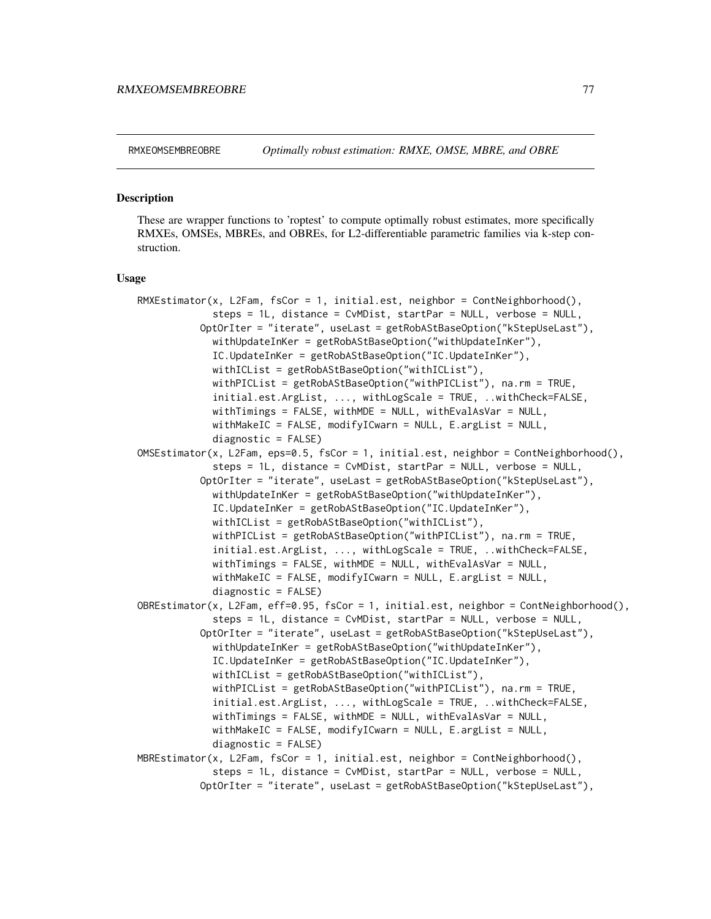RMXEOMSEMBREOBRE *Optimally robust estimation: RMXE, OMSE, MBRE, and OBRE*

## Description

These are wrapper functions to 'roptest' to compute optimally robust estimates, more specifically RMXEs, OMSEs, MBREs, and OBREs, for L2-differentiable parametric families via k-step construction.

## Usage

```
RMXEstimator(x, L2Fam, fsCor = 1, initial.est, neighbor = ContNeighborhood(),
             steps = 1L, distance = CvMDist, startPar = NULL, verbose = NULL,
           OptOrIter = "iterate", useLast = getRobAStBaseOption("kStepUseLast"),
             withUpdateInKer = getRobAStBaseOption("withUpdateInKer"),
             IC.UpdateInKer = getRobAStBaseOption("IC.UpdateInKer"),
             withICList = getRobAStBaseOption("withICList"),
             withPICList = getRobAStBaseOption("withPICList"), na.rm = TRUE,
             initial.est.ArgList, ..., withLogScale = TRUE, ..withCheck=FALSE,
             withTimings = FALSE, withMDE = NULL, withEvalAsVar = NULL,
             withMakeIC = FALSE, modifyICwarn = NULL, E.argList = NULL,
             diagnostic = FALSE)
OMSEstimator(x, L2Fam, eps=0.5, fsCor = 1, initial.est, neighbor = ContNeighborhood(),
             steps = 1L, distance = CvMDist, startPar = NULL, verbose = NULL,
           OptOrIter = "iterate", useLast = getRobAStBaseOption("kStepUseLast"),
             withUpdateInKer = getRobAStBaseOption("withUpdateInKer"),
             IC.UpdateInKer = getRobAStBaseOption("IC.UpdateInKer"),
             withICList = getRobAStBaseOption("withICList"),
             withPICList = getRobAStBaseOption("withPICList"), na.rm = TRUE,
             initial.est.ArgList, ..., withLogScale = TRUE, ..withCheck=FALSE,
             withTimings = FALSE, withMDE = NULL, withEvalAsVar = NULL,
             withMakeIC = FALSE, modifyICwarn = NULL, E.argList = NULL,
             diagnostic = FALSE)
OBREstimator(x, L2Fam, eff=0.95, fsCor = 1, initial.est, neighbor = ContNeighborhood(),
             steps = 1L, distance = CvMDist, startPar = NULL, verbose = NULL,
           OptOrIter = "iterate", useLast = getRobAStBaseOption("kStepUseLast"),
             withUpdateInKer = getRobAStBaseOption("withUpdateInKer"),
             IC.UpdateInKer = getRobAStBaseOption("IC.UpdateInKer"),
             withICList = getRobAStBaseOption("withICList"),
             withPICList = getRobAStBaseOption("withPICList"), na.rm = TRUE,
             initial.est.ArgList, ..., withLogScale = TRUE, ..withCheck=FALSE,
             withTimings = FALSE, withMDE = NULL, withEvalAsVar = NULL,
             withMakeIC = FALSE, modifyICwarn = NULL, E.argList = NULL,
             diagnostic = FALSE)
MBREstimator(x, L2Fam, fsCor = 1, initial.est, neighbor = ContNeighborhood(),
             steps = 1L, distance = CvMDist, startPar = NULL, verbose = NULL,
           OptOrIter = "iterate", useLast = getRobAStBaseOption("kStepUseLast"),
```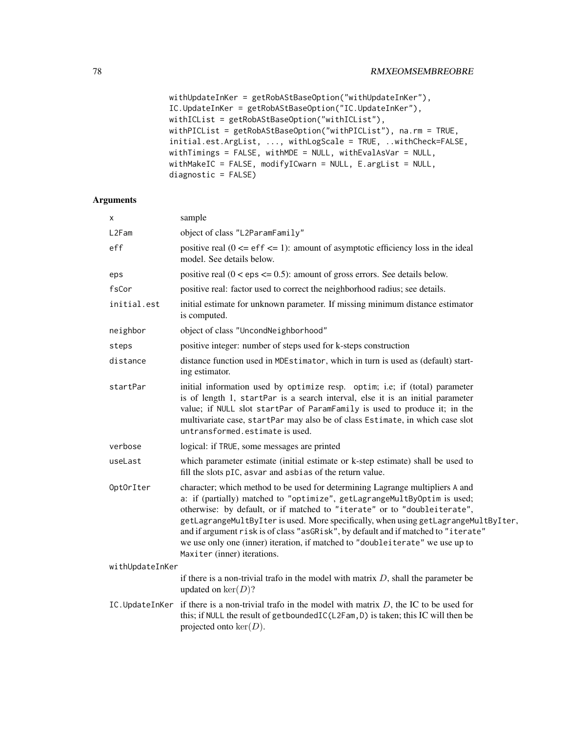```
withUpdateInKer = getRobAStBaseOption("withUpdateInKer"),
IC.UpdateInKer = getRobAStBaseOption("IC.UpdateInKer"),
withICList = getRobAStBaseOption("withICList"),
withPICList = getRobAStBaseOption("withPICList"), na.rm = TRUE,
initial.est.ArgList, ..., withLogScale = TRUE, ..withCheck=FALSE,
withTimings = FALSE, withMDE = NULL, withEvalAsVar = NULL,
withMakeIC = FALSE, modifyICwarn = NULL, E.argList = NULL,
diagnostic = FALSE)
```

## Arguments

| | |
|---|---|
| `x` | sample |
| `L2Fam` | object of class `"L2ParamFamily"` |
| `eff` | positive real (0 <= `eff` <= 1): amount of asymptotic efficiency loss in the ideal model. See details below. |
| `eps` | positive real (0 < `eps` <= 0.5): amount of gross errors. See details below. |
| `fsCor` | positive real: factor used to correct the neighborhood radius; see details. |
| `initial.est` | initial estimate for unknown parameter. If missing minimum distance estimator is computed. |
| `neighbor` | object of class `"UncondNeighborhood"` |
| `steps` | positive integer: number of steps used for k-steps construction |
| `distance` | distance function used in `MDEstimator`, which in turn is used as (default) starting estimator. |
| `startPar` | initial information used by `optimize` resp. `optim`; i.e; if (total) parameter is of length 1, `startPar` is a search interval, else it is an initial parameter value; if `NULL` slot `startPar` of `ParamFamily` is used to produce it; in the multivariate case, `startPar` may also be of class `Estimate`, in which case slot `untransformed.estimate` is used. |
| `verbose` | logical: if `TRUE`, some messages are printed |
| `useLast` | which parameter estimate (initial estimate or k-step estimate) shall be used to fill the slots `pIC`, `asvar` and `asbias` of the return value. |
| `OptOrIter` | character; which method to be used for determining Lagrange multipliers `A` and `a`: if (partially) matched to `"optimize"`, `getLagrangeMultByOptim` is used; otherwise: by default, or if matched to `"iterate"` or to `"doubleiterate"`, `getLagrangeMultByIter` is used. More specifically, when using `getLagrangeMultByIter`, and if argument `risk` is of class `"asGRisk"`, by default and if matched to `"iterate"` we use only one (inner) iteration, if matched to `"doubleiterate"` we use up to `Maxiter` (inner) iterations. |
| `withUpdateInKer` | if there is a non-trivial trafo in the model with matrix $D$, shall the parameter be updated on $\ker(D)$? |
| `IC.UpdateInKer` | if there is a non-trivial trafo in the model with matrix $D$, the IC to be used for this; if `NULL` the result of `getboundedIC(L2Fam,D)` is taken; this IC will then be projected onto $\ker(D)$. |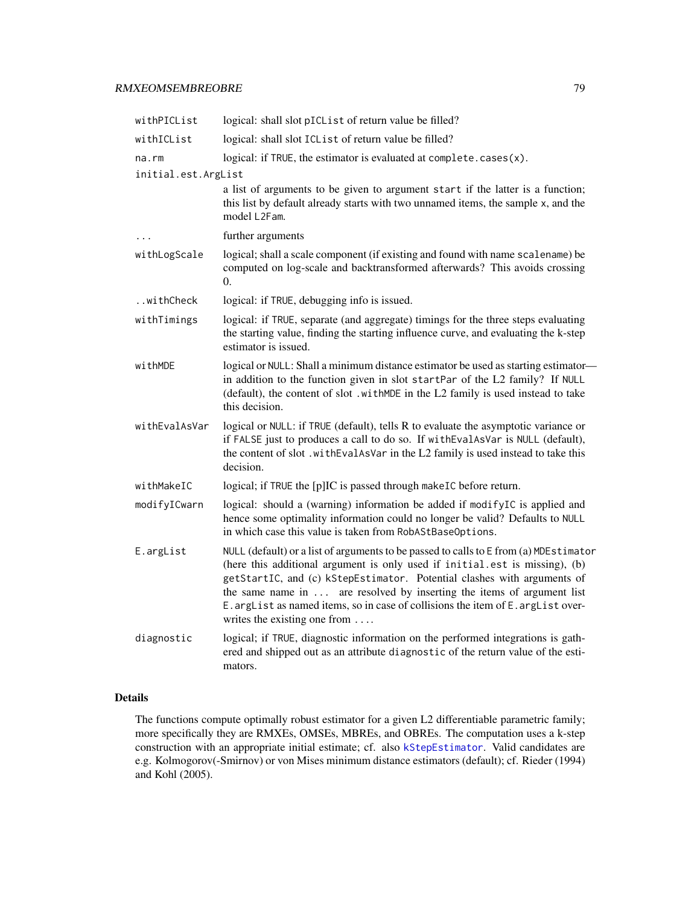| | |
|---|---|
| `withPICList` | logical: shall slot `pICList` of return value be filled? |
| `withICList` | logical: shall slot `ICList` of return value be filled? |
| `na.rm` | logical: if `TRUE`, the estimator is evaluated at `complete.cases(x)`. |
| `initial.est.ArgList` | a list of arguments to be given to argument `start` if the latter is a function; this list by default already starts with two unnamed items, the sample `x`, and the model `L2Fam`. |
| `...` | further arguments |
| `withLogScale` | logical; shall a scale component (if existing and found with name `scalename`) be computed on log-scale and backtransformed afterwards? This avoids crossing 0. |
| `..withCheck` | logical: if `TRUE`, debugging info is issued. |
| `withTimings` | logical: if `TRUE`, separate (and aggregate) timings for the three steps evaluating the starting value, finding the starting influence curve, and evaluating the k-step estimator is issued. |
| `withMDE` | logical or `NULL`: Shall a minimum distance estimator be used as starting estimator— in addition to the function given in slot `startPar` of the L2 family? If `NULL` (default), the content of slot `.withMDE` in the L2 family is used instead to take this decision. |
| `withEvalAsVar` | logical or `NULL`: if `TRUE` (default), tells R to evaluate the asymptotic variance or if `FALSE` just to produces a call to do so. If `withEvalAsVar` is `NULL` (default), the content of slot `.withEvalAsVar` in the L2 family is used instead to take this decision. |
| `withMakeIC` | logical; if `TRUE` the [p]IC is passed through `makeIC` before return. |
| `modifyICwarn` | logical: should a (warning) information be added if `modifyIC` is applied and hence some optimality information could no longer be valid? Defaults to `NULL` in which case this value is taken from `RobAStBaseOptions`. |
| `E.argList` | `NULL` (default) or a list of arguments to be passed to calls to `E` from (a) `MDEstimator` (here this additional argument is only used if `initial.est` is missing), (b) `getStartIC`, and (c) `kStepEstimator`. Potential clashes with arguments of the same name in `...` are resolved by inserting the items of argument list `E.argList` as named items, so in case of collisions the item of `E.argList` overwrites the existing one from `...`. |
| `diagnostic` | logical; if `TRUE`, diagnostic information on the performed integrations is gathered and shipped out as an attribute `diagnostic` of the return value of the estimators. |

## Details

The functions compute optimally robust estimator for a given L2 differentiable parametric family; more specifically they are RMXEs, OMSEs, MBREs, and OBREs. The computation uses a k-step construction with an appropriate initial estimate; cf. also `kStepEstimator`. Valid candidates are e.g. Kolmogorov(-Smirnov) or von Mises minimum distance estimators (default); cf. Rieder (1994) and Kohl (2005).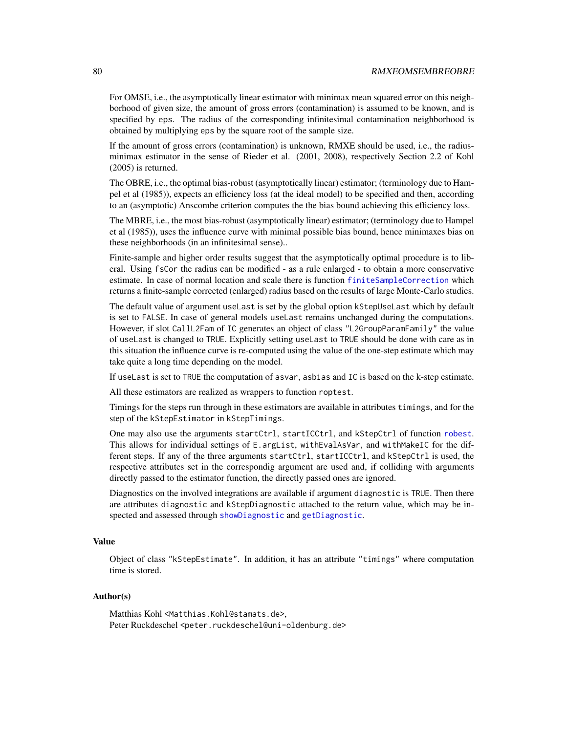For OMSE, i.e., the asymptotically linear estimator with minimax mean squared error on this neighborhood of given size, the amount of gross errors (contamination) is assumed to be known, and is specified by `eps`. The radius of the corresponding infinitesimal contamination neighborhood is obtained by multiplying `eps` by the square root of the sample size.

If the amount of gross errors (contamination) is unknown, RMXE should be used, i.e., the radius-minimax estimator in the sense of Rieder et al. (2001, 2008), respectively Section 2.2 of Kohl (2005) is returned.

The OBRE, i.e., the optimal bias-robust (asymptotically linear) estimator; (terminology due to Hampel et al (1985)), expects an efficiency loss (at the ideal model) to be specified and then, according to an (asymptotic) Anscombe criterion computes the the bias bound achieving this efficiency loss.

The MBRE, i.e., the most bias-robust (asymptotically linear) estimator; (terminology due to Hampel et al (1985)), uses the influence curve with minimal possible bias bound, hence minimaxes bias on these neighborhoods (in an infinitesimal sense)..

Finite-sample and higher order results suggest that the asymptotically optimal procedure is to liberal. Using `fsCor` the radius can be modified - as a rule enlarged - to obtain a more conservative estimate. In case of normal location and scale there is function `finiteSampleCorrection` which returns a finite-sample corrected (enlarged) radius based on the results of large Monte-Carlo studies.

The default value of argument `useLast` is set by the global option `kStepUseLast` which by default is set to `FALSE`. In case of general models `useLast` remains unchanged during the computations. However, if slot `CallL2Fam` of `IC` generates an object of class `"L2GroupParamFamily"` the value of `useLast` is changed to `TRUE`. Explicitly setting `useLast` to `TRUE` should be done with care as in this situation the influence curve is re-computed using the value of the one-step estimate which may take quite a long time depending on the model.

If `useLast` is set to `TRUE` the computation of `asvar`, `asbias` and `IC` is based on the k-step estimate.

All these estimators are realized as wrappers to function `roptest`.

Timings for the steps run through in these estimators are available in attributes `timings`, and for the step of the `kStepEstimator` in `kStepTimings`.

One may also use the arguments `startCtrl`, `startICCtrl`, and `kStepCtrl` of function `robest`. This allows for individual settings of `E.argList`, `withEvalAsVar`, and `withMakeIC` for the different steps. If any of the three arguments `startCtrl`, `startICCtrl`, and `kStepCtrl` is used, the respective attributes set in the correspondig argument are used and, if colliding with arguments directly passed to the estimator function, the directly passed ones are ignored.

Diagnostics on the involved integrations are available if argument `diagnostic` is `TRUE`. Then there are attributes `diagnostic` and `kStepDiagnostic` attached to the return value, which may be inspected and assessed through `showDiagnostic` and `getDiagnostic`.

## Value

Object of class `"kStepEstimate"`. In addition, it has an attribute `"timings"` where computation time is stored.

## Author(s)

Matthias Kohl <Matthias.Kohl@stamats.de>,
Peter Ruckdeschel <peter.ruckdeschel@uni-oldenburg.de>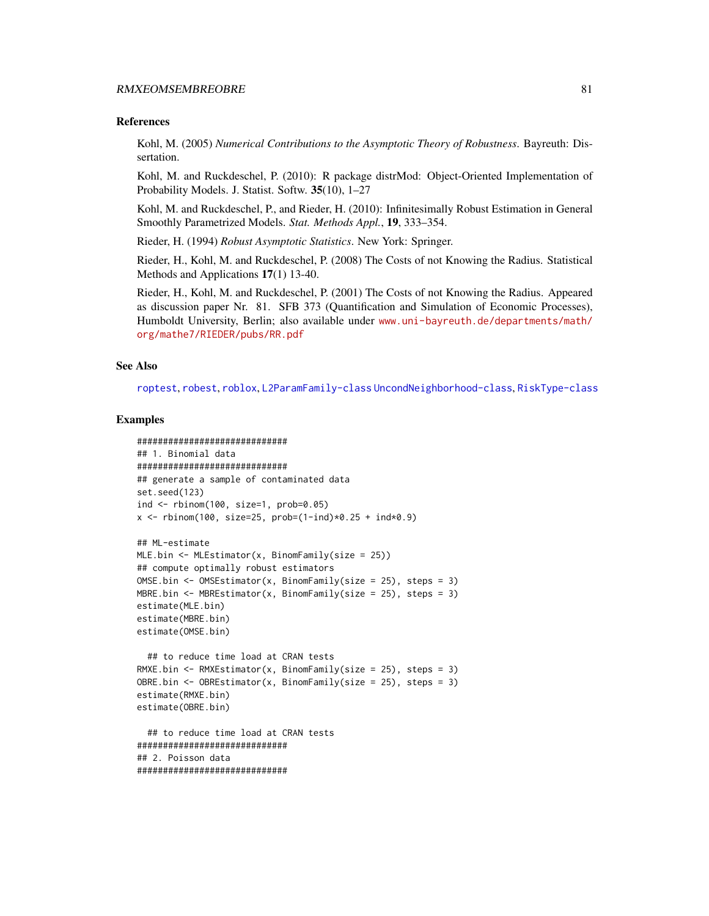### References

Kohl, M. (2005) *Numerical Contributions to the Asymptotic Theory of Robustness*. Bayreuth: Dissertation.

Kohl, M. and Ruckdeschel, P. (2010): R package distrMod: Object-Oriented Implementation of Probability Models. J. Statist. Softw. **35**(10), 1–27

Kohl, M. and Ruckdeschel, P., and Rieder, H. (2010): Infinitesimally Robust Estimation in General Smoothly Parametrized Models. *Stat. Methods Appl.*, **19**, 333–354.

Rieder, H. (1994) *Robust Asymptotic Statistics*. New York: Springer.

Rieder, H., Kohl, M. and Ruckdeschel, P. (2008) The Costs of not Knowing the Radius. Statistical Methods and Applications **17**(1) 13-40.

Rieder, H., Kohl, M. and Ruckdeschel, P. (2001) The Costs of not Knowing the Radius. Appeared as discussion paper Nr. 81. SFB 373 (Quantification and Simulation of Economic Processes), Humboldt University, Berlin; also available under www.uni-bayreuth.de/departments/math/org/mathe7/RIEDER/pubs/RR.pdf

### See Also

roptest, robest, roblox, L2ParamFamily-class UncondNeighborhood-class, RiskType-class

### Examples

```
##############################
## 1. Binomial data
##############################
## generate a sample of contaminated data
set.seed(123)
ind <- rbinom(100, size=1, prob=0.05)
x <- rbinom(100, size=25, prob=(1-ind)*0.25 + ind*0.9)

## ML-estimate
MLE.bin <- MLEstimator(x, BinomFamily(size = 25))
## compute optimally robust estimators
OMSE.bin <- OMSEstimator(x, BinomFamily(size = 25), steps = 3)
MBRE.bin <- MBREstimator(x, BinomFamily(size = 25), steps = 3)
estimate(MLE.bin)
estimate(MBRE.bin)
estimate(OMSE.bin)

  ## to reduce time load at CRAN tests
RMXE.bin <- RMXEstimator(x, BinomFamily(size = 25), steps = 3)
OBRE.bin <- OBREstimator(x, BinomFamily(size = 25), steps = 3)
estimate(RMXE.bin)
estimate(OBRE.bin)

  ## to reduce time load at CRAN tests
##############################
## 2. Poisson data
##############################
```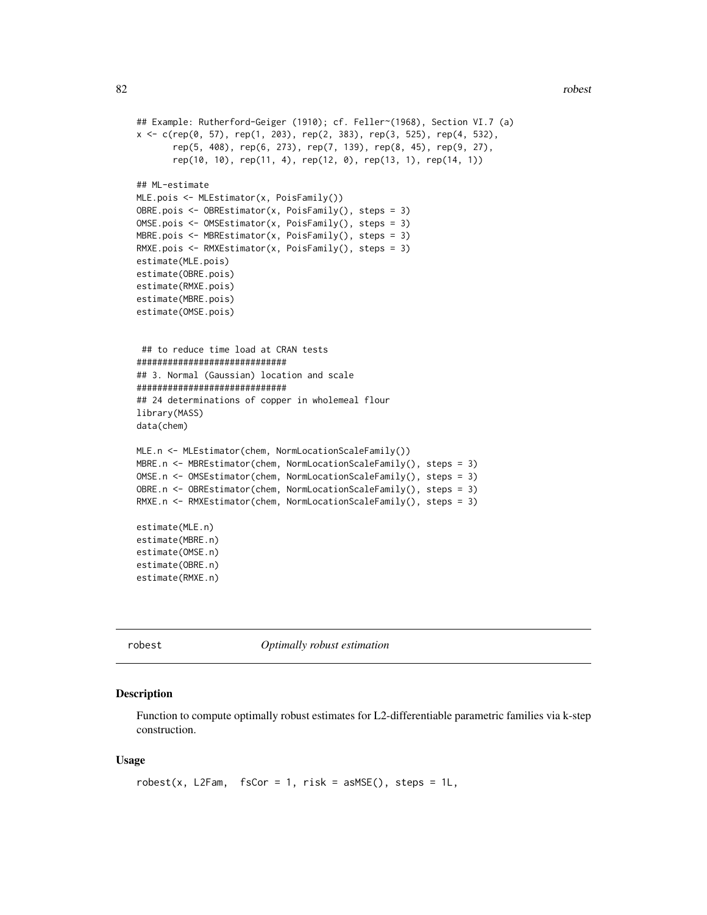```
## Example: Rutherford-Geiger (1910); cf. Feller~(1968), Section VI.7 (a)
x <- c(rep(0, 57), rep(1, 203), rep(2, 383), rep(3, 525), rep(4, 532),
       rep(5, 408), rep(6, 273), rep(7, 139), rep(8, 45), rep(9, 27),
       rep(10, 10), rep(11, 4), rep(12, 0), rep(13, 1), rep(14, 1))

## ML-estimate
MLE.pois <- MLEstimator(x, PoisFamily())
OBRE.pois <- OBREstimator(x, PoisFamily(), steps = 3)
OMSE.pois <- OMSEstimator(x, PoisFamily(), steps = 3)
MBRE.pois <- MBREstimator(x, PoisFamily(), steps = 3)
RMXE.pois <- RMXEstimator(x, PoisFamily(), steps = 3)
estimate(MLE.pois)
estimate(OBRE.pois)
estimate(RMXE.pois)
estimate(MBRE.pois)
estimate(OMSE.pois)


 ## to reduce time load at CRAN tests
#############################
## 3. Normal (Gaussian) location and scale
#############################
## 24 determinations of copper in wholemeal flour
library(MASS)
data(chem)

MLE.n <- MLEstimator(chem, NormLocationScaleFamily())
MBRE.n <- MBREstimator(chem, NormLocationScaleFamily(), steps = 3)
OMSE.n <- OMSEstimator(chem, NormLocationScaleFamily(), steps = 3)
OBRE.n <- OBREstimator(chem, NormLocationScaleFamily(), steps = 3)
RMXE.n <- RMXEstimator(chem, NormLocationScaleFamily(), steps = 3)

estimate(MLE.n)
estimate(MBRE.n)
estimate(OMSE.n)
estimate(OBRE.n)
estimate(RMXE.n)
```

---

`robest` *Optimally robust estimation*

---

## Description

Function to compute optimally robust estimates for L2-differentiable parametric families via k-step construction.

## Usage

```
robest(x, L2Fam,  fsCor = 1, risk = asMSE(), steps = 1L,
```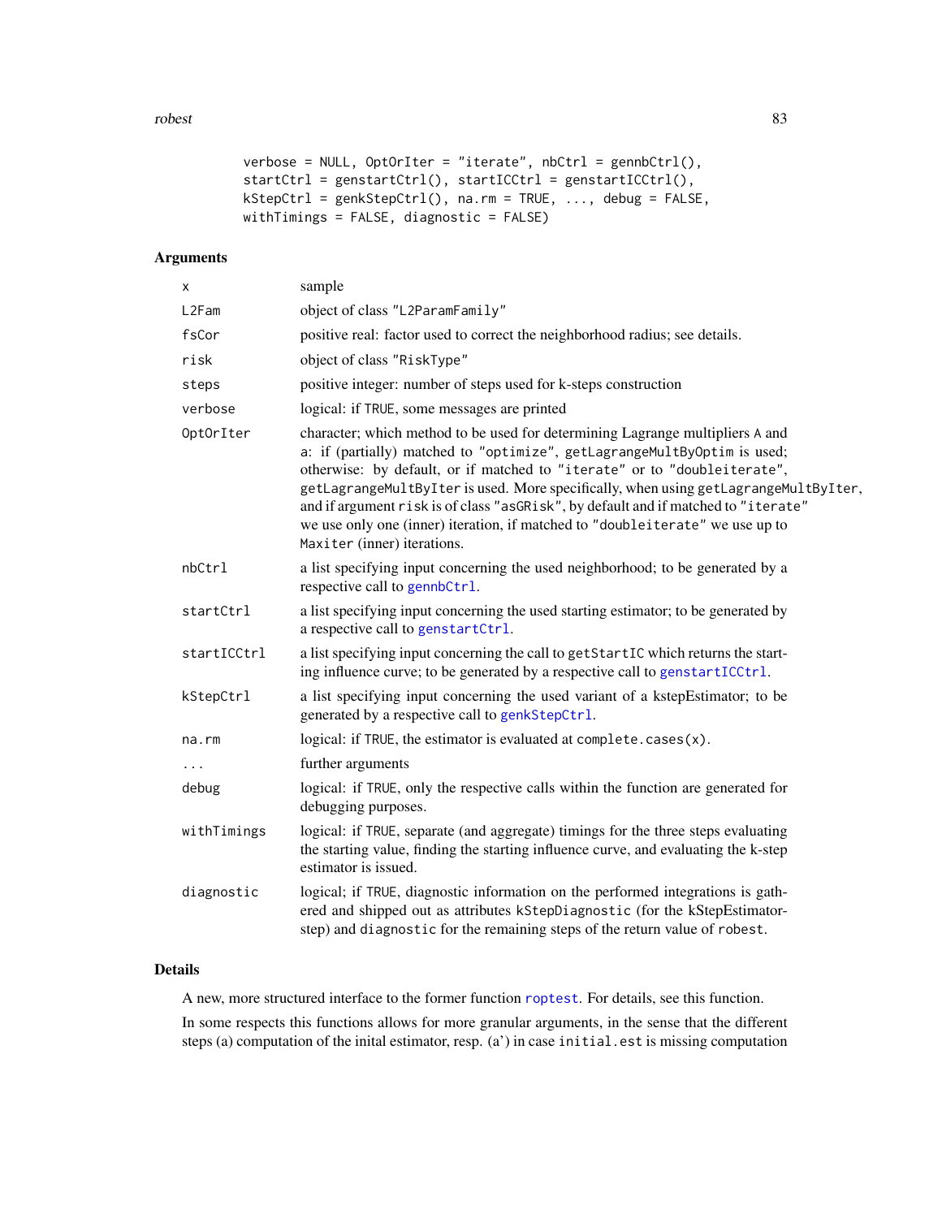```
        verbose = NULL, OptOrIter = "iterate", nbCtrl = gennbCtrl(),
        startCtrl = genstartCtrl(), startICCtrl = genstartICCtrl(),
        kStepCtrl = genkStepCtrl(), na.rm = TRUE, ..., debug = FALSE,
        withTimings = FALSE, diagnostic = FALSE)
```

## Arguments

| | |
|---|---|
| `x` | sample |
| `L2Fam` | object of class "L2ParamFamily" |
| `fsCor` | positive real: factor used to correct the neighborhood radius; see details. |
| `risk` | object of class "RiskType" |
| `steps` | positive integer: number of steps used for k-steps construction |
| `verbose` | logical: if TRUE, some messages are printed |
| `OptOrIter` | character; which method to be used for determining Lagrange multipliers A and a: if (partially) matched to "optimize", getLagrangeMultByOptim is used; otherwise: by default, or if matched to "iterate" or to "doubleiterate", getLagrangeMultByIter is used. More specifically, when using getLagrangeMultByIter, and if argument risk is of class "asGRisk", by default and if matched to "iterate" we use only one (inner) iteration, if matched to "doubleiterate" we use up to Maxiter (inner) iterations. |
| `nbCtrl` | a list specifying input concerning the used neighborhood; to be generated by a respective call to gennbCtrl. |
| `startCtrl` | a list specifying input concerning the used starting estimator; to be generated by a respective call to genstartCtrl. |
| `startICCtrl` | a list specifying input concerning the call to getStartIC which returns the starting influence curve; to be generated by a respective call to genstartICCtrl. |
| `kStepCtrl` | a list specifying input concerning the used variant of a kstepEstimator; to be generated by a respective call to genkStepCtrl. |
| `na.rm` | logical: if TRUE, the estimator is evaluated at complete.cases(x). |
| `...` | further arguments |
| `debug` | logical: if TRUE, only the respective calls within the function are generated for debugging purposes. |
| `withTimings` | logical: if TRUE, separate (and aggregate) timings for the three steps evaluating the starting value, finding the starting influence curve, and evaluating the k-step estimator is issued. |
| `diagnostic` | logical; if TRUE, diagnostic information on the performed integrations is gathered and shipped out as attributes kStepDiagnostic (for the kStepEstimator-step) and diagnostic for the remaining steps of the return value of robest. |

## Details

A new, more structured interface to the former function roptest. For details, see this function.

In some respects this functions allows for more granular arguments, in the sense that the different steps (a) computation of the inital estimator, resp. (a') in case initial.est is missing computation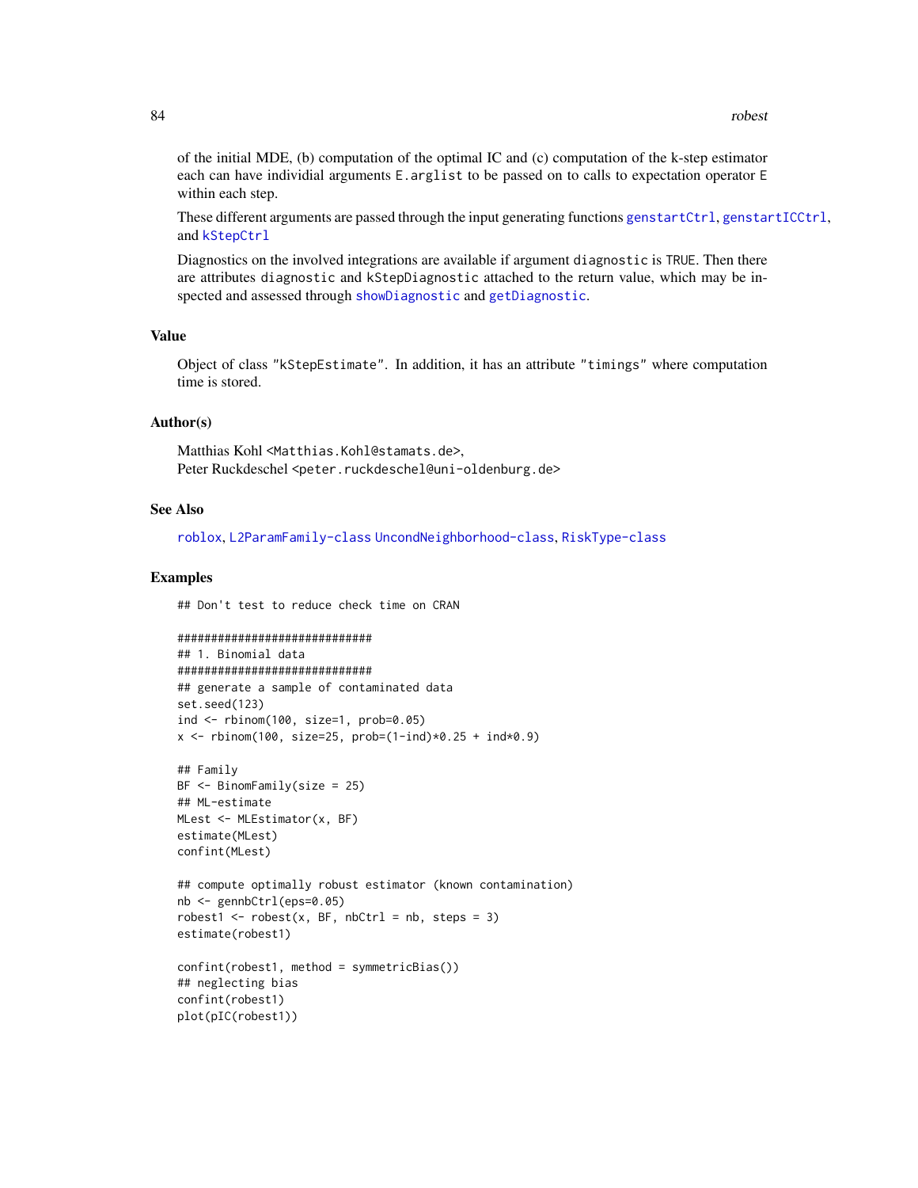of the initial MDE, (b) computation of the optimal IC and (c) computation of the k-step estimator each can have individial arguments `E.arglist` to be passed on to calls to expectation operator `E` within each step.

These different arguments are passed through the input generating functions `genstartCtrl`, `genstartICCtrl`, and `kStepCtrl`

Diagnostics on the involved integrations are available if argument `diagnostic` is `TRUE`. Then there are attributes `diagnostic` and `kStepDiagnostic` attached to the return value, which may be inspected and assessed through `showDiagnostic` and `getDiagnostic`.

### Value

Object of class `"kStepEstimate"`. In addition, it has an attribute `"timings"` where computation time is stored.

### Author(s)

Matthias Kohl <Matthias.Kohl@stamats.de>,
Peter Ruckdeschel <peter.ruckdeschel@uni-oldenburg.de>

### See Also

`roblox`, `L2ParamFamily-class` `UncondNeighborhood-class`, `RiskType-class`

### Examples

```
## Don't test to reduce check time on CRAN

#############################
## 1. Binomial data
#############################
## generate a sample of contaminated data
set.seed(123)
ind <- rbinom(100, size=1, prob=0.05)
x <- rbinom(100, size=25, prob=(1-ind)*0.25 + ind*0.9)

## Family
BF <- BinomFamily(size = 25)
## ML-estimate
MLest <- MLEstimator(x, BF)
estimate(MLest)
confint(MLest)

## compute optimally robust estimator (known contamination)
nb <- gennbCtrl(eps=0.05)
robest1 <- robest(x, BF, nbCtrl = nb, steps = 3)
estimate(robest1)

confint(robest1, method = symmetricBias())
## neglecting bias
confint(robest1)
plot(pIC(robest1))
```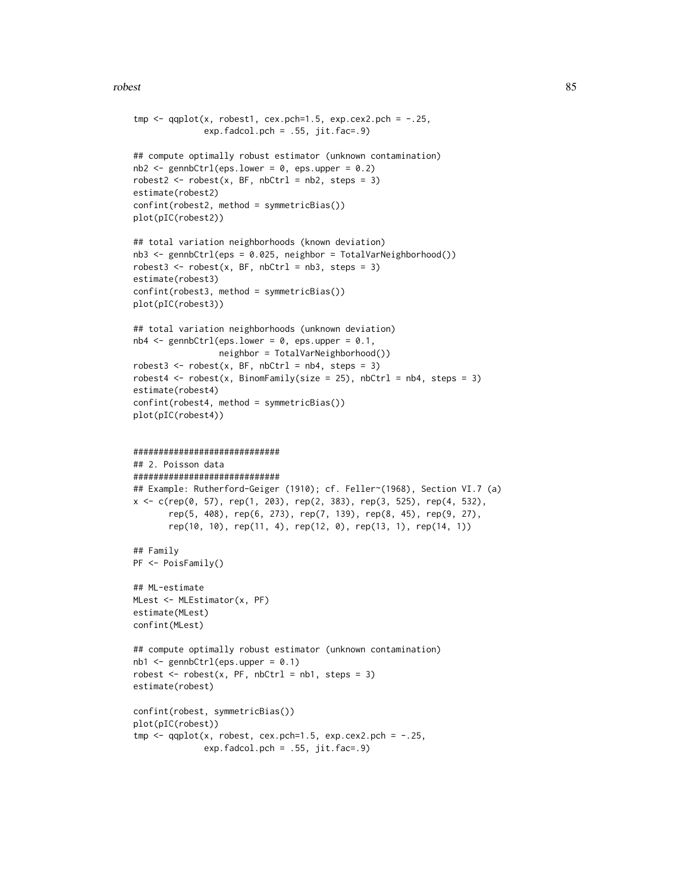```
tmp <- qqplot(x, robest1, cex.pch=1.5, exp.cex2.pch = -.25,
              exp.fadcol.pch = .55, jit.fac=.9)

## compute optimally robust estimator (unknown contamination)
nb2 <- gennbCtrl(eps.lower = 0, eps.upper = 0.2)
robest2 <- robest(x, BF, nbCtrl = nb2, steps = 3)
estimate(robest2)
confint(robest2, method = symmetricBias())
plot(pIC(robest2))

## total variation neighborhoods (known deviation)
nb3 <- gennbCtrl(eps = 0.025, neighbor = TotalVarNeighborhood())
robest3 <- robest(x, BF, nbCtrl = nb3, steps = 3)
estimate(robest3)
confint(robest3, method = symmetricBias())
plot(pIC(robest3))

## total variation neighborhoods (unknown deviation)
nb4 <- gennbCtrl(eps.lower = 0, eps.upper = 0.1,
                 neighbor = TotalVarNeighborhood())
robest3 <- robest(x, BF, nbCtrl = nb4, steps = 3)
robest4 <- robest(x, BinomFamily(size = 25), nbCtrl = nb4, steps = 3)
estimate(robest4)
confint(robest4, method = symmetricBias())
plot(pIC(robest4))


#############################
## 2. Poisson data
#############################
## Example: Rutherford-Geiger (1910); cf. Feller~(1968), Section VI.7 (a)
x <- c(rep(0, 57), rep(1, 203), rep(2, 383), rep(3, 525), rep(4, 532),
       rep(5, 408), rep(6, 273), rep(7, 139), rep(8, 45), rep(9, 27),
       rep(10, 10), rep(11, 4), rep(12, 0), rep(13, 1), rep(14, 1))

## Family
PF <- PoisFamily()

## ML-estimate
MLest <- MLEstimator(x, PF)
estimate(MLest)
confint(MLest)

## compute optimally robust estimator (unknown contamination)
nb1 <- gennbCtrl(eps.upper = 0.1)
robest <- robest(x, PF, nbCtrl = nb1, steps = 3)
estimate(robest)

confint(robest, symmetricBias())
plot(pIC(robest))
tmp <- qqplot(x, robest, cex.pch=1.5, exp.cex2.pch = -.25,
              exp.fadcol.pch = .55, jit.fac=.9)
```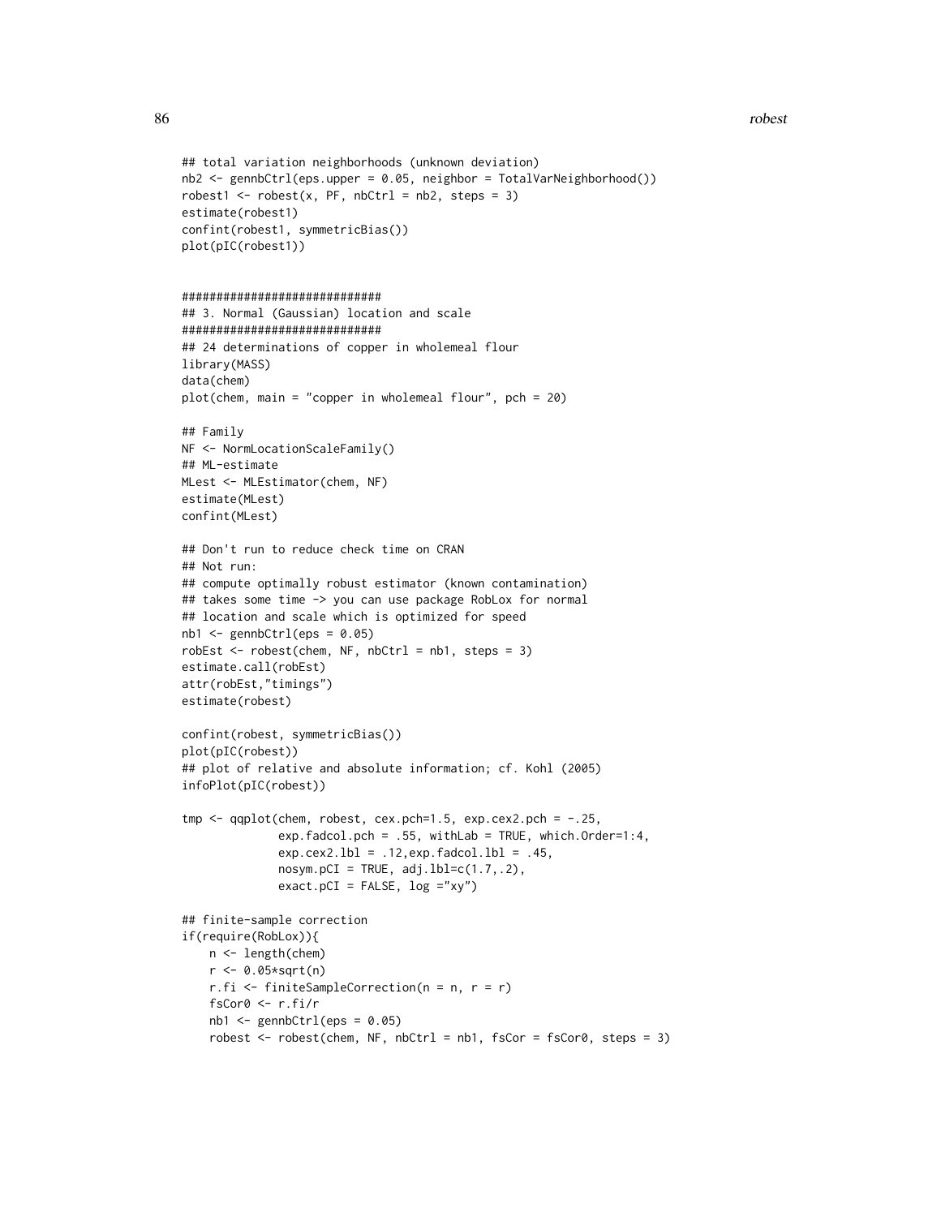```
## total variation neighborhoods (unknown deviation)
nb2 <- gennbCtrl(eps.upper = 0.05, neighbor = TotalVarNeighborhood())
robest1 <- robest(x, PF, nbCtrl = nb2, steps = 3)
estimate(robest1)
confint(robest1, symmetricBias())
plot(pIC(robest1))


#############################
## 3. Normal (Gaussian) location and scale
#############################
## 24 determinations of copper in wholemeal flour
library(MASS)
data(chem)
plot(chem, main = "copper in wholemeal flour", pch = 20)

## Family
NF <- NormLocationScaleFamily()
## ML-estimate
MLest <- MLEstimator(chem, NF)
estimate(MLest)
confint(MLest)

## Don't run to reduce check time on CRAN
## Not run:
## compute optimally robust estimator (known contamination)
## takes some time -> you can use package RobLox for normal
## location and scale which is optimized for speed
nb1 <- gennbCtrl(eps = 0.05)
robEst <- robest(chem, NF, nbCtrl = nb1, steps = 3)
estimate.call(robEst)
attr(robEst,"timings")
estimate(robest)

confint(robest, symmetricBias())
plot(pIC(robest))
## plot of relative and absolute information; cf. Kohl (2005)
infoPlot(pIC(robest))

tmp <- qqplot(chem, robest, cex.pch=1.5, exp.cex2.pch = -.25,
              exp.fadcol.pch = .55, withLab = TRUE, which.Order=1:4,
              exp.cex2.lbl = .12,exp.fadcol.lbl = .45,
              nosym.pCI = TRUE, adj.lbl=c(1.7,.2),
              exact.pCI = FALSE, log ="xy")

## finite-sample correction
if(require(RobLox)){
    n <- length(chem)
    r <- 0.05*sqrt(n)
    r.fi <- finiteSampleCorrection(n = n, r = r)
    fsCor0 <- r.fi/r
    nb1 <- gennbCtrl(eps = 0.05)
    robest <- robest(chem, NF, nbCtrl = nb1, fsCor = fsCor0, steps = 3)
```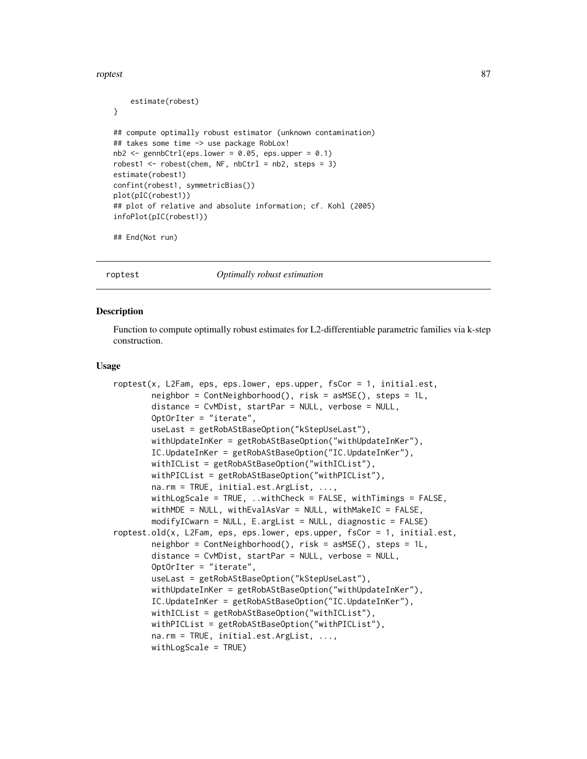```
    estimate(robest)
}

## compute optimally robust estimator (unknown contamination)
## takes some time -> use package RobLox!
nb2 <- gennbCtrl(eps.lower = 0.05, eps.upper = 0.1)
robest1 <- robest(chem, NF, nbCtrl = nb2, steps = 3)
estimate(robest1)
confint(robest1, symmetricBias())
plot(pIC(robest1))
## plot of relative and absolute information; cf. Kohl (2005)
infoPlot(pIC(robest1))

## End(Not run)
```

## roptest *Optimally robust estimation*

### Description

Function to compute optimally robust estimates for L2-differentiable parametric families via k-step construction.

### Usage

```
roptest(x, L2Fam, eps, eps.lower, eps.upper, fsCor = 1, initial.est,
        neighbor = ContNeighborhood(), risk = asMSE(), steps = 1L,
        distance = CvMDist, startPar = NULL, verbose = NULL,
        OptOrIter = "iterate",
        useLast = getRobAStBaseOption("kStepUseLast"),
        withUpdateInKer = getRobAStBaseOption("withUpdateInKer"),
        IC.UpdateInKer = getRobAStBaseOption("IC.UpdateInKer"),
        withICList = getRobAStBaseOption("withICList"),
        withPICList = getRobAStBaseOption("withPICList"),
        na.rm = TRUE, initial.est.ArgList, ...,
        withLogScale = TRUE, ..withCheck = FALSE, withTimings = FALSE,
        withMDE = NULL, withEvalAsVar = NULL, withMakeIC = FALSE,
        modifyICwarn = NULL, E.argList = NULL, diagnostic = FALSE)
roptest.old(x, L2Fam, eps, eps.lower, eps.upper, fsCor = 1, initial.est,
        neighbor = ContNeighborhood(), risk = asMSE(), steps = 1L,
        distance = CvMDist, startPar = NULL, verbose = NULL,
        OptOrIter = "iterate",
        useLast = getRobAStBaseOption("kStepUseLast"),
        withUpdateInKer = getRobAStBaseOption("withUpdateInKer"),
        IC.UpdateInKer = getRobAStBaseOption("IC.UpdateInKer"),
        withICList = getRobAStBaseOption("withICList"),
        withPICList = getRobAStBaseOption("withPICList"),
        na.rm = TRUE, initial.est.ArgList, ...,
        withLogScale = TRUE)
```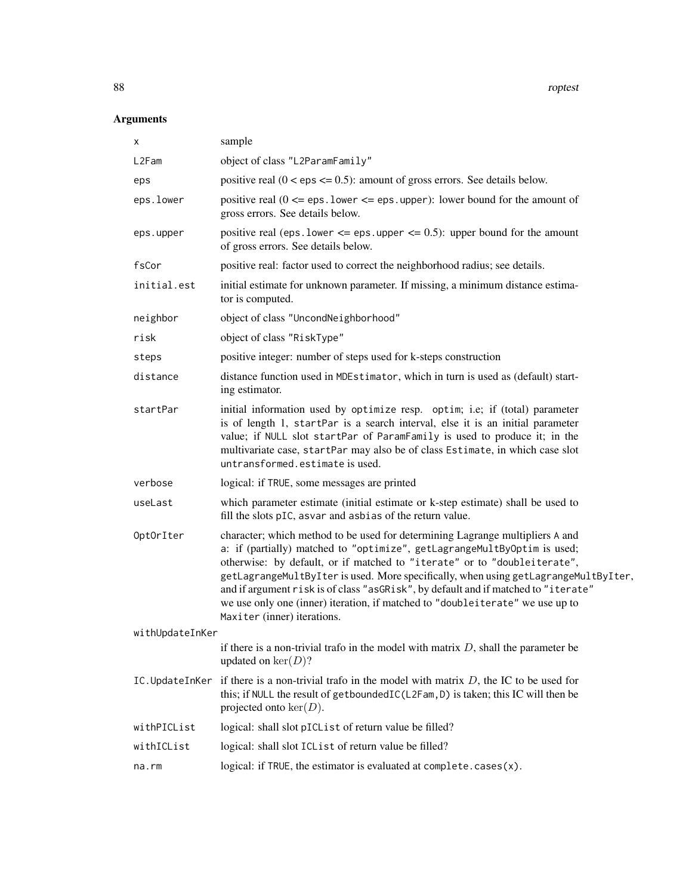## Arguments

| | |
|---|---|
| x | sample |
| L2Fam | object of class "L2ParamFamily" |
| eps | positive real (0 < eps <= 0.5): amount of gross errors. See details below. |
| eps.lower | positive real (0 <= eps.lower <= eps.upper): lower bound for the amount of gross errors. See details below. |
| eps.upper | positive real (eps.lower <= eps.upper <= 0.5): upper bound for the amount of gross errors. See details below. |
| fsCor | positive real: factor used to correct the neighborhood radius; see details. |
| initial.est | initial estimate for unknown parameter. If missing, a minimum distance estimator is computed. |
| neighbor | object of class "UncondNeighborhood" |
| risk | object of class "RiskType" |
| steps | positive integer: number of steps used for k-steps construction |
| distance | distance function used in MDEstimator, which in turn is used as (default) starting estimator. |
| startPar | initial information used by optimize resp. optim; i.e; if (total) parameter is of length 1, startPar is a search interval, else it is an initial parameter value; if NULL slot startPar of ParamFamily is used to produce it; in the multivariate case, startPar may also be of class Estimate, in which case slot untransformed.estimate is used. |
| verbose | logical: if TRUE, some messages are printed |
| useLast | which parameter estimate (initial estimate or k-step estimate) shall be used to fill the slots pIC, asvar and asbias of the return value. |
| OptOrIter | character; which method to be used for determining Lagrange multipliers A and a: if (partially) matched to "optimize", getLagrangeMultByOptim is used; otherwise: by default, or if matched to "iterate" or to "doubleiterate", getLagrangeMultByIter is used. More specifically, when using getLagrangeMultByIter, and if argument risk is of class "asGRisk", by default and if matched to "iterate" we use only one (inner) iteration, if matched to "doubleiterate" we use up to Maxiter (inner) iterations. |
| withUpdateInKer | if there is a non-trivial trafo in the model with matrix $D$, shall the parameter be updated on $\ker(D)$? |
| IC.UpdateInKer | if there is a non-trivial trafo in the model with matrix $D$, the IC to be used for this; if NULL the result of getboundedIC(L2Fam,D) is taken; this IC will then be projected onto $\ker(D)$. |
| withPICList | logical: shall slot pICList of return value be filled? |
| withICList | logical: shall slot ICList of return value be filled? |
| na.rm | logical: if TRUE, the estimator is evaluated at complete.cases(x). |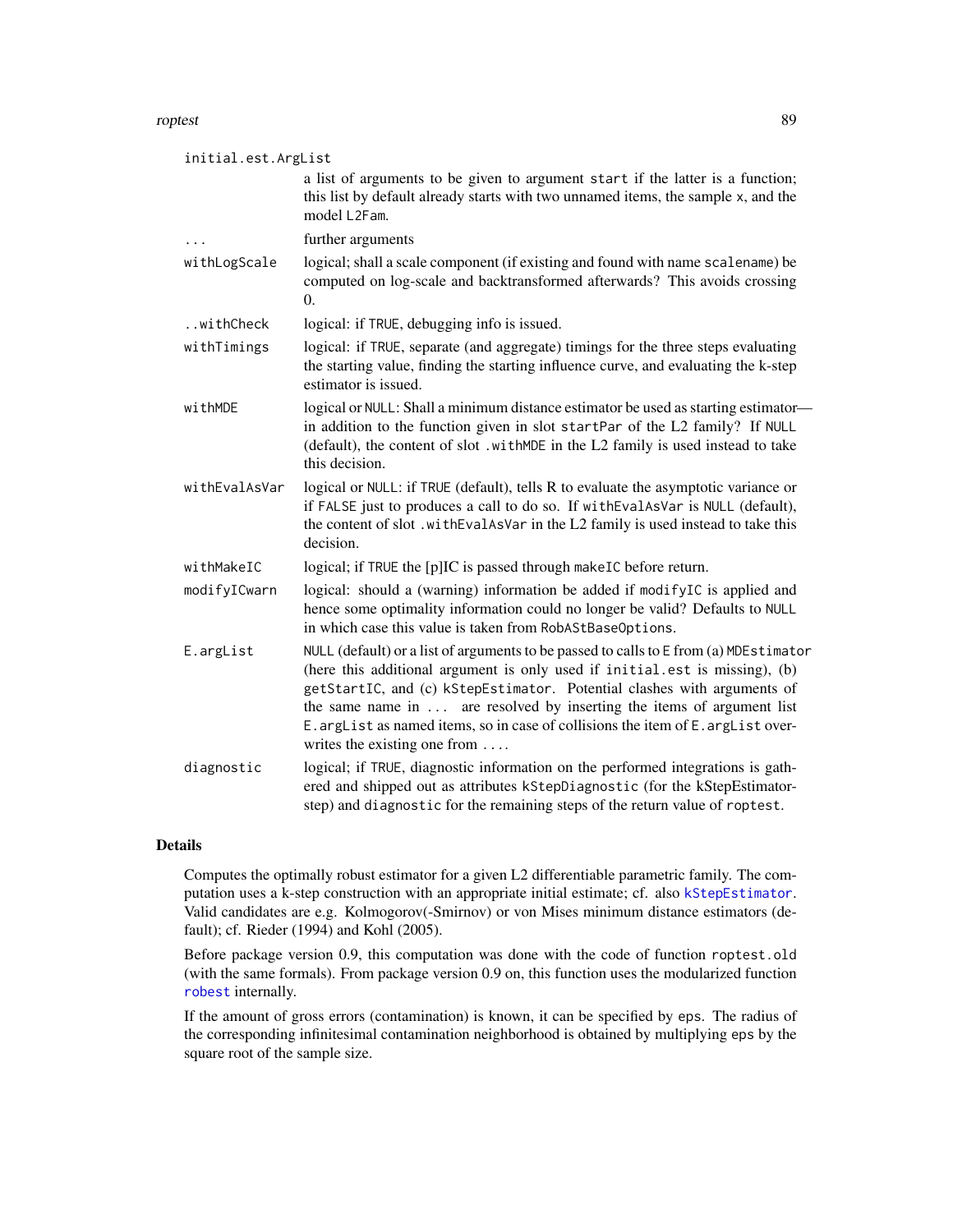initial.est.ArgList
: a list of arguments to be given to argument `start` if the latter is a function; this list by default already starts with two unnamed items, the sample `x`, and the model `L2Fam`.

`...`
: further arguments

`withLogScale`
: logical; shall a scale component (if existing and found with name `scalename`) be computed on log-scale and backtransformed afterwards? This avoids crossing 0.

`..withCheck`
: logical: if `TRUE`, debugging info is issued.

`withTimings`
: logical: if `TRUE`, separate (and aggregate) timings for the three steps evaluating the starting value, finding the starting influence curve, and evaluating the k-step estimator is issued.

`withMDE`
: logical or `NULL`: Shall a minimum distance estimator be used as starting estimator— in addition to the function given in slot `startPar` of the L2 family? If `NULL` (default), the content of slot `.withMDE` in the L2 family is used instead to take this decision.

`withEvalAsVar`
: logical or `NULL`: if `TRUE` (default), tells R to evaluate the asymptotic variance or if `FALSE` just to produces a call to do so. If `withEvalAsVar` is `NULL` (default), the content of slot `.withEvalAsVar` in the L2 family is used instead to take this decision.

`withMakeIC`
: logical; if `TRUE` the [p]IC is passed through `makeIC` before return.

`modifyICwarn`
: logical: should a (warning) information be added if `modifyIC` is applied and hence some optimality information could no longer be valid? Defaults to `NULL` in which case this value is taken from `RobAStBaseOptions`.

`E.argList`
: `NULL` (default) or a list of arguments to be passed to calls to `E` from (a) `MDEstimator` (here this additional argument is only used if `initial.est` is missing), (b) `getStartIC`, and (c) `kStepEstimator`. Potential clashes with arguments of the same name in `...` are resolved by inserting the items of argument list `E.argList` as named items, so in case of collisions the item of `E.argList` overwrites the existing one from `...`.

`diagnostic`
: logical; if `TRUE`, diagnostic information on the performed integrations is gathered and shipped out as attributes `kStepDiagnostic` (for the kStepEstimator-step) and `diagnostic` for the remaining steps of the return value of `roptest`.

## Details

Computes the optimally robust estimator for a given L2 differentiable parametric family. The computation uses a k-step construction with an appropriate initial estimate; cf. also `kStepEstimator`. Valid candidates are e.g. Kolmogorov(-Smirnov) or von Mises minimum distance estimators (default); cf. Rieder (1994) and Kohl (2005).

Before package version 0.9, this computation was done with the code of function `roptest.old` (with the same formals). From package version 0.9 on, this function uses the modularized function `robest` internally.

If the amount of gross errors (contamination) is known, it can be specified by `eps`. The radius of the corresponding infinitesimal contamination neighborhood is obtained by multiplying `eps` by the square root of the sample size.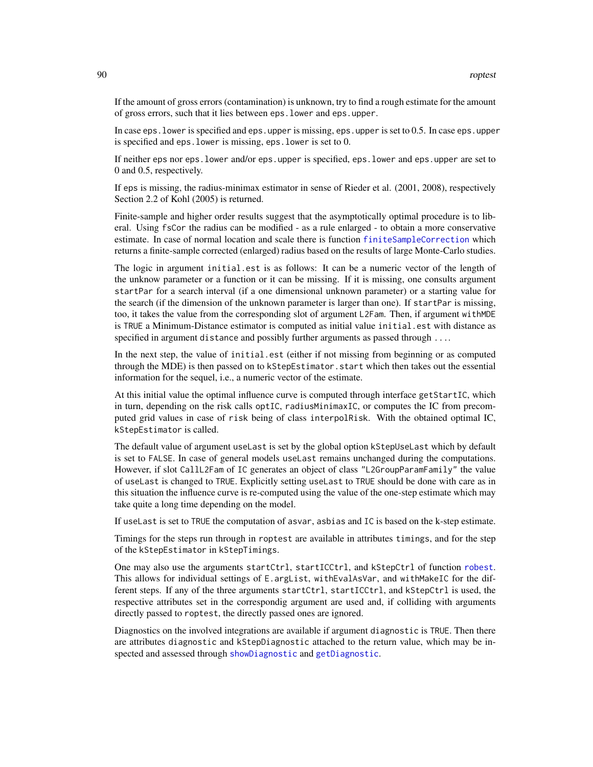If the amount of gross errors (contamination) is unknown, try to find a rough estimate for the amount of gross errors, such that it lies between `eps.lower` and `eps.upper`.

In case `eps.lower` is specified and `eps.upper` is missing, `eps.upper` is set to 0.5. In case `eps.upper` is specified and `eps.lower` is missing, `eps.lower` is set to 0.

If neither `eps` nor `eps.lower` and/or `eps.upper` is specified, `eps.lower` and `eps.upper` are set to 0 and 0.5, respectively.

If `eps` is missing, the radius-minimax estimator in sense of Rieder et al. (2001, 2008), respectively Section 2.2 of Kohl (2005) is returned.

Finite-sample and higher order results suggest that the asymptotically optimal procedure is to liberal. Using `fsCor` the radius can be modified - as a rule enlarged - to obtain a more conservative estimate. In case of normal location and scale there is function `finiteSampleCorrection` which returns a finite-sample corrected (enlarged) radius based on the results of large Monte-Carlo studies.

The logic in argument `initial.est` is as follows: It can be a numeric vector of the length of the unknow parameter or a function or it can be missing. If it is missing, one consults argument `startPar` for a search interval (if a one dimensional unknown parameter) or a starting value for the search (if the dimension of the unknown parameter is larger than one). If `startPar` is missing, too, it takes the value from the corresponding slot of argument `L2Fam`. Then, if argument `withMDE` is `TRUE` a Minimum-Distance estimator is computed as initial value `initial.est` with distance as specified in argument `distance` and possibly further arguments as passed through `...`.

In the next step, the value of `initial.est` (either if not missing from beginning or as computed through the MDE) is then passed on to `kStepEstimator.start` which then takes out the essential information for the sequel, i.e., a numeric vector of the estimate.

At this initial value the optimal influence curve is computed through interface `getStartIC`, which in turn, depending on the risk calls `optIC`, `radiusMinimaxIC`, or computes the IC from precomputed grid values in case of `risk` being of class `interpolRisk`. With the obtained optimal IC, `kStepEstimator` is called.

The default value of argument `useLast` is set by the global option `kStepUseLast` which by default is set to `FALSE`. In case of general models `useLast` remains unchanged during the computations. However, if slot `CallL2Fam` of `IC` generates an object of class `"L2GroupParamFamily"` the value of `useLast` is changed to `TRUE`. Explicitly setting `useLast` to `TRUE` should be done with care as in this situation the influence curve is re-computed using the value of the one-step estimate which may take quite a long time depending on the model.

If `useLast` is set to `TRUE` the computation of `asvar`, `asbias` and `IC` is based on the k-step estimate.

Timings for the steps run through in `roptest` are available in attributes `timings`, and for the step of the `kStepEstimator` in `kStepTimings`.

One may also use the arguments `startCtrl`, `startICCtrl`, and `kStepCtrl` of function `robest`. This allows for individual settings of `E.argList`, `withEvalAsVar`, and `withMakeIC` for the different steps. If any of the three arguments `startCtrl`, `startICCtrl`, and `kStepCtrl` is used, the respective attributes set in the correspondig argument are used and, if colliding with arguments directly passed to `roptest`, the directly passed ones are ignored.

Diagnostics on the involved integrations are available if argument `diagnostic` is `TRUE`. Then there are attributes `diagnostic` and `kStepDiagnostic` attached to the return value, which may be inspected and assessed through `showDiagnostic` and `getDiagnostic`.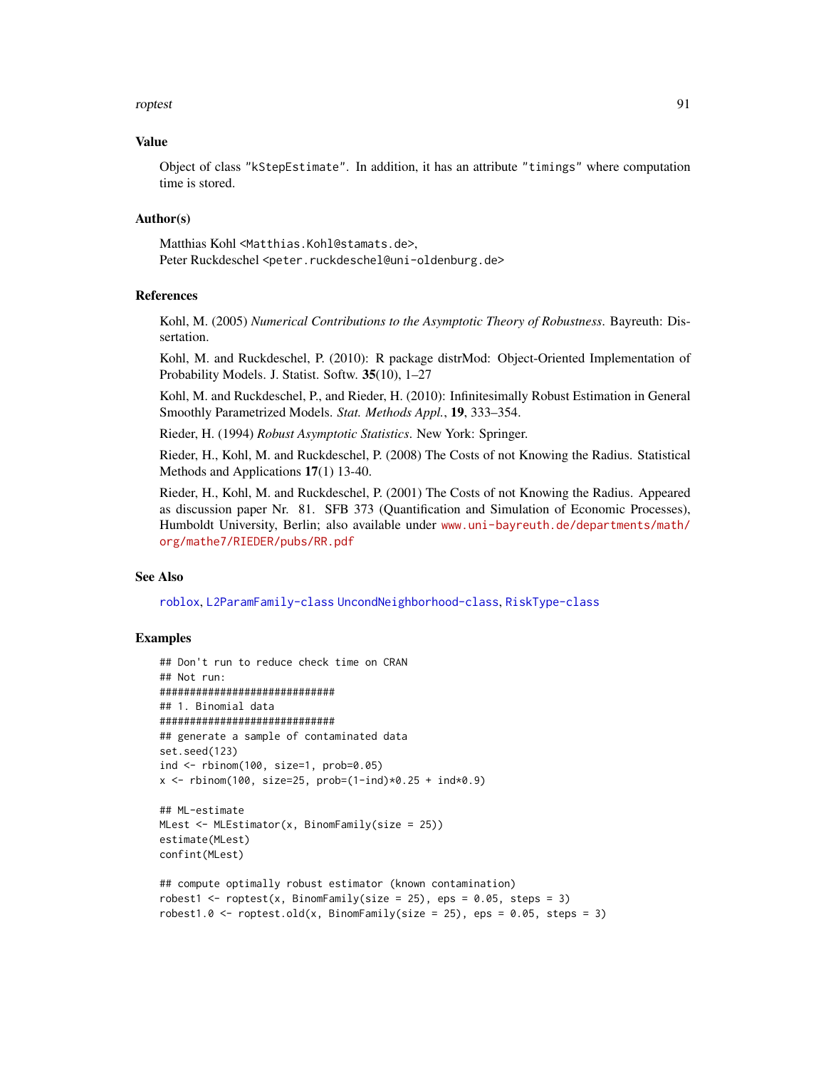### Value

Object of class "kStepEstimate". In addition, it has an attribute "timings" where computation time is stored.

### Author(s)

Matthias Kohl <Matthias.Kohl@stamats.de>,
Peter Ruckdeschel <peter.ruckdeschel@uni-oldenburg.de>

### References

Kohl, M. (2005) *Numerical Contributions to the Asymptotic Theory of Robustness*. Bayreuth: Dissertation.

Kohl, M. and Ruckdeschel, P. (2010): R package distrMod: Object-Oriented Implementation of Probability Models. J. Statist. Softw. **35**(10), 1–27

Kohl, M. and Ruckdeschel, P., and Rieder, H. (2010): Infinitesimally Robust Estimation in General Smoothly Parametrized Models. *Stat. Methods Appl.*, **19**, 333–354.

Rieder, H. (1994) *Robust Asymptotic Statistics*. New York: Springer.

Rieder, H., Kohl, M. and Ruckdeschel, P. (2008) The Costs of not Knowing the Radius. Statistical Methods and Applications **17**(1) 13-40.

Rieder, H., Kohl, M. and Ruckdeschel, P. (2001) The Costs of not Knowing the Radius. Appeared as discussion paper Nr. 81. SFB 373 (Quantification and Simulation of Economic Processes), Humboldt University, Berlin; also available under www.uni-bayreuth.de/departments/math/org/mathe7/RIEDER/pubs/RR.pdf

### See Also

roblox, L2ParamFamily-class UncondNeighborhood-class, RiskType-class

### Examples

```
## Don't run to reduce check time on CRAN
## Not run:
#############################
## 1. Binomial data
#############################
## generate a sample of contaminated data
set.seed(123)
ind <- rbinom(100, size=1, prob=0.05)
x <- rbinom(100, size=25, prob=(1-ind)*0.25 + ind*0.9)

## ML-estimate
MLest <- MLEstimator(x, BinomFamily(size = 25))
estimate(MLest)
confint(MLest)

## compute optimally robust estimator (known contamination)
robest1 <- roptest(x, BinomFamily(size = 25), eps = 0.05, steps = 3)
robest1.0 <- roptest.old(x, BinomFamily(size = 25), eps = 0.05, steps = 3)
```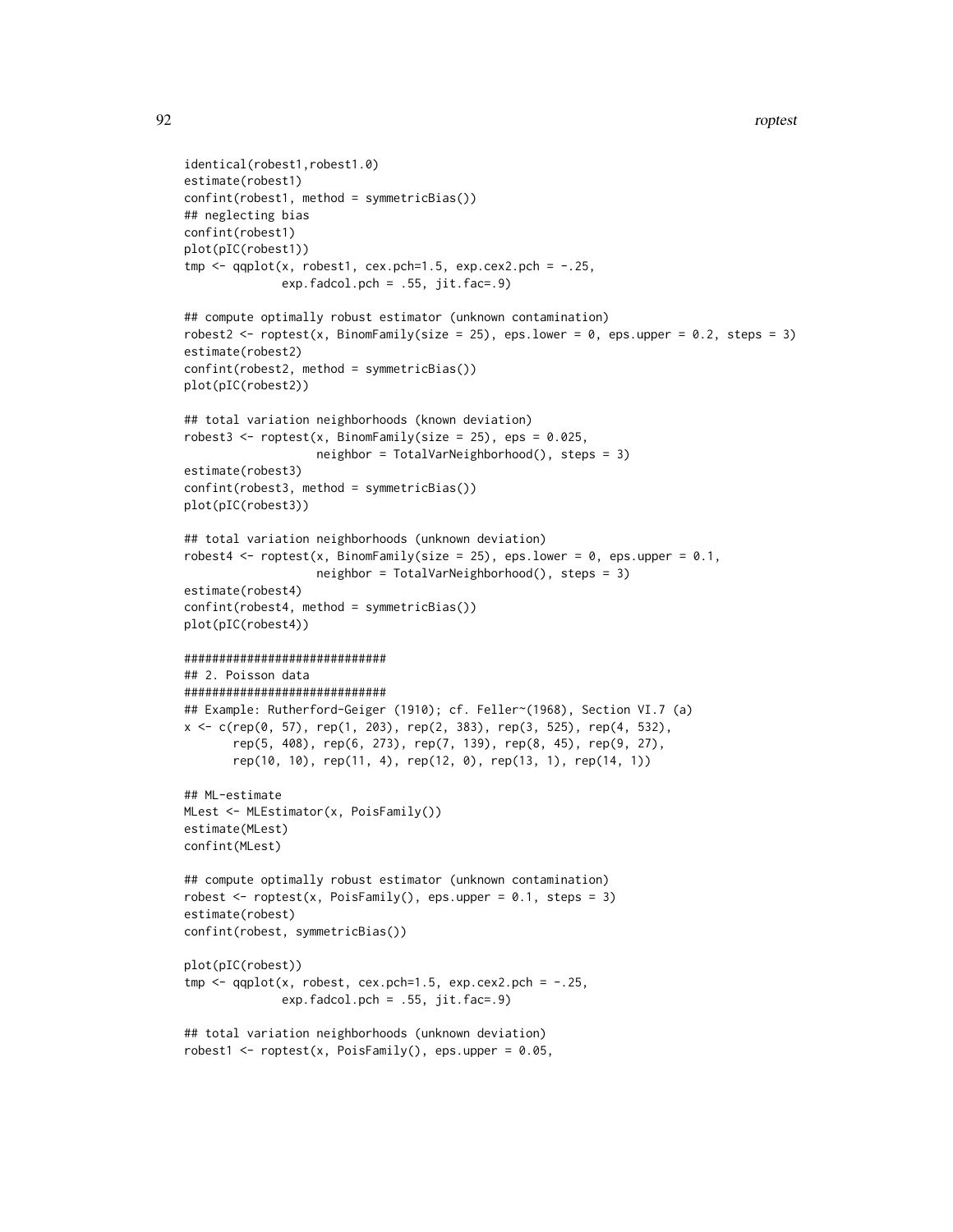```
identical(robest1,robest1.0)
estimate(robest1)
confint(robest1, method = symmetricBias())
## neglecting bias
confint(robest1)
plot(pIC(robest1))
tmp <- qqplot(x, robest1, cex.pch=1.5, exp.cex2.pch = -.25,
              exp.fadcol.pch = .55, jit.fac=.9)

## compute optimally robust estimator (unknown contamination)
robest2 <- roptest(x, BinomFamily(size = 25), eps.lower = 0, eps.upper = 0.2, steps = 3)
estimate(robest2)
confint(robest2, method = symmetricBias())
plot(pIC(robest2))

## total variation neighborhoods (known deviation)
robest3 <- roptest(x, BinomFamily(size = 25), eps = 0.025,
                   neighbor = TotalVarNeighborhood(), steps = 3)
estimate(robest3)
confint(robest3, method = symmetricBias())
plot(pIC(robest3))

## total variation neighborhoods (unknown deviation)
robest4 <- roptest(x, BinomFamily(size = 25), eps.lower = 0, eps.upper = 0.1,
                   neighbor = TotalVarNeighborhood(), steps = 3)
estimate(robest4)
confint(robest4, method = symmetricBias())
plot(pIC(robest4))

#############################
## 2. Poisson data
#############################
## Example: Rutherford-Geiger (1910); cf. Feller~(1968), Section VI.7 (a)
x <- c(rep(0, 57), rep(1, 203), rep(2, 383), rep(3, 525), rep(4, 532),
       rep(5, 408), rep(6, 273), rep(7, 139), rep(8, 45), rep(9, 27),
       rep(10, 10), rep(11, 4), rep(12, 0), rep(13, 1), rep(14, 1))

## ML-estimate
MLest <- MLEstimator(x, PoisFamily())
estimate(MLest)
confint(MLest)

## compute optimally robust estimator (unknown contamination)
robest <- roptest(x, PoisFamily(), eps.upper = 0.1, steps = 3)
estimate(robest)
confint(robest, symmetricBias())

plot(pIC(robest))
tmp <- qqplot(x, robest, cex.pch=1.5, exp.cex2.pch = -.25,
              exp.fadcol.pch = .55, jit.fac=.9)

## total variation neighborhoods (unknown deviation)
robest1 <- roptest(x, PoisFamily(), eps.upper = 0.05,
```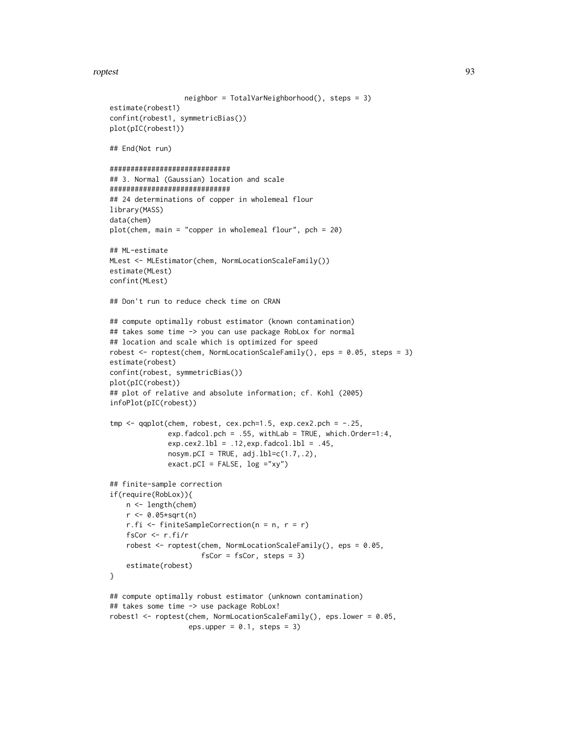```
                    neighbor = TotalVarNeighborhood(), steps = 3)
estimate(robest1)
confint(robest1, symmetricBias())
plot(pIC(robest1))

## End(Not run)

#############################
## 3. Normal (Gaussian) location and scale
#############################
## 24 determinations of copper in wholemeal flour
library(MASS)
data(chem)
plot(chem, main = "copper in wholemeal flour", pch = 20)

## ML-estimate
MLest <- MLEstimator(chem, NormLocationScaleFamily())
estimate(MLest)
confint(MLest)

## Don't run to reduce check time on CRAN

## compute optimally robust estimator (known contamination)
## takes some time -> you can use package RobLox for normal
## location and scale which is optimized for speed
robest <- roptest(chem, NormLocationScaleFamily(), eps = 0.05, steps = 3)
estimate(robest)
confint(robest, symmetricBias())
plot(pIC(robest))
## plot of relative and absolute information; cf. Kohl (2005)
infoPlot(pIC(robest))

tmp <- qqplot(chem, robest, cex.pch=1.5, exp.cex2.pch = -.25,
              exp.fadcol.pch = .55, withLab = TRUE, which.Order=1:4,
              exp.cex2.lbl = .12,exp.fadcol.lbl = .45,
              nosym.pCI = TRUE, adj.lbl=c(1.7,.2),
              exact.pCI = FALSE, log ="xy")

## finite-sample correction
if(require(RobLox)){
    n <- length(chem)
    r <- 0.05*sqrt(n)
    r.fi <- finiteSampleCorrection(n = n, r = r)
    fsCor <- r.fi/r
    robest <- roptest(chem, NormLocationScaleFamily(), eps = 0.05,
                      fsCor = fsCor, steps = 3)
    estimate(robest)
}

## compute optimally robust estimator (unknown contamination)
## takes some time -> use package RobLox!
robest1 <- roptest(chem, NormLocationScaleFamily(), eps.lower = 0.05,
                   eps.upper = 0.1, steps = 3)
```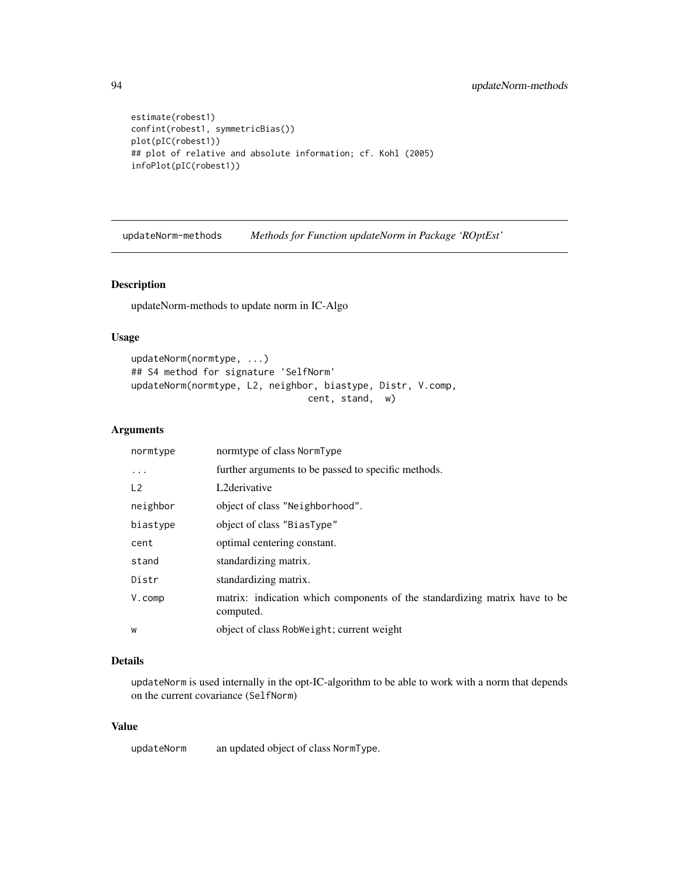```
estimate(robest1)
confint(robest1, symmetricBias())
plot(pIC(robest1))
## plot of relative and absolute information; cf. Kohl (2005)
infoPlot(pIC(robest1))
```

## updateNorm-methods *Methods for Function updateNorm in Package 'ROptEst'*

### Description

updateNorm-methods to update norm in IC-Algo

### Usage

```
updateNorm(normtype, ...)
## S4 method for signature 'SelfNorm'
updateNorm(normtype, L2, neighbor, biastype, Distr, V.comp,
                              cent, stand,  w)
```

### Arguments

| | |
|---|---|
| `normtype` | normtype of class `NormType` |
| `...` | further arguments to be passed to specific methods. |
| `L2` | L2derivative |
| `neighbor` | object of class `"Neighborhood"`. |
| `biastype` | object of class `"BiasType"` |
| `cent` | optimal centering constant. |
| `stand` | standardizing matrix. |
| `Distr` | standardizing matrix. |
| `V.comp` | matrix: indication which components of the standardizing matrix have to be computed. |
| `w` | object of class `RobWeight`; current weight |

### Details

`updateNorm` is used internally in the opt-IC-algorithm to be able to work with a norm that depends on the current covariance (`SelfNorm`)

### Value

| | |
|---|---|
| `updateNorm` | an updated object of class `NormType`. |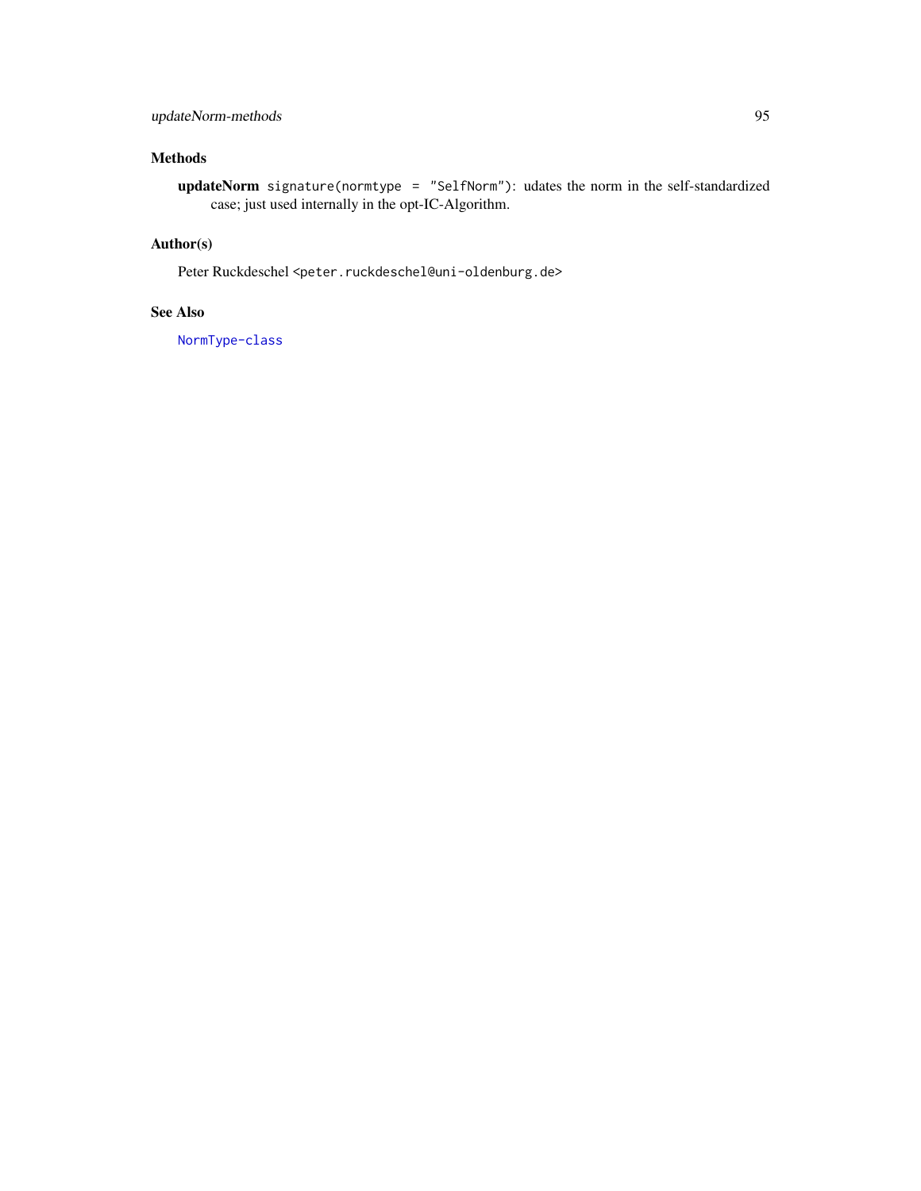## Methods

**updateNorm** `signature(normtype = "SelfNorm")`: udates the norm in the self-standardized case; just used internally in the opt-IC-Algorithm.

## Author(s)

Peter Ruckdeschel `<peter.ruckdeschel@uni-oldenburg.de>`

## See Also

`NormType-class`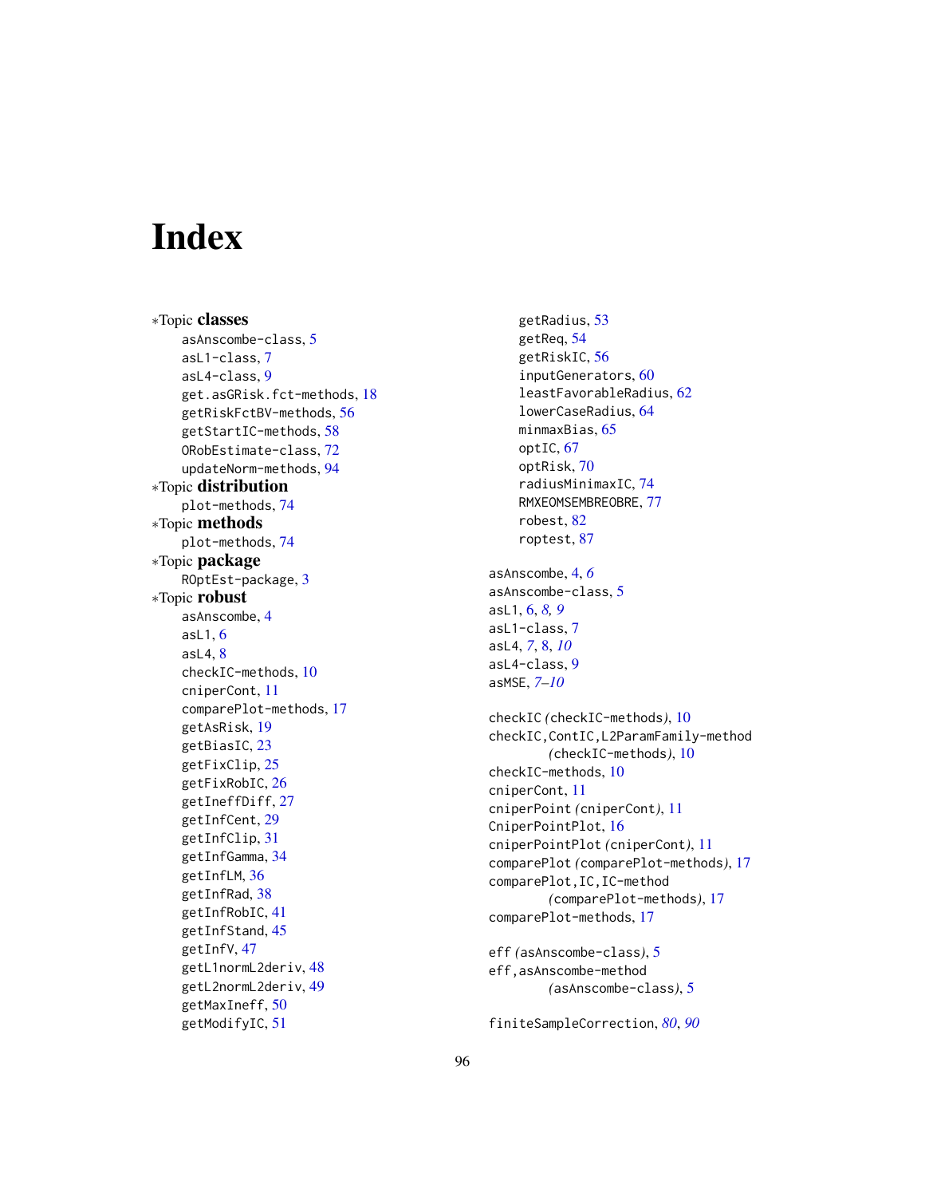# Index

∗Topic **classes**
- asAnscombe-class, 5
- asL1-class, 7
- asL4-class, 9
- get.asGRisk.fct-methods, 18
- getRiskFctBV-methods, 56
- getStartIC-methods, 58
- ORobEstimate-class, 72
- updateNorm-methods, 94

∗Topic **distribution**
- plot-methods, 74

∗Topic **methods**
- plot-methods, 74

∗Topic **package**
- ROptEst-package, 3

∗Topic **robust**
- asAnscombe, 4
- asL1, 6
- asL4, 8
- checkIC-methods, 10
- cniperCont, 11
- comparePlot-methods, 17
- getAsRisk, 19
- getBiasIC, 23
- getFixClip, 25
- getFixRobIC, 26
- getIneffDiff, 27
- getInfCent, 29
- getInfClip, 31
- getInfGamma, 34
- getInfLM, 36
- getInfRad, 38
- getInfRobIC, 41
- getInfStand, 45
- getInfV, 47
- getL1normL2deriv, 48
- getL2normL2deriv, 49
- getMaxIneff, 50
- getModifyIC, 51
- getRadius, 53
- getReq, 54
- getRiskIC, 56
- inputGenerators, 60
- leastFavorableRadius, 62
- lowerCaseRadius, 64
- minmaxBias, 65
- optIC, 67
- optRisk, 70
- radiusMinimaxIC, 74
- RMXEOMSEMBREOBRE, 77
- robest, 82
- roptest, 87

asAnscombe, 4, *6*
asAnscombe-class, 5
asL1, 6, *8, 9*
asL1-class, 7
asL4, *7*, 8, *10*
asL4-class, 9
asMSE, *7–10*

checkIC *(checkIC-methods)*, 10
checkIC,ContIC,L2ParamFamily-method *(checkIC-methods)*, 10
checkIC-methods, 10
cniperCont, 11
cniperPoint *(cniperCont)*, 11
CniperPointPlot, 16
cniperPointPlot *(cniperCont)*, 11
comparePlot *(comparePlot-methods)*, 17
comparePlot,IC,IC-method *(comparePlot-methods)*, 17
comparePlot-methods, 17

eff *(asAnscombe-class)*, 5
eff,asAnscombe-method *(asAnscombe-class)*, 5

finiteSampleCorrection, *80*, *90*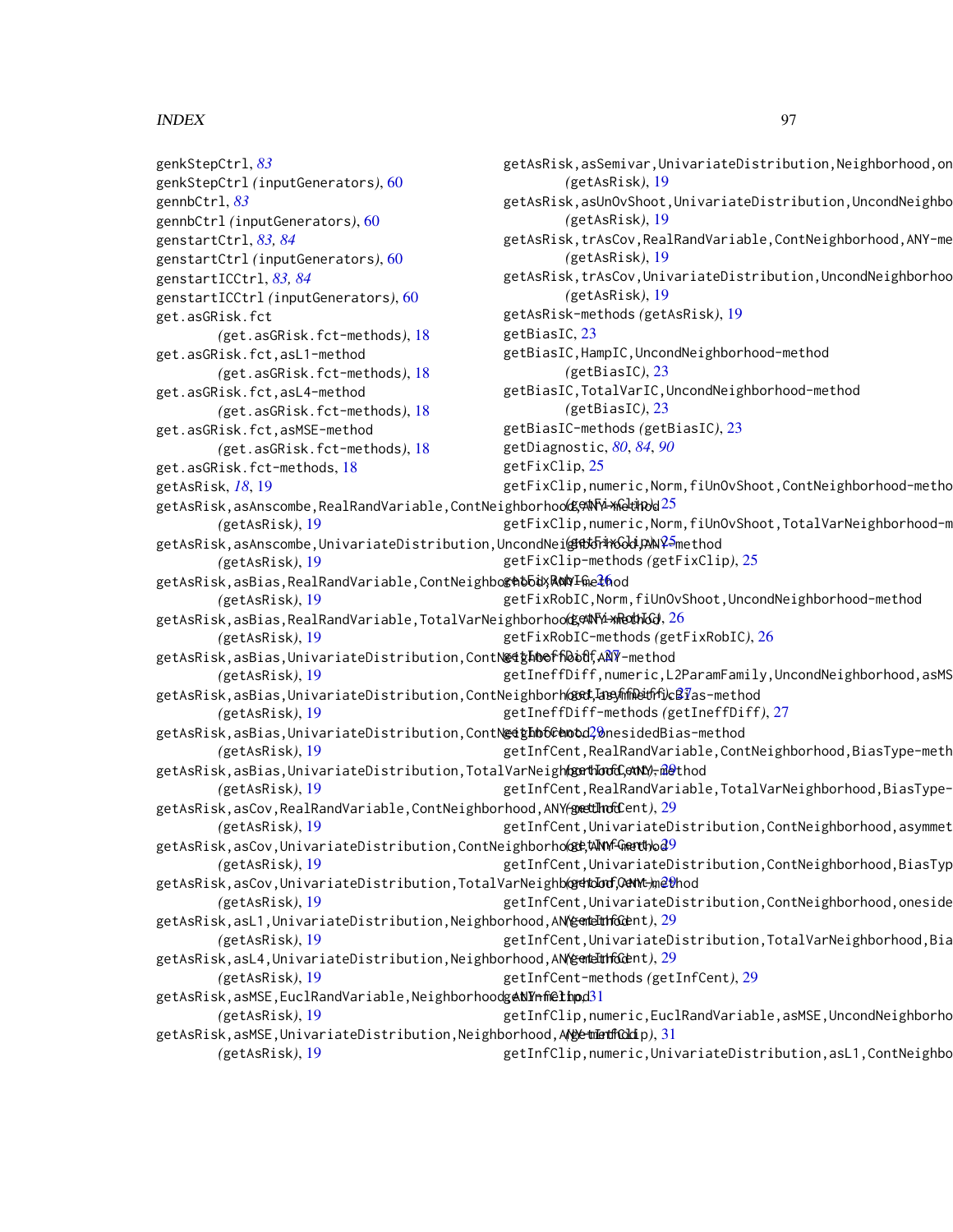genkStepCtrl, *83*
genkStepCtrl *(inputGenerators)*, 60
gennbCtrl, *83*
gennbCtrl *(inputGenerators)*, 60
genstartCtrl, *83, 84*
genstartCtrl *(inputGenerators)*, 60
genstartICCtrl, *83, 84*
genstartICCtrl *(inputGenerators)*, 60
get.asGRisk.fct *(get.asGRisk.fct-methods)*, 18
get.asGRisk.fct,asL1-method *(get.asGRisk.fct-methods)*, 18
get.asGRisk.fct,asL4-method *(get.asGRisk.fct-methods)*, 18
get.asGRisk.fct,asMSE-method *(get.asGRisk.fct-methods)*, 18
get.asGRisk.fct-methods, 18
getAsRisk, *18*, 19
getAsRisk,asAnscombe,RealRandVariable,ContNeighborhood,ANY-method *(getAsRisk)*, 19
getAsRisk,asAnscombe,UnivariateDistribution,UncondNeighborhood,ANY-method *(getAsRisk)*, 19
getAsRisk,asBias,RealRandVariable,ContNeighborhood,ANY-method *(getAsRisk)*, 19
getAsRisk,asBias,RealRandVariable,TotalVarNeighborhood,ANY-method *(getAsRisk)*, 19
getAsRisk,asBias,UnivariateDistribution,ContNeighborhood,ANY-method *(getAsRisk)*, 19
getAsRisk,asBias,UnivariateDistribution,ContNeighborhood,asymmetricBias-method *(getAsRisk)*, 19
getAsRisk,asBias,UnivariateDistribution,ContNeighborhood,onesidedBias-method *(getAsRisk)*, 19
getAsRisk,asBias,UnivariateDistribution,TotalVarNeighborhood,ANY-method *(getAsRisk)*, 19
getAsRisk,asCov,RealRandVariable,ContNeighborhood,ANY-method *(getAsRisk)*, 19
getAsRisk,asCov,UnivariateDistribution,ContNeighborhood,ANY-method *(getAsRisk)*, 19
getAsRisk,asCov,UnivariateDistribution,TotalVarNeighborhood,ANY-method *(getAsRisk)*, 19
getAsRisk,asL1,UnivariateDistribution,Neighborhood,ANY-method *(getAsRisk)*, 19
getAsRisk,asL4,UnivariateDistribution,Neighborhood,ANY-method *(getAsRisk)*, 19
getAsRisk,asMSE,EuclRandVariable,Neighborhood,ANY-method *(getAsRisk)*, 19
getAsRisk,asMSE,UnivariateDistribution,Neighborhood,ANY-method *(getAsRisk)*, 19
getAsRisk,asSemivar,UnivariateDistribution,Neighborhood,on *(getAsRisk)*, 19
getAsRisk,asUnOvShoot,UnivariateDistribution,UncondNeighbo *(getAsRisk)*, 19
getAsRisk,trAsCov,RealRandVariable,ContNeighborhood,ANY-me *(getAsRisk)*, 19
getAsRisk,trAsCov,UnivariateDistribution,UncondNeighborhoo *(getAsRisk)*, 19
getAsRisk-methods *(getAsRisk)*, 19
getBiasIC, 23
getBiasIC,HampIC,UncondNeighborhood-method *(getBiasIC)*, 23
getBiasIC,TotalVarIC,UncondNeighborhood-method *(getBiasIC)*, 23
getBiasIC-methods *(getBiasIC)*, 23
getDiagnostic, *80*, *84*, *90*
getFixClip, 25
getFixClip,numeric,Norm,fiUnOvShoot,ContNeighborhood-metho *(getFixClip)*, 25
getFixClip,numeric,Norm,fiUnOvShoot,TotalVarNeighborhood-m *(getFixClip)*, 25
getFixClip-methods *(getFixClip)*, 25
getFixRobIC, 26
getFixRobIC,Norm,fiUnOvShoot,UncondNeighborhood-method *(getFixRobIC)*, 26
getFixRobIC-methods *(getFixRobIC)*, 26
getIneffDiff, 27
getIneffDiff,numeric,L2ParamFamily,UncondNeighborhood,asMS *(getIneffDiff)*, 27
getIneffDiff-methods *(getIneffDiff)*, 27
getInfCent, 29
getInfCent,RealRandVariable,ContNeighborhood,BiasType-meth *(getInfCent)*, 29
getInfCent,RealRandVariable,TotalVarNeighborhood,BiasType- *(getInfCent)*, 29
getInfCent,UnivariateDistribution,ContNeighborhood,asymmet *(getInfCent)*, 29
getInfCent,UnivariateDistribution,ContNeighborhood,BiasTyp *(getInfCent)*, 29
getInfCent,UnivariateDistribution,ContNeighborhood,oneside *(getInfCent)*, 29
getInfCent,UnivariateDistribution,TotalVarNeighborhood,Bia *(getInfCent)*, 29
getInfCent-methods *(getInfCent)*, 29
getInfClip, 31
getInfClip,numeric,EuclRandVariable,asMSE,UncondNeighborho *(getInfClip)*, 31
getInfClip,numeric,UnivariateDistribution,asL1,ContNeighbo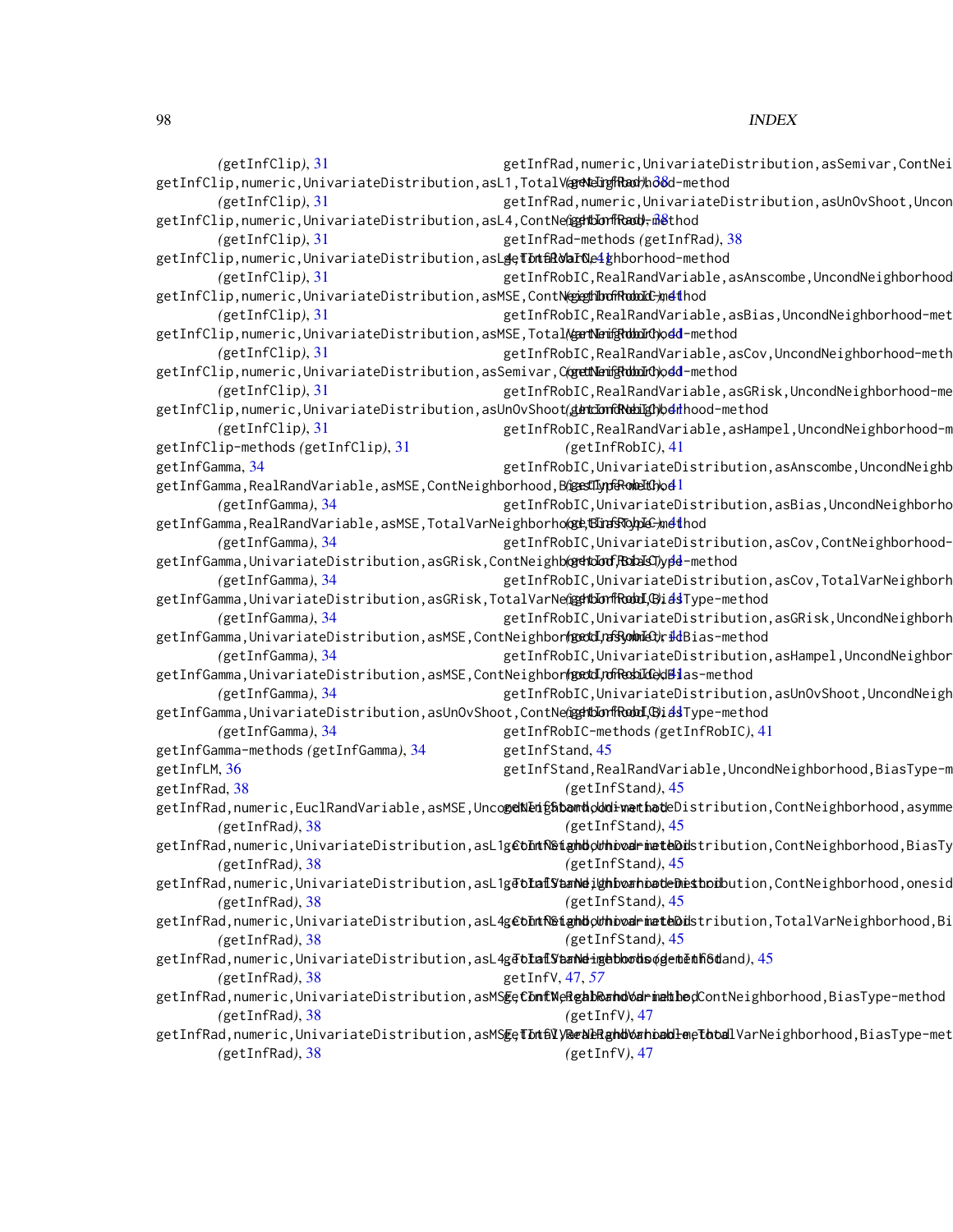(getInfClip), 31
getInfClip,numeric,UnivariateDistribution,asL1,TotalVarNeighborhood-method
(getInfClip), 31
getInfClip,numeric,UnivariateDistribution,asL4,ContNeighborhood-method
(getInfClip), 31
getInfClip,numeric,UnivariateDistribution,asL4,TotalVarNeighborhood-method
(getInfClip), 31
getInfClip,numeric,UnivariateDistribution,asMSE,ContNeighborhood-method
(getInfClip), 31
getInfClip,numeric,UnivariateDistribution,asMSE,TotalVarNeighborhood-method
(getInfClip), 31
getInfClip,numeric,UnivariateDistribution,asSemivar,ContNeighborhood-method
(getInfClip), 31
getInfClip,numeric,UnivariateDistribution,asUnOvShoot,UncondNeighborhood-method
(getInfClip), 31
getInfClip-methods (getInfClip), 31
getInfGamma, 34
getInfGamma,RealRandVariable,asMSE,ContNeighborhood,BiasType-method
(getInfGamma), 34
getInfGamma,RealRandVariable,asMSE,TotalVarNeighborhood,BiasType-method
(getInfGamma), 34
getInfGamma,UnivariateDistribution,asGRisk,ContNeighborhood,BiasType-method
(getInfGamma), 34
getInfGamma,UnivariateDistribution,asGRisk,TotalVarNeighborhood,BiasType-method
(getInfGamma), 34
getInfGamma,UnivariateDistribution,asMSE,ContNeighborhood,asymmetricBias-method
(getInfGamma), 34
getInfGamma,UnivariateDistribution,asMSE,ContNeighborhood,onesidedBias-method
(getInfGamma), 34
getInfGamma,UnivariateDistribution,asUnOvShoot,ContNeighborhood,BiasType-method
(getInfGamma), 34
getInfGamma-methods (getInfGamma), 34
getInfLM, 36
getInfRad, 38
getInfRad,numeric,EuclRandVariable,asMSE,UncondNeighborhood-method
(getInfRad), 38
getInfRad,numeric,UnivariateDistribution,asL1,ContNeighborhood-method
(getInfRad), 38
getInfRad,numeric,UnivariateDistribution,asL1,TotalVarNeighborhood-method
(getInfRad), 38
getInfRad,numeric,UnivariateDistribution,asL4,ContNeighborhood-method
(getInfRad), 38
getInfRad,numeric,UnivariateDistribution,asL4,TotalVarNeighborhood-method
(getInfRad), 38
getInfRad,numeric,UnivariateDistribution,asMSE,ContNeighborhood-method
(getInfRad), 38
getInfRad,numeric,UnivariateDistribution,asMSE,TotalVarNeighborhood-method
(getInfRad), 38
getInfRad,numeric,UnivariateDistribution,asSemivar,ContNeighborhood-method
(getInfRad), 38
getInfRad,numeric,UnivariateDistribution,asUnOvShoot,UncondNeighborhood-method
(getInfRad), 38
getInfRad-methods (getInfRad), 38
getInfRobIC, 41
getInfRobIC,RealRandVariable,asAnscombe,UncondNeighborhood-method
(getInfRobIC), 41
getInfRobIC,RealRandVariable,asBias,UncondNeighborhood-method
(getInfRobIC), 41
getInfRobIC,RealRandVariable,asCov,UncondNeighborhood-method
(getInfRobIC), 41
getInfRobIC,RealRandVariable,asGRisk,UncondNeighborhood-method
(getInfRobIC), 41
getInfRobIC,RealRandVariable,asHampel,UncondNeighborhood-method
(getInfRobIC), 41
getInfRobIC,UnivariateDistribution,asAnscombe,UncondNeighborhood-method
(getInfRobIC), 41
getInfRobIC,UnivariateDistribution,asBias,UncondNeighborhood-method
(getInfRobIC), 41
getInfRobIC,UnivariateDistribution,asCov,ContNeighborhood-method
(getInfRobIC), 41
getInfRobIC,UnivariateDistribution,asCov,TotalVarNeighborhood-method
(getInfRobIC), 41
getInfRobIC,UnivariateDistribution,asGRisk,UncondNeighborhood-method
(getInfRobIC), 41
getInfRobIC,UnivariateDistribution,asHampel,UncondNeighborhood-method
(getInfRobIC), 41
getInfRobIC,UnivariateDistribution,asUnOvShoot,UncondNeighborhood-method
(getInfRobIC), 41
getInfRobIC-methods (getInfRobIC), 41
getInfStand, 45
getInfStand,RealRandVariable,UncondNeighborhood,BiasType-method
(getInfStand), 45
getInfStand,UnivariateDistribution,ContNeighborhood,asymmetricBias-method
(getInfStand), 45
getInfStand,UnivariateDistribution,ContNeighborhood,BiasType-method
(getInfStand), 45
getInfStand,UnivariateDistribution,ContNeighborhood,onesidedBias-method
(getInfStand), 45
getInfStand,UnivariateDistribution,TotalVarNeighborhood,BiasType-method
(getInfStand), 45
getInfStand-methods (getInfStand), 45
getInfV, 47, *57*
getInfV,RealRandVariable,ContNeighborhood,BiasType-method
(getInfV), 47
getInfV,RealRandVariable,TotalVarNeighborhood,BiasType-method
(getInfV), 47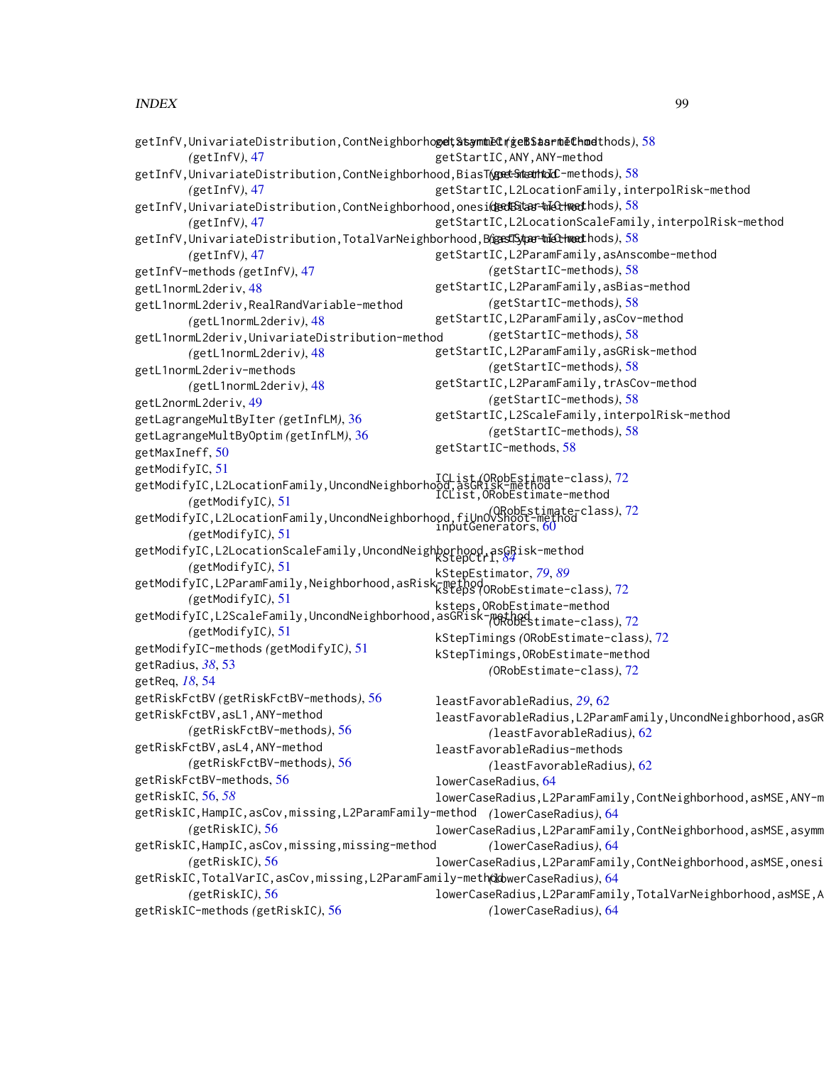getInfV,UnivariateDistribution,ContNeighborhood,asymmetricBias-method
(getInfV), 47
getInfV,UnivariateDistribution,ContNeighborhood,BiasType-method
(getInfV), 47
getInfV,UnivariateDistribution,ContNeighborhood,onesidedBias-method
(getInfV), 47
getInfV,UnivariateDistribution,TotalVarNeighborhood,BiasType-method
(getInfV), 47
getInfV-methods (getInfV), 47
getL1normL2deriv, 48
getL1normL2deriv,RealRandVariable-method
(getL1normL2deriv), 48
getL1normL2deriv,UnivariateDistribution-method
(getL1normL2deriv), 48
getL1normL2deriv-methods
(getL1normL2deriv), 48
getL2normL2deriv, 49
getLagrangeMultByIter (getInfLM), 36
getLagrangeMultByOptim (getInfLM), 36
getMaxIneff, 50
getModifyIC, 51
getModifyIC,L2LocationFamily,UncondNeighborhood,asGRisk-method
(getModifyIC), 51
getModifyIC,L2LocationFamily,UncondNeighborhood,fiUnOvShoot-method
(getModifyIC), 51
getModifyIC,L2LocationScaleFamily,UncondNeighborhood,asGRisk-method
(getModifyIC), 51
getModifyIC,L2ParamFamily,Neighborhood,asRisk-method
(getModifyIC), 51
getModifyIC,L2ScaleFamily,UncondNeighborhood,asGRisk-method
(getModifyIC), 51
getModifyIC-methods (getModifyIC), 51
getRadius, *38*, 53
getReq, *18*, 54
getRiskFctBV (getRiskFctBV-methods), 56
getRiskFctBV,asL1,ANY-method
(getRiskFctBV-methods), 56
getRiskFctBV,asL4,ANY-method
(getRiskFctBV-methods), 56
getRiskFctBV-methods, 56
getRiskIC, 56, *58*
getRiskIC,HampIC,asCov,missing,L2ParamFamily-method
(getRiskIC), 56
getRiskIC,HampIC,asCov,missing,missing-method
(getRiskIC), 56
getRiskIC,TotalVarIC,asCov,missing,L2ParamFamily-method
(getRiskIC), 56
getRiskIC-methods (getRiskIC), 56
getStartIC (getStartIC-methods), 58
getStartIC,ANY,ANY-method
(getStartIC-methods), 58
getStartIC,L2LocationFamily,interpolRisk-method
(getStartIC-methods), 58
getStartIC,L2LocationScaleFamily,interpolRisk-method
(getStartIC-methods), 58
getStartIC,L2ParamFamily,asAnscombe-method
(getStartIC-methods), 58
getStartIC,L2ParamFamily,asBias-method
(getStartIC-methods), 58
getStartIC,L2ParamFamily,asCov-method
(getStartIC-methods), 58
getStartIC,L2ParamFamily,asGRisk-method
(getStartIC-methods), 58
getStartIC,L2ParamFamily,trAsCov-method
(getStartIC-methods), 58
getStartIC,L2ScaleFamily,interpolRisk-method
(getStartIC-methods), 58
getStartIC-methods, 58

ICList (ORobEstimate-class), 72
ICList,ORobEstimate-method
(ORobEstimate-class), 72
inputGenerators, 60

kStepCtrl, *84*
kStepEstimator, *79*, *89*
ksteps (ORobEstimate-class), 72
ksteps,ORobEstimate-method
(ORobEstimate-class), 72
kStepTimings (ORobEstimate-class), 72
kStepTimings,ORobEstimate-method
(ORobEstimate-class), 72

leastFavorableRadius, *29*, 62
leastFavorableRadius,L2ParamFamily,UncondNeighborhood,asGR
(leastFavorableRadius), 62
leastFavorableRadius-methods
(leastFavorableRadius), 62
lowerCaseRadius, 64
lowerCaseRadius,L2ParamFamily,ContNeighborhood,asMSE,ANY-m
(lowerCaseRadius), 64
lowerCaseRadius,L2ParamFamily,ContNeighborhood,asMSE,asymm
(lowerCaseRadius), 64
lowerCaseRadius,L2ParamFamily,ContNeighborhood,asMSE,onesi
(lowerCaseRadius), 64
lowerCaseRadius,L2ParamFamily,TotalVarNeighborhood,asMSE,A
(lowerCaseRadius), 64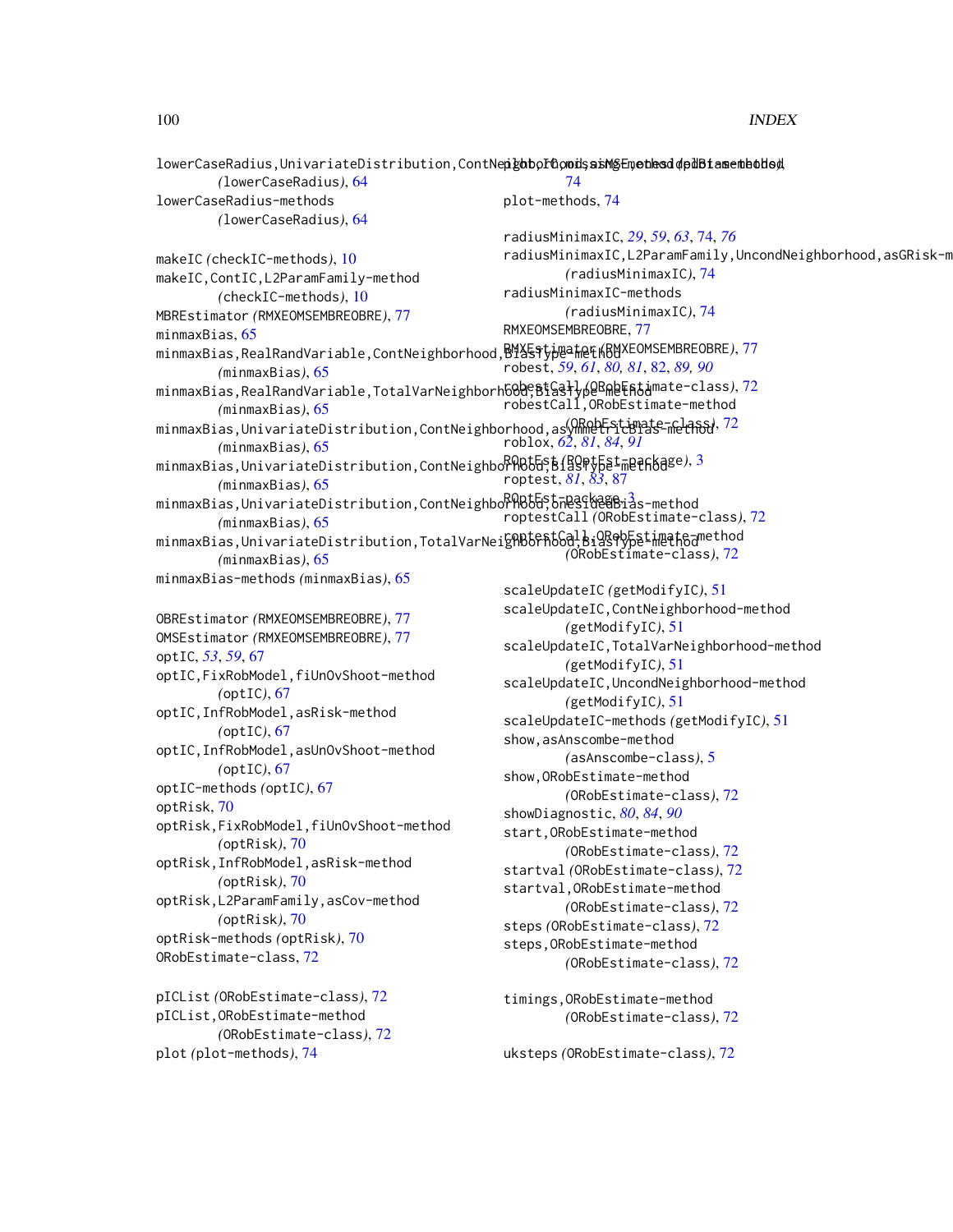lowerCaseRadius,UnivariateDistribution,ContNeighborhood,asMSE,onesidedBias-method
*(lowerCaseRadius)*, 64
lowerCaseRadius-methods
*(lowerCaseRadius)*, 64

makeIC *(checkIC-methods)*, 10
makeIC,ContIC,L2ParamFamily-method
*(checkIC-methods)*, 10
MBREstimator *(RMXEOMSEMBREOBRE)*, 77
minmaxBias, 65
minmaxBias,RealRandVariable,ContNeighborhood,BiasType-method
*(minmaxBias)*, 65
minmaxBias,RealRandVariable,TotalVarNeighborhood,BiasType-method
*(minmaxBias)*, 65
minmaxBias,UnivariateDistribution,ContNeighborhood,asymmetricBias-method
*(minmaxBias)*, 65
minmaxBias,UnivariateDistribution,ContNeighborhood,BiasType-method
*(minmaxBias)*, 65
minmaxBias,UnivariateDistribution,ContNeighborhood,onesidedBias-method
*(minmaxBias)*, 65
minmaxBias,UnivariateDistribution,TotalVarNeighborhood,BiasType-method
*(minmaxBias)*, 65
minmaxBias-methods *(minmaxBias)*, 65

OBREstimator *(RMXEOMSEMBREOBRE)*, 77
OMSEstimator *(RMXEOMSEMBREOBRE)*, 77
optIC, *53*, *59*, 67
optIC,FixRobModel,fiUnOvShoot-method
*(optIC)*, 67
optIC,InfRobModel,asRisk-method
*(optIC)*, 67
optIC,InfRobModel,asUnOvShoot-method
*(optIC)*, 67
optIC-methods *(optIC)*, 67
optRisk, 70
optRisk,FixRobModel,fiUnOvShoot-method
*(optRisk)*, 70
optRisk,InfRobModel,asRisk-method
*(optRisk)*, 70
optRisk,L2ParamFamily,asCov-method
*(optRisk)*, 70
optRisk-methods *(optRisk)*, 70
ORobEstimate-class, 72

pICList *(ORobEstimate-class)*, 72
pICList,ORobEstimate-method
*(ORobEstimate-class)*, 72
plot *(plot-methods)*, 74
plot,IC,missing-method *(plot-methods)*, 74
plot-methods, 74

radiusMinimaxIC, *29*, *59*, *63*, 74, *76*
radiusMinimaxIC,L2ParamFamily,UncondNeighborhood,asGRisk-method
*(radiusMinimaxIC)*, 74
radiusMinimaxIC-methods
*(radiusMinimaxIC)*, 74
RMXEOMSEMBREOBRE, 77
RMXEstimator *(RMXEOMSEMBREOBRE)*, 77
robest, *59*, *61*, *80, 81*, 82, *89, 90*
robestCall *(ORobEstimate-class)*, 72
robestCall,ORobEstimate-method
*(ORobEstimate-class)*, 72
roblox, *62*, *81*, *84*, *91*
ROptEst *(ROptEst-package)*, 3
roptest, *81*, *83*, 87
ROptEst-package, 3
roptestCall *(ORobEstimate-class)*, 72
roptestCall,ORobEstimate-method
*(ORobEstimate-class)*, 72

scaleUpdateIC *(getModifyIC)*, 51
scaleUpdateIC,ContNeighborhood-method
*(getModifyIC)*, 51
scaleUpdateIC,TotalVarNeighborhood-method
*(getModifyIC)*, 51
scaleUpdateIC,UncondNeighborhood-method
*(getModifyIC)*, 51
scaleUpdateIC-methods *(getModifyIC)*, 51
show,asAnscombe-method
*(asAnscombe-class)*, 5
show,ORobEstimate-method
*(ORobEstimate-class)*, 72
showDiagnostic, *80*, *84*, *90*
start,ORobEstimate-method
*(ORobEstimate-class)*, 72
startval *(ORobEstimate-class)*, 72
startval,ORobEstimate-method
*(ORobEstimate-class)*, 72
steps *(ORobEstimate-class)*, 72
steps,ORobEstimate-method
*(ORobEstimate-class)*, 72

timings,ORobEstimate-method
*(ORobEstimate-class)*, 72

uksteps *(ORobEstimate-class)*, 72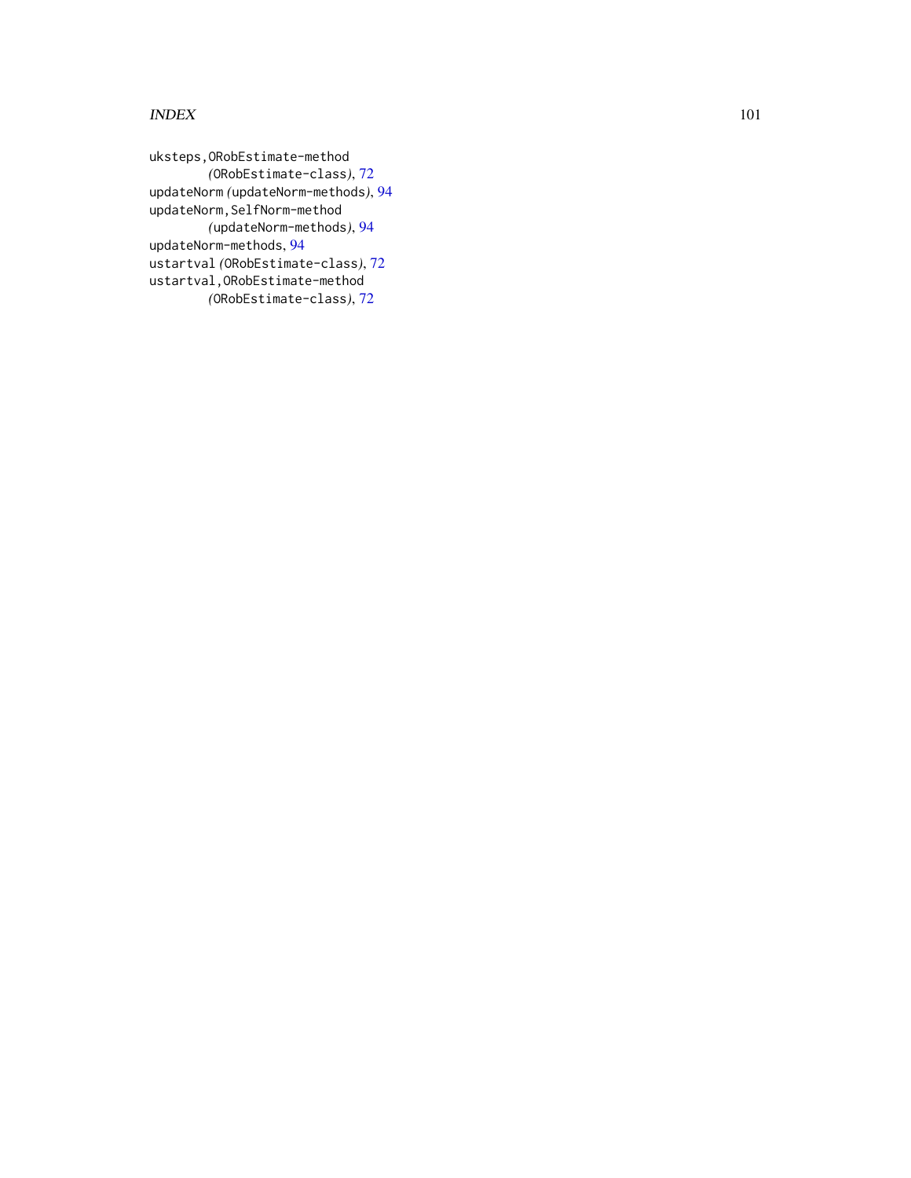uksteps,ORobEstimate-method
    *(*ORobEstimate-class*)*, 72
updateNorm *(*updateNorm-methods*)*, 94
updateNorm,SelfNorm-method
    *(*updateNorm-methods*)*, 94
updateNorm-methods, 94
ustartval *(*ORobEstimate-class*)*, 72
ustartval,ORobEstimate-method
    *(*ORobEstimate-class*)*, 72